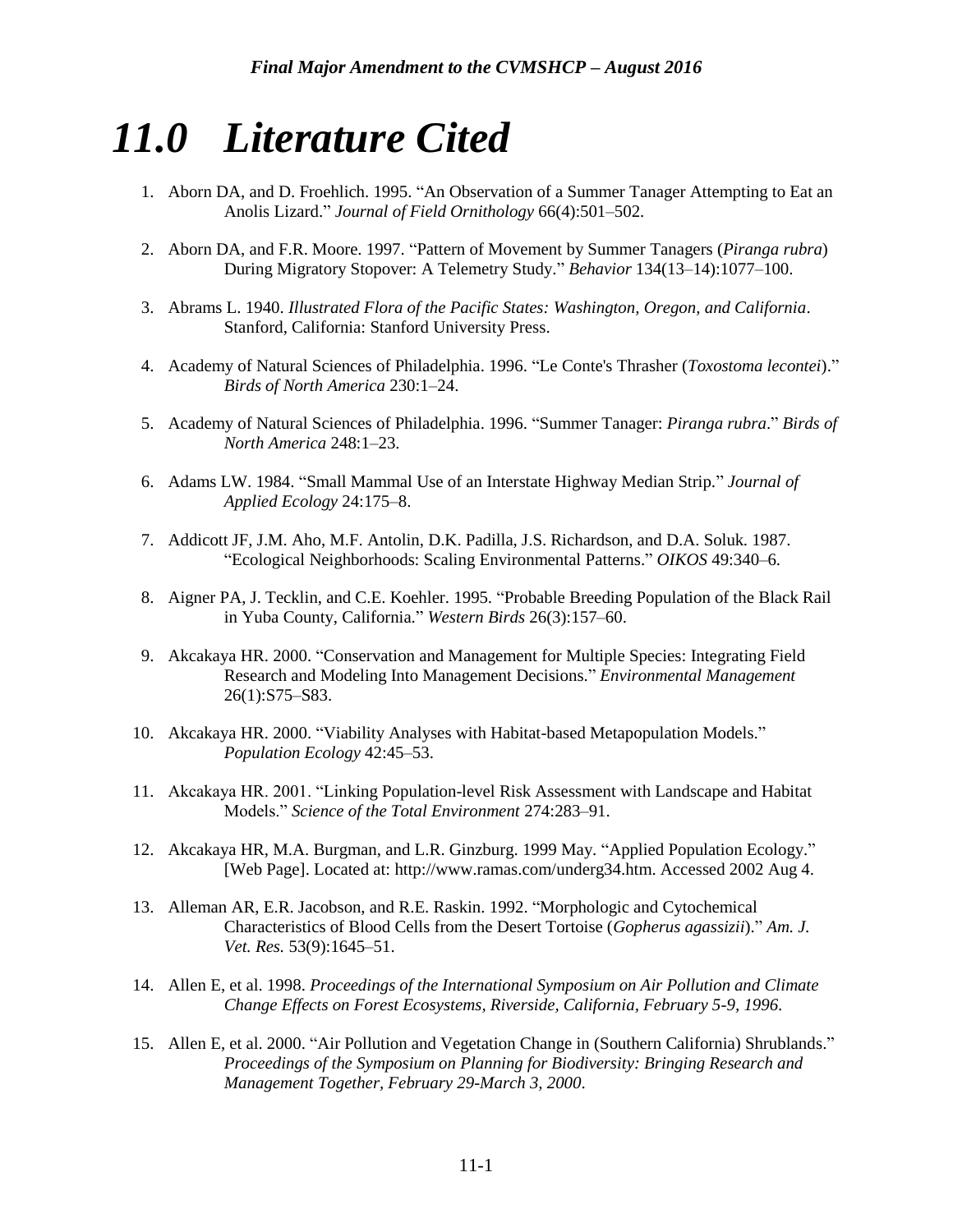# 11.0 Literature Cited

1. Aborn DA, and D. Froehlich. 1995. "An Observation of a Summer Tanager Attempting to Eat an Anolis Lizard." *Journal of Field Ornithology* 66(4):501–502.

2. Aborn DA, and F.R. Moore. 1997. "Pattern of Movement by Summer Tanagers (*Piranga rubra*) During Migratory Stopover: A Telemetry Study." *Behavior* 134(13–14):1077–100.

3. Abrams L. 1940. *Illustrated Flora of the Pacific States: Washington, Oregon, and California*. Stanford, California: Stanford University Press.

4. Academy of Natural Sciences of Philadelphia. 1996. "Le Conte's Thrasher (*Toxostoma lecontei*)." *Birds of North America* 230:1–24.

5. Academy of Natural Sciences of Philadelphia. 1996. "Summer Tanager: *Piranga rubra*." *Birds of North America* 248:1–23.

6. Adams LW. 1984. "Small Mammal Use of an Interstate Highway Median Strip." *Journal of Applied Ecology* 24:175–8.

7. Addicott JF, J.M. Aho, M.F. Antolin, D.K. Padilla, J.S. Richardson, and D.A. Soluk. 1987. "Ecological Neighborhoods: Scaling Environmental Patterns." *OIKOS* 49:340–6.

8. Aigner PA, J. Tecklin, and C.E. Koehler. 1995. "Probable Breeding Population of the Black Rail in Yuba County, California." *Western Birds* 26(3):157–60.

9. Akcakaya HR. 2000. "Conservation and Management for Multiple Species: Integrating Field Research and Modeling Into Management Decisions." *Environmental Management* 26(1):S75–S83.

10. Akcakaya HR. 2000. "Viability Analyses with Habitat-based Metapopulation Models." *Population Ecology* 42:45–53.

11. Akcakaya HR. 2001. "Linking Population-level Risk Assessment with Landscape and Habitat Models." *Science of the Total Environment* 274:283–91.

12. Akcakaya HR, M.A. Burgman, and L.R. Ginzburg. 1999 May. "Applied Population Ecology." [Web Page]. Located at: http://www.ramas.com/underg34.htm. Accessed 2002 Aug 4.

13. Alleman AR, E.R. Jacobson, and R.E. Raskin. 1992. "Morphologic and Cytochemical Characteristics of Blood Cells from the Desert Tortoise (*Gopherus agassizii*)." *Am. J. Vet. Res.* 53(9):1645–51.

14. Allen E, et al. 1998. *Proceedings of the International Symposium on Air Pollution and Climate Change Effects on Forest Ecosystems, Riverside, California, February 5-9, 1996*.

15. Allen E, et al. 2000. "Air Pollution and Vegetation Change in (Southern California) Shrublands." *Proceedings of the Symposium on Planning for Biodiversity: Bringing Research and Management Together, February 29-March 3, 2000*.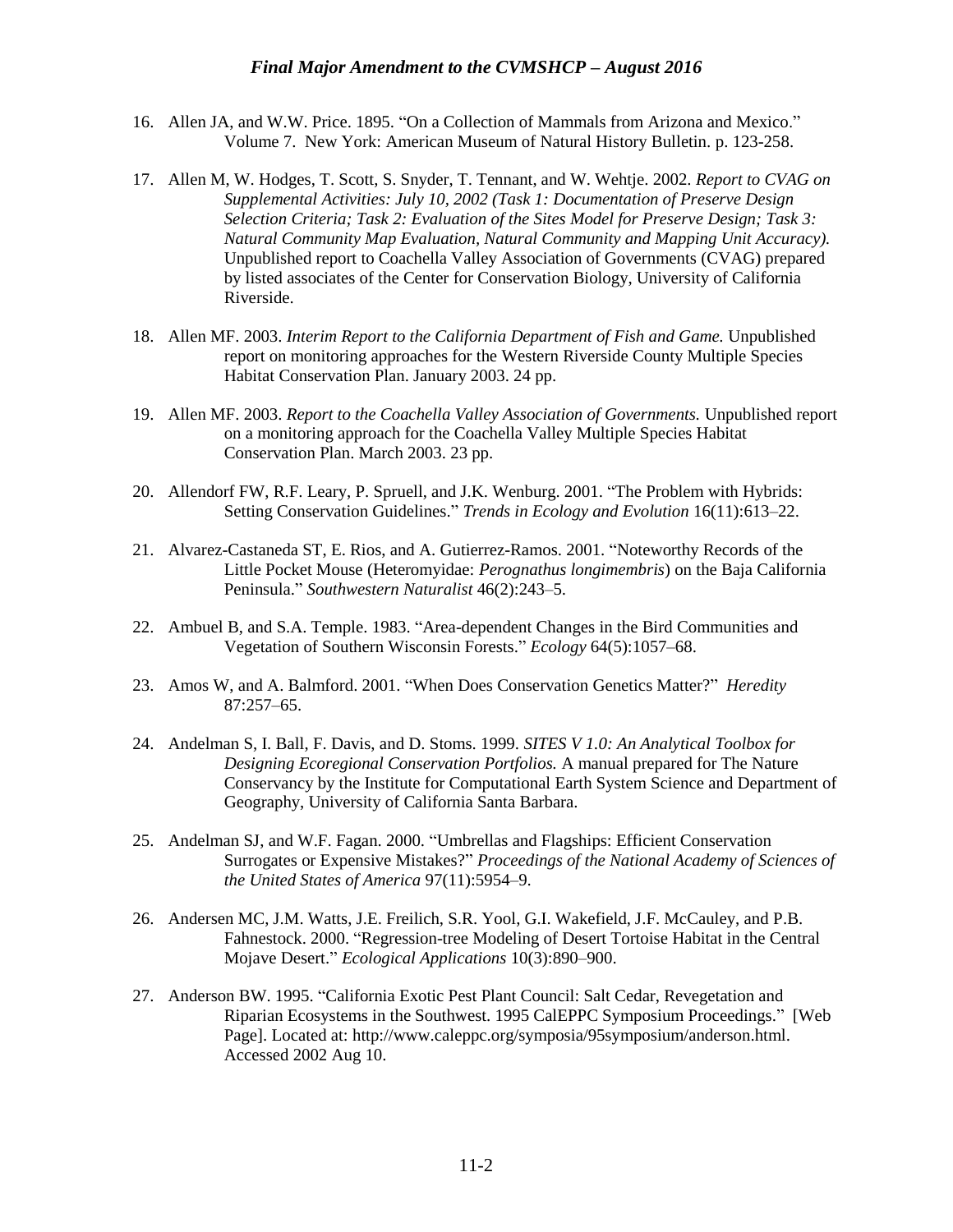16. Allen JA, and W.W. Price. 1895. "On a Collection of Mammals from Arizona and Mexico." Volume 7. New York: American Museum of Natural History Bulletin. p. 123-258.

17. Allen M, W. Hodges, T. Scott, S. Snyder, T. Tennant, and W. Wehtje. 2002. *Report to CVAG on Supplemental Activities: July 10, 2002 (Task 1: Documentation of Preserve Design Selection Criteria; Task 2: Evaluation of the Sites Model for Preserve Design; Task 3: Natural Community Map Evaluation, Natural Community and Mapping Unit Accuracy).* Unpublished report to Coachella Valley Association of Governments (CVAG) prepared by listed associates of the Center for Conservation Biology, University of California Riverside.

18. Allen MF. 2003. *Interim Report to the California Department of Fish and Game.* Unpublished report on monitoring approaches for the Western Riverside County Multiple Species Habitat Conservation Plan. January 2003. 24 pp.

19. Allen MF. 2003. *Report to the Coachella Valley Association of Governments.* Unpublished report on a monitoring approach for the Coachella Valley Multiple Species Habitat Conservation Plan. March 2003. 23 pp.

20. Allendorf FW, R.F. Leary, P. Spruell, and J.K. Wenburg. 2001. "The Problem with Hybrids: Setting Conservation Guidelines." *Trends in Ecology and Evolution* 16(11):613–22.

21. Alvarez-Castaneda ST, E. Rios, and A. Gutierrez-Ramos. 2001. "Noteworthy Records of the Little Pocket Mouse (Heteromyidae: *Perognathus longimembris*) on the Baja California Peninsula." *Southwestern Naturalist* 46(2):243–5.

22. Ambuel B, and S.A. Temple. 1983. "Area-dependent Changes in the Bird Communities and Vegetation of Southern Wisconsin Forests." *Ecology* 64(5):1057–68.

23. Amos W, and A. Balmford. 2001. "When Does Conservation Genetics Matter?" *Heredity* 87:257–65.

24. Andelman S, I. Ball, F. Davis, and D. Stoms. 1999. *SITES V 1.0: An Analytical Toolbox for Designing Ecoregional Conservation Portfolios.* A manual prepared for The Nature Conservancy by the Institute for Computational Earth System Science and Department of Geography, University of California Santa Barbara.

25. Andelman SJ, and W.F. Fagan. 2000. "Umbrellas and Flagships: Efficient Conservation Surrogates or Expensive Mistakes?" *Proceedings of the National Academy of Sciences of the United States of America* 97(11):5954–9.

26. Andersen MC, J.M. Watts, J.E. Freilich, S.R. Yool, G.I. Wakefield, J.F. McCauley, and P.B. Fahnestock. 2000. "Regression-tree Modeling of Desert Tortoise Habitat in the Central Mojave Desert." *Ecological Applications* 10(3):890–900.

27. Anderson BW. 1995. "California Exotic Pest Plant Council: Salt Cedar, Revegetation and Riparian Ecosystems in the Southwest. 1995 CalEPPC Symposium Proceedings." [Web Page]. Located at: http://www.caleppc.org/symposia/95symposium/anderson.html. Accessed 2002 Aug 10.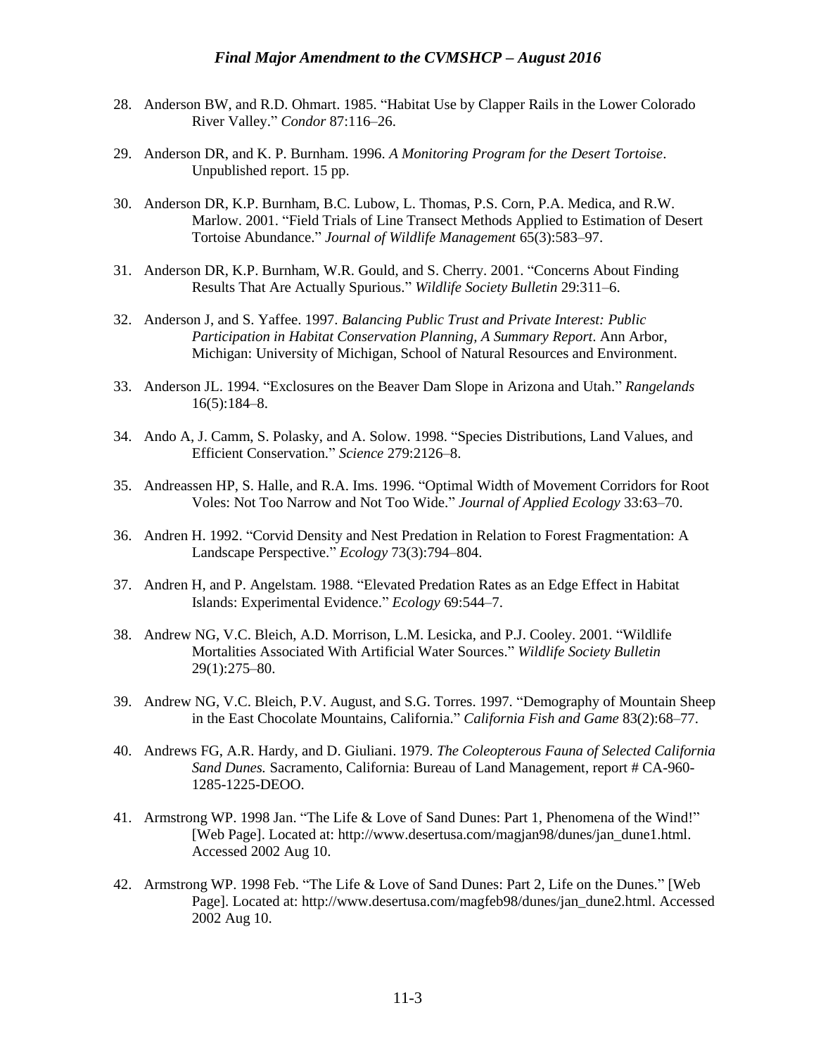28. Anderson BW, and R.D. Ohmart. 1985. "Habitat Use by Clapper Rails in the Lower Colorado River Valley." *Condor* 87:116–26.

29. Anderson DR, and K. P. Burnham. 1996. *A Monitoring Program for the Desert Tortoise*. Unpublished report. 15 pp.

30. Anderson DR, K.P. Burnham, B.C. Lubow, L. Thomas, P.S. Corn, P.A. Medica, and R.W. Marlow. 2001. "Field Trials of Line Transect Methods Applied to Estimation of Desert Tortoise Abundance." *Journal of Wildlife Management* 65(3):583–97.

31. Anderson DR, K.P. Burnham, W.R. Gould, and S. Cherry. 2001. "Concerns About Finding Results That Are Actually Spurious." *Wildlife Society Bulletin* 29:311–6.

32. Anderson J, and S. Yaffee. 1997. *Balancing Public Trust and Private Interest: Public Participation in Habitat Conservation Planning, A Summary Report*. Ann Arbor, Michigan: University of Michigan, School of Natural Resources and Environment.

33. Anderson JL. 1994. "Exclosures on the Beaver Dam Slope in Arizona and Utah." *Rangelands* 16(5):184–8.

34. Ando A, J. Camm, S. Polasky, and A. Solow. 1998. "Species Distributions, Land Values, and Efficient Conservation." *Science* 279:2126–8.

35. Andreassen HP, S. Halle, and R.A. Ims. 1996. "Optimal Width of Movement Corridors for Root Voles: Not Too Narrow and Not Too Wide." *Journal of Applied Ecology* 33:63–70.

36. Andren H. 1992. "Corvid Density and Nest Predation in Relation to Forest Fragmentation: A Landscape Perspective." *Ecology* 73(3):794–804.

37. Andren H, and P. Angelstam. 1988. "Elevated Predation Rates as an Edge Effect in Habitat Islands: Experimental Evidence." *Ecology* 69:544–7.

38. Andrew NG, V.C. Bleich, A.D. Morrison, L.M. Lesicka, and P.J. Cooley. 2001. "Wildlife Mortalities Associated With Artificial Water Sources." *Wildlife Society Bulletin* 29(1):275–80.

39. Andrew NG, V.C. Bleich, P.V. August, and S.G. Torres. 1997. "Demography of Mountain Sheep in the East Chocolate Mountains, California." *California Fish and Game* 83(2):68–77.

40. Andrews FG, A.R. Hardy, and D. Giuliani. 1979. *The Coleopterous Fauna of Selected California Sand Dunes.* Sacramento, California: Bureau of Land Management, report # CA-960-1285-1225-DEOO.

41. Armstrong WP. 1998 Jan. "The Life & Love of Sand Dunes: Part 1, Phenomena of the Wind!" [Web Page]. Located at: http://www.desertusa.com/magjan98/dunes/jan_dune1.html. Accessed 2002 Aug 10.

42. Armstrong WP. 1998 Feb. "The Life & Love of Sand Dunes: Part 2, Life on the Dunes." [Web Page]. Located at: http://www.desertusa.com/magfeb98/dunes/jan_dune2.html. Accessed 2002 Aug 10.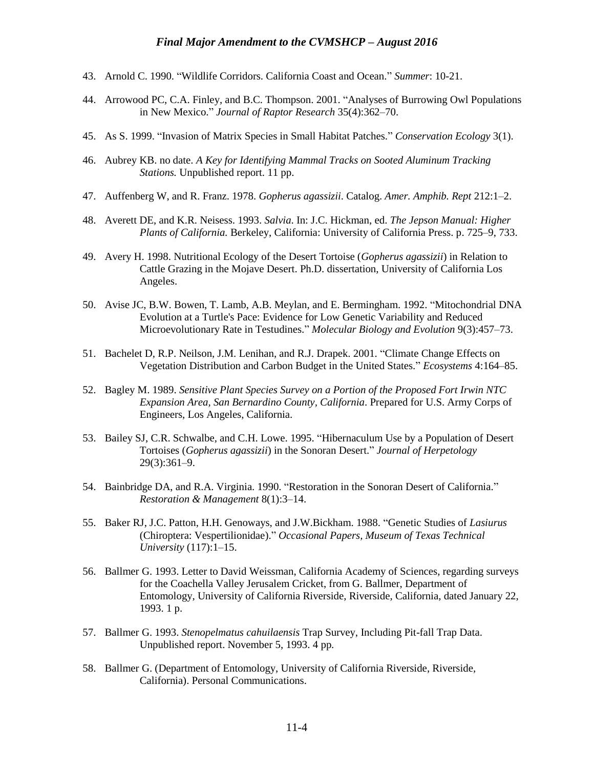43. Arnold C. 1990. "Wildlife Corridors. California Coast and Ocean." *Summer*: 10-21.

44. Arrowood PC, C.A. Finley, and B.C. Thompson. 2001. "Analyses of Burrowing Owl Populations in New Mexico." *Journal of Raptor Research* 35(4):362–70.

45. As S. 1999. "Invasion of Matrix Species in Small Habitat Patches." *Conservation Ecology* 3(1).

46. Aubrey KB. no date. *A Key for Identifying Mammal Tracks on Sooted Aluminum Tracking Stations.* Unpublished report. 11 pp.

47. Auffenberg W, and R. Franz. 1978. *Gopherus agassizii*. Catalog. *Amer. Amphib. Rept* 212:1–2.

48. Averett DE, and K.R. Neisess. 1993. *Salvia*. In: J.C. Hickman, ed. *The Jepson Manual: Higher Plants of California.* Berkeley, California: University of California Press. p. 725–9, 733.

49. Avery H. 1998. Nutritional Ecology of the Desert Tortoise (*Gopherus agassizii*) in Relation to Cattle Grazing in the Mojave Desert. Ph.D. dissertation, University of California Los Angeles.

50. Avise JC, B.W. Bowen, T. Lamb, A.B. Meylan, and E. Bermingham. 1992. "Mitochondrial DNA Evolution at a Turtle's Pace: Evidence for Low Genetic Variability and Reduced Microevolutionary Rate in Testudines." *Molecular Biology and Evolution* 9(3):457–73.

51. Bachelet D, R.P. Neilson, J.M. Lenihan, and R.J. Drapek. 2001. "Climate Change Effects on Vegetation Distribution and Carbon Budget in the United States." *Ecosystems* 4:164–85.

52. Bagley M. 1989. *Sensitive Plant Species Survey on a Portion of the Proposed Fort Irwin NTC Expansion Area, San Bernardino County, California*. Prepared for U.S. Army Corps of Engineers, Los Angeles, California.

53. Bailey SJ, C.R. Schwalbe, and C.H. Lowe. 1995. "Hibernaculum Use by a Population of Desert Tortoises (*Gopherus agassizii*) in the Sonoran Desert." *Journal of Herpetology* 29(3):361–9.

54. Bainbridge DA, and R.A. Virginia. 1990. "Restoration in the Sonoran Desert of California." *Restoration & Management* 8(1):3–14.

55. Baker RJ, J.C. Patton, H.H. Genoways, and J.W.Bickham. 1988. "Genetic Studies of *Lasiurus* (Chiroptera: Vespertilionidae)." *Occasional Papers, Museum of Texas Technical University* (117):1–15.

56. Ballmer G. 1993. Letter to David Weissman, California Academy of Sciences, regarding surveys for the Coachella Valley Jerusalem Cricket, from G. Ballmer, Department of Entomology, University of California Riverside, Riverside, California, dated January 22, 1993. 1 p.

57. Ballmer G. 1993. *Stenopelmatus cahuilaensis* Trap Survey, Including Pit-fall Trap Data. Unpublished report. November 5, 1993. 4 pp.

58. Ballmer G. (Department of Entomology, University of California Riverside, Riverside, California). Personal Communications.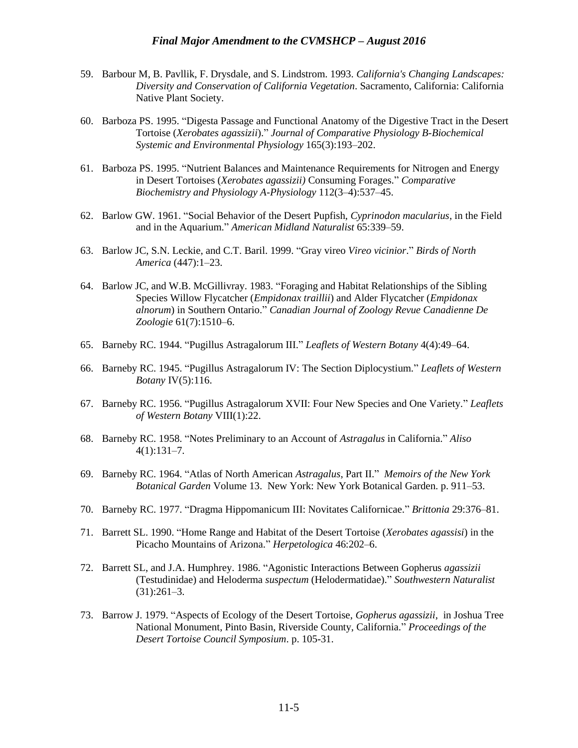59. Barbour M, B. Pavllik, F. Drysdale, and S. Lindstrom. 1993. *California's Changing Landscapes: Diversity and Conservation of California Vegetation*. Sacramento, California: California Native Plant Society.

60. Barboza PS. 1995. "Digesta Passage and Functional Anatomy of the Digestive Tract in the Desert Tortoise (*Xerobates agassizii*)." *Journal of Comparative Physiology B-Biochemical Systemic and Environmental Physiology* 165(3):193–202.

61. Barboza PS. 1995. "Nutrient Balances and Maintenance Requirements for Nitrogen and Energy in Desert Tortoises (*Xerobates agassizii)* Consuming Forages." *Comparative Biochemistry and Physiology A-Physiology* 112(3–4):537–45.

62. Barlow GW. 1961. "Social Behavior of the Desert Pupfish, *Cyprinodon macularius*, in the Field and in the Aquarium." *American Midland Naturalist* 65:339–59.

63. Barlow JC, S.N. Leckie, and C.T. Baril. 1999. "Gray vireo *Vireo vicinior*." *Birds of North America* (447):1–23.

64. Barlow JC, and W.B. McGillivray. 1983. "Foraging and Habitat Relationships of the Sibling Species Willow Flycatcher (*Empidonax traillii*) and Alder Flycatcher (*Empidonax alnorum*) in Southern Ontario." *Canadian Journal of Zoology Revue Canadienne De Zoologie* 61(7):1510–6.

65. Barneby RC. 1944. "Pugillus Astragalorum III." *Leaflets of Western Botany* 4(4):49–64.

66. Barneby RC. 1945. "Pugillus Astragalorum IV: The Section Diplocystium." *Leaflets of Western Botany* IV(5):116.

67. Barneby RC. 1956. "Pugillus Astragalorum XVII: Four New Species and One Variety." *Leaflets of Western Botany* VIII(1):22.

68. Barneby RC. 1958. "Notes Preliminary to an Account of *Astragalus* in California." *Aliso* 4(1):131–7.

69. Barneby RC. 1964. "Atlas of North American *Astragalus*, Part II." *Memoirs of the New York Botanical Garden* Volume 13. New York: New York Botanical Garden. p. 911–53.

70. Barneby RC. 1977. "Dragma Hippomanicum III: Novitates Californicae." *Brittonia* 29:376–81.

71. Barrett SL. 1990. "Home Range and Habitat of the Desert Tortoise (*Xerobates agassisi*) in the Picacho Mountains of Arizona." *Herpetologica* 46:202–6.

72. Barrett SL, and J.A. Humphrey. 1986. "Agonistic Interactions Between Gopherus *agassizii* (Testudinidae) and Heloderma *suspectum* (Helodermatidae)." *Southwestern Naturalist* (31):261–3.

73. Barrow J. 1979. "Aspects of Ecology of the Desert Tortoise, *Gopherus agassizii*, in Joshua Tree National Monument, Pinto Basin, Riverside County, California." *Proceedings of the Desert Tortoise Council Symposium*. p. 105-31.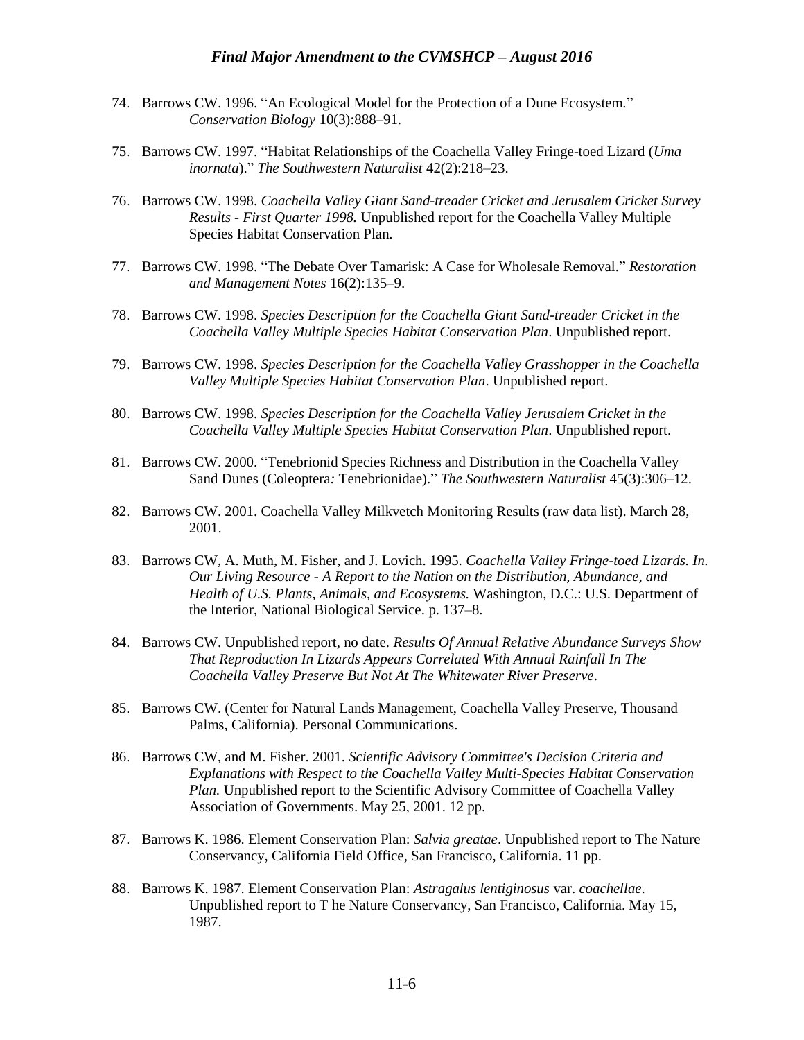74. Barrows CW. 1996. “An Ecological Model for the Protection of a Dune Ecosystem.” *Conservation Biology* 10(3):888–91.

75. Barrows CW. 1997. “Habitat Relationships of the Coachella Valley Fringe-toed Lizard (*Uma inornata*).” *The Southwestern Naturalist* 42(2):218–23.

76. Barrows CW. 1998. *Coachella Valley Giant Sand-treader Cricket and Jerusalem Cricket Survey Results - First Quarter 1998.* Unpublished report for the Coachella Valley Multiple Species Habitat Conservation Plan.

77. Barrows CW. 1998. “The Debate Over Tamarisk: A Case for Wholesale Removal.” *Restoration and Management Notes* 16(2):135–9.

78. Barrows CW. 1998. *Species Description for the Coachella Giant Sand-treader Cricket in the Coachella Valley Multiple Species Habitat Conservation Plan*. Unpublished report.

79. Barrows CW. 1998. *Species Description for the Coachella Valley Grasshopper in the Coachella Valley Multiple Species Habitat Conservation Plan*. Unpublished report.

80. Barrows CW. 1998. *Species Description for the Coachella Valley Jerusalem Cricket in the Coachella Valley Multiple Species Habitat Conservation Plan*. Unpublished report.

81. Barrows CW. 2000. “Tenebrionid Species Richness and Distribution in the Coachella Valley Sand Dunes (Coleoptera*:* Tenebrionidae).” *The Southwestern Naturalist* 45(3):306–12.

82. Barrows CW. 2001. Coachella Valley Milkvetch Monitoring Results (raw data list). March 28, 2001.

83. Barrows CW, A. Muth, M. Fisher, and J. Lovich. 1995. *Coachella Valley Fringe-toed Lizards. In. Our Living Resource - A Report to the Nation on the Distribution, Abundance, and Health of U.S. Plants, Animals, and Ecosystems.* Washington, D.C.: U.S. Department of the Interior, National Biological Service. p. 137–8.

84. Barrows CW. Unpublished report, no date. *Results Of Annual Relative Abundance Surveys Show That Reproduction In Lizards Appears Correlated With Annual Rainfall In The Coachella Valley Preserve But Not At The Whitewater River Preserve*.

85. Barrows CW. (Center for Natural Lands Management, Coachella Valley Preserve, Thousand Palms, California). Personal Communications.

86. Barrows CW, and M. Fisher. 2001. *Scientific Advisory Committee's Decision Criteria and Explanations with Respect to the Coachella Valley Multi-Species Habitat Conservation Plan.* Unpublished report to the Scientific Advisory Committee of Coachella Valley Association of Governments. May 25, 2001. 12 pp.

87. Barrows K. 1986. Element Conservation Plan: *Salvia greatae*. Unpublished report to The Nature Conservancy, California Field Office, San Francisco, California. 11 pp.

88. Barrows K. 1987. Element Conservation Plan: *Astragalus lentiginosus* var. *coachellae*. Unpublished report to T he Nature Conservancy, San Francisco, California. May 15, 1987.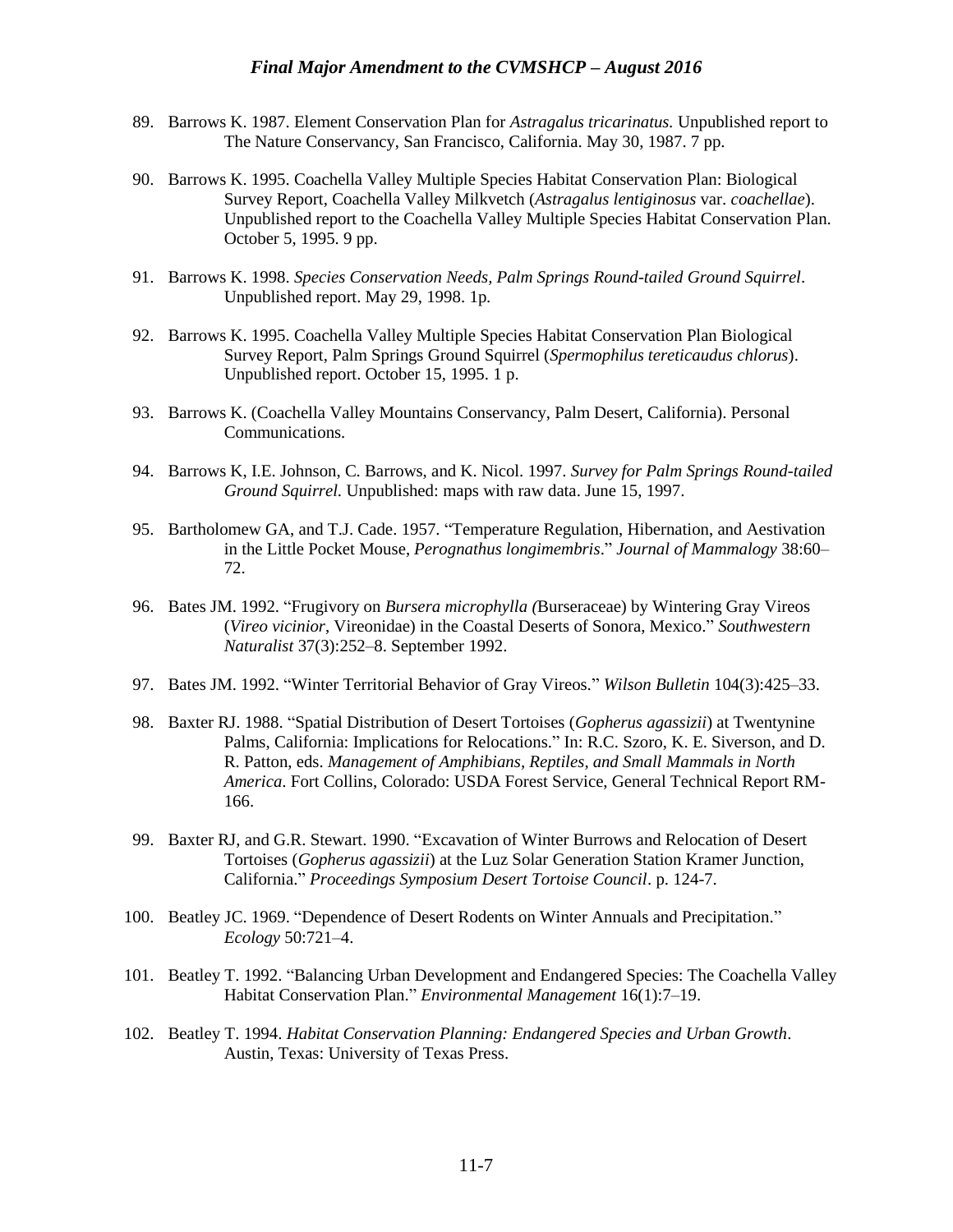89. Barrows K. 1987. Element Conservation Plan for *Astragalus tricarinatus.* Unpublished report to The Nature Conservancy, San Francisco, California. May 30, 1987. 7 pp.

90. Barrows K. 1995. Coachella Valley Multiple Species Habitat Conservation Plan: Biological Survey Report, Coachella Valley Milkvetch (*Astragalus lentiginosus* var. *coachellae*). Unpublished report to the Coachella Valley Multiple Species Habitat Conservation Plan. October 5, 1995. 9 pp.

91. Barrows K. 1998. *Species Conservation Needs, Palm Springs Round-tailed Ground Squirrel*. Unpublished report. May 29, 1998. 1p.

92. Barrows K. 1995. Coachella Valley Multiple Species Habitat Conservation Plan Biological Survey Report, Palm Springs Ground Squirrel (*Spermophilus tereticaudus chlorus*). Unpublished report. October 15, 1995. 1 p.

93. Barrows K. (Coachella Valley Mountains Conservancy, Palm Desert, California). Personal Communications.

94. Barrows K, I.E. Johnson, C. Barrows, and K. Nicol. 1997. *Survey for Palm Springs Round-tailed Ground Squirrel.* Unpublished: maps with raw data. June 15, 1997.

95. Bartholomew GA, and T.J. Cade. 1957. "Temperature Regulation, Hibernation, and Aestivation in the Little Pocket Mouse, *Perognathus longimembris*." *Journal of Mammalogy* 38:60–72.

96. Bates JM. 1992. "Frugivory on *Bursera microphylla (*Burseraceae) by Wintering Gray Vireos (*Vireo vicinior*, Vireonidae) in the Coastal Deserts of Sonora, Mexico." *Southwestern Naturalist* 37(3):252–8. September 1992.

97. Bates JM. 1992. "Winter Territorial Behavior of Gray Vireos." *Wilson Bulletin* 104(3):425–33.

98. Baxter RJ. 1988. "Spatial Distribution of Desert Tortoises (*Gopherus agassizii*) at Twentynine Palms, California: Implications for Relocations." In: R.C. Szoro, K. E. Siverson, and D. R. Patton, eds. *Management of Amphibians, Reptiles, and Small Mammals in North America*. Fort Collins, Colorado: USDA Forest Service, General Technical Report RM-166.

99. Baxter RJ, and G.R. Stewart. 1990. "Excavation of Winter Burrows and Relocation of Desert Tortoises (*Gopherus agassizii*) at the Luz Solar Generation Station Kramer Junction, California." *Proceedings Symposium Desert Tortoise Council*. p. 124-7.

100. Beatley JC. 1969. "Dependence of Desert Rodents on Winter Annuals and Precipitation." *Ecology* 50:721–4.

101. Beatley T. 1992. "Balancing Urban Development and Endangered Species: The Coachella Valley Habitat Conservation Plan." *Environmental Management* 16(1):7–19.

102. Beatley T. 1994. *Habitat Conservation Planning: Endangered Species and Urban Growth*. Austin, Texas: University of Texas Press.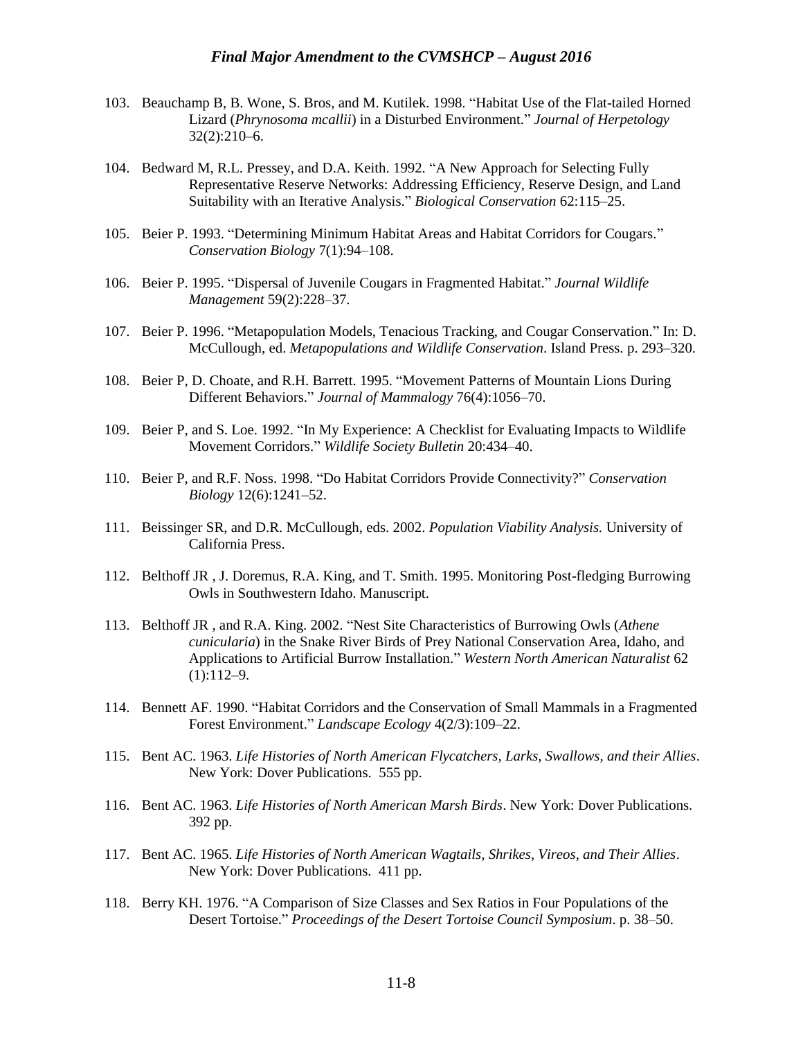103. Beauchamp B, B. Wone, S. Bros, and M. Kutilek. 1998. “Habitat Use of the Flat-tailed Horned Lizard (*Phrynosoma mcallii*) in a Disturbed Environment.” *Journal of Herpetology* 32(2):210–6.

104. Bedward M, R.L. Pressey, and D.A. Keith. 1992. “A New Approach for Selecting Fully Representative Reserve Networks: Addressing Efficiency, Reserve Design, and Land Suitability with an Iterative Analysis.” *Biological Conservation* 62:115–25.

105. Beier P. 1993. “Determining Minimum Habitat Areas and Habitat Corridors for Cougars.” *Conservation Biology* 7(1):94–108.

106. Beier P. 1995. “Dispersal of Juvenile Cougars in Fragmented Habitat.” *Journal Wildlife Management* 59(2):228–37.

107. Beier P. 1996. “Metapopulation Models, Tenacious Tracking, and Cougar Conservation.” In: D. McCullough, ed. *Metapopulations and Wildlife Conservation*. Island Press. p. 293–320.

108. Beier P, D. Choate, and R.H. Barrett. 1995. “Movement Patterns of Mountain Lions During Different Behaviors.” *Journal of Mammalogy* 76(4):1056–70.

109. Beier P, and S. Loe. 1992. “In My Experience: A Checklist for Evaluating Impacts to Wildlife Movement Corridors.” *Wildlife Society Bulletin* 20:434–40.

110. Beier P, and R.F. Noss. 1998. “Do Habitat Corridors Provide Connectivity?” *Conservation Biology* 12(6):1241–52.

111. Beissinger SR, and D.R. McCullough, eds. 2002. *Population Viability Analysis.* University of California Press.

112. Belthoff JR , J. Doremus, R.A. King, and T. Smith. 1995. Monitoring Post-fledging Burrowing Owls in Southwestern Idaho. Manuscript.

113. Belthoff JR , and R.A. King. 2002. “Nest Site Characteristics of Burrowing Owls (*Athene cunicularia*) in the Snake River Birds of Prey National Conservation Area, Idaho, and Applications to Artificial Burrow Installation.” *Western North American Naturalist* 62 (1):112–9.

114. Bennett AF. 1990. “Habitat Corridors and the Conservation of Small Mammals in a Fragmented Forest Environment.” *Landscape Ecology* 4(2/3):109–22.

115. Bent AC. 1963. *Life Histories of North American Flycatchers, Larks, Swallows, and their Allies*. New York: Dover Publications. 555 pp.

116. Bent AC. 1963. *Life Histories of North American Marsh Birds*. New York: Dover Publications. 392 pp.

117. Bent AC. 1965. *Life Histories of North American Wagtails, Shrikes, Vireos, and Their Allies*. New York: Dover Publications. 411 pp.

118. Berry KH. 1976. “A Comparison of Size Classes and Sex Ratios in Four Populations of the Desert Tortoise.” *Proceedings of the Desert Tortoise Council Symposium*. p. 38–50.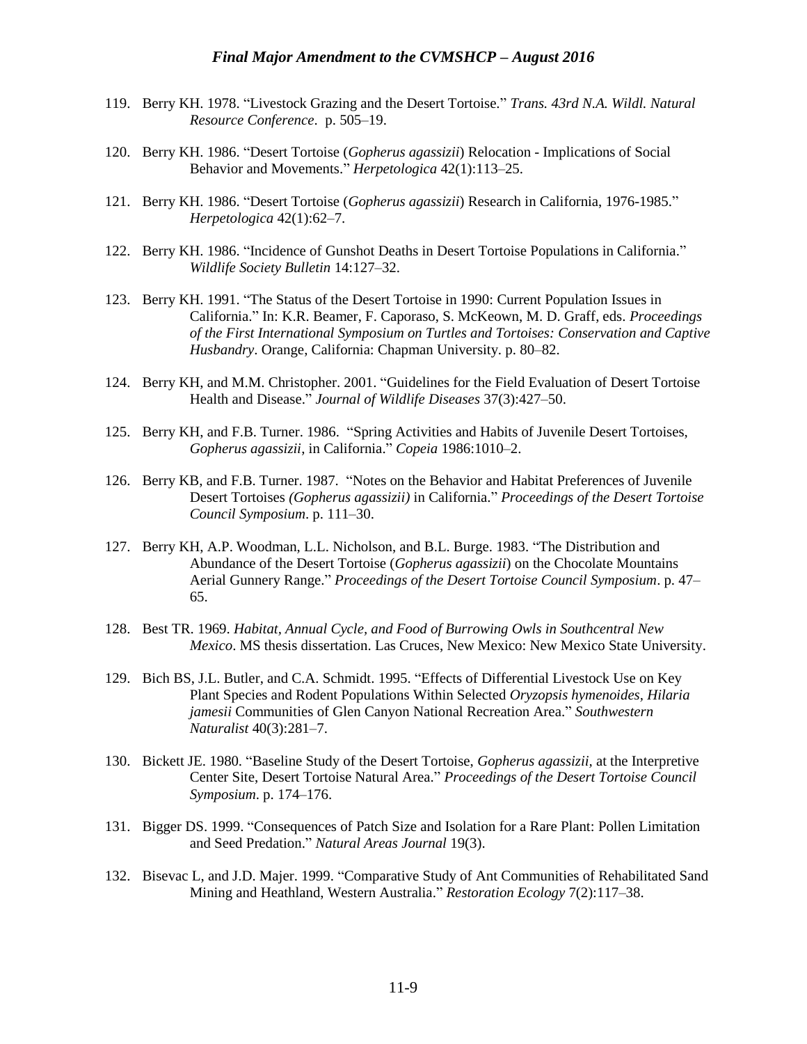119. Berry KH. 1978. "Livestock Grazing and the Desert Tortoise." *Trans. 43rd N.A. Wildl. Natural Resource Conference*. p. 505–19.

120. Berry KH. 1986. "Desert Tortoise (*Gopherus agassizii*) Relocation - Implications of Social Behavior and Movements." *Herpetologica* 42(1):113–25.

121. Berry KH. 1986. "Desert Tortoise (*Gopherus agassizii*) Research in California, 1976-1985." *Herpetologica* 42(1):62–7.

122. Berry KH. 1986. "Incidence of Gunshot Deaths in Desert Tortoise Populations in California." *Wildlife Society Bulletin* 14:127–32.

123. Berry KH. 1991. "The Status of the Desert Tortoise in 1990: Current Population Issues in California." In: K.R. Beamer, F. Caporaso, S. McKeown, M. D. Graff, eds. *Proceedings of the First International Symposium on Turtles and Tortoises: Conservation and Captive Husbandry*. Orange, California: Chapman University. p. 80–82.

124. Berry KH, and M.M. Christopher. 2001. "Guidelines for the Field Evaluation of Desert Tortoise Health and Disease." *Journal of Wildlife Diseases* 37(3):427–50.

125. Berry KH, and F.B. Turner. 1986. "Spring Activities and Habits of Juvenile Desert Tortoises, *Gopherus agassizii*, in California." *Copeia* 1986:1010–2.

126. Berry KB, and F.B. Turner. 1987. "Notes on the Behavior and Habitat Preferences of Juvenile Desert Tortoises *(Gopherus agassizii)* in California." *Proceedings of the Desert Tortoise Council Symposium*. p. 111–30.

127. Berry KH, A.P. Woodman, L.L. Nicholson, and B.L. Burge. 1983. "The Distribution and Abundance of the Desert Tortoise (*Gopherus agassizii*) on the Chocolate Mountains Aerial Gunnery Range." *Proceedings of the Desert Tortoise Council Symposium*. p. 47–65.

128. Best TR. 1969. *Habitat, Annual Cycle, and Food of Burrowing Owls in Southcentral New Mexico*. MS thesis dissertation. Las Cruces, New Mexico: New Mexico State University.

129. Bich BS, J.L. Butler, and C.A. Schmidt. 1995. "Effects of Differential Livestock Use on Key Plant Species and Rodent Populations Within Selected *Oryzopsis hymenoides*, *Hilaria jamesii* Communities of Glen Canyon National Recreation Area." *Southwestern Naturalist* 40(3):281–7.

130. Bickett JE. 1980. "Baseline Study of the Desert Tortoise, *Gopherus agassizii*, at the Interpretive Center Site, Desert Tortoise Natural Area." *Proceedings of the Desert Tortoise Council Symposium*. p. 174–176.

131. Bigger DS. 1999. "Consequences of Patch Size and Isolation for a Rare Plant: Pollen Limitation and Seed Predation." *Natural Areas Journal* 19(3).

132. Bisevac L, and J.D. Majer. 1999. "Comparative Study of Ant Communities of Rehabilitated Sand Mining and Heathland, Western Australia." *Restoration Ecology* 7(2):117–38.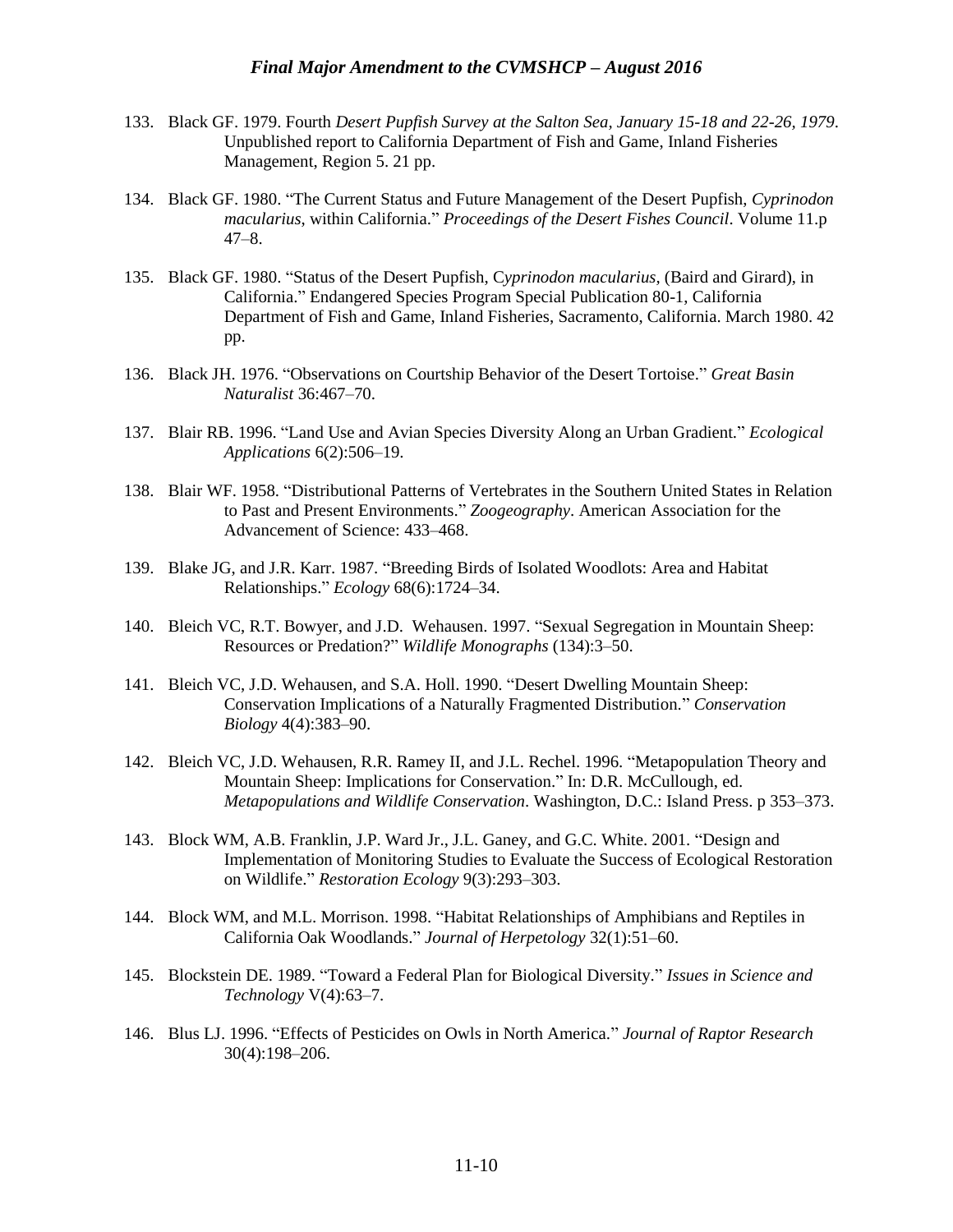133. Black GF. 1979. Fourth *Desert Pupfish Survey at the Salton Sea, January 15-18 and 22-26, 1979*. Unpublished report to California Department of Fish and Game, Inland Fisheries Management, Region 5. 21 pp.

134. Black GF. 1980. "The Current Status and Future Management of the Desert Pupfish, *Cyprinodon macularius*, within California." *Proceedings of the Desert Fishes Council*. Volume 11.p 47–8.

135. Black GF. 1980. "Status of the Desert Pupfish, C*yprinodon macularius,* (Baird and Girard), in California." Endangered Species Program Special Publication 80-1, California Department of Fish and Game, Inland Fisheries, Sacramento, California. March 1980. 42 pp.

136. Black JH. 1976. "Observations on Courtship Behavior of the Desert Tortoise." *Great Basin Naturalist* 36:467–70.

137. Blair RB. 1996. "Land Use and Avian Species Diversity Along an Urban Gradient." *Ecological Applications* 6(2):506–19.

138. Blair WF. 1958. "Distributional Patterns of Vertebrates in the Southern United States in Relation to Past and Present Environments." *Zoogeography*. American Association for the Advancement of Science: 433–468.

139. Blake JG, and J.R. Karr. 1987. "Breeding Birds of Isolated Woodlots: Area and Habitat Relationships." *Ecology* 68(6):1724–34.

140. Bleich VC, R.T. Bowyer, and J.D. Wehausen. 1997. "Sexual Segregation in Mountain Sheep: Resources or Predation?" *Wildlife Monographs* (134):3–50.

141. Bleich VC, J.D. Wehausen, and S.A. Holl. 1990. "Desert Dwelling Mountain Sheep: Conservation Implications of a Naturally Fragmented Distribution." *Conservation Biology* 4(4):383–90.

142. Bleich VC, J.D. Wehausen, R.R. Ramey II, and J.L. Rechel. 1996. "Metapopulation Theory and Mountain Sheep: Implications for Conservation." In: D.R. McCullough, ed. *Metapopulations and Wildlife Conservation*. Washington, D.C.: Island Press. p 353–373.

143. Block WM, A.B. Franklin, J.P. Ward Jr., J.L. Ganey, and G.C. White. 2001. "Design and Implementation of Monitoring Studies to Evaluate the Success of Ecological Restoration on Wildlife." *Restoration Ecology* 9(3):293–303.

144. Block WM, and M.L. Morrison. 1998. "Habitat Relationships of Amphibians and Reptiles in California Oak Woodlands." *Journal of Herpetology* 32(1):51–60.

145. Blockstein DE. 1989. "Toward a Federal Plan for Biological Diversity." *Issues in Science and Technology* V(4):63–7.

146. Blus LJ. 1996. "Effects of Pesticides on Owls in North America." *Journal of Raptor Research* 30(4):198–206.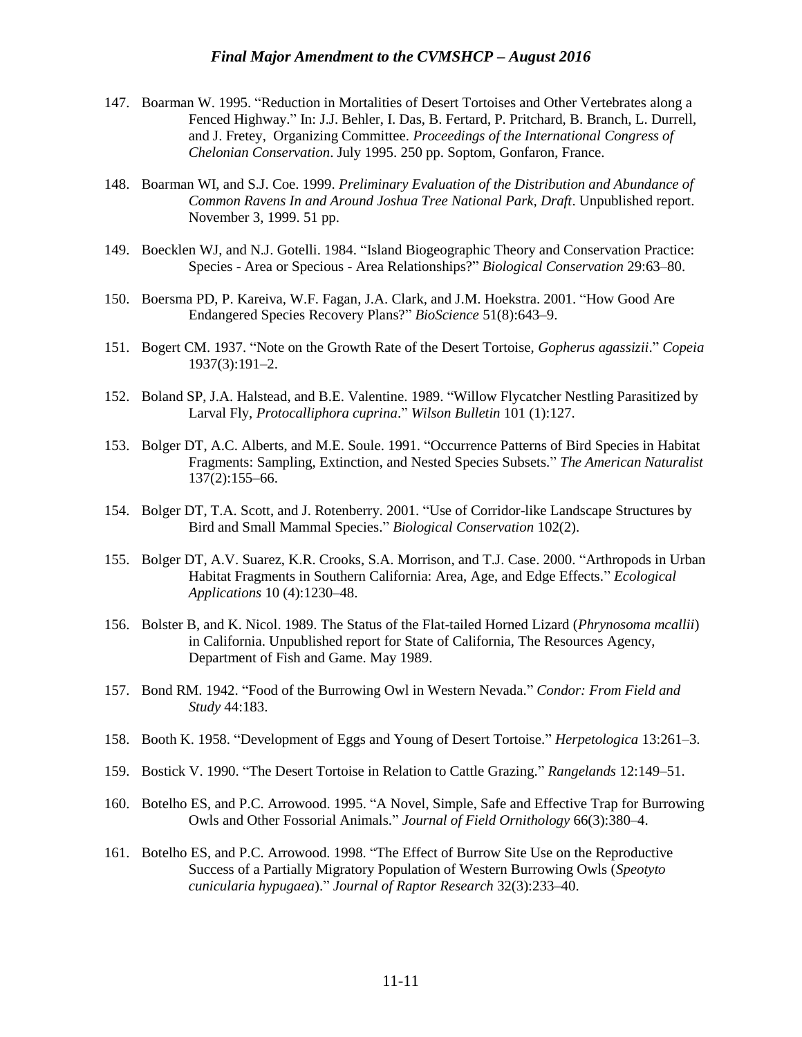147. Boarman W. 1995. “Reduction in Mortalities of Desert Tortoises and Other Vertebrates along a Fenced Highway.” In: J.J. Behler, I. Das, B. Fertard, P. Pritchard, B. Branch, L. Durrell, and J. Fretey, Organizing Committee. *Proceedings of the International Congress of Chelonian Conservation*. July 1995. 250 pp. Soptom, Gonfaron, France.

148. Boarman WI, and S.J. Coe. 1999. *Preliminary Evaluation of the Distribution and Abundance of Common Ravens In and Around Joshua Tree National Park, Draft*. Unpublished report. November 3, 1999. 51 pp.

149. Boecklen WJ, and N.J. Gotelli. 1984. “Island Biogeographic Theory and Conservation Practice: Species - Area or Specious - Area Relationships?” *Biological Conservation* 29:63–80.

150. Boersma PD, P. Kareiva, W.F. Fagan, J.A. Clark, and J.M. Hoekstra. 2001. “How Good Are Endangered Species Recovery Plans?” *BioScience* 51(8):643–9.

151. Bogert CM. 1937. “Note on the Growth Rate of the Desert Tortoise, *Gopherus agassizii*.” *Copeia* 1937(3):191–2.

152. Boland SP, J.A. Halstead, and B.E. Valentine. 1989. “Willow Flycatcher Nestling Parasitized by Larval Fly, *Protocalliphora cuprina*.” *Wilson Bulletin* 101 (1):127.

153. Bolger DT, A.C. Alberts, and M.E. Soule. 1991. “Occurrence Patterns of Bird Species in Habitat Fragments: Sampling, Extinction, and Nested Species Subsets.” *The American Naturalist* 137(2):155–66.

154. Bolger DT, T.A. Scott, and J. Rotenberry. 2001. “Use of Corridor-like Landscape Structures by Bird and Small Mammal Species.” *Biological Conservation* 102(2).

155. Bolger DT, A.V. Suarez, K.R. Crooks, S.A. Morrison, and T.J. Case. 2000. “Arthropods in Urban Habitat Fragments in Southern California: Area, Age, and Edge Effects.” *Ecological Applications* 10 (4):1230–48.

156. Bolster B, and K. Nicol. 1989. The Status of the Flat-tailed Horned Lizard (*Phrynosoma mcallii*) in California. Unpublished report for State of California, The Resources Agency, Department of Fish and Game. May 1989.

157. Bond RM. 1942. “Food of the Burrowing Owl in Western Nevada.” *Condor: From Field and Study* 44:183.

158. Booth K. 1958. “Development of Eggs and Young of Desert Tortoise.” *Herpetologica* 13:261–3.

159. Bostick V. 1990. “The Desert Tortoise in Relation to Cattle Grazing.” *Rangelands* 12:149–51.

160. Botelho ES, and P.C. Arrowood. 1995. “A Novel, Simple, Safe and Effective Trap for Burrowing Owls and Other Fossorial Animals.” *Journal of Field Ornithology* 66(3):380–4.

161. Botelho ES, and P.C. Arrowood. 1998. “The Effect of Burrow Site Use on the Reproductive Success of a Partially Migratory Population of Western Burrowing Owls (*Speotyto cunicularia hypugaea*).” *Journal of Raptor Research* 32(3):233–40.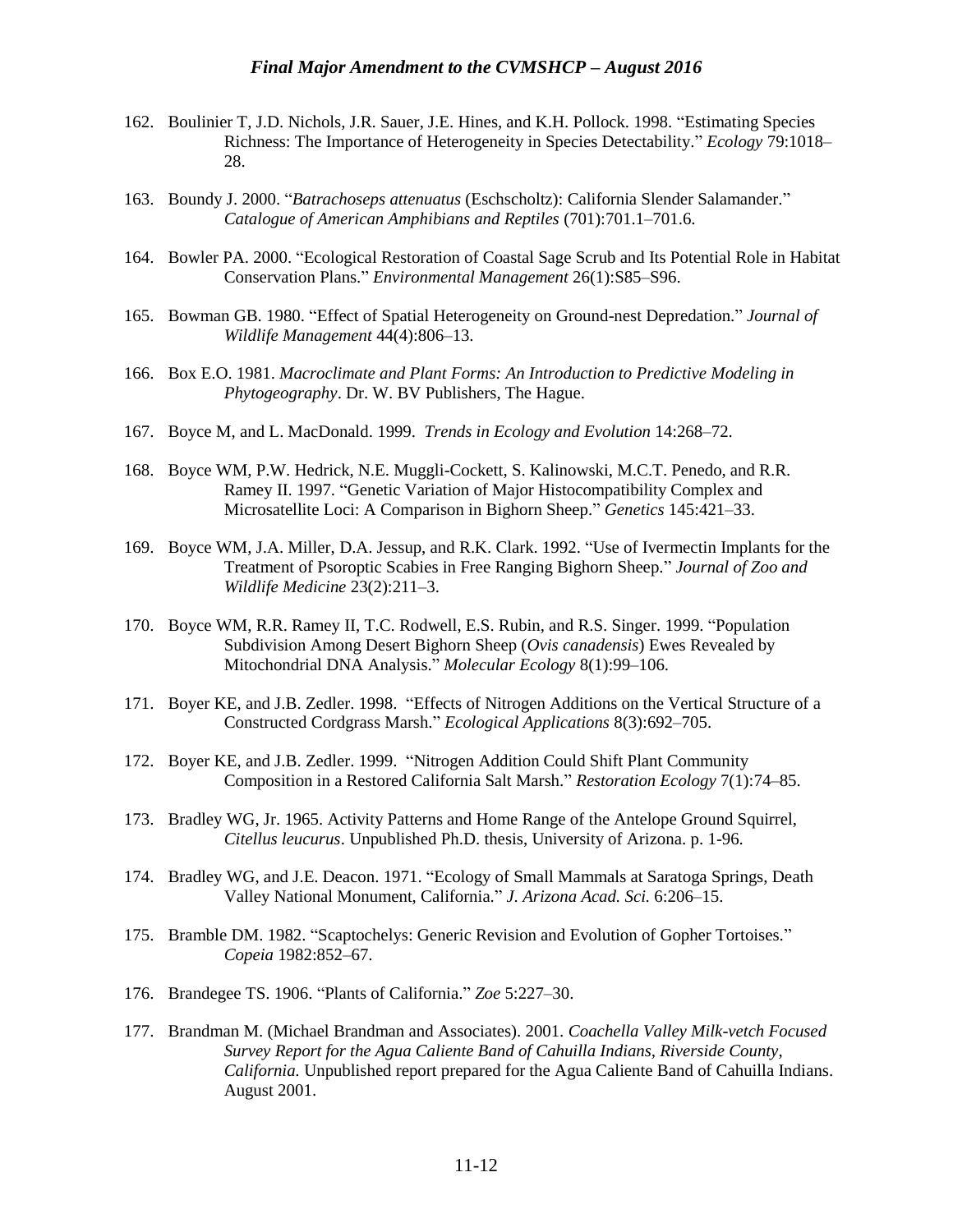162. Boulinier T, J.D. Nichols, J.R. Sauer, J.E. Hines, and K.H. Pollock. 1998. "Estimating Species Richness: The Importance of Heterogeneity in Species Detectability." *Ecology* 79:1018–28.

163. Boundy J. 2000. "*Batrachoseps attenuatus* (Eschscholtz): California Slender Salamander." *Catalogue of American Amphibians and Reptiles* (701):701.1–701.6.

164. Bowler PA. 2000. "Ecological Restoration of Coastal Sage Scrub and Its Potential Role in Habitat Conservation Plans." *Environmental Management* 26(1):S85–S96.

165. Bowman GB. 1980. "Effect of Spatial Heterogeneity on Ground-nest Depredation." *Journal of Wildlife Management* 44(4):806–13.

166. Box E.O. 1981. *Macroclimate and Plant Forms: An Introduction to Predictive Modeling in Phytogeography*. Dr. W. BV Publishers, The Hague.

167. Boyce M, and L. MacDonald. 1999. *Trends in Ecology and Evolution* 14:268–72.

168. Boyce WM, P.W. Hedrick, N.E. Muggli-Cockett, S. Kalinowski, M.C.T. Penedo, and R.R. Ramey II. 1997. "Genetic Variation of Major Histocompatibility Complex and Microsatellite Loci: A Comparison in Bighorn Sheep." *Genetics* 145:421–33.

169. Boyce WM, J.A. Miller, D.A. Jessup, and R.K. Clark. 1992. "Use of Ivermectin Implants for the Treatment of Psoroptic Scabies in Free Ranging Bighorn Sheep." *Journal of Zoo and Wildlife Medicine* 23(2):211–3.

170. Boyce WM, R.R. Ramey II, T.C. Rodwell, E.S. Rubin, and R.S. Singer. 1999. "Population Subdivision Among Desert Bighorn Sheep (*Ovis canadensis*) Ewes Revealed by Mitochondrial DNA Analysis." *Molecular Ecology* 8(1):99–106.

171. Boyer KE, and J.B. Zedler. 1998. "Effects of Nitrogen Additions on the Vertical Structure of a Constructed Cordgrass Marsh." *Ecological Applications* 8(3):692–705.

172. Boyer KE, and J.B. Zedler. 1999. "Nitrogen Addition Could Shift Plant Community Composition in a Restored California Salt Marsh." *Restoration Ecology* 7(1):74–85.

173. Bradley WG, Jr. 1965. Activity Patterns and Home Range of the Antelope Ground Squirrel, *Citellus leucurus*. Unpublished Ph.D. thesis, University of Arizona. p. 1-96.

174. Bradley WG, and J.E. Deacon. 1971. "Ecology of Small Mammals at Saratoga Springs, Death Valley National Monument, California." *J. Arizona Acad. Sci.* 6:206–15.

175. Bramble DM. 1982. "Scaptochelys: Generic Revision and Evolution of Gopher Tortoises." *Copeia* 1982:852–67.

176. Brandegee TS. 1906. "Plants of California." *Zoe* 5:227–30.

177. Brandman M. (Michael Brandman and Associates). 2001. *Coachella Valley Milk-vetch Focused Survey Report for the Agua Caliente Band of Cahuilla Indians, Riverside County, California.* Unpublished report prepared for the Agua Caliente Band of Cahuilla Indians. August 2001.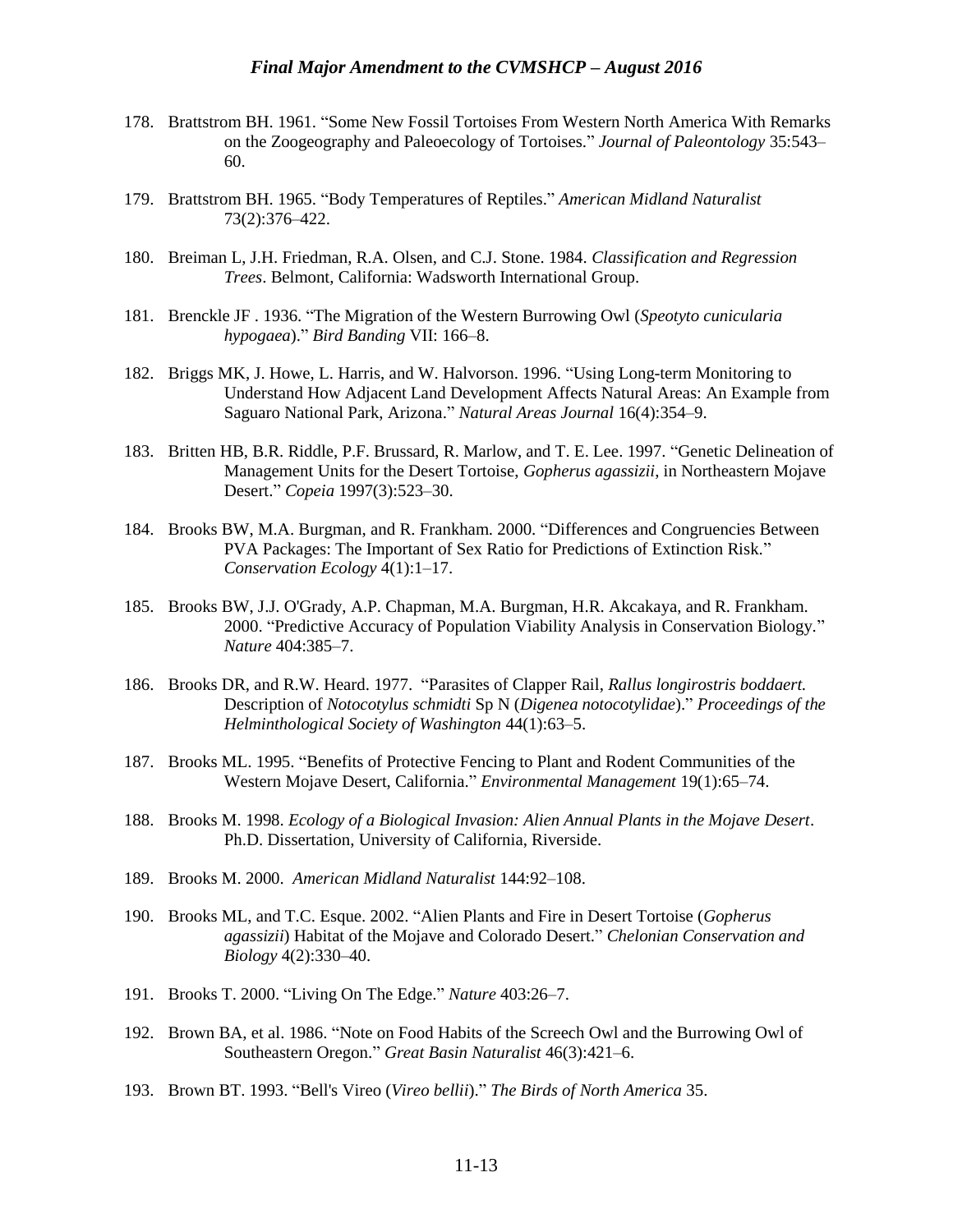178. Brattstrom BH. 1961. "Some New Fossil Tortoises From Western North America With Remarks on the Zoogeography and Paleoecology of Tortoises." *Journal of Paleontology* 35:543–60.

179. Brattstrom BH. 1965. "Body Temperatures of Reptiles." *American Midland Naturalist* 73(2):376–422.

180. Breiman L, J.H. Friedman, R.A. Olsen, and C.J. Stone. 1984. *Classification and Regression Trees*. Belmont, California: Wadsworth International Group.

181. Brenckle JF . 1936. "The Migration of the Western Burrowing Owl (*Speotyto cunicularia hypogaea*)." *Bird Banding* VII: 166–8.

182. Briggs MK, J. Howe, L. Harris, and W. Halvorson. 1996. "Using Long-term Monitoring to Understand How Adjacent Land Development Affects Natural Areas: An Example from Saguaro National Park, Arizona." *Natural Areas Journal* 16(4):354–9.

183. Britten HB, B.R. Riddle, P.F. Brussard, R. Marlow, and T. E. Lee. 1997. "Genetic Delineation of Management Units for the Desert Tortoise, *Gopherus agassizii*, in Northeastern Mojave Desert." *Copeia* 1997(3):523–30.

184. Brooks BW, M.A. Burgman, and R. Frankham. 2000. "Differences and Congruencies Between PVA Packages: The Important of Sex Ratio for Predictions of Extinction Risk." *Conservation Ecology* 4(1):1–17.

185. Brooks BW, J.J. O'Grady, A.P. Chapman, M.A. Burgman, H.R. Akcakaya, and R. Frankham. 2000. "Predictive Accuracy of Population Viability Analysis in Conservation Biology." *Nature* 404:385–7.

186. Brooks DR, and R.W. Heard. 1977. "Parasites of Clapper Rail, *Rallus longirostris boddaert.* Description of *Notocotylus schmidti* Sp N (*Digenea notocotylidae*)." *Proceedings of the Helminthological Society of Washington* 44(1):63–5.

187. Brooks ML. 1995. "Benefits of Protective Fencing to Plant and Rodent Communities of the Western Mojave Desert, California." *Environmental Management* 19(1):65–74.

188. Brooks M. 1998. *Ecology of a Biological Invasion: Alien Annual Plants in the Mojave Desert*. Ph.D. Dissertation, University of California, Riverside.

189. Brooks M. 2000. *American Midland Naturalist* 144:92–108.

190. Brooks ML, and T.C. Esque. 2002. "Alien Plants and Fire in Desert Tortoise (*Gopherus agassizii*) Habitat of the Mojave and Colorado Desert." *Chelonian Conservation and Biology* 4(2):330–40.

191. Brooks T. 2000. "Living On The Edge." *Nature* 403:26–7.

192. Brown BA, et al. 1986. "Note on Food Habits of the Screech Owl and the Burrowing Owl of Southeastern Oregon." *Great Basin Naturalist* 46(3):421–6.

193. Brown BT. 1993. "Bell's Vireo (*Vireo bellii*)." *The Birds of North America* 35.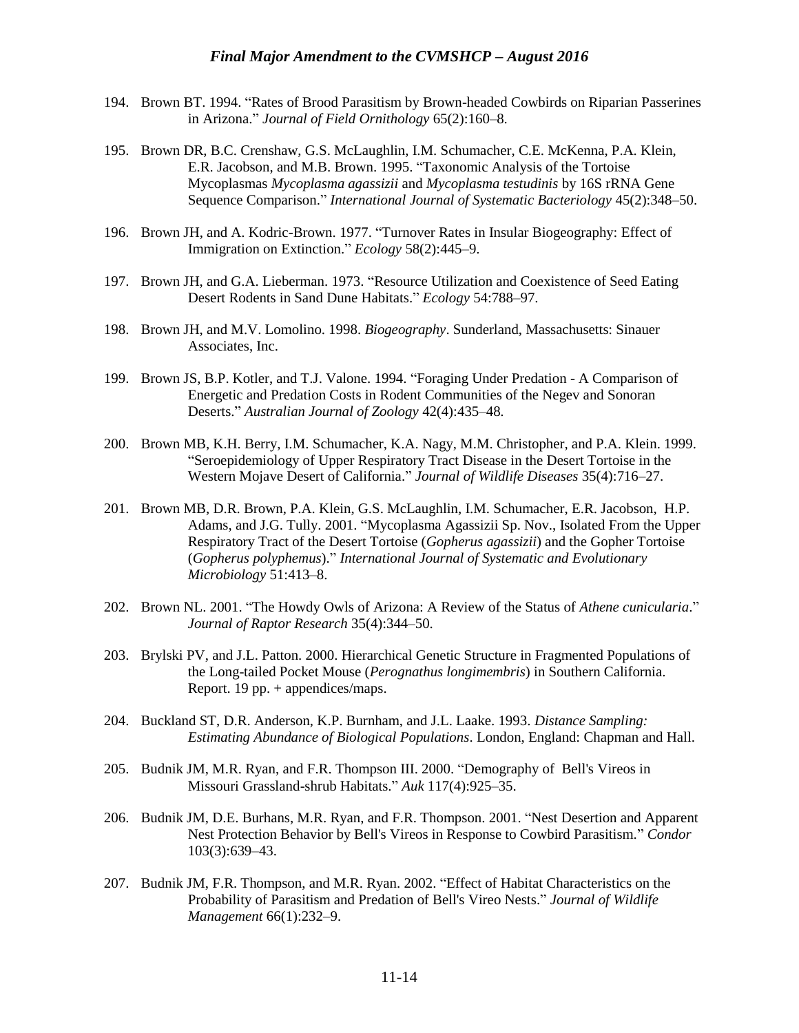194. Brown BT. 1994. "Rates of Brood Parasitism by Brown-headed Cowbirds on Riparian Passerines in Arizona." *Journal of Field Ornithology* 65(2):160–8.

195. Brown DR, B.C. Crenshaw, G.S. McLaughlin, I.M. Schumacher, C.E. McKenna, P.A. Klein, E.R. Jacobson, and M.B. Brown. 1995. "Taxonomic Analysis of the Tortoise Mycoplasmas *Mycoplasma agassizii* and *Mycoplasma testudinis* by 16S rRNA Gene Sequence Comparison." *International Journal of Systematic Bacteriology* 45(2):348–50.

196. Brown JH, and A. Kodric-Brown. 1977. "Turnover Rates in Insular Biogeography: Effect of Immigration on Extinction." *Ecology* 58(2):445–9.

197. Brown JH, and G.A. Lieberman. 1973. "Resource Utilization and Coexistence of Seed Eating Desert Rodents in Sand Dune Habitats." *Ecology* 54:788–97.

198. Brown JH, and M.V. Lomolino. 1998. *Biogeography*. Sunderland, Massachusetts: Sinauer Associates, Inc.

199. Brown JS, B.P. Kotler, and T.J. Valone. 1994. "Foraging Under Predation - A Comparison of Energetic and Predation Costs in Rodent Communities of the Negev and Sonoran Deserts." *Australian Journal of Zoology* 42(4):435–48.

200. Brown MB, K.H. Berry, I.M. Schumacher, K.A. Nagy, M.M. Christopher, and P.A. Klein. 1999. "Seroepidemiology of Upper Respiratory Tract Disease in the Desert Tortoise in the Western Mojave Desert of California." *Journal of Wildlife Diseases* 35(4):716–27.

201. Brown MB, D.R. Brown, P.A. Klein, G.S. McLaughlin, I.M. Schumacher, E.R. Jacobson, H.P. Adams, and J.G. Tully. 2001. "Mycoplasma Agassizii Sp. Nov., Isolated From the Upper Respiratory Tract of the Desert Tortoise (*Gopherus agassizii*) and the Gopher Tortoise (*Gopherus polyphemus*)." *International Journal of Systematic and Evolutionary Microbiology* 51:413–8.

202. Brown NL. 2001. "The Howdy Owls of Arizona: A Review of the Status of *Athene cunicularia*." *Journal of Raptor Research* 35(4):344–50.

203. Brylski PV, and J.L. Patton. 2000. Hierarchical Genetic Structure in Fragmented Populations of the Long-tailed Pocket Mouse (*Perognathus longimembris*) in Southern California. Report. 19 pp. + appendices/maps.

204. Buckland ST, D.R. Anderson, K.P. Burnham, and J.L. Laake. 1993. *Distance Sampling: Estimating Abundance of Biological Populations*. London, England: Chapman and Hall.

205. Budnik JM, M.R. Ryan, and F.R. Thompson III. 2000. "Demography of Bell's Vireos in Missouri Grassland-shrub Habitats." *Auk* 117(4):925–35.

206. Budnik JM, D.E. Burhans, M.R. Ryan, and F.R. Thompson. 2001. "Nest Desertion and Apparent Nest Protection Behavior by Bell's Vireos in Response to Cowbird Parasitism." *Condor* 103(3):639–43.

207. Budnik JM, F.R. Thompson, and M.R. Ryan. 2002. "Effect of Habitat Characteristics on the Probability of Parasitism and Predation of Bell's Vireo Nests." *Journal of Wildlife Management* 66(1):232–9.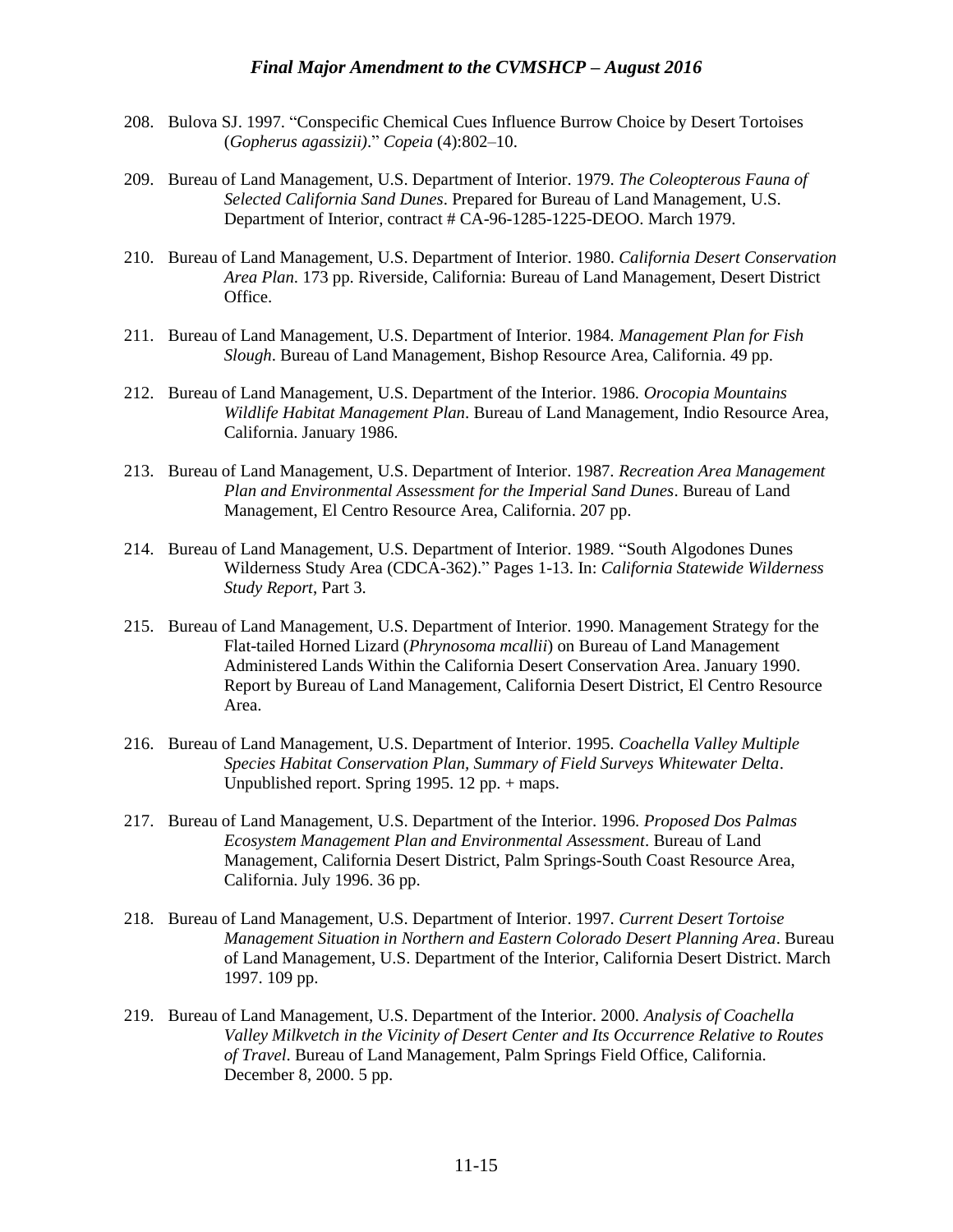208. Bulova SJ. 1997. "Conspecific Chemical Cues Influence Burrow Choice by Desert Tortoises (*Gopherus agassizii)*." *Copeia* (4):802–10.

209. Bureau of Land Management, U.S. Department of Interior. 1979. *The Coleopterous Fauna of Selected California Sand Dunes*. Prepared for Bureau of Land Management, U.S. Department of Interior, contract # CA-96-1285-1225-DEOO. March 1979.

210. Bureau of Land Management, U.S. Department of Interior. 1980. *California Desert Conservation Area Plan*. 173 pp. Riverside, California: Bureau of Land Management, Desert District Office.

211. Bureau of Land Management, U.S. Department of Interior. 1984. *Management Plan for Fish Slough*. Bureau of Land Management, Bishop Resource Area, California. 49 pp.

212. Bureau of Land Management, U.S. Department of the Interior. 1986. *Orocopia Mountains Wildlife Habitat Management Plan*. Bureau of Land Management, Indio Resource Area, California. January 1986.

213. Bureau of Land Management, U.S. Department of Interior. 1987. *Recreation Area Management Plan and Environmental Assessment for the Imperial Sand Dunes*. Bureau of Land Management, El Centro Resource Area, California. 207 pp.

214. Bureau of Land Management, U.S. Department of Interior. 1989. "South Algodones Dunes Wilderness Study Area (CDCA-362)." Pages 1-13. In: *California Statewide Wilderness Study Report*, Part 3.

215. Bureau of Land Management, U.S. Department of Interior. 1990. Management Strategy for the Flat-tailed Horned Lizard (*Phrynosoma mcallii*) on Bureau of Land Management Administered Lands Within the California Desert Conservation Area. January 1990. Report by Bureau of Land Management, California Desert District, El Centro Resource Area.

216. Bureau of Land Management, U.S. Department of Interior. 1995. *Coachella Valley Multiple Species Habitat Conservation Plan, Summary of Field Surveys Whitewater Delta*. Unpublished report. Spring 1995. 12 pp. + maps.

217. Bureau of Land Management, U.S. Department of the Interior. 1996. *Proposed Dos Palmas Ecosystem Management Plan and Environmental Assessment*. Bureau of Land Management, California Desert District, Palm Springs-South Coast Resource Area, California. July 1996. 36 pp.

218. Bureau of Land Management, U.S. Department of Interior. 1997. *Current Desert Tortoise Management Situation in Northern and Eastern Colorado Desert Planning Area*. Bureau of Land Management, U.S. Department of the Interior, California Desert District. March 1997. 109 pp.

219. Bureau of Land Management, U.S. Department of the Interior. 2000. *Analysis of Coachella Valley Milkvetch in the Vicinity of Desert Center and Its Occurrence Relative to Routes of Travel*. Bureau of Land Management, Palm Springs Field Office, California. December 8, 2000. 5 pp.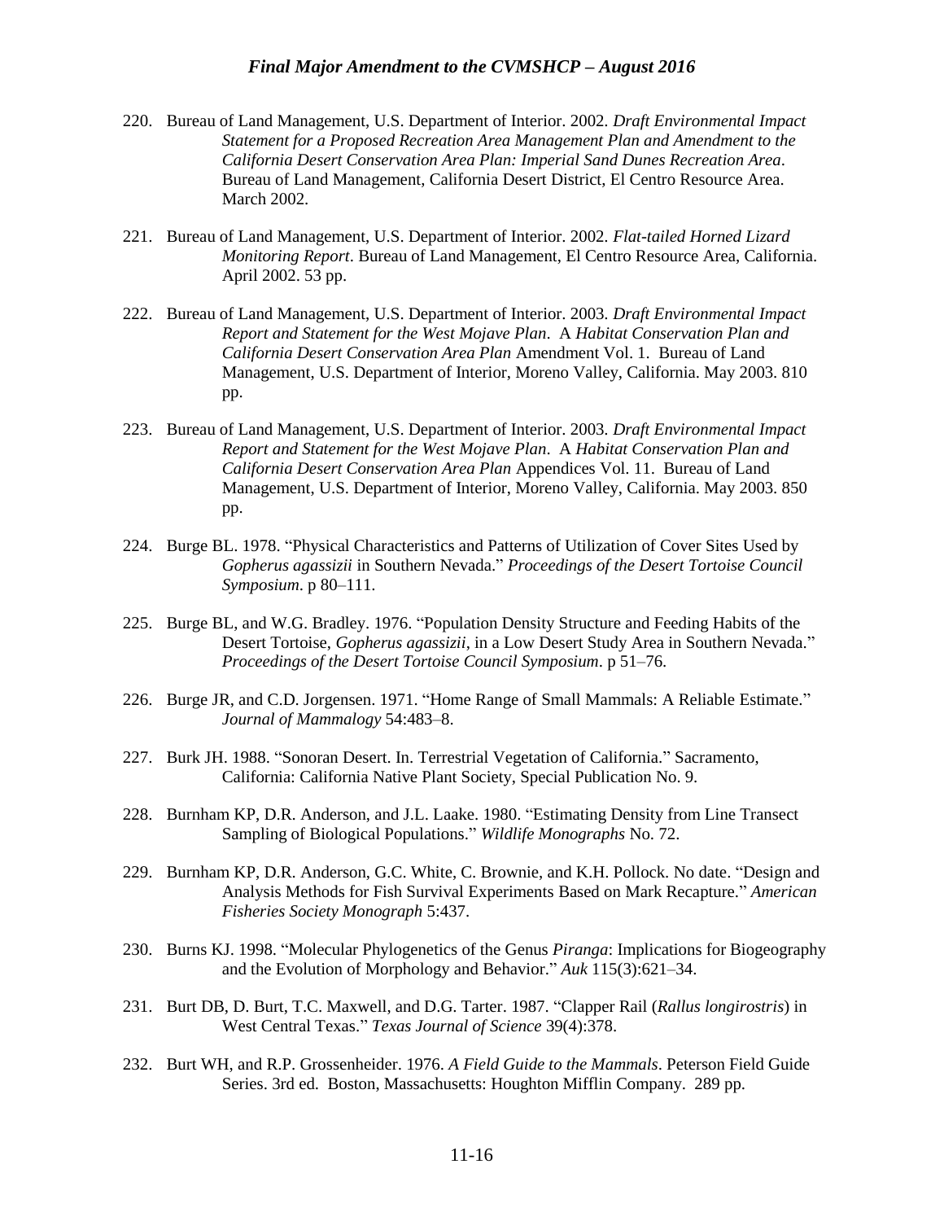220. Bureau of Land Management, U.S. Department of Interior. 2002. *Draft Environmental Impact Statement for a Proposed Recreation Area Management Plan and Amendment to the California Desert Conservation Area Plan: Imperial Sand Dunes Recreation Area*. Bureau of Land Management, California Desert District, El Centro Resource Area. March 2002.

221. Bureau of Land Management, U.S. Department of Interior. 2002. *Flat-tailed Horned Lizard Monitoring Report*. Bureau of Land Management, El Centro Resource Area, California. April 2002. 53 pp.

222. Bureau of Land Management, U.S. Department of Interior. 2003. *Draft Environmental Impact Report and Statement for the West Mojave Plan*. A *Habitat Conservation Plan and California Desert Conservation Area Plan* Amendment Vol. 1. Bureau of Land Management, U.S. Department of Interior, Moreno Valley, California. May 2003. 810 pp.

223. Bureau of Land Management, U.S. Department of Interior. 2003. *Draft Environmental Impact Report and Statement for the West Mojave Plan*. A *Habitat Conservation Plan and California Desert Conservation Area Plan* Appendices Vol. 11. Bureau of Land Management, U.S. Department of Interior, Moreno Valley, California. May 2003. 850 pp.

224. Burge BL. 1978. "Physical Characteristics and Patterns of Utilization of Cover Sites Used by *Gopherus agassizii* in Southern Nevada." *Proceedings of the Desert Tortoise Council Symposium*. p 80–111.

225. Burge BL, and W.G. Bradley. 1976. "Population Density Structure and Feeding Habits of the Desert Tortoise, *Gopherus agassizii*, in a Low Desert Study Area in Southern Nevada." *Proceedings of the Desert Tortoise Council Symposium*. p 51–76.

226. Burge JR, and C.D. Jorgensen. 1971. "Home Range of Small Mammals: A Reliable Estimate." *Journal of Mammalogy* 54:483–8.

227. Burk JH. 1988. "Sonoran Desert. In. Terrestrial Vegetation of California." Sacramento, California: California Native Plant Society, Special Publication No. 9.

228. Burnham KP, D.R. Anderson, and J.L. Laake. 1980. "Estimating Density from Line Transect Sampling of Biological Populations." *Wildlife Monographs* No. 72.

229. Burnham KP, D.R. Anderson, G.C. White, C. Brownie, and K.H. Pollock. No date. "Design and Analysis Methods for Fish Survival Experiments Based on Mark Recapture." *American Fisheries Society Monograph* 5:437.

230. Burns KJ. 1998. "Molecular Phylogenetics of the Genus *Piranga*: Implications for Biogeography and the Evolution of Morphology and Behavior." *Auk* 115(3):621–34.

231. Burt DB, D. Burt, T.C. Maxwell, and D.G. Tarter. 1987. "Clapper Rail (*Rallus longirostris*) in West Central Texas." *Texas Journal of Science* 39(4):378.

232. Burt WH, and R.P. Grossenheider. 1976. *A Field Guide to the Mammals*. Peterson Field Guide Series. 3rd ed. Boston, Massachusetts: Houghton Mifflin Company. 289 pp.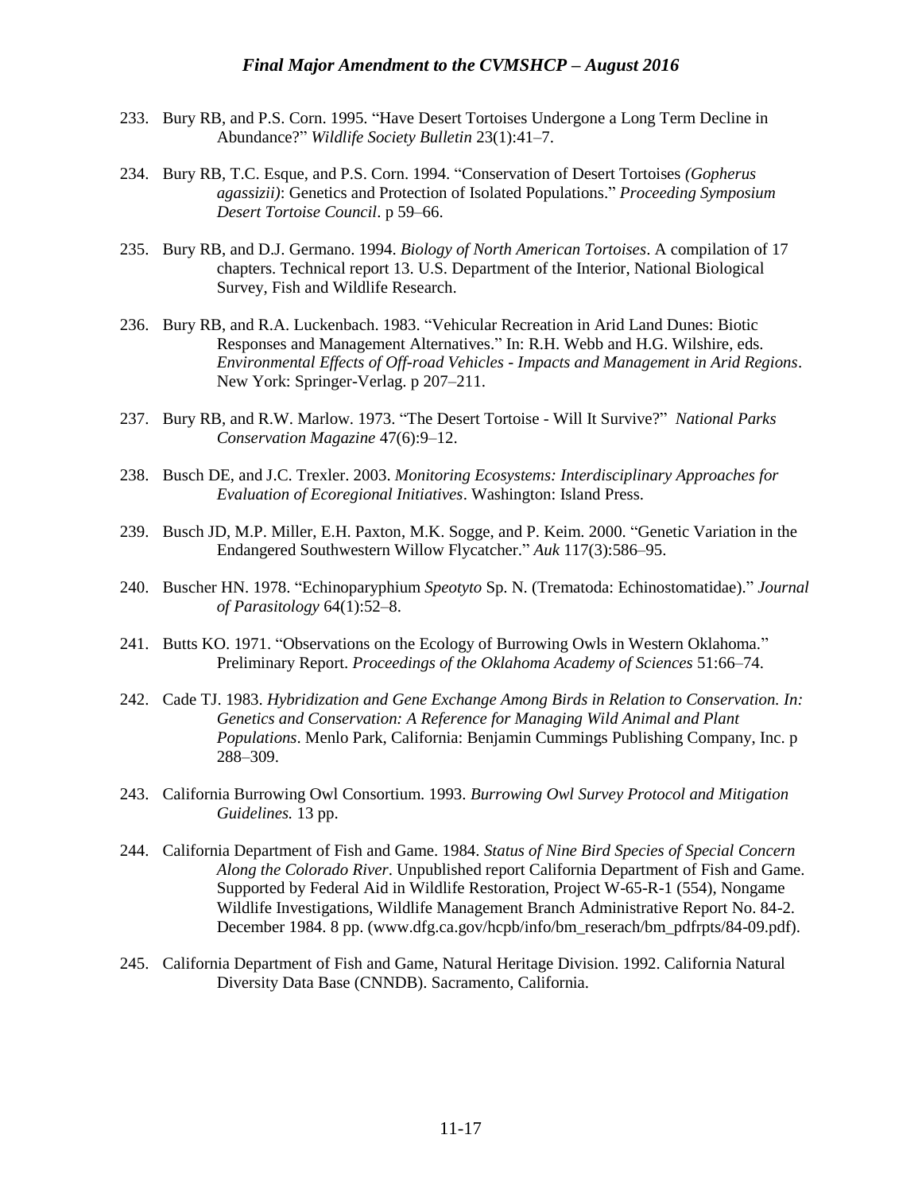233. Bury RB, and P.S. Corn. 1995. "Have Desert Tortoises Undergone a Long Term Decline in Abundance?" *Wildlife Society Bulletin* 23(1):41–7.

234. Bury RB, T.C. Esque, and P.S. Corn. 1994. "Conservation of Desert Tortoises *(Gopherus agassizii)*: Genetics and Protection of Isolated Populations." *Proceeding Symposium Desert Tortoise Council*. p 59–66.

235. Bury RB, and D.J. Germano. 1994. *Biology of North American Tortoises*. A compilation of 17 chapters. Technical report 13. U.S. Department of the Interior, National Biological Survey, Fish and Wildlife Research.

236. Bury RB, and R.A. Luckenbach. 1983. "Vehicular Recreation in Arid Land Dunes: Biotic Responses and Management Alternatives." In: R.H. Webb and H.G. Wilshire, eds. *Environmental Effects of Off-road Vehicles - Impacts and Management in Arid Regions*. New York: Springer-Verlag. p 207–211.

237. Bury RB, and R.W. Marlow. 1973. "The Desert Tortoise - Will It Survive?" *National Parks Conservation Magazine* 47(6):9–12.

238. Busch DE, and J.C. Trexler. 2003. *Monitoring Ecosystems: Interdisciplinary Approaches for Evaluation of Ecoregional Initiatives*. Washington: Island Press.

239. Busch JD, M.P. Miller, E.H. Paxton, M.K. Sogge, and P. Keim. 2000. "Genetic Variation in the Endangered Southwestern Willow Flycatcher." *Auk* 117(3):586–95.

240. Buscher HN. 1978. "Echinoparyphium *Speotyto* Sp. N. (Trematoda: Echinostomatidae)." *Journal of Parasitology* 64(1):52–8.

241. Butts KO. 1971. "Observations on the Ecology of Burrowing Owls in Western Oklahoma." Preliminary Report. *Proceedings of the Oklahoma Academy of Sciences* 51:66–74.

242. Cade TJ. 1983. *Hybridization and Gene Exchange Among Birds in Relation to Conservation. In: Genetics and Conservation: A Reference for Managing Wild Animal and Plant Populations*. Menlo Park, California: Benjamin Cummings Publishing Company, Inc. p 288–309.

243. California Burrowing Owl Consortium. 1993. *Burrowing Owl Survey Protocol and Mitigation Guidelines.* 13 pp.

244. California Department of Fish and Game. 1984. *Status of Nine Bird Species of Special Concern Along the Colorado River*. Unpublished report California Department of Fish and Game. Supported by Federal Aid in Wildlife Restoration, Project W-65-R-1 (554), Nongame Wildlife Investigations, Wildlife Management Branch Administrative Report No. 84-2. December 1984. 8 pp. (www.dfg.ca.gov/hcpb/info/bm_reserach/bm_pdfrpts/84-09.pdf).

245. California Department of Fish and Game, Natural Heritage Division. 1992. California Natural Diversity Data Base (CNNDB). Sacramento, California.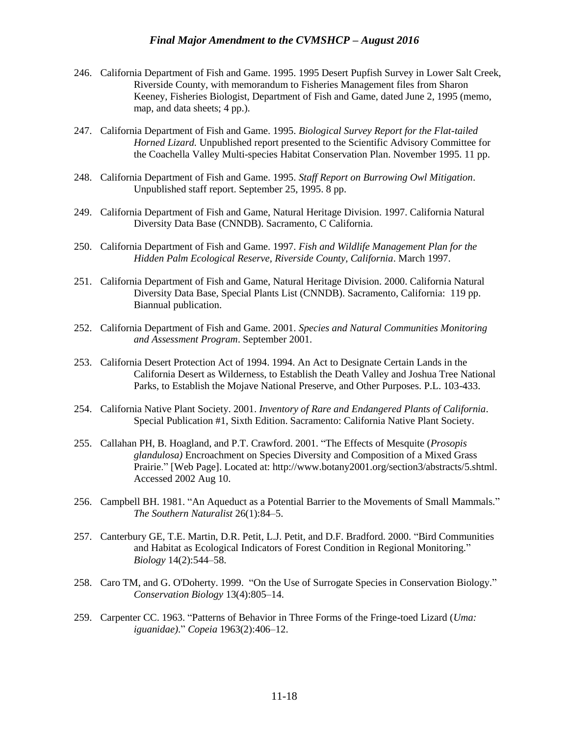246. California Department of Fish and Game. 1995. 1995 Desert Pupfish Survey in Lower Salt Creek, Riverside County, with memorandum to Fisheries Management files from Sharon Keeney, Fisheries Biologist, Department of Fish and Game, dated June 2, 1995 (memo, map, and data sheets; 4 pp.).

247. California Department of Fish and Game. 1995. *Biological Survey Report for the Flat-tailed Horned Lizard.* Unpublished report presented to the Scientific Advisory Committee for the Coachella Valley Multi-species Habitat Conservation Plan. November 1995. 11 pp.

248. California Department of Fish and Game. 1995. *Staff Report on Burrowing Owl Mitigation*. Unpublished staff report. September 25, 1995. 8 pp.

249. California Department of Fish and Game, Natural Heritage Division. 1997. California Natural Diversity Data Base (CNNDB). Sacramento, C California.

250. California Department of Fish and Game. 1997. *Fish and Wildlife Management Plan for the Hidden Palm Ecological Reserve, Riverside County, California*. March 1997.

251. California Department of Fish and Game, Natural Heritage Division. 2000. California Natural Diversity Data Base, Special Plants List (CNNDB). Sacramento, California: 119 pp. Biannual publication.

252. California Department of Fish and Game. 2001. *Species and Natural Communities Monitoring and Assessment Program*. September 2001.

253. California Desert Protection Act of 1994. 1994. An Act to Designate Certain Lands in the California Desert as Wilderness, to Establish the Death Valley and Joshua Tree National Parks, to Establish the Mojave National Preserve, and Other Purposes. P.L. 103-433.

254. California Native Plant Society. 2001. *Inventory of Rare and Endangered Plants of California*. Special Publication #1, Sixth Edition. Sacramento: California Native Plant Society.

255. Callahan PH, B. Hoagland, and P.T. Crawford. 2001. "The Effects of Mesquite (*Prosopis glandulosa)* Encroachment on Species Diversity and Composition of a Mixed Grass Prairie." [Web Page]. Located at: http://www.botany2001.org/section3/abstracts/5.shtml. Accessed 2002 Aug 10.

256. Campbell BH. 1981. "An Aqueduct as a Potential Barrier to the Movements of Small Mammals." *The Southern Naturalist* 26(1):84–5.

257. Canterbury GE, T.E. Martin, D.R. Petit, L.J. Petit, and D.F. Bradford. 2000. "Bird Communities and Habitat as Ecological Indicators of Forest Condition in Regional Monitoring." *Biology* 14(2):544–58.

258. Caro TM, and G. O'Doherty. 1999. "On the Use of Surrogate Species in Conservation Biology." *Conservation Biology* 13(4):805–14.

259. Carpenter CC. 1963. "Patterns of Behavior in Three Forms of the Fringe-toed Lizard (*Uma: iguanidae)*." *Copeia* 1963(2):406–12.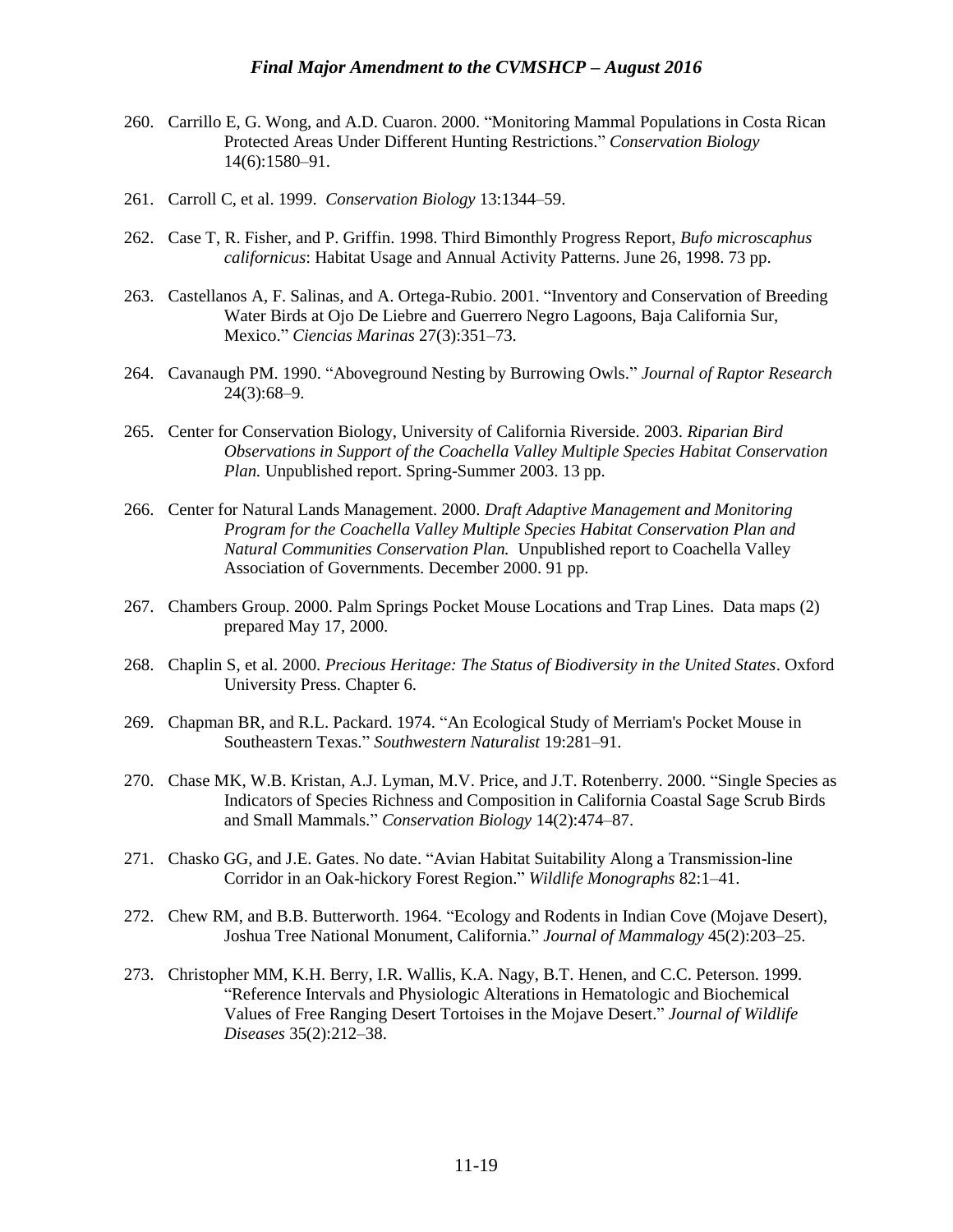260. Carrillo E, G. Wong, and A.D. Cuaron. 2000. "Monitoring Mammal Populations in Costa Rican Protected Areas Under Different Hunting Restrictions." *Conservation Biology* 14(6):1580–91.

261. Carroll C, et al. 1999. *Conservation Biology* 13:1344–59.

262. Case T, R. Fisher, and P. Griffin. 1998. Third Bimonthly Progress Report, *Bufo microscaphus californicus*: Habitat Usage and Annual Activity Patterns. June 26, 1998. 73 pp.

263. Castellanos A, F. Salinas, and A. Ortega-Rubio. 2001. "Inventory and Conservation of Breeding Water Birds at Ojo De Liebre and Guerrero Negro Lagoons, Baja California Sur, Mexico." *Ciencias Marinas* 27(3):351–73.

264. Cavanaugh PM. 1990. "Aboveground Nesting by Burrowing Owls." *Journal of Raptor Research* 24(3):68–9.

265. Center for Conservation Biology, University of California Riverside. 2003. *Riparian Bird Observations in Support of the Coachella Valley Multiple Species Habitat Conservation Plan.* Unpublished report. Spring-Summer 2003. 13 pp.

266. Center for Natural Lands Management. 2000. *Draft Adaptive Management and Monitoring Program for the Coachella Valley Multiple Species Habitat Conservation Plan and Natural Communities Conservation Plan.* Unpublished report to Coachella Valley Association of Governments. December 2000. 91 pp.

267. Chambers Group. 2000. Palm Springs Pocket Mouse Locations and Trap Lines. Data maps (2) prepared May 17, 2000.

268. Chaplin S, et al. 2000. *Precious Heritage: The Status of Biodiversity in the United States*. Oxford University Press. Chapter 6.

269. Chapman BR, and R.L. Packard. 1974. "An Ecological Study of Merriam's Pocket Mouse in Southeastern Texas." *Southwestern Naturalist* 19:281–91.

270. Chase MK, W.B. Kristan, A.J. Lyman, M.V. Price, and J.T. Rotenberry. 2000. "Single Species as Indicators of Species Richness and Composition in California Coastal Sage Scrub Birds and Small Mammals." *Conservation Biology* 14(2):474–87.

271. Chasko GG, and J.E. Gates. No date. "Avian Habitat Suitability Along a Transmission-line Corridor in an Oak-hickory Forest Region." *Wildlife Monographs* 82:1–41.

272. Chew RM, and B.B. Butterworth. 1964. "Ecology and Rodents in Indian Cove (Mojave Desert), Joshua Tree National Monument, California." *Journal of Mammalogy* 45(2):203–25.

273. Christopher MM, K.H. Berry, I.R. Wallis, K.A. Nagy, B.T. Henen, and C.C. Peterson. 1999. "Reference Intervals and Physiologic Alterations in Hematologic and Biochemical Values of Free Ranging Desert Tortoises in the Mojave Desert." *Journal of Wildlife Diseases* 35(2):212–38.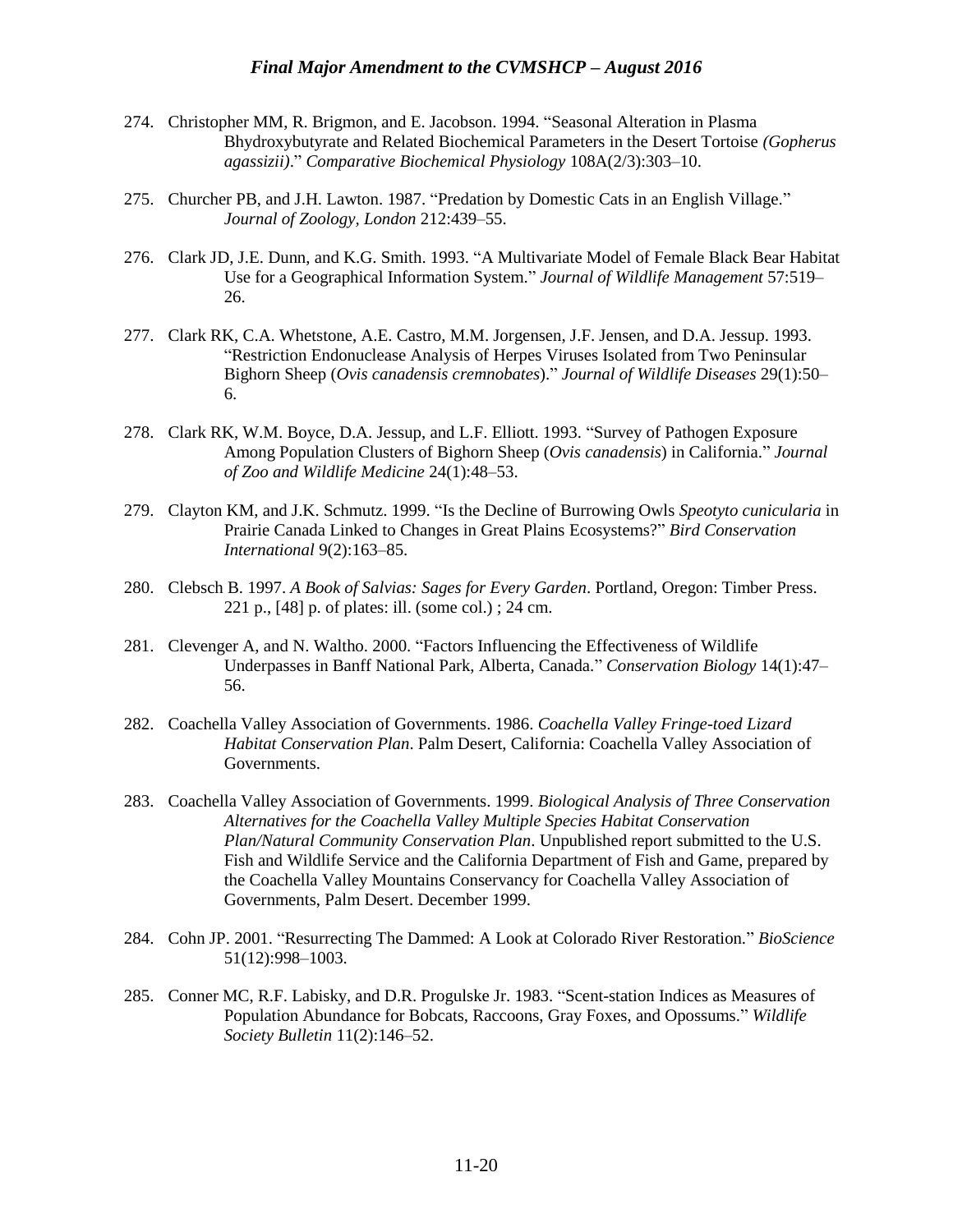274. Christopher MM, R. Brigmon, and E. Jacobson. 1994. "Seasonal Alteration in Plasma Bhydroxybutyrate and Related Biochemical Parameters in the Desert Tortoise *(Gopherus agassizii)*." *Comparative Biochemical Physiology* 108A(2/3):303–10.

275. Churcher PB, and J.H. Lawton. 1987. "Predation by Domestic Cats in an English Village." *Journal of Zoology, London* 212:439–55.

276. Clark JD, J.E. Dunn, and K.G. Smith. 1993. "A Multivariate Model of Female Black Bear Habitat Use for a Geographical Information System." *Journal of Wildlife Management* 57:519–26.

277. Clark RK, C.A. Whetstone, A.E. Castro, M.M. Jorgensen, J.F. Jensen, and D.A. Jessup. 1993. "Restriction Endonuclease Analysis of Herpes Viruses Isolated from Two Peninsular Bighorn Sheep (*Ovis canadensis cremnobates*)." *Journal of Wildlife Diseases* 29(1):50–6.

278. Clark RK, W.M. Boyce, D.A. Jessup, and L.F. Elliott. 1993. "Survey of Pathogen Exposure Among Population Clusters of Bighorn Sheep (*Ovis canadensis*) in California." *Journal of Zoo and Wildlife Medicine* 24(1):48–53.

279. Clayton KM, and J.K. Schmutz. 1999. "Is the Decline of Burrowing Owls *Speotyto cunicularia* in Prairie Canada Linked to Changes in Great Plains Ecosystems?" *Bird Conservation International* 9(2):163–85.

280. Clebsch B. 1997. *A Book of Salvias: Sages for Every Garden*. Portland, Oregon: Timber Press. 221 p., [48] p. of plates: ill. (some col.) ; 24 cm.

281. Clevenger A, and N. Waltho. 2000. "Factors Influencing the Effectiveness of Wildlife Underpasses in Banff National Park, Alberta, Canada." *Conservation Biology* 14(1):47–56.

282. Coachella Valley Association of Governments. 1986. *Coachella Valley Fringe-toed Lizard Habitat Conservation Plan*. Palm Desert, California: Coachella Valley Association of Governments.

283. Coachella Valley Association of Governments. 1999. *Biological Analysis of Three Conservation Alternatives for the Coachella Valley Multiple Species Habitat Conservation Plan/Natural Community Conservation Plan*. Unpublished report submitted to the U.S. Fish and Wildlife Service and the California Department of Fish and Game, prepared by the Coachella Valley Mountains Conservancy for Coachella Valley Association of Governments, Palm Desert. December 1999.

284. Cohn JP. 2001. "Resurrecting The Dammed: A Look at Colorado River Restoration." *BioScience* 51(12):998–1003.

285. Conner MC, R.F. Labisky, and D.R. Progulske Jr. 1983. "Scent-station Indices as Measures of Population Abundance for Bobcats, Raccoons, Gray Foxes, and Opossums." *Wildlife Society Bulletin* 11(2):146–52.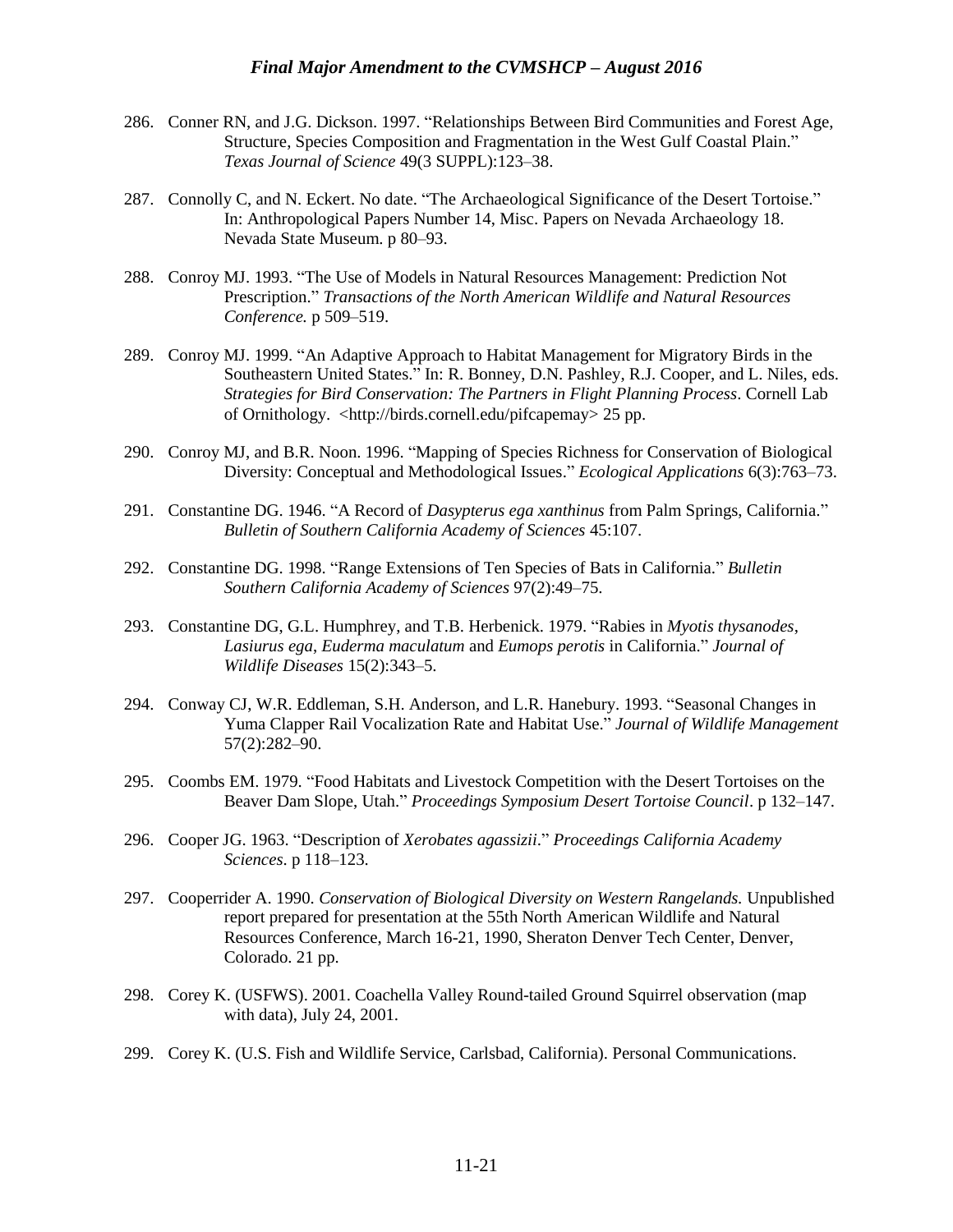286. Conner RN, and J.G. Dickson. 1997. "Relationships Between Bird Communities and Forest Age, Structure, Species Composition and Fragmentation in the West Gulf Coastal Plain." *Texas Journal of Science* 49(3 SUPPL):123–38.

287. Connolly C, and N. Eckert. No date. "The Archaeological Significance of the Desert Tortoise." In: Anthropological Papers Number 14, Misc. Papers on Nevada Archaeology 18. Nevada State Museum. p 80–93.

288. Conroy MJ. 1993. "The Use of Models in Natural Resources Management: Prediction Not Prescription." *Transactions of the North American Wildlife and Natural Resources Conference.* p 509–519.

289. Conroy MJ. 1999. "An Adaptive Approach to Habitat Management for Migratory Birds in the Southeastern United States." In: R. Bonney, D.N. Pashley, R.J. Cooper, and L. Niles, eds. *Strategies for Bird Conservation: The Partners in Flight Planning Process*. Cornell Lab of Ornithology. <http://birds.cornell.edu/pifcapemay> 25 pp.

290. Conroy MJ, and B.R. Noon. 1996. "Mapping of Species Richness for Conservation of Biological Diversity: Conceptual and Methodological Issues." *Ecological Applications* 6(3):763–73.

291. Constantine DG. 1946. "A Record of *Dasypterus ega xanthinus* from Palm Springs, California." *Bulletin of Southern California Academy of Sciences* 45:107.

292. Constantine DG. 1998. "Range Extensions of Ten Species of Bats in California." *Bulletin Southern California Academy of Sciences* 97(2):49–75.

293. Constantine DG, G.L. Humphrey, and T.B. Herbenick. 1979. "Rabies in *Myotis thysanodes*, *Lasiurus ega*, *Euderma maculatum* and *Eumops perotis* in California." *Journal of Wildlife Diseases* 15(2):343–5.

294. Conway CJ, W.R. Eddleman, S.H. Anderson, and L.R. Hanebury. 1993. "Seasonal Changes in Yuma Clapper Rail Vocalization Rate and Habitat Use." *Journal of Wildlife Management* 57(2):282–90.

295. Coombs EM. 1979. "Food Habitats and Livestock Competition with the Desert Tortoises on the Beaver Dam Slope, Utah." *Proceedings Symposium Desert Tortoise Council*. p 132–147.

296. Cooper JG. 1963. "Description of *Xerobates agassizii*." *Proceedings California Academy Sciences*. p 118–123.

297. Cooperrider A. 1990. *Conservation of Biological Diversity on Western Rangelands.* Unpublished report prepared for presentation at the 55th North American Wildlife and Natural Resources Conference, March 16-21, 1990, Sheraton Denver Tech Center, Denver, Colorado. 21 pp.

298. Corey K. (USFWS). 2001. Coachella Valley Round-tailed Ground Squirrel observation (map with data), July 24, 2001.

299. Corey K. (U.S. Fish and Wildlife Service, Carlsbad, California). Personal Communications.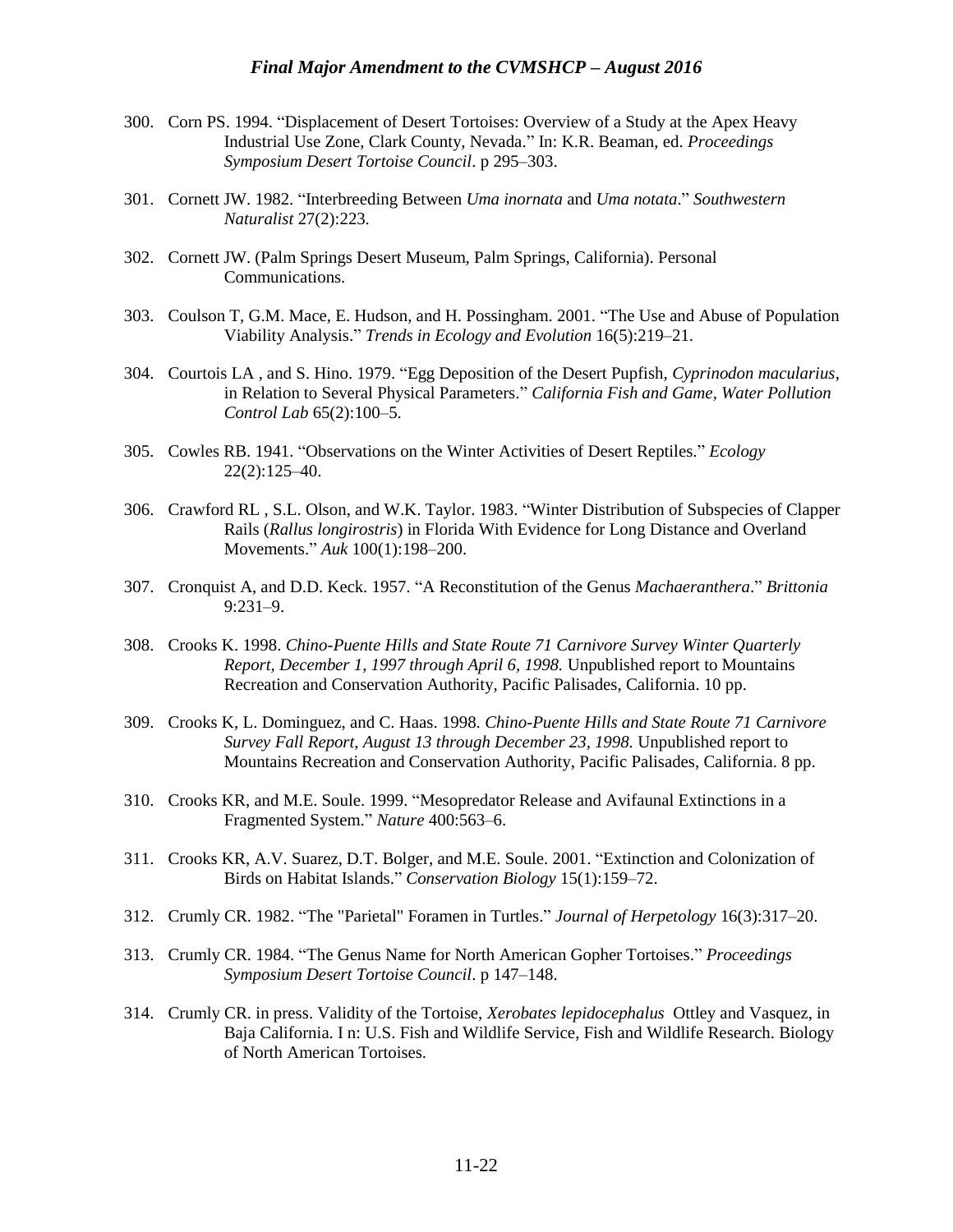300. Corn PS. 1994. "Displacement of Desert Tortoises: Overview of a Study at the Apex Heavy Industrial Use Zone, Clark County, Nevada." In: K.R. Beaman, ed. *Proceedings Symposium Desert Tortoise Council*. p 295–303.

301. Cornett JW. 1982. "Interbreeding Between *Uma inornata* and *Uma notata*." *Southwestern Naturalist* 27(2):223.

302. Cornett JW. (Palm Springs Desert Museum, Palm Springs, California). Personal Communications.

303. Coulson T, G.M. Mace, E. Hudson, and H. Possingham. 2001. "The Use and Abuse of Population Viability Analysis." *Trends in Ecology and Evolution* 16(5):219–21.

304. Courtois LA , and S. Hino. 1979. "Egg Deposition of the Desert Pupfish, *Cyprinodon macularius*, in Relation to Several Physical Parameters." *California Fish and Game, Water Pollution Control Lab* 65(2):100–5.

305. Cowles RB. 1941. "Observations on the Winter Activities of Desert Reptiles." *Ecology* 22(2):125–40.

306. Crawford RL , S.L. Olson, and W.K. Taylor. 1983. "Winter Distribution of Subspecies of Clapper Rails (*Rallus longirostris*) in Florida With Evidence for Long Distance and Overland Movements." *Auk* 100(1):198–200.

307. Cronquist A, and D.D. Keck. 1957. "A Reconstitution of the Genus *Machaeranthera*." *Brittonia* 9:231–9.

308. Crooks K. 1998. *Chino-Puente Hills and State Route 71 Carnivore Survey Winter Quarterly Report, December 1, 1997 through April 6, 1998.* Unpublished report to Mountains Recreation and Conservation Authority, Pacific Palisades, California. 10 pp.

309. Crooks K, L. Dominguez, and C. Haas. 1998. *Chino-Puente Hills and State Route 71 Carnivore Survey Fall Report, August 13 through December 23, 1998.* Unpublished report to Mountains Recreation and Conservation Authority, Pacific Palisades, California. 8 pp.

310. Crooks KR, and M.E. Soule. 1999. "Mesopredator Release and Avifaunal Extinctions in a Fragmented System." *Nature* 400:563–6.

311. Crooks KR, A.V. Suarez, D.T. Bolger, and M.E. Soule. 2001. "Extinction and Colonization of Birds on Habitat Islands." *Conservation Biology* 15(1):159–72.

312. Crumly CR. 1982. "The "Parietal" Foramen in Turtles." *Journal of Herpetology* 16(3):317–20.

313. Crumly CR. 1984. "The Genus Name for North American Gopher Tortoises." *Proceedings Symposium Desert Tortoise Council*. p 147–148.

314. Crumly CR. in press. Validity of the Tortoise, *Xerobates lepidocephalus* Ottley and Vasquez, in Baja California. I n: U.S. Fish and Wildlife Service, Fish and Wildlife Research. Biology of North American Tortoises.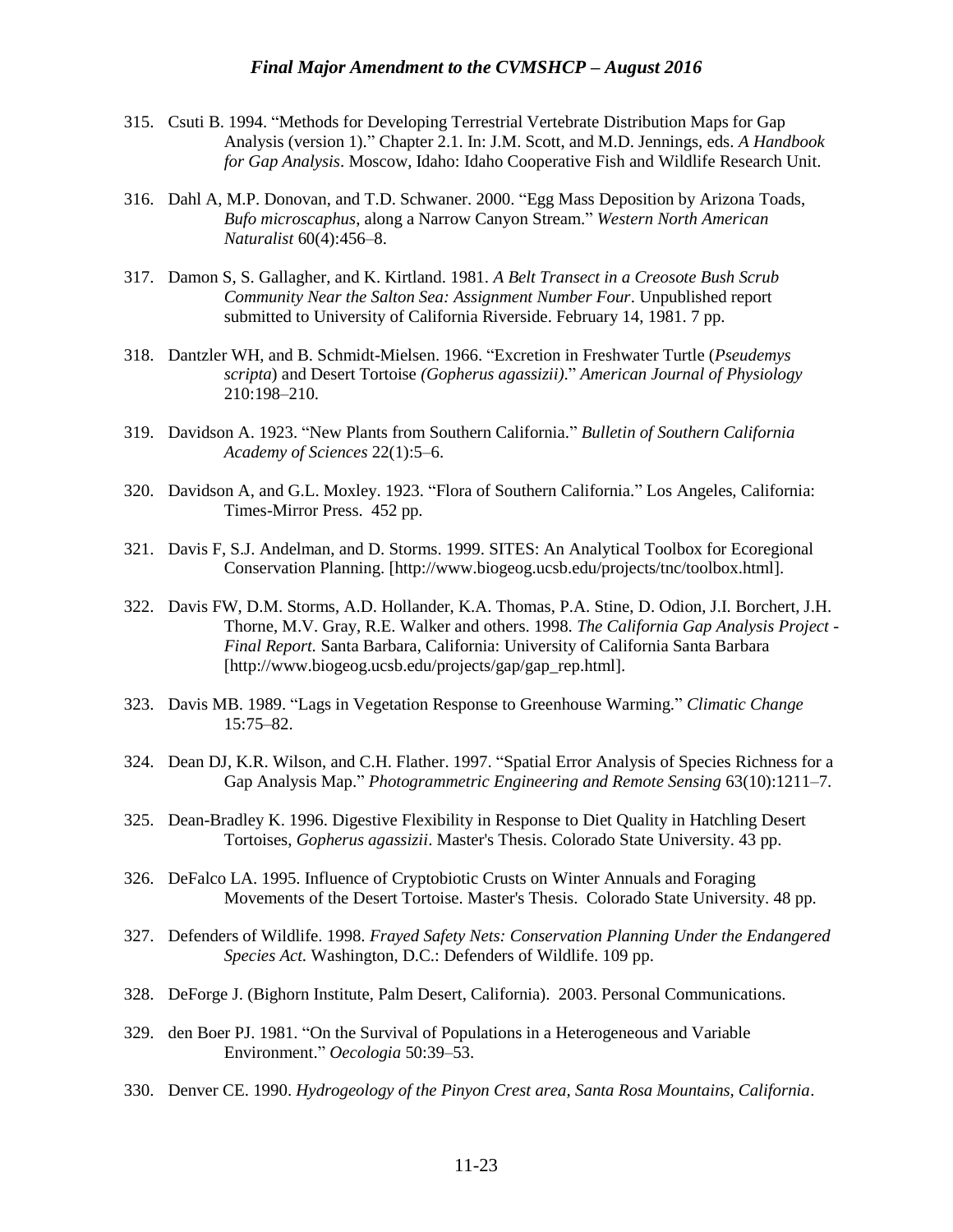315. Csuti B. 1994. "Methods for Developing Terrestrial Vertebrate Distribution Maps for Gap Analysis (version 1)." Chapter 2.1. In: J.M. Scott, and M.D. Jennings, eds. *A Handbook for Gap Analysis*. Moscow, Idaho: Idaho Cooperative Fish and Wildlife Research Unit.

316. Dahl A, M.P. Donovan, and T.D. Schwaner. 2000. "Egg Mass Deposition by Arizona Toads, *Bufo microscaphus*, along a Narrow Canyon Stream." *Western North American Naturalist* 60(4):456–8.

317. Damon S, S. Gallagher, and K. Kirtland. 1981. *A Belt Transect in a Creosote Bush Scrub Community Near the Salton Sea: Assignment Number Four*. Unpublished report submitted to University of California Riverside. February 14, 1981. 7 pp.

318. Dantzler WH, and B. Schmidt-Mielsen. 1966. "Excretion in Freshwater Turtle (*Pseudemys scripta*) and Desert Tortoise *(Gopherus agassizii)*." *American Journal of Physiology* 210:198–210.

319. Davidson A. 1923. "New Plants from Southern California." *Bulletin of Southern California Academy of Sciences* 22(1):5–6.

320. Davidson A, and G.L. Moxley. 1923. "Flora of Southern California." Los Angeles, California: Times-Mirror Press. 452 pp.

321. Davis F, S.J. Andelman, and D. Storms. 1999. SITES: An Analytical Toolbox for Ecoregional Conservation Planning. [http://www.biogeog.ucsb.edu/projects/tnc/toolbox.html].

322. Davis FW, D.M. Storms, A.D. Hollander, K.A. Thomas, P.A. Stine, D. Odion, J.I. Borchert, J.H. Thorne, M.V. Gray, R.E. Walker and others. 1998. *The California Gap Analysis Project - Final Report.* Santa Barbara, California: University of California Santa Barbara [http://www.biogeog.ucsb.edu/projects/gap/gap_rep.html].

323. Davis MB. 1989. "Lags in Vegetation Response to Greenhouse Warming." *Climatic Change* 15:75–82.

324. Dean DJ, K.R. Wilson, and C.H. Flather. 1997. "Spatial Error Analysis of Species Richness for a Gap Analysis Map." *Photogrammetric Engineering and Remote Sensing* 63(10):1211–7.

325. Dean-Bradley K. 1996. Digestive Flexibility in Response to Diet Quality in Hatchling Desert Tortoises, *Gopherus agassizii*. Master's Thesis. Colorado State University. 43 pp.

326. DeFalco LA. 1995. Influence of Cryptobiotic Crusts on Winter Annuals and Foraging Movements of the Desert Tortoise. Master's Thesis. Colorado State University. 48 pp.

327. Defenders of Wildlife. 1998. *Frayed Safety Nets: Conservation Planning Under the Endangered Species Act.* Washington, D.C.: Defenders of Wildlife. 109 pp.

328. DeForge J. (Bighorn Institute, Palm Desert, California). 2003. Personal Communications.

329. den Boer PJ. 1981. "On the Survival of Populations in a Heterogeneous and Variable Environment." *Oecologia* 50:39–53.

330. Denver CE. 1990. *Hydrogeology of the Pinyon Crest area, Santa Rosa Mountains, California*.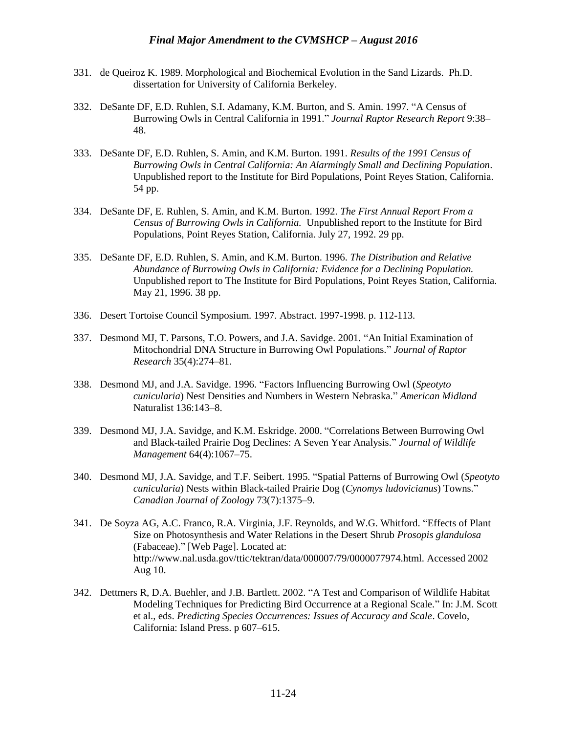331. de Queiroz K. 1989. Morphological and Biochemical Evolution in the Sand Lizards. Ph.D. dissertation for University of California Berkeley.

332. DeSante DF, E.D. Ruhlen, S.I. Adamany, K.M. Burton, and S. Amin. 1997. "A Census of Burrowing Owls in Central California in 1991." *Journal Raptor Research Report* 9:38–48.

333. DeSante DF, E.D. Ruhlen, S. Amin, and K.M. Burton. 1991. *Results of the 1991 Census of Burrowing Owls in Central California: An Alarmingly Small and Declining Population*. Unpublished report to the Institute for Bird Populations, Point Reyes Station, California. 54 pp.

334. DeSante DF, E. Ruhlen, S. Amin, and K.M. Burton. 1992. *The First Annual Report From a Census of Burrowing Owls in California.* Unpublished report to the Institute for Bird Populations, Point Reyes Station, California. July 27, 1992. 29 pp.

335. DeSante DF, E.D. Ruhlen, S. Amin, and K.M. Burton. 1996. *The Distribution and Relative Abundance of Burrowing Owls in California: Evidence for a Declining Population.* Unpublished report to The Institute for Bird Populations, Point Reyes Station, California. May 21, 1996. 38 pp.

336. Desert Tortoise Council Symposium. 1997. Abstract. 1997-1998. p. 112-113.

337. Desmond MJ, T. Parsons, T.O. Powers, and J.A. Savidge. 2001. "An Initial Examination of Mitochondrial DNA Structure in Burrowing Owl Populations." *Journal of Raptor Research* 35(4):274–81.

338. Desmond MJ, and J.A. Savidge. 1996. "Factors Influencing Burrowing Owl (*Speotyto cunicularia*) Nest Densities and Numbers in Western Nebraska." *American Midland* Naturalist 136:143–8.

339. Desmond MJ, J.A. Savidge, and K.M. Eskridge. 2000. "Correlations Between Burrowing Owl and Black-tailed Prairie Dog Declines: A Seven Year Analysis." *Journal of Wildlife Management* 64(4):1067–75.

340. Desmond MJ, J.A. Savidge, and T.F. Seibert. 1995. "Spatial Patterns of Burrowing Owl (*Speotyto cunicularia*) Nests within Black-tailed Prairie Dog (*Cynomys ludovicianus*) Towns." *Canadian Journal of Zoology* 73(7):1375–9.

341. De Soyza AG, A.C. Franco, R.A. Virginia, J.F. Reynolds, and W.G. Whitford. "Effects of Plant Size on Photosynthesis and Water Relations in the Desert Shrub *Prosopis glandulosa* (Fabaceae)." [Web Page]. Located at: http://www.nal.usda.gov/ttic/tektran/data/000007/79/0000077974.html. Accessed 2002 Aug 10.

342. Dettmers R, D.A. Buehler, and J.B. Bartlett. 2002. "A Test and Comparison of Wildlife Habitat Modeling Techniques for Predicting Bird Occurrence at a Regional Scale." In: J.M. Scott et al., eds. *Predicting Species Occurrences: Issues of Accuracy and Scale*. Covelo, California: Island Press. p 607–615.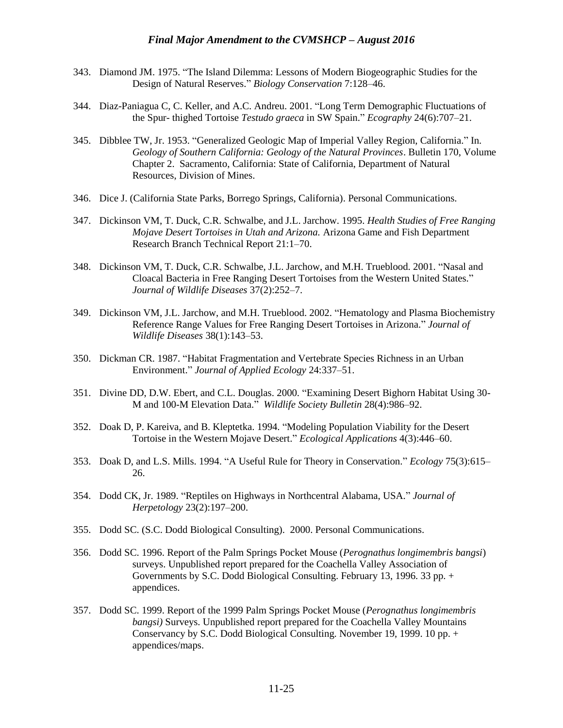343. Diamond JM. 1975. "The Island Dilemma: Lessons of Modern Biogeographic Studies for the Design of Natural Reserves." *Biology Conservation* 7:128–46.

344. Diaz-Paniagua C, C. Keller, and A.C. Andreu. 2001. "Long Term Demographic Fluctuations of the Spur- thighed Tortoise *Testudo graeca* in SW Spain." *Ecography* 24(6):707–21.

345. Dibblee TW, Jr. 1953. "Generalized Geologic Map of Imperial Valley Region, California." In. *Geology of Southern California: Geology of the Natural Provinces*. Bulletin 170, Volume Chapter 2. Sacramento, California: State of California, Department of Natural Resources, Division of Mines.

346. Dice J. (California State Parks, Borrego Springs, California). Personal Communications.

347. Dickinson VM, T. Duck, C.R. Schwalbe, and J.L. Jarchow. 1995. *Health Studies of Free Ranging Mojave Desert Tortoises in Utah and Arizona.* Arizona Game and Fish Department Research Branch Technical Report 21:1–70.

348. Dickinson VM, T. Duck, C.R. Schwalbe, J.L. Jarchow, and M.H. Trueblood. 2001. "Nasal and Cloacal Bacteria in Free Ranging Desert Tortoises from the Western United States." *Journal of Wildlife Diseases* 37(2):252–7.

349. Dickinson VM, J.L. Jarchow, and M.H. Trueblood. 2002. "Hematology and Plasma Biochemistry Reference Range Values for Free Ranging Desert Tortoises in Arizona." *Journal of Wildlife Diseases* 38(1):143–53.

350. Dickman CR. 1987. "Habitat Fragmentation and Vertebrate Species Richness in an Urban Environment." *Journal of Applied Ecology* 24:337–51.

351. Divine DD, D.W. Ebert, and C.L. Douglas. 2000. "Examining Desert Bighorn Habitat Using 30-M and 100-M Elevation Data." *Wildlife Society Bulletin* 28(4):986–92.

352. Doak D, P. Kareiva, and B. Kleptetka. 1994. "Modeling Population Viability for the Desert Tortoise in the Western Mojave Desert." *Ecological Applications* 4(3):446–60.

353. Doak D, and L.S. Mills. 1994. "A Useful Rule for Theory in Conservation." *Ecology* 75(3):615–26.

354. Dodd CK, Jr. 1989. "Reptiles on Highways in Northcentral Alabama, USA." *Journal of Herpetology* 23(2):197–200.

355. Dodd SC. (S.C. Dodd Biological Consulting). 2000. Personal Communications.

356. Dodd SC. 1996. Report of the Palm Springs Pocket Mouse (*Perognathus longimembris bangsi*) surveys. Unpublished report prepared for the Coachella Valley Association of Governments by S.C. Dodd Biological Consulting. February 13, 1996. 33 pp. + appendices.

357. Dodd SC. 1999. Report of the 1999 Palm Springs Pocket Mouse (*Perognathus longimembris bangsi)* Surveys. Unpublished report prepared for the Coachella Valley Mountains Conservancy by S.C. Dodd Biological Consulting. November 19, 1999. 10 pp. + appendices/maps.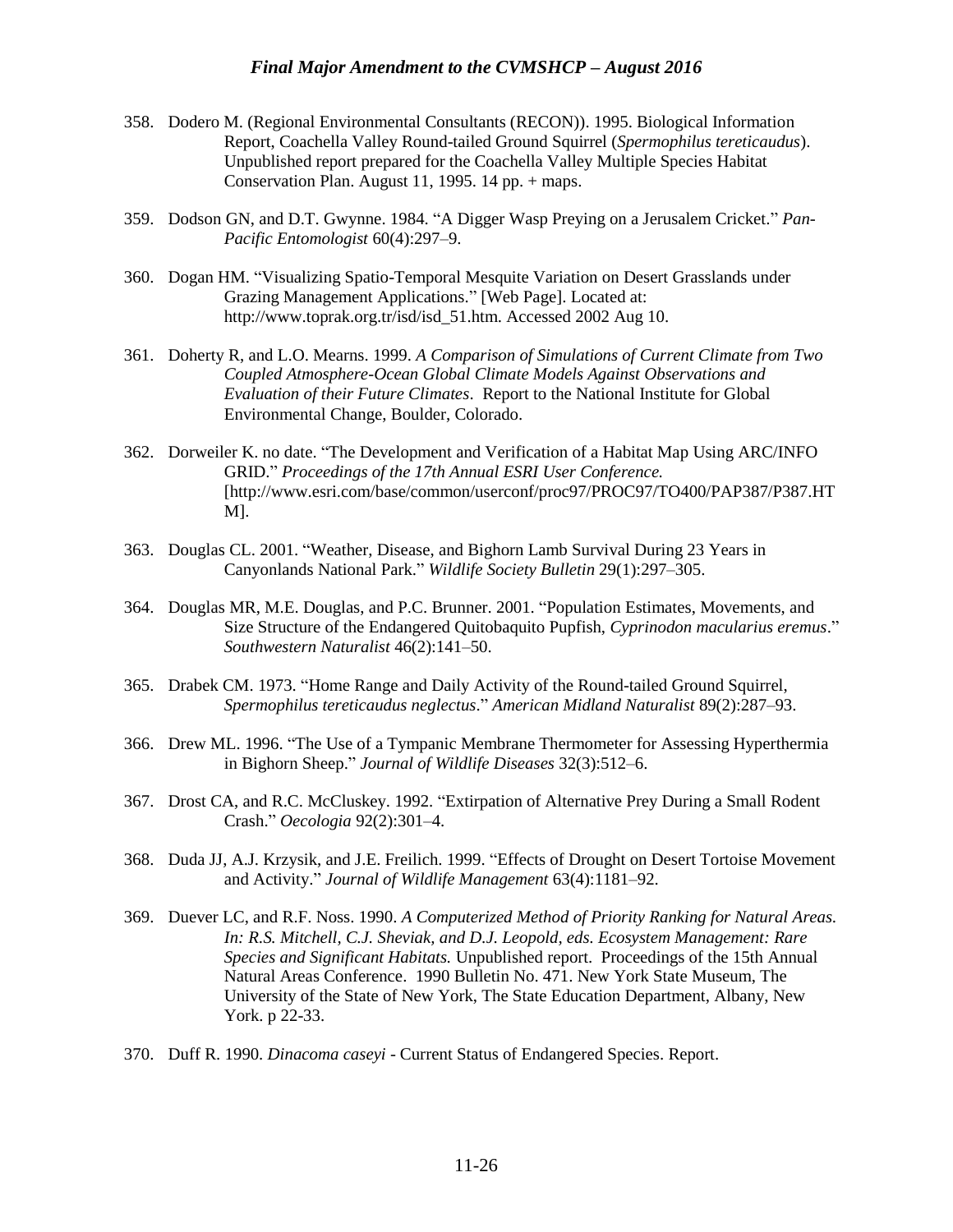358. Dodero M. (Regional Environmental Consultants (RECON)). 1995. Biological Information Report, Coachella Valley Round-tailed Ground Squirrel (*Spermophilus tereticaudus*). Unpublished report prepared for the Coachella Valley Multiple Species Habitat Conservation Plan. August 11, 1995. 14 pp. + maps.

359. Dodson GN, and D.T. Gwynne. 1984. "A Digger Wasp Preying on a Jerusalem Cricket." *Pan-Pacific Entomologist* 60(4):297–9.

360. Dogan HM. "Visualizing Spatio-Temporal Mesquite Variation on Desert Grasslands under Grazing Management Applications." [Web Page]. Located at: http://www.toprak.org.tr/isd/isd_51.htm. Accessed 2002 Aug 10.

361. Doherty R, and L.O. Mearns. 1999. *A Comparison of Simulations of Current Climate from Two Coupled Atmosphere-Ocean Global Climate Models Against Observations and Evaluation of their Future Climates*. Report to the National Institute for Global Environmental Change, Boulder, Colorado.

362. Dorweiler K. no date. "The Development and Verification of a Habitat Map Using ARC/INFO GRID." *Proceedings of the 17th Annual ESRI User Conference.* [http://www.esri.com/base/common/userconf/proc97/PROC97/TO400/PAP387/P387.HTM].

363. Douglas CL. 2001. "Weather, Disease, and Bighorn Lamb Survival During 23 Years in Canyonlands National Park." *Wildlife Society Bulletin* 29(1):297–305.

364. Douglas MR, M.E. Douglas, and P.C. Brunner. 2001. "Population Estimates, Movements, and Size Structure of the Endangered Quitobaquito Pupfish, *Cyprinodon macularius eremus*." *Southwestern Naturalist* 46(2):141–50.

365. Drabek CM. 1973. "Home Range and Daily Activity of the Round-tailed Ground Squirrel, *Spermophilus tereticaudus neglectus*." *American Midland Naturalist* 89(2):287–93.

366. Drew ML. 1996. "The Use of a Tympanic Membrane Thermometer for Assessing Hyperthermia in Bighorn Sheep." *Journal of Wildlife Diseases* 32(3):512–6.

367. Drost CA, and R.C. McCluskey. 1992. "Extirpation of Alternative Prey During a Small Rodent Crash." *Oecologia* 92(2):301–4.

368. Duda JJ, A.J. Krzysik, and J.E. Freilich. 1999. "Effects of Drought on Desert Tortoise Movement and Activity." *Journal of Wildlife Management* 63(4):1181–92.

369. Duever LC, and R.F. Noss. 1990. *A Computerized Method of Priority Ranking for Natural Areas. In: R.S. Mitchell, C.J. Sheviak, and D.J. Leopold, eds. Ecosystem Management: Rare Species and Significant Habitats.* Unpublished report. Proceedings of the 15th Annual Natural Areas Conference. 1990 Bulletin No. 471. New York State Museum, The University of the State of New York, The State Education Department, Albany, New York. p 22-33.

370. Duff R. 1990. *Dinacoma caseyi* - Current Status of Endangered Species. Report.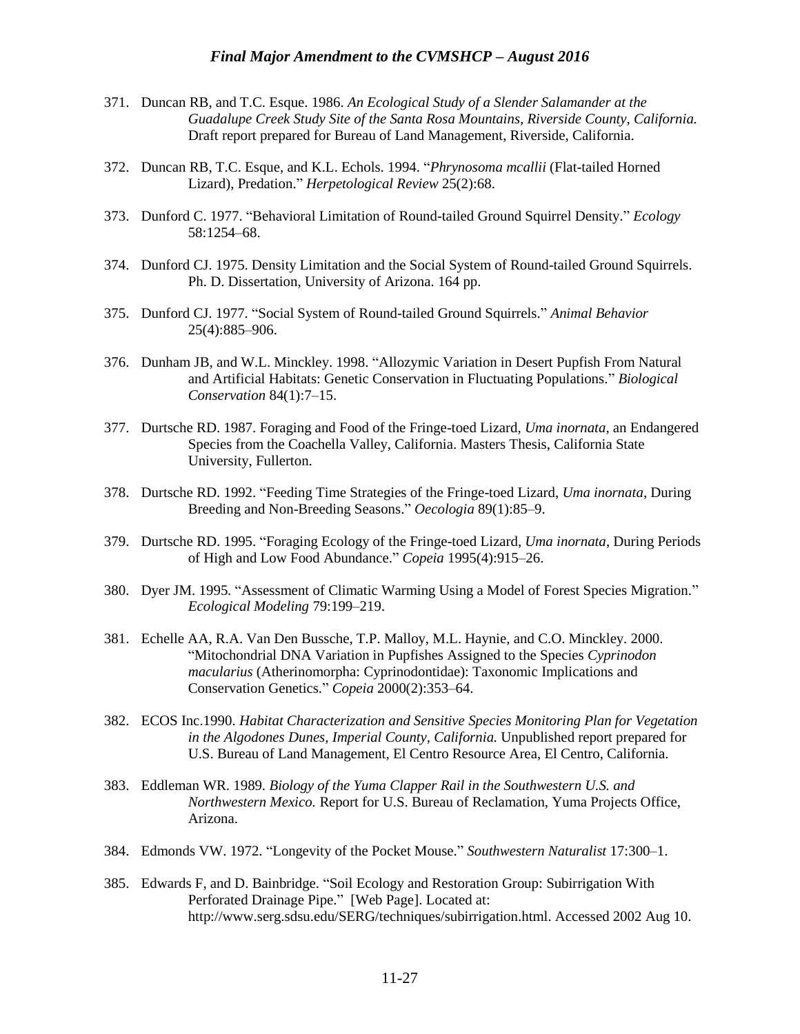371. Duncan RB, and T.C. Esque. 1986. *An Ecological Study of a Slender Salamander at the Guadalupe Creek Study Site of the Santa Rosa Mountains, Riverside County, California.* Draft report prepared for Bureau of Land Management, Riverside, California.

372. Duncan RB, T.C. Esque, and K.L. Echols. 1994. "*Phrynosoma mcallii* (Flat-tailed Horned Lizard), Predation." *Herpetological Review* 25(2):68.

373. Dunford C. 1977. "Behavioral Limitation of Round-tailed Ground Squirrel Density." *Ecology* 58:1254–68.

374. Dunford CJ. 1975. Density Limitation and the Social System of Round-tailed Ground Squirrels. Ph. D. Dissertation, University of Arizona. 164 pp.

375. Dunford CJ. 1977. "Social System of Round-tailed Ground Squirrels." *Animal Behavior* 25(4):885–906.

376. Dunham JB, and W.L. Minckley. 1998. "Allozymic Variation in Desert Pupfish From Natural and Artificial Habitats: Genetic Conservation in Fluctuating Populations." *Biological Conservation* 84(1):7–15.

377. Durtsche RD. 1987. Foraging and Food of the Fringe-toed Lizard, *Uma inornata*, an Endangered Species from the Coachella Valley, California. Masters Thesis, California State University, Fullerton.

378. Durtsche RD. 1992. "Feeding Time Strategies of the Fringe-toed Lizard, *Uma inornata*, During Breeding and Non-Breeding Seasons." *Oecologia* 89(1):85–9.

379. Durtsche RD. 1995. "Foraging Ecology of the Fringe-toed Lizard, *Uma inornata*, During Periods of High and Low Food Abundance." *Copeia* 1995(4):915–26.

380. Dyer JM. 1995. "Assessment of Climatic Warming Using a Model of Forest Species Migration." *Ecological Modeling* 79:199–219.

381. Echelle AA, R.A. Van Den Bussche, T.P. Malloy, M.L. Haynie, and C.O. Minckley. 2000. "Mitochondrial DNA Variation in Pupfishes Assigned to the Species *Cyprinodon macularius* (Atherinomorpha: Cyprinodontidae): Taxonomic Implications and Conservation Genetics." *Copeia* 2000(2):353–64.

382. ECOS Inc.1990. *Habitat Characterization and Sensitive Species Monitoring Plan for Vegetation in the Algodones Dunes, Imperial County, California.* Unpublished report prepared for U.S. Bureau of Land Management, El Centro Resource Area, El Centro, California.

383. Eddleman WR. 1989. *Biology of the Yuma Clapper Rail in the Southwestern U.S. and Northwestern Mexico.* Report for U.S. Bureau of Reclamation, Yuma Projects Office, Arizona.

384. Edmonds VW. 1972. "Longevity of the Pocket Mouse." *Southwestern Naturalist* 17:300–1.

385. Edwards F, and D. Bainbridge. "Soil Ecology and Restoration Group: Subirrigation With Perforated Drainage Pipe." [Web Page]. Located at: http://www.serg.sdsu.edu/SERG/techniques/subirrigation.html. Accessed 2002 Aug 10.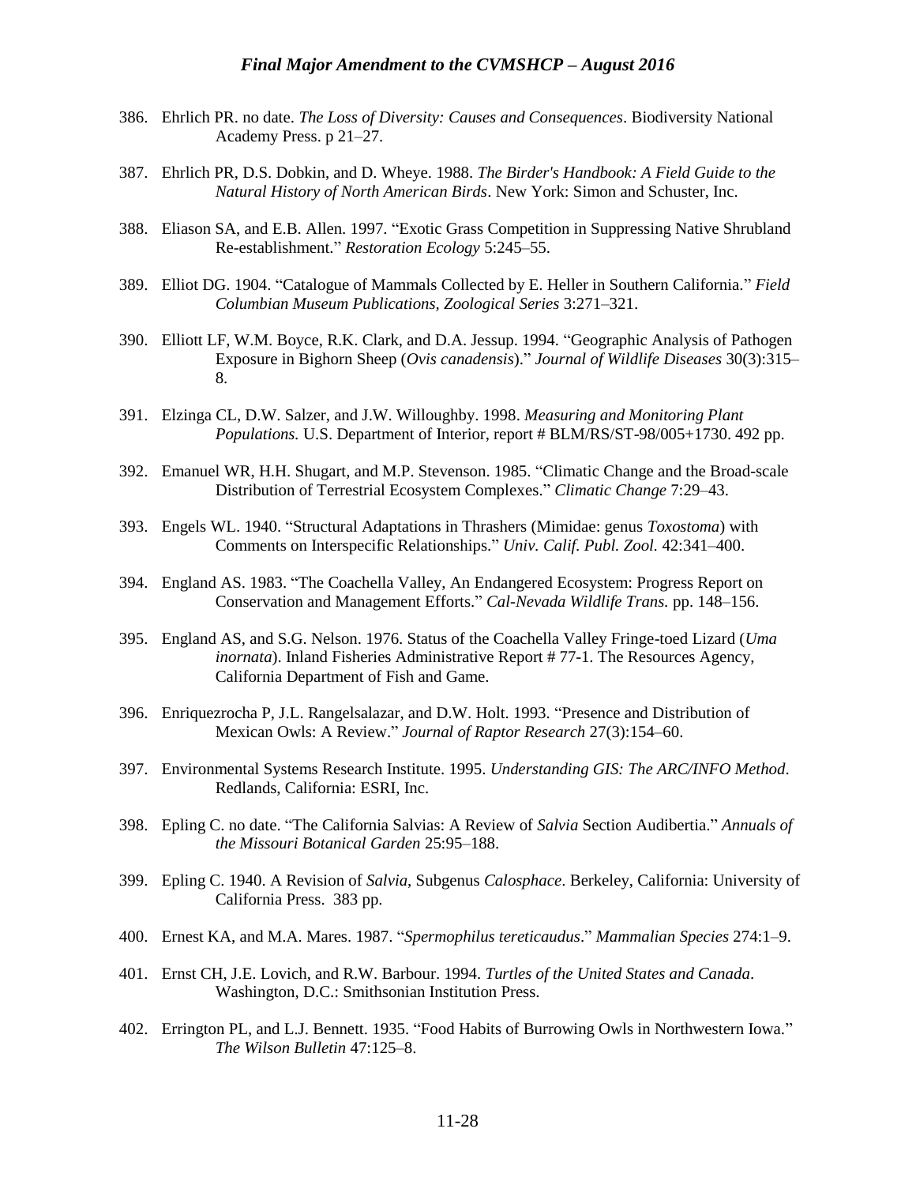386. Ehrlich PR. no date. *The Loss of Diversity: Causes and Consequences*. Biodiversity National Academy Press. p 21–27.

387. Ehrlich PR, D.S. Dobkin, and D. Wheye. 1988. *The Birder's Handbook: A Field Guide to the Natural History of North American Birds*. New York: Simon and Schuster, Inc.

388. Eliason SA, and E.B. Allen. 1997. "Exotic Grass Competition in Suppressing Native Shrubland Re-establishment." *Restoration Ecology* 5:245–55.

389. Elliot DG. 1904. "Catalogue of Mammals Collected by E. Heller in Southern California." *Field Columbian Museum Publications, Zoological Series* 3:271–321.

390. Elliott LF, W.M. Boyce, R.K. Clark, and D.A. Jessup. 1994. "Geographic Analysis of Pathogen Exposure in Bighorn Sheep (*Ovis canadensis*)." *Journal of Wildlife Diseases* 30(3):315–8.

391. Elzinga CL, D.W. Salzer, and J.W. Willoughby. 1998. *Measuring and Monitoring Plant Populations.* U.S. Department of Interior, report # BLM/RS/ST-98/005+1730. 492 pp.

392. Emanuel WR, H.H. Shugart, and M.P. Stevenson. 1985. "Climatic Change and the Broad-scale Distribution of Terrestrial Ecosystem Complexes." *Climatic Change* 7:29–43.

393. Engels WL. 1940. "Structural Adaptations in Thrashers (Mimidae: genus *Toxostoma*) with Comments on Interspecific Relationships." *Univ. Calif. Publ. Zool.* 42:341–400.

394. England AS. 1983. "The Coachella Valley, An Endangered Ecosystem: Progress Report on Conservation and Management Efforts." *Cal-Nevada Wildlife Trans.* pp. 148–156.

395. England AS, and S.G. Nelson. 1976. Status of the Coachella Valley Fringe-toed Lizard (*Uma inornata*). Inland Fisheries Administrative Report # 77-1. The Resources Agency, California Department of Fish and Game.

396. Enriquezrocha P, J.L. Rangelsalazar, and D.W. Holt. 1993. "Presence and Distribution of Mexican Owls: A Review." *Journal of Raptor Research* 27(3):154–60.

397. Environmental Systems Research Institute. 1995. *Understanding GIS: The ARC/INFO Method*. Redlands, California: ESRI, Inc.

398. Epling C. no date. "The California Salvias: A Review of *Salvia* Section Audibertia." *Annuals of the Missouri Botanical Garden* 25:95–188.

399. Epling C. 1940. A Revision of *Salvia*, Subgenus *Calosphace*. Berkeley, California: University of California Press. 383 pp.

400. Ernest KA, and M.A. Mares. 1987. "*Spermophilus tereticaudus*." *Mammalian Species* 274:1–9.

401. Ernst CH, J.E. Lovich, and R.W. Barbour. 1994. *Turtles of the United States and Canada*. Washington, D.C.: Smithsonian Institution Press.

402. Errington PL, and L.J. Bennett. 1935. "Food Habits of Burrowing Owls in Northwestern Iowa." *The Wilson Bulletin* 47:125–8.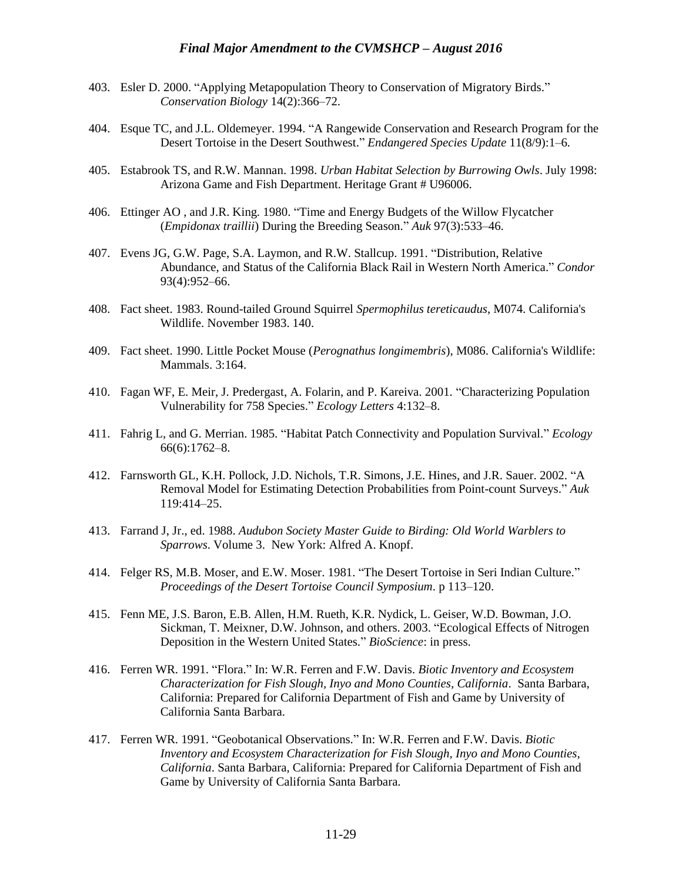403. Esler D. 2000. “Applying Metapopulation Theory to Conservation of Migratory Birds.” *Conservation Biology* 14(2):366–72.

404. Esque TC, and J.L. Oldemeyer. 1994. “A Rangewide Conservation and Research Program for the Desert Tortoise in the Desert Southwest.” *Endangered Species Update* 11(8/9):1–6.

405. Estabrook TS, and R.W. Mannan. 1998. *Urban Habitat Selection by Burrowing Owls*. July 1998: Arizona Game and Fish Department. Heritage Grant # U96006.

406. Ettinger AO , and J.R. King. 1980. “Time and Energy Budgets of the Willow Flycatcher (*Empidonax traillii*) During the Breeding Season.” *Auk* 97(3):533–46.

407. Evens JG, G.W. Page, S.A. Laymon, and R.W. Stallcup. 1991. “Distribution, Relative Abundance, and Status of the California Black Rail in Western North America.” *Condor* 93(4):952–66.

408. Fact sheet. 1983. Round-tailed Ground Squirrel *Spermophilus tereticaudus*, M074. California's Wildlife. November 1983. 140.

409. Fact sheet. 1990. Little Pocket Mouse (*Perognathus longimembris*), M086. California's Wildlife: Mammals. 3:164.

410. Fagan WF, E. Meir, J. Predergast, A. Folarin, and P. Kareiva. 2001. “Characterizing Population Vulnerability for 758 Species.” *Ecology Letters* 4:132–8.

411. Fahrig L, and G. Merrian. 1985. “Habitat Patch Connectivity and Population Survival.” *Ecology* 66(6):1762–8.

412. Farnsworth GL, K.H. Pollock, J.D. Nichols, T.R. Simons, J.E. Hines, and J.R. Sauer. 2002. “A Removal Model for Estimating Detection Probabilities from Point-count Surveys.” *Auk* 119:414–25.

413. Farrand J, Jr., ed. 1988. *Audubon Society Master Guide to Birding: Old World Warblers to Sparrows*. Volume 3. New York: Alfred A. Knopf.

414. Felger RS, M.B. Moser, and E.W. Moser. 1981. “The Desert Tortoise in Seri Indian Culture.” *Proceedings of the Desert Tortoise Council Symposium*. p 113–120.

415. Fenn ME, J.S. Baron, E.B. Allen, H.M. Rueth, K.R. Nydick, L. Geiser, W.D. Bowman, J.O. Sickman, T. Meixner, D.W. Johnson, and others. 2003. “Ecological Effects of Nitrogen Deposition in the Western United States.” *BioScience*: in press.

416. Ferren WR. 1991. “Flora.” In: W.R. Ferren and F.W. Davis. *Biotic Inventory and Ecosystem Characterization for Fish Slough, Inyo and Mono Counties, California*. Santa Barbara, California: Prepared for California Department of Fish and Game by University of California Santa Barbara.

417. Ferren WR. 1991. “Geobotanical Observations.” In: W.R. Ferren and F.W. Davis. *Biotic Inventory and Ecosystem Characterization for Fish Slough, Inyo and Mono Counties, California*. Santa Barbara, California: Prepared for California Department of Fish and Game by University of California Santa Barbara.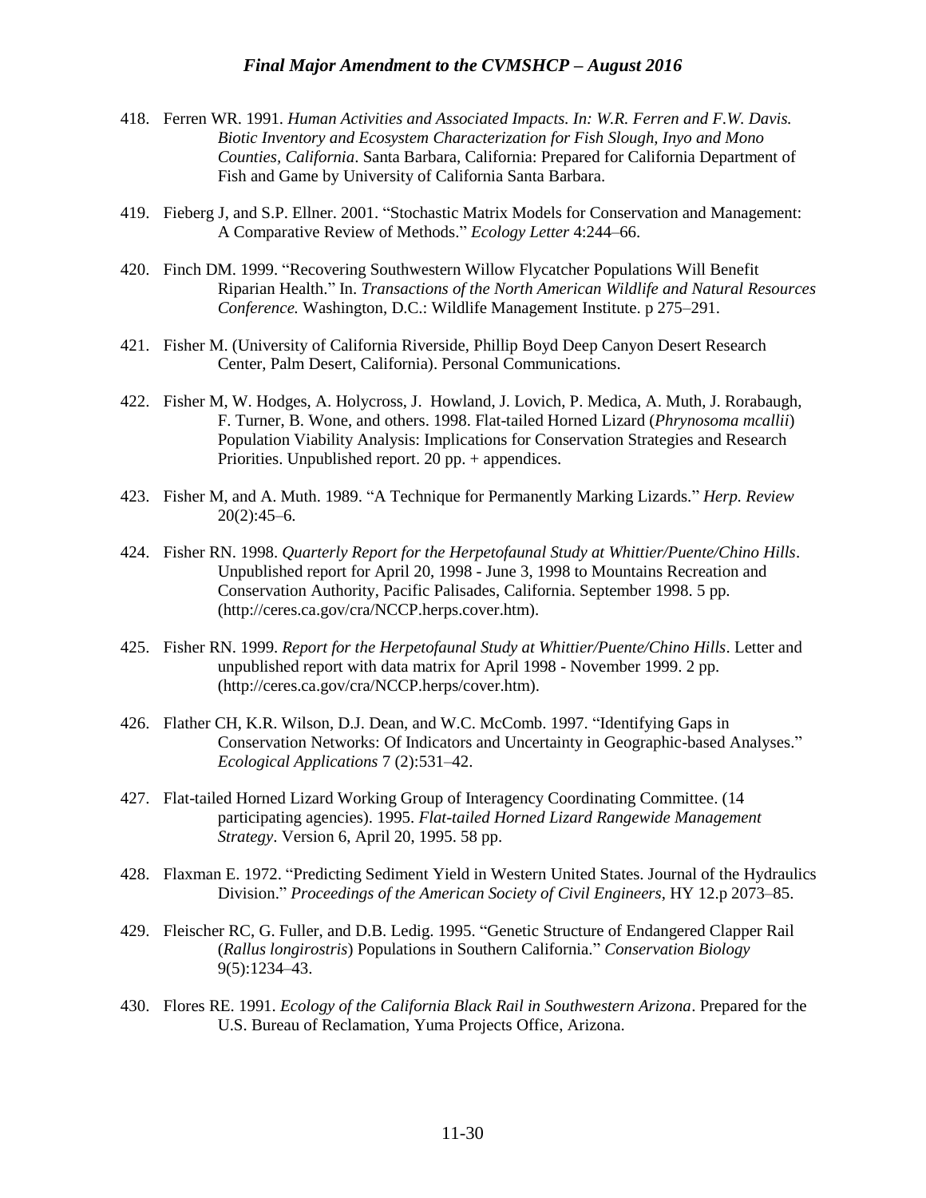418. Ferren WR. 1991. *Human Activities and Associated Impacts. In: W.R. Ferren and F.W. Davis. Biotic Inventory and Ecosystem Characterization for Fish Slough, Inyo and Mono Counties, California*. Santa Barbara, California: Prepared for California Department of Fish and Game by University of California Santa Barbara.

419. Fieberg J, and S.P. Ellner. 2001. "Stochastic Matrix Models for Conservation and Management: A Comparative Review of Methods." *Ecology Letter* 4:244–66.

420. Finch DM. 1999. "Recovering Southwestern Willow Flycatcher Populations Will Benefit Riparian Health." In. *Transactions of the North American Wildlife and Natural Resources Conference.* Washington, D.C.: Wildlife Management Institute. p 275–291.

421. Fisher M. (University of California Riverside, Phillip Boyd Deep Canyon Desert Research Center, Palm Desert, California). Personal Communications.

422. Fisher M, W. Hodges, A. Holycross, J. Howland, J. Lovich, P. Medica, A. Muth, J. Rorabaugh, F. Turner, B. Wone, and others. 1998. Flat-tailed Horned Lizard (*Phrynosoma mcallii*) Population Viability Analysis: Implications for Conservation Strategies and Research Priorities. Unpublished report. 20 pp. + appendices.

423. Fisher M, and A. Muth. 1989. "A Technique for Permanently Marking Lizards." *Herp. Review* 20(2):45–6.

424. Fisher RN. 1998. *Quarterly Report for the Herpetofaunal Study at Whittier/Puente/Chino Hills*. Unpublished report for April 20, 1998 - June 3, 1998 to Mountains Recreation and Conservation Authority, Pacific Palisades, California. September 1998. 5 pp. (http://ceres.ca.gov/cra/NCCP.herps.cover.htm).

425. Fisher RN. 1999. *Report for the Herpetofaunal Study at Whittier/Puente/Chino Hills*. Letter and unpublished report with data matrix for April 1998 - November 1999. 2 pp. (http://ceres.ca.gov/cra/NCCP.herps/cover.htm).

426. Flather CH, K.R. Wilson, D.J. Dean, and W.C. McComb. 1997. "Identifying Gaps in Conservation Networks: Of Indicators and Uncertainty in Geographic-based Analyses." *Ecological Applications* 7 (2):531–42.

427. Flat-tailed Horned Lizard Working Group of Interagency Coordinating Committee. (14 participating agencies). 1995. *Flat-tailed Horned Lizard Rangewide Management Strategy*. Version 6, April 20, 1995. 58 pp.

428. Flaxman E. 1972. "Predicting Sediment Yield in Western United States. Journal of the Hydraulics Division." *Proceedings of the American Society of Civil Engineers*, HY 12.p 2073–85.

429. Fleischer RC, G. Fuller, and D.B. Ledig. 1995. "Genetic Structure of Endangered Clapper Rail (*Rallus longirostris*) Populations in Southern California." *Conservation Biology* 9(5):1234–43.

430. Flores RE. 1991. *Ecology of the California Black Rail in Southwestern Arizona*. Prepared for the U.S. Bureau of Reclamation, Yuma Projects Office, Arizona.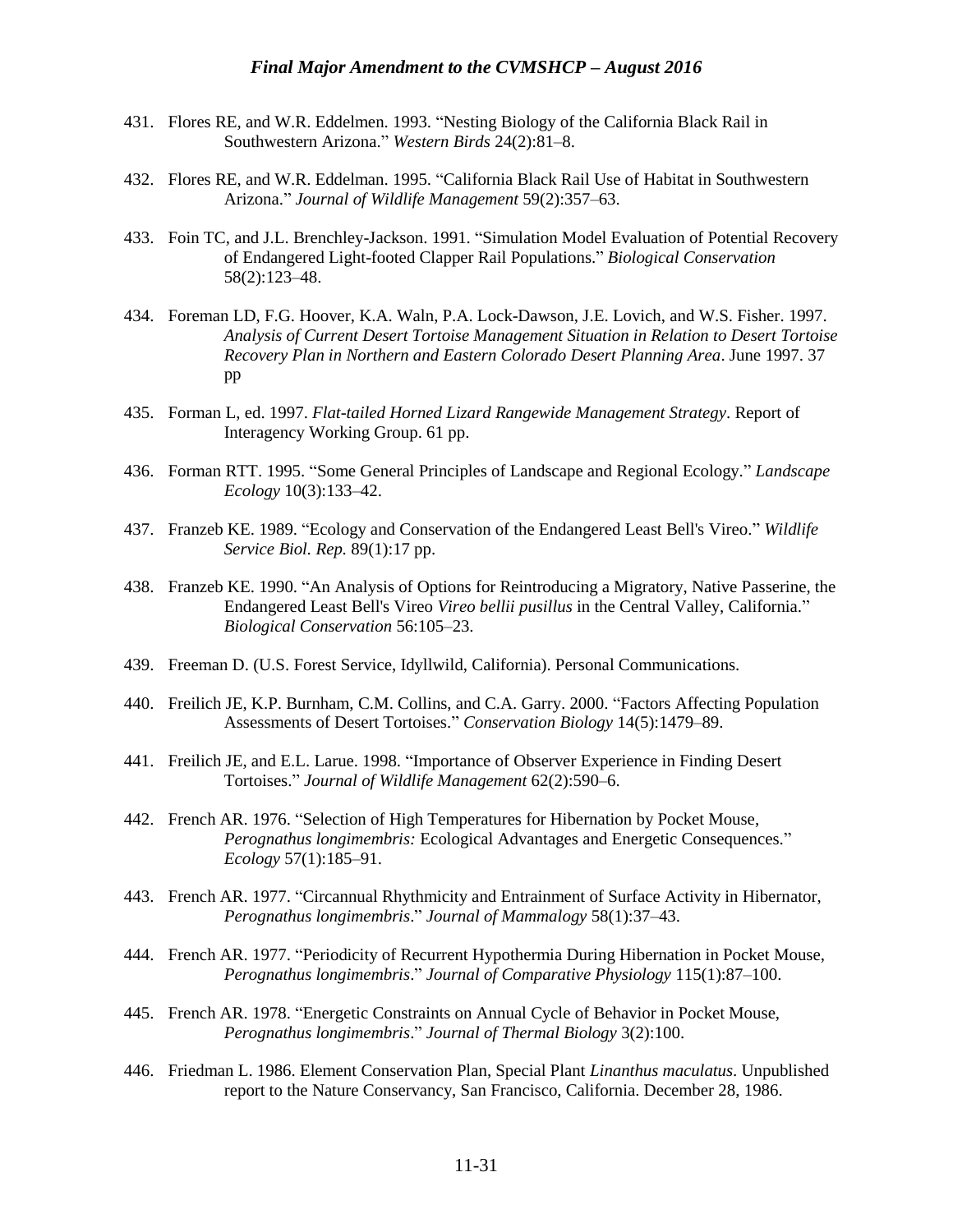431. Flores RE, and W.R. Eddelmen. 1993. "Nesting Biology of the California Black Rail in Southwestern Arizona." *Western Birds* 24(2):81–8.

432. Flores RE, and W.R. Eddelman. 1995. "California Black Rail Use of Habitat in Southwestern Arizona." *Journal of Wildlife Management* 59(2):357–63.

433. Foin TC, and J.L. Brenchley-Jackson. 1991. "Simulation Model Evaluation of Potential Recovery of Endangered Light-footed Clapper Rail Populations." *Biological Conservation* 58(2):123–48.

434. Foreman LD, F.G. Hoover, K.A. Waln, P.A. Lock-Dawson, J.E. Lovich, and W.S. Fisher. 1997. *Analysis of Current Desert Tortoise Management Situation in Relation to Desert Tortoise Recovery Plan in Northern and Eastern Colorado Desert Planning Area*. June 1997. 37 pp

435. Forman L, ed. 1997. *Flat-tailed Horned Lizard Rangewide Management Strategy*. Report of Interagency Working Group. 61 pp.

436. Forman RTT. 1995. "Some General Principles of Landscape and Regional Ecology." *Landscape Ecology* 10(3):133–42.

437. Franzeb KE. 1989. "Ecology and Conservation of the Endangered Least Bell's Vireo." *Wildlife Service Biol. Rep.* 89(1):17 pp.

438. Franzeb KE. 1990. "An Analysis of Options for Reintroducing a Migratory, Native Passerine, the Endangered Least Bell's Vireo *Vireo bellii pusillus* in the Central Valley, California." *Biological Conservation* 56:105–23.

439. Freeman D. (U.S. Forest Service, Idyllwild, California). Personal Communications.

440. Freilich JE, K.P. Burnham, C.M. Collins, and C.A. Garry. 2000. "Factors Affecting Population Assessments of Desert Tortoises." *Conservation Biology* 14(5):1479–89.

441. Freilich JE, and E.L. Larue. 1998. "Importance of Observer Experience in Finding Desert Tortoises." *Journal of Wildlife Management* 62(2):590–6.

442. French AR. 1976. "Selection of High Temperatures for Hibernation by Pocket Mouse, *Perognathus longimembris:* Ecological Advantages and Energetic Consequences." *Ecology* 57(1):185–91.

443. French AR. 1977. "Circannual Rhythmicity and Entrainment of Surface Activity in Hibernator, *Perognathus longimembris*." *Journal of Mammalogy* 58(1):37–43.

444. French AR. 1977. "Periodicity of Recurrent Hypothermia During Hibernation in Pocket Mouse, *Perognathus longimembris*." *Journal of Comparative Physiology* 115(1):87–100.

445. French AR. 1978. "Energetic Constraints on Annual Cycle of Behavior in Pocket Mouse, *Perognathus longimembris*." *Journal of Thermal Biology* 3(2):100.

446. Friedman L. 1986. Element Conservation Plan, Special Plant *Linanthus maculatus*. Unpublished report to the Nature Conservancy, San Francisco, California. December 28, 1986.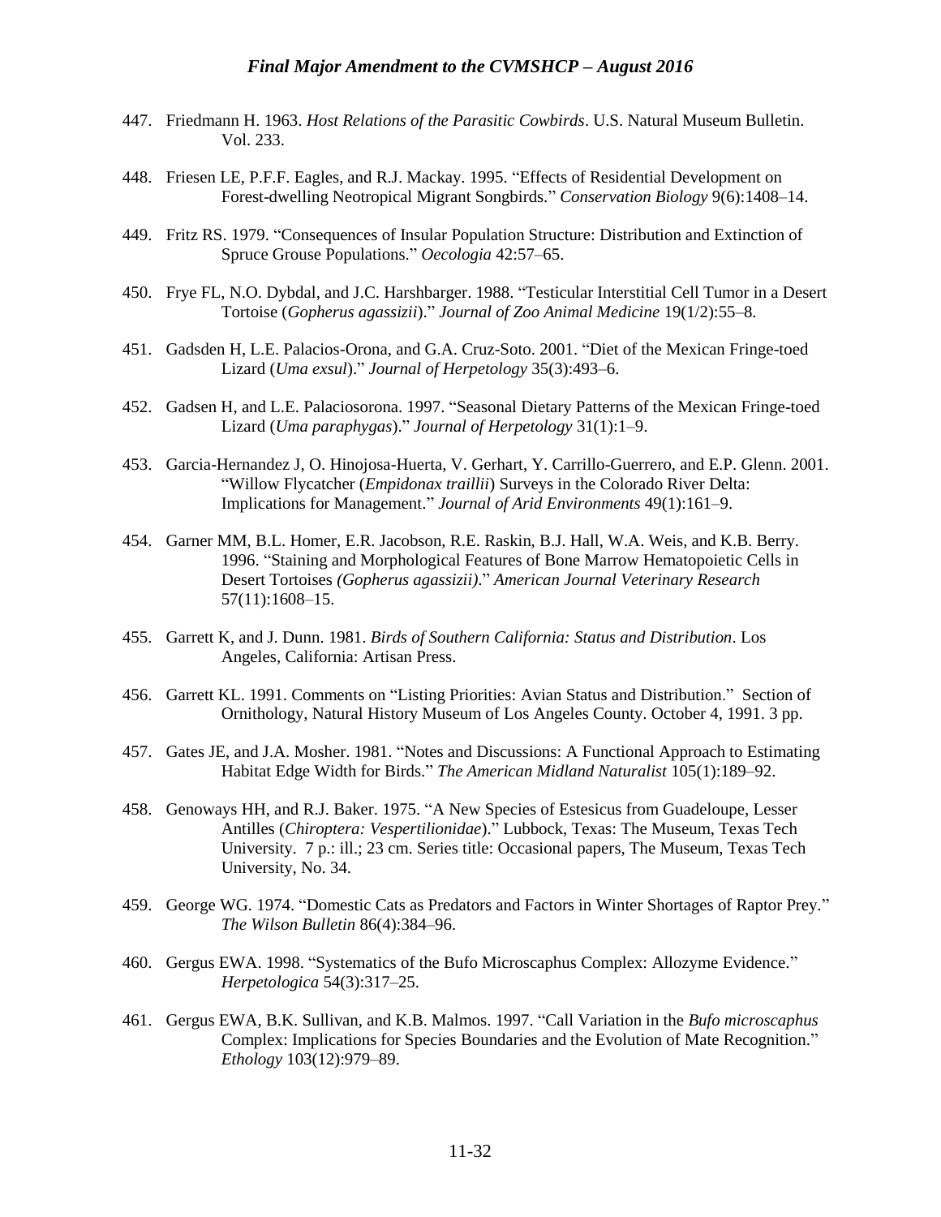447. Friedmann H. 1963. *Host Relations of the Parasitic Cowbirds*. U.S. Natural Museum Bulletin. Vol. 233.

448. Friesen LE, P.F.F. Eagles, and R.J. Mackay. 1995. "Effects of Residential Development on Forest-dwelling Neotropical Migrant Songbirds." *Conservation Biology* 9(6):1408–14.

449. Fritz RS. 1979. "Consequences of Insular Population Structure: Distribution and Extinction of Spruce Grouse Populations." *Oecologia* 42:57–65.

450. Frye FL, N.O. Dybdal, and J.C. Harshbarger. 1988. "Testicular Interstitial Cell Tumor in a Desert Tortoise (*Gopherus agassizii*)." *Journal of Zoo Animal Medicine* 19(1/2):55–8.

451. Gadsden H, L.E. Palacios-Orona, and G.A. Cruz-Soto. 2001. "Diet of the Mexican Fringe-toed Lizard (*Uma exsul*)." *Journal of Herpetology* 35(3):493–6.

452. Gadsen H, and L.E. Palaciosorona. 1997. "Seasonal Dietary Patterns of the Mexican Fringe-toed Lizard (*Uma paraphygas*)." *Journal of Herpetology* 31(1):1–9.

453. Garcia-Hernandez J, O. Hinojosa-Huerta, V. Gerhart, Y. Carrillo-Guerrero, and E.P. Glenn. 2001. "Willow Flycatcher (*Empidonax traillii*) Surveys in the Colorado River Delta: Implications for Management." *Journal of Arid Environments* 49(1):161–9.

454. Garner MM, B.L. Homer, E.R. Jacobson, R.E. Raskin, B.J. Hall, W.A. Weis, and K.B. Berry. 1996. "Staining and Morphological Features of Bone Marrow Hematopoietic Cells in Desert Tortoises *(Gopherus agassizii)*." *American Journal Veterinary Research* 57(11):1608–15.

455. Garrett K, and J. Dunn. 1981. *Birds of Southern California: Status and Distribution*. Los Angeles, California: Artisan Press.

456. Garrett KL. 1991. Comments on "Listing Priorities: Avian Status and Distribution." Section of Ornithology, Natural History Museum of Los Angeles County. October 4, 1991. 3 pp.

457. Gates JE, and J.A. Mosher. 1981. "Notes and Discussions: A Functional Approach to Estimating Habitat Edge Width for Birds." *The American Midland Naturalist* 105(1):189–92.

458. Genoways HH, and R.J. Baker. 1975. "A New Species of Estesicus from Guadeloupe, Lesser Antilles (*Chiroptera: Vespertilionidae*)." Lubbock, Texas: The Museum, Texas Tech University. 7 p.: ill.; 23 cm. Series title: Occasional papers, The Museum, Texas Tech University, No. 34.

459. George WG. 1974. "Domestic Cats as Predators and Factors in Winter Shortages of Raptor Prey." *The Wilson Bulletin* 86(4):384–96.

460. Gergus EWA. 1998. "Systematics of the Bufo Microscaphus Complex: Allozyme Evidence." *Herpetologica* 54(3):317–25.

461. Gergus EWA, B.K. Sullivan, and K.B. Malmos. 1997. "Call Variation in the *Bufo microscaphus* Complex: Implications for Species Boundaries and the Evolution of Mate Recognition." *Ethology* 103(12):979–89.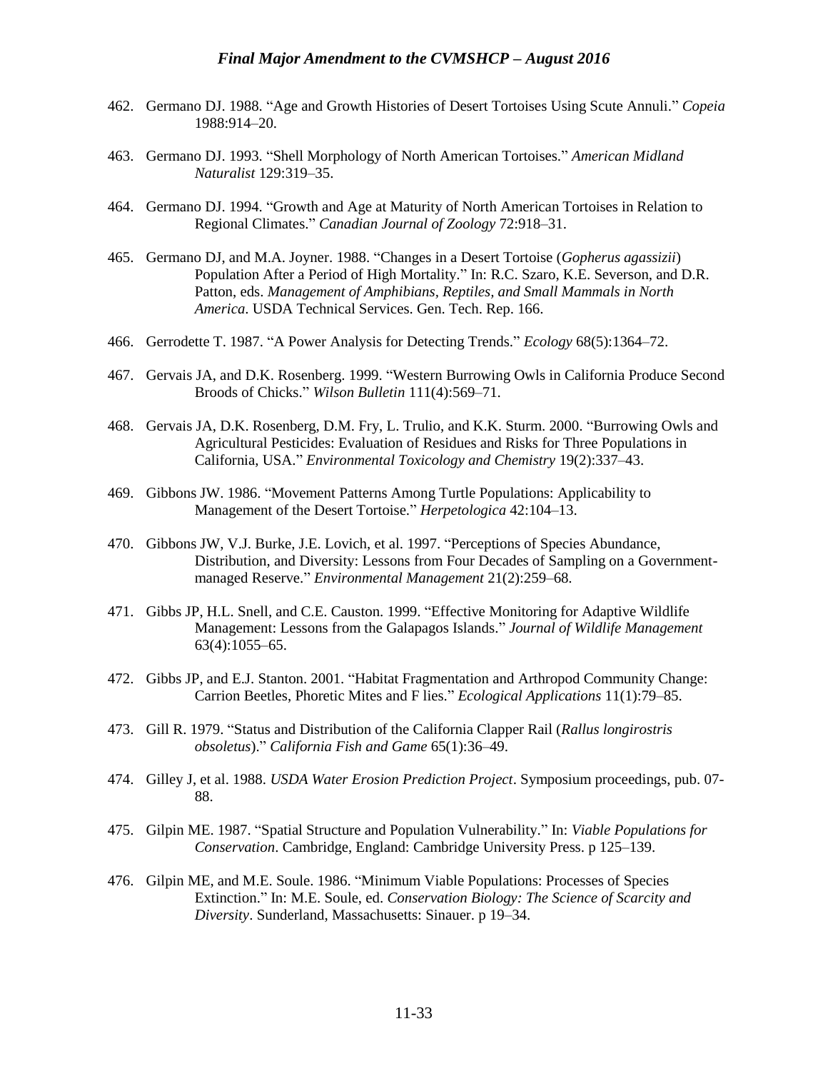462. Germano DJ. 1988. "Age and Growth Histories of Desert Tortoises Using Scute Annuli." *Copeia* 1988:914–20.

463. Germano DJ. 1993. "Shell Morphology of North American Tortoises." *American Midland Naturalist* 129:319–35.

464. Germano DJ. 1994. "Growth and Age at Maturity of North American Tortoises in Relation to Regional Climates." *Canadian Journal of Zoology* 72:918–31.

465. Germano DJ, and M.A. Joyner. 1988. "Changes in a Desert Tortoise (*Gopherus agassizii*) Population After a Period of High Mortality." In: R.C. Szaro, K.E. Severson, and D.R. Patton, eds. *Management of Amphibians, Reptiles, and Small Mammals in North America*. USDA Technical Services. Gen. Tech. Rep. 166.

466. Gerrodette T. 1987. "A Power Analysis for Detecting Trends." *Ecology* 68(5):1364–72.

467. Gervais JA, and D.K. Rosenberg. 1999. "Western Burrowing Owls in California Produce Second Broods of Chicks." *Wilson Bulletin* 111(4):569–71.

468. Gervais JA, D.K. Rosenberg, D.M. Fry, L. Trulio, and K.K. Sturm. 2000. "Burrowing Owls and Agricultural Pesticides: Evaluation of Residues and Risks for Three Populations in California, USA." *Environmental Toxicology and Chemistry* 19(2):337–43.

469. Gibbons JW. 1986. "Movement Patterns Among Turtle Populations: Applicability to Management of the Desert Tortoise." *Herpetologica* 42:104–13.

470. Gibbons JW, V.J. Burke, J.E. Lovich, et al. 1997. "Perceptions of Species Abundance, Distribution, and Diversity: Lessons from Four Decades of Sampling on a Government-managed Reserve." *Environmental Management* 21(2):259–68.

471. Gibbs JP, H.L. Snell, and C.E. Causton. 1999. "Effective Monitoring for Adaptive Wildlife Management: Lessons from the Galapagos Islands." *Journal of Wildlife Management* 63(4):1055–65.

472. Gibbs JP, and E.J. Stanton. 2001. "Habitat Fragmentation and Arthropod Community Change: Carrion Beetles, Phoretic Mites and F lies." *Ecological Applications* 11(1):79–85.

473. Gill R. 1979. "Status and Distribution of the California Clapper Rail (*Rallus longirostris obsoletus*)." *California Fish and Game* 65(1):36–49.

474. Gilley J, et al. 1988. *USDA Water Erosion Prediction Project*. Symposium proceedings, pub. 07-88.

475. Gilpin ME. 1987. "Spatial Structure and Population Vulnerability." In: *Viable Populations for Conservation*. Cambridge, England: Cambridge University Press. p 125–139.

476. Gilpin ME, and M.E. Soule. 1986. "Minimum Viable Populations: Processes of Species Extinction." In: M.E. Soule, ed. *Conservation Biology: The Science of Scarcity and Diversity*. Sunderland, Massachusetts: Sinauer. p 19–34.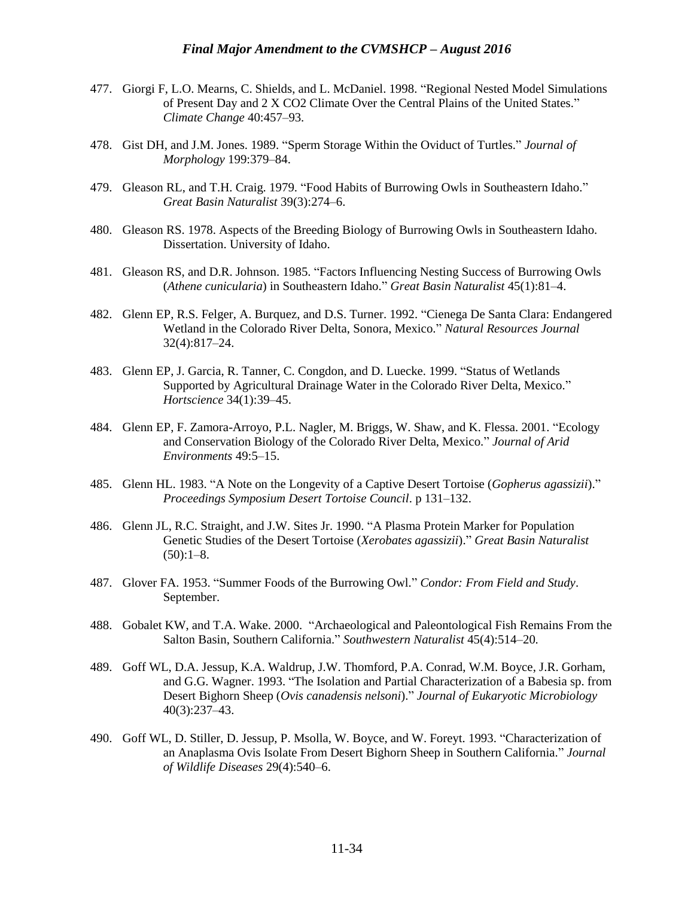477. Giorgi F, L.O. Mearns, C. Shields, and L. McDaniel. 1998. "Regional Nested Model Simulations of Present Day and 2 X CO2 Climate Over the Central Plains of the United States." *Climate Change* 40:457–93.

478. Gist DH, and J.M. Jones. 1989. "Sperm Storage Within the Oviduct of Turtles." *Journal of Morphology* 199:379–84.

479. Gleason RL, and T.H. Craig. 1979. "Food Habits of Burrowing Owls in Southeastern Idaho." *Great Basin Naturalist* 39(3):274–6.

480. Gleason RS. 1978. Aspects of the Breeding Biology of Burrowing Owls in Southeastern Idaho. Dissertation. University of Idaho.

481. Gleason RS, and D.R. Johnson. 1985. "Factors Influencing Nesting Success of Burrowing Owls (*Athene cunicularia*) in Southeastern Idaho." *Great Basin Naturalist* 45(1):81–4.

482. Glenn EP, R.S. Felger, A. Burquez, and D.S. Turner. 1992. "Cienega De Santa Clara: Endangered Wetland in the Colorado River Delta, Sonora, Mexico." *Natural Resources Journal* 32(4):817–24.

483. Glenn EP, J. Garcia, R. Tanner, C. Congdon, and D. Luecke. 1999. "Status of Wetlands Supported by Agricultural Drainage Water in the Colorado River Delta, Mexico." *Hortscience* 34(1):39–45.

484. Glenn EP, F. Zamora-Arroyo, P.L. Nagler, M. Briggs, W. Shaw, and K. Flessa. 2001. "Ecology and Conservation Biology of the Colorado River Delta, Mexico." *Journal of Arid Environments* 49:5–15.

485. Glenn HL. 1983. "A Note on the Longevity of a Captive Desert Tortoise (*Gopherus agassizii*)." *Proceedings Symposium Desert Tortoise Council*. p 131–132.

486. Glenn JL, R.C. Straight, and J.W. Sites Jr. 1990. "A Plasma Protein Marker for Population Genetic Studies of the Desert Tortoise (*Xerobates agassizii*)." *Great Basin Naturalist* (50):1–8.

487. Glover FA. 1953. "Summer Foods of the Burrowing Owl." *Condor: From Field and Study*. September.

488. Gobalet KW, and T.A. Wake. 2000. "Archaeological and Paleontological Fish Remains From the Salton Basin, Southern California." *Southwestern Naturalist* 45(4):514–20.

489. Goff WL, D.A. Jessup, K.A. Waldrup, J.W. Thomford, P.A. Conrad, W.M. Boyce, J.R. Gorham, and G.G. Wagner. 1993. "The Isolation and Partial Characterization of a Babesia sp. from Desert Bighorn Sheep (*Ovis canadensis nelsoni*)." *Journal of Eukaryotic Microbiology* 40(3):237–43.

490. Goff WL, D. Stiller, D. Jessup, P. Msolla, W. Boyce, and W. Foreyt. 1993. "Characterization of an Anaplasma Ovis Isolate From Desert Bighorn Sheep in Southern California." *Journal of Wildlife Diseases* 29(4):540–6.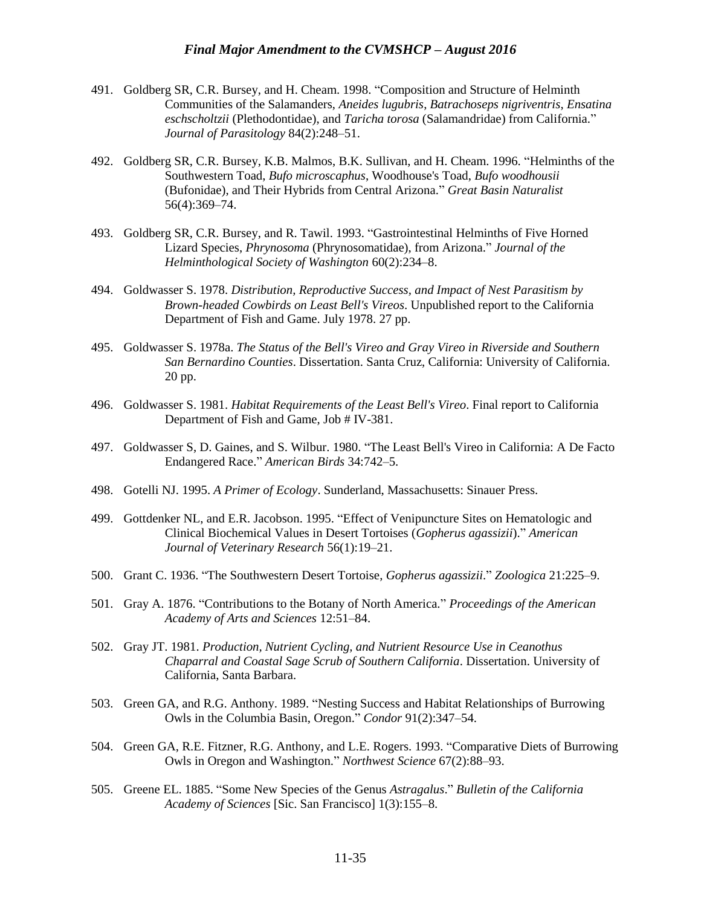491. Goldberg SR, C.R. Bursey, and H. Cheam. 1998. "Composition and Structure of Helminth Communities of the Salamanders, *Aneides lugubris*, *Batrachoseps nigriventris*, *Ensatina eschscholtzii* (Plethodontidae), and *Taricha torosa* (Salamandridae) from California." *Journal of Parasitology* 84(2):248–51.

492. Goldberg SR, C.R. Bursey, K.B. Malmos, B.K. Sullivan, and H. Cheam. 1996. "Helminths of the Southwestern Toad, *Bufo microscaphus*, Woodhouse's Toad, *Bufo woodhousii* (Bufonidae), and Their Hybrids from Central Arizona." *Great Basin Naturalist* 56(4):369–74.

493. Goldberg SR, C.R. Bursey, and R. Tawil. 1993. "Gastrointestinal Helminths of Five Horned Lizard Species, *Phrynosoma* (Phrynosomatidae), from Arizona." *Journal of the Helminthological Society of Washington* 60(2):234–8.

494. Goldwasser S. 1978. *Distribution, Reproductive Success, and Impact of Nest Parasitism by Brown-headed Cowbirds on Least Bell's Vireos*. Unpublished report to the California Department of Fish and Game. July 1978. 27 pp.

495. Goldwasser S. 1978a. *The Status of the Bell's Vireo and Gray Vireo in Riverside and Southern San Bernardino Counties*. Dissertation. Santa Cruz, California: University of California. 20 pp.

496. Goldwasser S. 1981. *Habitat Requirements of the Least Bell's Vireo*. Final report to California Department of Fish and Game, Job # IV-381.

497. Goldwasser S, D. Gaines, and S. Wilbur. 1980. "The Least Bell's Vireo in California: A De Facto Endangered Race." *American Birds* 34:742–5.

498. Gotelli NJ. 1995. *A Primer of Ecology*. Sunderland, Massachusetts: Sinauer Press.

499. Gottdenker NL, and E.R. Jacobson. 1995. "Effect of Venipuncture Sites on Hematologic and Clinical Biochemical Values in Desert Tortoises (*Gopherus agassizii*)." *American Journal of Veterinary Research* 56(1):19–21.

500. Grant C. 1936. "The Southwestern Desert Tortoise, *Gopherus agassizii*." *Zoologica* 21:225–9.

501. Gray A. 1876. "Contributions to the Botany of North America." *Proceedings of the American Academy of Arts and Sciences* 12:51–84.

502. Gray JT. 1981. *Production, Nutrient Cycling, and Nutrient Resource Use in Ceanothus Chaparral and Coastal Sage Scrub of Southern California*. Dissertation. University of California, Santa Barbara.

503. Green GA, and R.G. Anthony. 1989. "Nesting Success and Habitat Relationships of Burrowing Owls in the Columbia Basin, Oregon." *Condor* 91(2):347–54.

504. Green GA, R.E. Fitzner, R.G. Anthony, and L.E. Rogers. 1993. "Comparative Diets of Burrowing Owls in Oregon and Washington." *Northwest Science* 67(2):88–93.

505. Greene EL. 1885. "Some New Species of the Genus *Astragalus*." *Bulletin of the California Academy of Sciences* [Sic. San Francisco] 1(3):155–8.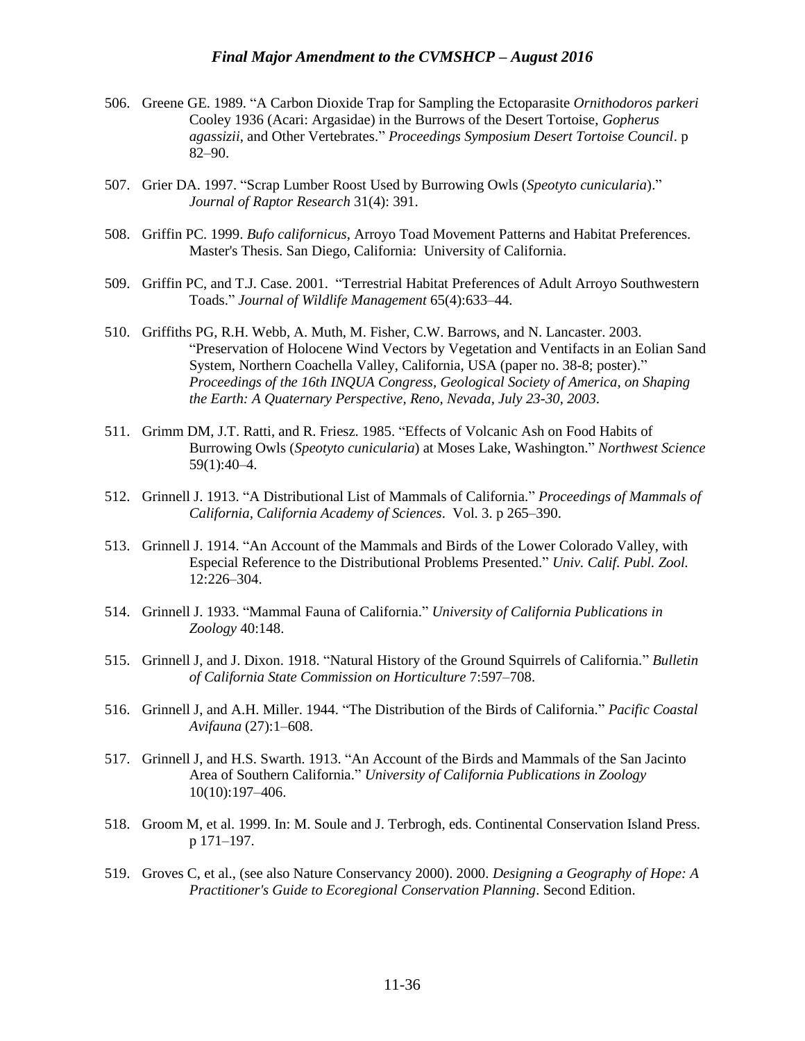506. Greene GE. 1989. "A Carbon Dioxide Trap for Sampling the Ectoparasite *Ornithodoros parkeri* Cooley 1936 (Acari: Argasidae) in the Burrows of the Desert Tortoise, *Gopherus agassizii*, and Other Vertebrates." *Proceedings Symposium Desert Tortoise Council*. p 82–90.

507. Grier DA. 1997. "Scrap Lumber Roost Used by Burrowing Owls (*Speotyto cunicularia*)." *Journal of Raptor Research* 31(4): 391.

508. Griffin PC. 1999. *Bufo californicus*, Arroyo Toad Movement Patterns and Habitat Preferences. Master's Thesis. San Diego, California: University of California.

509. Griffin PC, and T.J. Case. 2001. "Terrestrial Habitat Preferences of Adult Arroyo Southwestern Toads." *Journal of Wildlife Management* 65(4):633–44.

510. Griffiths PG, R.H. Webb, A. Muth, M. Fisher, C.W. Barrows, and N. Lancaster. 2003. "Preservation of Holocene Wind Vectors by Vegetation and Ventifacts in an Eolian Sand System, Northern Coachella Valley, California, USA (paper no. 38-8; poster)." *Proceedings of the 16th INQUA Congress, Geological Society of America, on Shaping the Earth: A Quaternary Perspective, Reno, Nevada, July 23-30, 2003*.

511. Grimm DM, J.T. Ratti, and R. Friesz. 1985. "Effects of Volcanic Ash on Food Habits of Burrowing Owls (*Speotyto cunicularia*) at Moses Lake, Washington." *Northwest Science* 59(1):40–4.

512. Grinnell J. 1913. "A Distributional List of Mammals of California." *Proceedings of Mammals of California, California Academy of Sciences*. Vol. 3. p 265–390.

513. Grinnell J. 1914. "An Account of the Mammals and Birds of the Lower Colorado Valley, with Especial Reference to the Distributional Problems Presented." *Univ. Calif. Publ. Zool.* 12:226–304.

514. Grinnell J. 1933. "Mammal Fauna of California." *University of California Publications in Zoology* 40:148.

515. Grinnell J, and J. Dixon. 1918. "Natural History of the Ground Squirrels of California." *Bulletin of California State Commission on Horticulture* 7:597–708.

516. Grinnell J, and A.H. Miller. 1944. "The Distribution of the Birds of California." *Pacific Coastal Avifauna* (27):1–608.

517. Grinnell J, and H.S. Swarth. 1913. "An Account of the Birds and Mammals of the San Jacinto Area of Southern California." *University of California Publications in Zoology* 10(10):197–406.

518. Groom M, et al. 1999. In: M. Soule and J. Terbrogh, eds. Continental Conservation Island Press. p 171–197.

519. Groves C, et al., (see also Nature Conservancy 2000). 2000. *Designing a Geography of Hope: A Practitioner's Guide to Ecoregional Conservation Planning*. Second Edition.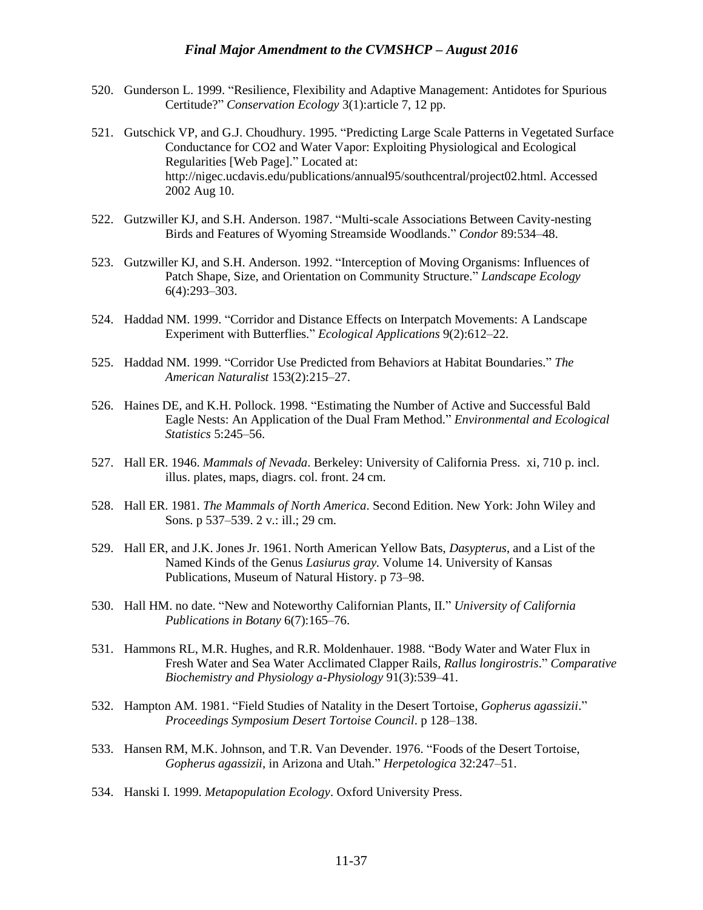520. Gunderson L. 1999. "Resilience, Flexibility and Adaptive Management: Antidotes for Spurious Certitude?" *Conservation Ecology* 3(1):article 7, 12 pp.

521. Gutschick VP, and G.J. Choudhury. 1995. "Predicting Large Scale Patterns in Vegetated Surface Conductance for CO2 and Water Vapor: Exploiting Physiological and Ecological Regularities [Web Page]." Located at: http://nigec.ucdavis.edu/publications/annual95/southcentral/project02.html. Accessed 2002 Aug 10.

522. Gutzwiller KJ, and S.H. Anderson. 1987. "Multi-scale Associations Between Cavity-nesting Birds and Features of Wyoming Streamside Woodlands." *Condor* 89:534–48.

523. Gutzwiller KJ, and S.H. Anderson. 1992. "Interception of Moving Organisms: Influences of Patch Shape, Size, and Orientation on Community Structure." *Landscape Ecology* 6(4):293–303.

524. Haddad NM. 1999. "Corridor and Distance Effects on Interpatch Movements: A Landscape Experiment with Butterflies." *Ecological Applications* 9(2):612–22.

525. Haddad NM. 1999. "Corridor Use Predicted from Behaviors at Habitat Boundaries." *The American Naturalist* 153(2):215–27.

526. Haines DE, and K.H. Pollock. 1998. "Estimating the Number of Active and Successful Bald Eagle Nests: An Application of the Dual Fram Method." *Environmental and Ecological Statistics* 5:245–56.

527. Hall ER. 1946. *Mammals of Nevada*. Berkeley: University of California Press. xi, 710 p. incl. illus. plates, maps, diagrs. col. front. 24 cm.

528. Hall ER. 1981. *The Mammals of North America*. Second Edition. New York: John Wiley and Sons. p 537–539. 2 v.: ill.; 29 cm.

529. Hall ER, and J.K. Jones Jr. 1961. North American Yellow Bats, *Dasypterus*, and a List of the Named Kinds of the Genus *Lasiurus gray.* Volume 14. University of Kansas Publications, Museum of Natural History. p 73–98.

530. Hall HM. no date. "New and Noteworthy Californian Plants, II." *University of California Publications in Botany* 6(7):165–76.

531. Hammons RL, M.R. Hughes, and R.R. Moldenhauer. 1988. "Body Water and Water Flux in Fresh Water and Sea Water Acclimated Clapper Rails, *Rallus longirostris*." *Comparative Biochemistry and Physiology a-Physiology* 91(3):539–41.

532. Hampton AM. 1981. "Field Studies of Natality in the Desert Tortoise, *Gopherus agassizii*." *Proceedings Symposium Desert Tortoise Council*. p 128–138.

533. Hansen RM, M.K. Johnson, and T.R. Van Devender. 1976. "Foods of the Desert Tortoise, *Gopherus agassizii*, in Arizona and Utah." *Herpetologica* 32:247–51.

534. Hanski I. 1999. *Metapopulation Ecology*. Oxford University Press.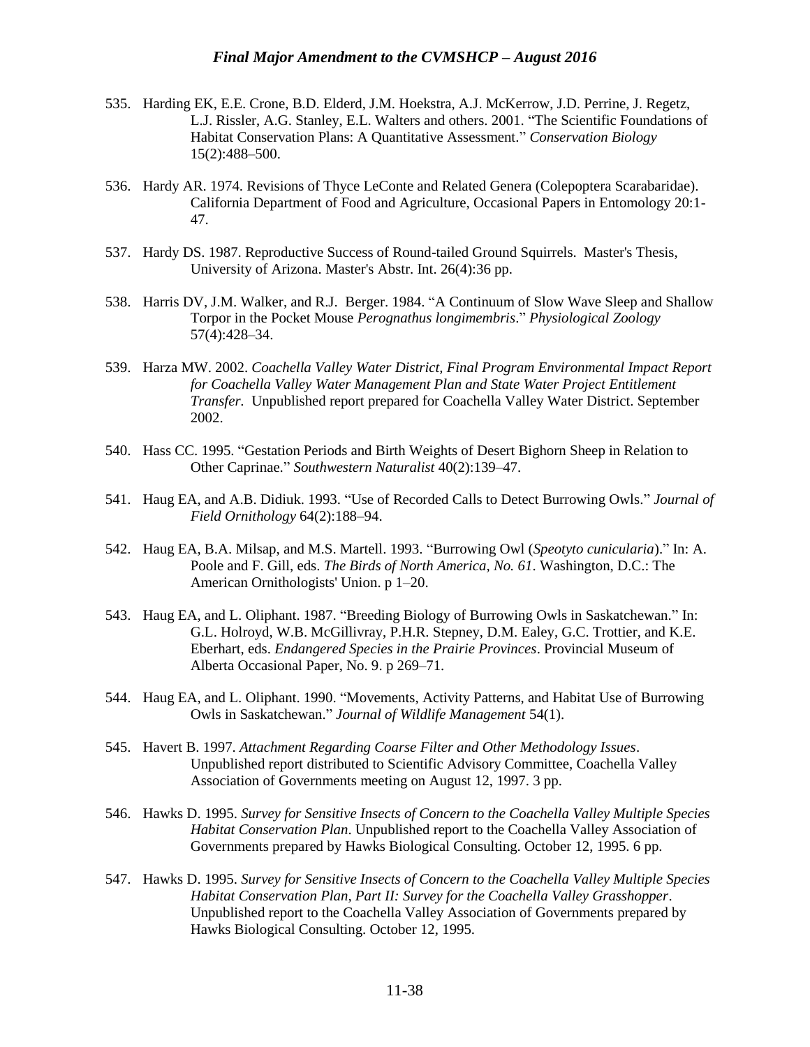535. Harding EK, E.E. Crone, B.D. Elderd, J.M. Hoekstra, A.J. McKerrow, J.D. Perrine, J. Regetz, L.J. Rissler, A.G. Stanley, E.L. Walters and others. 2001. "The Scientific Foundations of Habitat Conservation Plans: A Quantitative Assessment." *Conservation Biology* 15(2):488–500.

536. Hardy AR. 1974. Revisions of Thyce LeConte and Related Genera (Colepoptera Scarabaridae). California Department of Food and Agriculture, Occasional Papers in Entomology 20:1-47.

537. Hardy DS. 1987. Reproductive Success of Round-tailed Ground Squirrels. Master's Thesis, University of Arizona. Master's Abstr. Int. 26(4):36 pp.

538. Harris DV, J.M. Walker, and R.J. Berger. 1984. "A Continuum of Slow Wave Sleep and Shallow Torpor in the Pocket Mouse *Perognathus longimembris*." *Physiological Zoology* 57(4):428–34.

539. Harza MW. 2002. *Coachella Valley Water District, Final Program Environmental Impact Report for Coachella Valley Water Management Plan and State Water Project Entitlement Transfer.* Unpublished report prepared for Coachella Valley Water District. September 2002.

540. Hass CC. 1995. "Gestation Periods and Birth Weights of Desert Bighorn Sheep in Relation to Other Caprinae." *Southwestern Naturalist* 40(2):139–47.

541. Haug EA, and A.B. Didiuk. 1993. "Use of Recorded Calls to Detect Burrowing Owls." *Journal of Field Ornithology* 64(2):188–94.

542. Haug EA, B.A. Milsap, and M.S. Martell. 1993. "Burrowing Owl (*Speotyto cunicularia*)." In: A. Poole and F. Gill, eds. *The Birds of North America, No. 61*. Washington, D.C.: The American Ornithologists' Union. p 1–20.

543. Haug EA, and L. Oliphant. 1987. "Breeding Biology of Burrowing Owls in Saskatchewan." In: G.L. Holroyd, W.B. McGillivray, P.H.R. Stepney, D.M. Ealey, G.C. Trottier, and K.E. Eberhart, eds. *Endangered Species in the Prairie Provinces*. Provincial Museum of Alberta Occasional Paper, No. 9. p 269–71.

544. Haug EA, and L. Oliphant. 1990. "Movements, Activity Patterns, and Habitat Use of Burrowing Owls in Saskatchewan." *Journal of Wildlife Management* 54(1).

545. Havert B. 1997. *Attachment Regarding Coarse Filter and Other Methodology Issues*. Unpublished report distributed to Scientific Advisory Committee, Coachella Valley Association of Governments meeting on August 12, 1997. 3 pp.

546. Hawks D. 1995. *Survey for Sensitive Insects of Concern to the Coachella Valley Multiple Species Habitat Conservation Plan*. Unpublished report to the Coachella Valley Association of Governments prepared by Hawks Biological Consulting. October 12, 1995. 6 pp.

547. Hawks D. 1995. *Survey for Sensitive Insects of Concern to the Coachella Valley Multiple Species Habitat Conservation Plan, Part II: Survey for the Coachella Valley Grasshopper*. Unpublished report to the Coachella Valley Association of Governments prepared by Hawks Biological Consulting. October 12, 1995.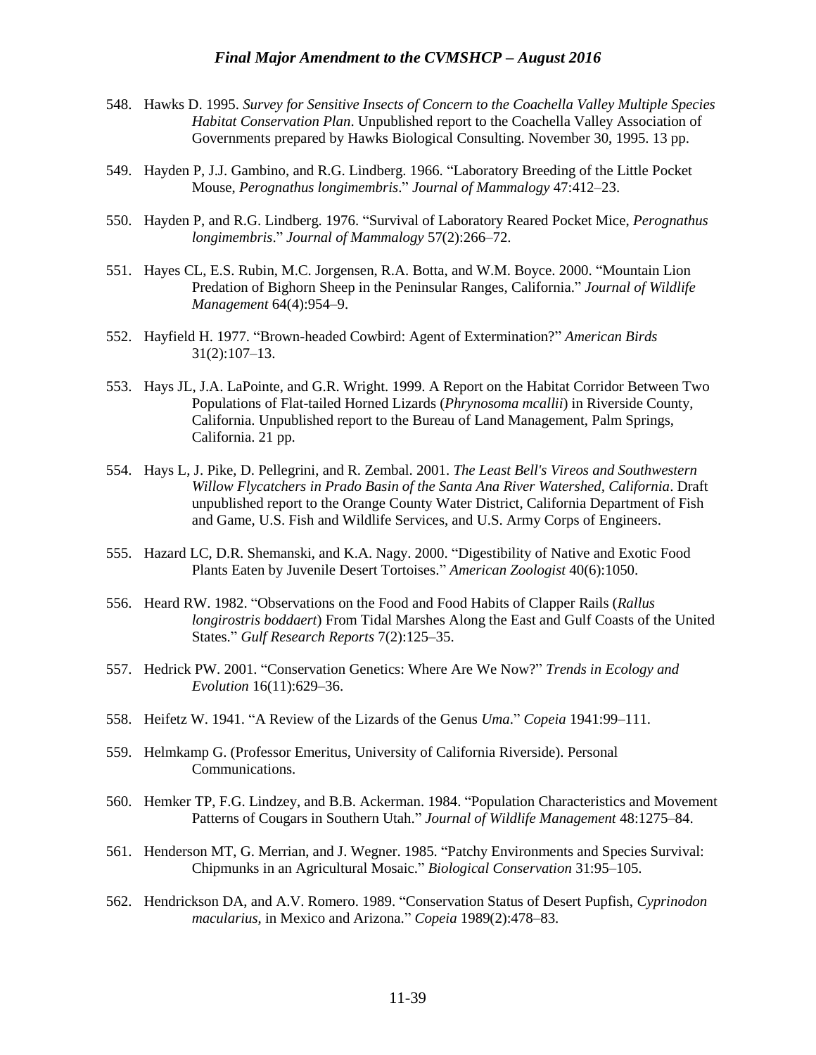548. Hawks D. 1995. *Survey for Sensitive Insects of Concern to the Coachella Valley Multiple Species Habitat Conservation Plan*. Unpublished report to the Coachella Valley Association of Governments prepared by Hawks Biological Consulting. November 30, 1995. 13 pp.

549. Hayden P, J.J. Gambino, and R.G. Lindberg. 1966. "Laboratory Breeding of the Little Pocket Mouse, *Perognathus longimembris*." *Journal of Mammalogy* 47:412–23.

550. Hayden P, and R.G. Lindberg. 1976. "Survival of Laboratory Reared Pocket Mice, *Perognathus longimembris*." *Journal of Mammalogy* 57(2):266–72.

551. Hayes CL, E.S. Rubin, M.C. Jorgensen, R.A. Botta, and W.M. Boyce. 2000. "Mountain Lion Predation of Bighorn Sheep in the Peninsular Ranges, California." *Journal of Wildlife Management* 64(4):954–9.

552. Hayfield H. 1977. "Brown-headed Cowbird: Agent of Extermination?" *American Birds* 31(2):107–13.

553. Hays JL, J.A. LaPointe, and G.R. Wright. 1999. A Report on the Habitat Corridor Between Two Populations of Flat-tailed Horned Lizards (*Phrynosoma mcallii*) in Riverside County, California. Unpublished report to the Bureau of Land Management, Palm Springs, California. 21 pp.

554. Hays L, J. Pike, D. Pellegrini, and R. Zembal. 2001. *The Least Bell's Vireos and Southwestern Willow Flycatchers in Prado Basin of the Santa Ana River Watershed, California*. Draft unpublished report to the Orange County Water District, California Department of Fish and Game, U.S. Fish and Wildlife Services, and U.S. Army Corps of Engineers.

555. Hazard LC, D.R. Shemanski, and K.A. Nagy. 2000. "Digestibility of Native and Exotic Food Plants Eaten by Juvenile Desert Tortoises." *American Zoologist* 40(6):1050.

556. Heard RW. 1982. "Observations on the Food and Food Habits of Clapper Rails (*Rallus longirostris boddaert*) From Tidal Marshes Along the East and Gulf Coasts of the United States." *Gulf Research Reports* 7(2):125–35.

557. Hedrick PW. 2001. "Conservation Genetics: Where Are We Now?" *Trends in Ecology and Evolution* 16(11):629–36.

558. Heifetz W. 1941. "A Review of the Lizards of the Genus *Uma*." *Copeia* 1941:99–111.

559. Helmkamp G. (Professor Emeritus, University of California Riverside). Personal Communications.

560. Hemker TP, F.G. Lindzey, and B.B. Ackerman. 1984. "Population Characteristics and Movement Patterns of Cougars in Southern Utah." *Journal of Wildlife Management* 48:1275–84.

561. Henderson MT, G. Merrian, and J. Wegner. 1985. "Patchy Environments and Species Survival: Chipmunks in an Agricultural Mosaic." *Biological Conservation* 31:95–105.

562. Hendrickson DA, and A.V. Romero. 1989. "Conservation Status of Desert Pupfish, *Cyprinodon macularius*, in Mexico and Arizona." *Copeia* 1989(2):478–83.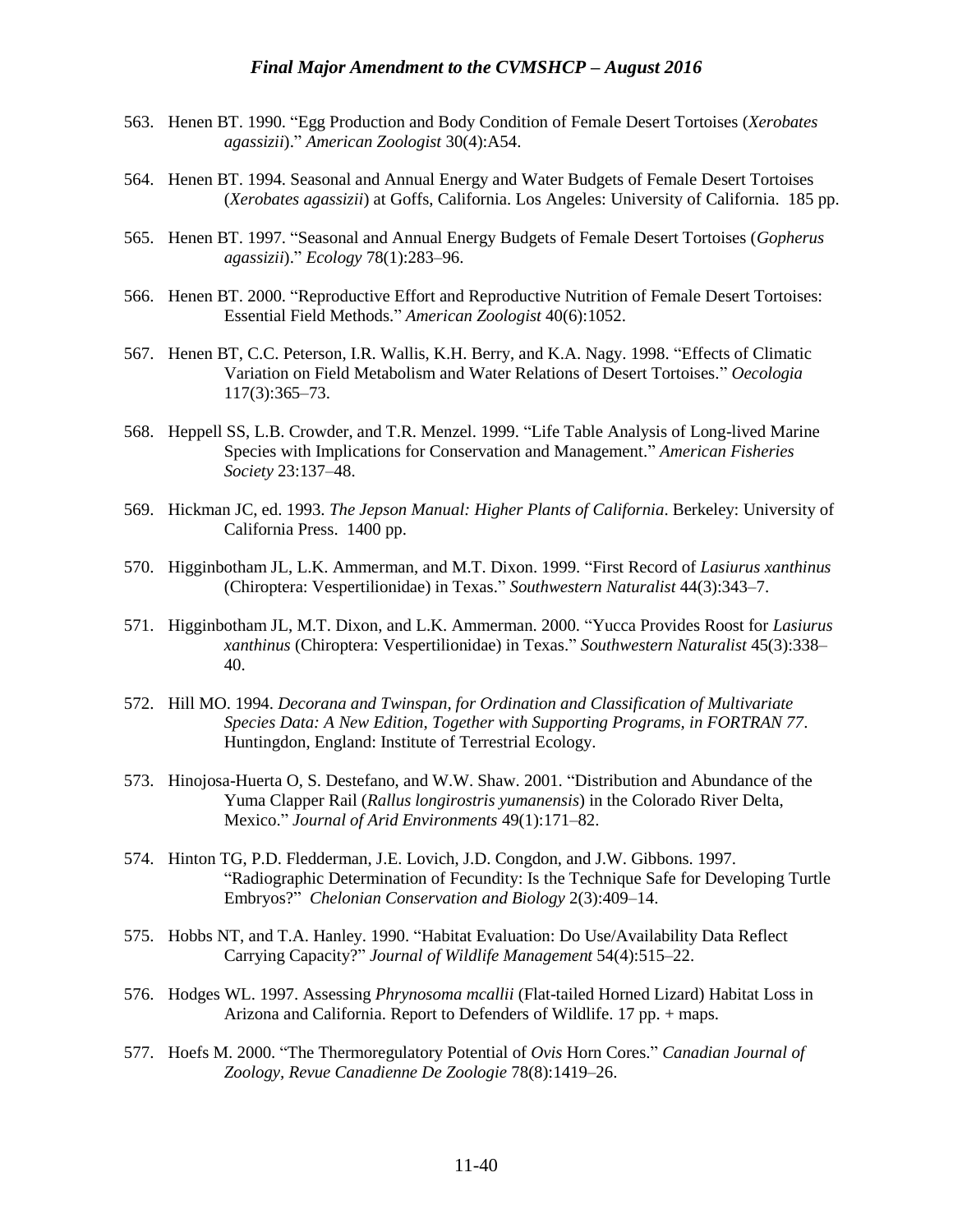563. Henen BT. 1990. “Egg Production and Body Condition of Female Desert Tortoises (*Xerobates agassizii*).” *American Zoologist* 30(4):A54.

564. Henen BT. 1994. Seasonal and Annual Energy and Water Budgets of Female Desert Tortoises (*Xerobates agassizii*) at Goffs, California. Los Angeles: University of California. 185 pp.

565. Henen BT. 1997. “Seasonal and Annual Energy Budgets of Female Desert Tortoises (*Gopherus agassizii*).” *Ecology* 78(1):283–96.

566. Henen BT. 2000. “Reproductive Effort and Reproductive Nutrition of Female Desert Tortoises: Essential Field Methods.” *American Zoologist* 40(6):1052.

567. Henen BT, C.C. Peterson, I.R. Wallis, K.H. Berry, and K.A. Nagy. 1998. “Effects of Climatic Variation on Field Metabolism and Water Relations of Desert Tortoises.” *Oecologia* 117(3):365–73.

568. Heppell SS, L.B. Crowder, and T.R. Menzel. 1999. “Life Table Analysis of Long-lived Marine Species with Implications for Conservation and Management.” *American Fisheries Society* 23:137–48.

569. Hickman JC, ed. 1993. *The Jepson Manual: Higher Plants of California*. Berkeley: University of California Press. 1400 pp.

570. Higginbotham JL, L.K. Ammerman, and M.T. Dixon. 1999. “First Record of *Lasiurus xanthinus* (Chiroptera: Vespertilionidae) in Texas.” *Southwestern Naturalist* 44(3):343–7.

571. Higginbotham JL, M.T. Dixon, and L.K. Ammerman. 2000. “Yucca Provides Roost for *Lasiurus xanthinus* (Chiroptera: Vespertilionidae) in Texas.” *Southwestern Naturalist* 45(3):338–40.

572. Hill MO. 1994. *Decorana and Twinspan, for Ordination and Classification of Multivariate Species Data: A New Edition, Together with Supporting Programs, in FORTRAN 77*. Huntingdon, England: Institute of Terrestrial Ecology.

573. Hinojosa-Huerta O, S. Destefano, and W.W. Shaw. 2001. “Distribution and Abundance of the Yuma Clapper Rail (*Rallus longirostris yumanensis*) in the Colorado River Delta, Mexico.” *Journal of Arid Environments* 49(1):171–82.

574. Hinton TG, P.D. Fledderman, J.E. Lovich, J.D. Congdon, and J.W. Gibbons. 1997. “Radiographic Determination of Fecundity: Is the Technique Safe for Developing Turtle Embryos?” *Chelonian Conservation and Biology* 2(3):409–14.

575. Hobbs NT, and T.A. Hanley. 1990. “Habitat Evaluation: Do Use/Availability Data Reflect Carrying Capacity?” *Journal of Wildlife Management* 54(4):515–22.

576. Hodges WL. 1997. Assessing *Phrynosoma mcallii* (Flat-tailed Horned Lizard) Habitat Loss in Arizona and California. Report to Defenders of Wildlife. 17 pp. + maps.

577. Hoefs M. 2000. “The Thermoregulatory Potential of *Ovis* Horn Cores.” *Canadian Journal of Zoology, Revue Canadienne De Zoologie* 78(8):1419–26.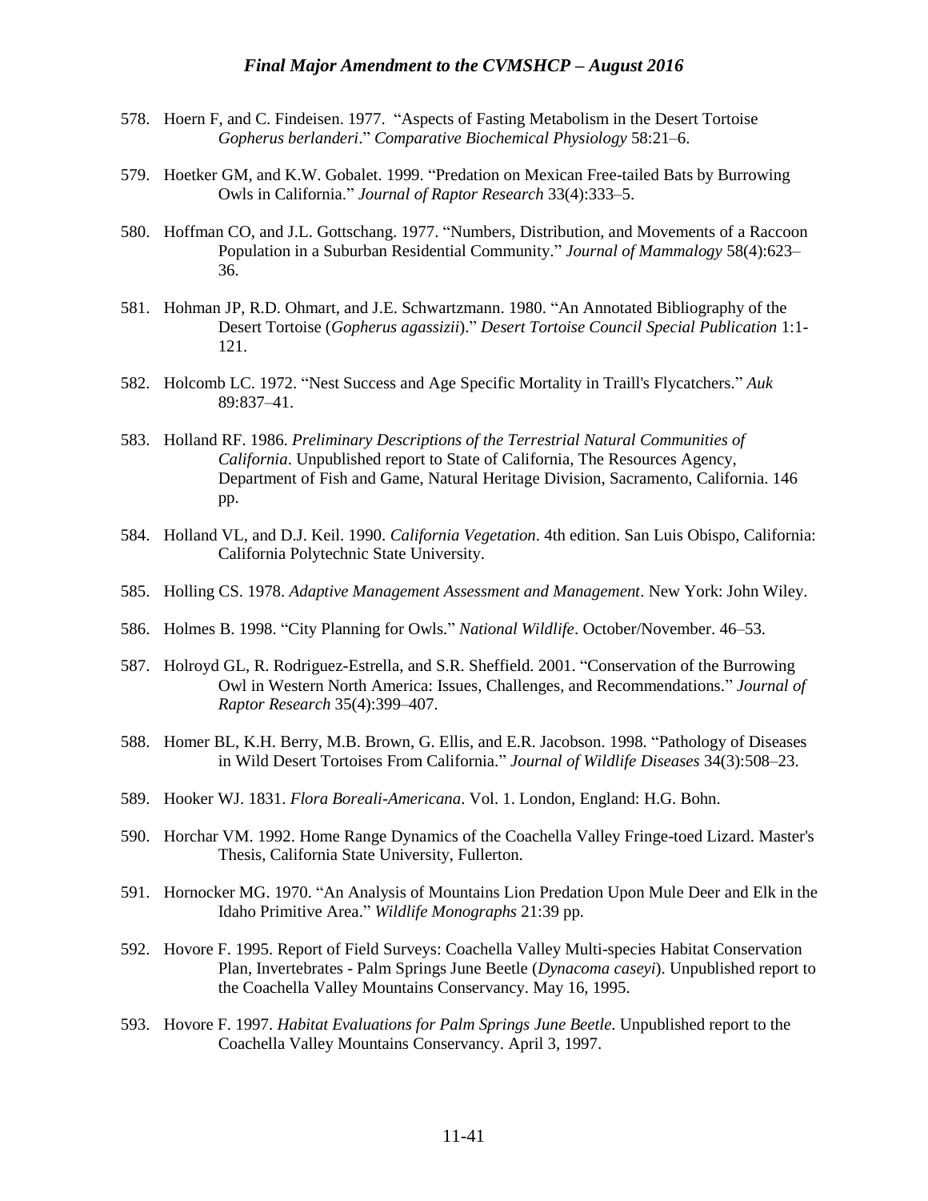578. Hoern F, and C. Findeisen. 1977. "Aspects of Fasting Metabolism in the Desert Tortoise *Gopherus berlanderi*." *Comparative Biochemical Physiology* 58:21–6.

579. Hoetker GM, and K.W. Gobalet. 1999. "Predation on Mexican Free-tailed Bats by Burrowing Owls in California." *Journal of Raptor Research* 33(4):333–5.

580. Hoffman CO, and J.L. Gottschang. 1977. "Numbers, Distribution, and Movements of a Raccoon Population in a Suburban Residential Community." *Journal of Mammalogy* 58(4):623–36.

581. Hohman JP, R.D. Ohmart, and J.E. Schwartzmann. 1980. "An Annotated Bibliography of the Desert Tortoise (*Gopherus agassizii*)." *Desert Tortoise Council Special Publication* 1:1-121.

582. Holcomb LC. 1972. "Nest Success and Age Specific Mortality in Traill's Flycatchers." *Auk* 89:837–41.

583. Holland RF. 1986. *Preliminary Descriptions of the Terrestrial Natural Communities of California*. Unpublished report to State of California, The Resources Agency, Department of Fish and Game, Natural Heritage Division, Sacramento, California. 146 pp.

584. Holland VL, and D.J. Keil. 1990. *California Vegetation*. 4th edition. San Luis Obispo, California: California Polytechnic State University.

585. Holling CS. 1978. *Adaptive Management Assessment and Management*. New York: John Wiley.

586. Holmes B. 1998. "City Planning for Owls." *National Wildlife*. October/November. 46–53.

587. Holroyd GL, R. Rodriguez-Estrella, and S.R. Sheffield. 2001. "Conservation of the Burrowing Owl in Western North America: Issues, Challenges, and Recommendations." *Journal of Raptor Research* 35(4):399–407.

588. Homer BL, K.H. Berry, M.B. Brown, G. Ellis, and E.R. Jacobson. 1998. "Pathology of Diseases in Wild Desert Tortoises From California." *Journal of Wildlife Diseases* 34(3):508–23.

589. Hooker WJ. 1831. *Flora Boreali-Americana*. Vol. 1. London, England: H.G. Bohn.

590. Horchar VM. 1992. Home Range Dynamics of the Coachella Valley Fringe-toed Lizard. Master's Thesis, California State University, Fullerton.

591. Hornocker MG. 1970. "An Analysis of Mountains Lion Predation Upon Mule Deer and Elk in the Idaho Primitive Area." *Wildlife Monographs* 21:39 pp.

592. Hovore F. 1995. Report of Field Surveys: Coachella Valley Multi-species Habitat Conservation Plan, Invertebrates - Palm Springs June Beetle (*Dynacoma caseyi*). Unpublished report to the Coachella Valley Mountains Conservancy. May 16, 1995.

593. Hovore F. 1997. *Habitat Evaluations for Palm Springs June Beetle*. Unpublished report to the Coachella Valley Mountains Conservancy. April 3, 1997.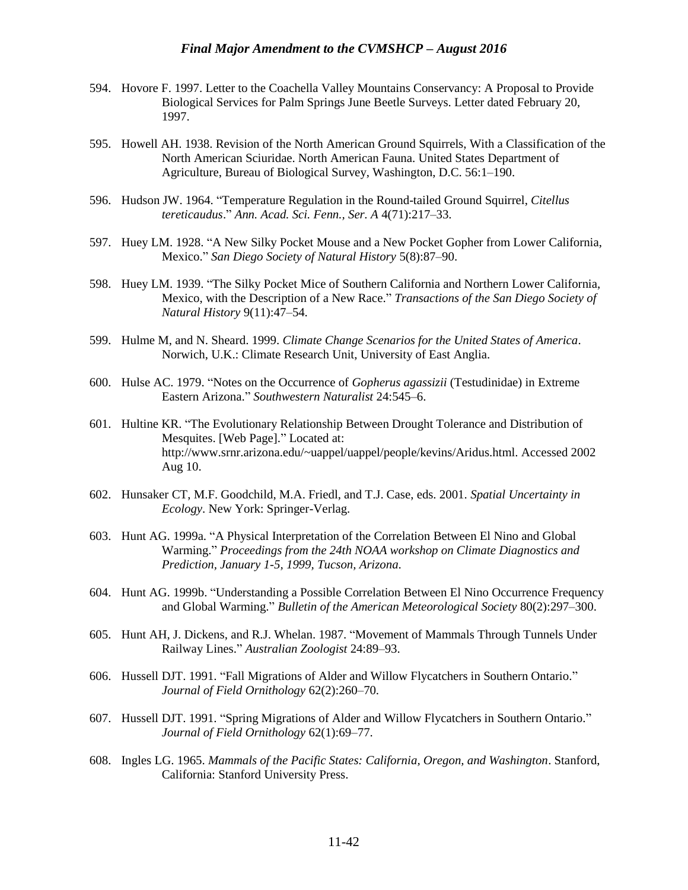594. Hovore F. 1997. Letter to the Coachella Valley Mountains Conservancy: A Proposal to Provide Biological Services for Palm Springs June Beetle Surveys. Letter dated February 20, 1997.

595. Howell AH. 1938. Revision of the North American Ground Squirrels, With a Classification of the North American Sciuridae. North American Fauna. United States Department of Agriculture, Bureau of Biological Survey, Washington, D.C. 56:1–190.

596. Hudson JW. 1964. "Temperature Regulation in the Round-tailed Ground Squirrel, *Citellus tereticaudus*." *Ann. Acad. Sci. Fenn., Ser. A* 4(71):217–33.

597. Huey LM. 1928. "A New Silky Pocket Mouse and a New Pocket Gopher from Lower California, Mexico." *San Diego Society of Natural History* 5(8):87–90.

598. Huey LM. 1939. "The Silky Pocket Mice of Southern California and Northern Lower California, Mexico, with the Description of a New Race." *Transactions of the San Diego Society of Natural History* 9(11):47–54.

599. Hulme M, and N. Sheard. 1999. *Climate Change Scenarios for the United States of America*. Norwich, U.K.: Climate Research Unit, University of East Anglia.

600. Hulse AC. 1979. "Notes on the Occurrence of *Gopherus agassizii* (Testudinidae) in Extreme Eastern Arizona." *Southwestern Naturalist* 24:545–6.

601. Hultine KR. "The Evolutionary Relationship Between Drought Tolerance and Distribution of Mesquites. [Web Page]." Located at: http://www.srnr.arizona.edu/~uappel/uappel/people/kevins/Aridus.html. Accessed 2002 Aug 10.

602. Hunsaker CT, M.F. Goodchild, M.A. Friedl, and T.J. Case, eds. 2001. *Spatial Uncertainty in Ecology*. New York: Springer-Verlag.

603. Hunt AG. 1999a. "A Physical Interpretation of the Correlation Between El Nino and Global Warming." *Proceedings from the 24th NOAA workshop on Climate Diagnostics and Prediction, January 1-5, 1999, Tucson, Arizona*.

604. Hunt AG. 1999b. "Understanding a Possible Correlation Between El Nino Occurrence Frequency and Global Warming." *Bulletin of the American Meteorological Society* 80(2):297–300.

605. Hunt AH, J. Dickens, and R.J. Whelan. 1987. "Movement of Mammals Through Tunnels Under Railway Lines." *Australian Zoologist* 24:89–93.

606. Hussell DJT. 1991. "Fall Migrations of Alder and Willow Flycatchers in Southern Ontario." *Journal of Field Ornithology* 62(2):260–70.

607. Hussell DJT. 1991. "Spring Migrations of Alder and Willow Flycatchers in Southern Ontario." *Journal of Field Ornithology* 62(1):69–77.

608. Ingles LG. 1965. *Mammals of the Pacific States: California, Oregon, and Washington*. Stanford, California: Stanford University Press.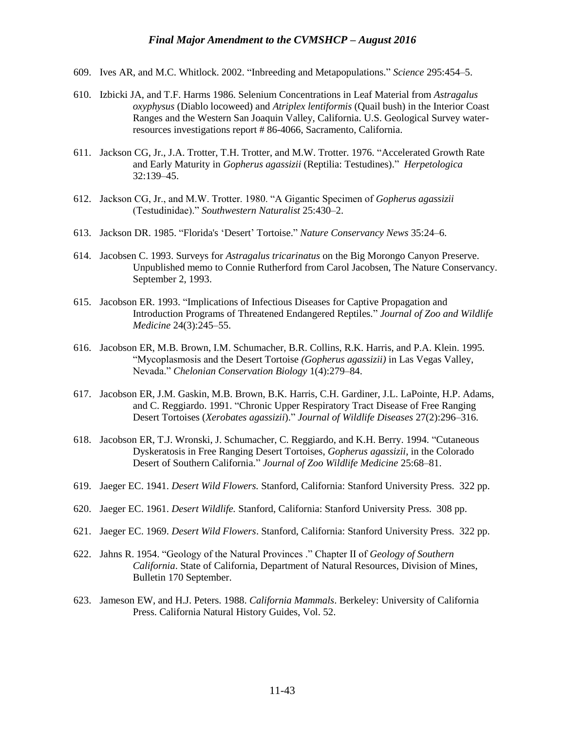609. Ives AR, and M.C. Whitlock. 2002. "Inbreeding and Metapopulations." *Science* 295:454–5.

610. Izbicki JA, and T.F. Harms 1986. Selenium Concentrations in Leaf Material from *Astragalus oxyphysus* (Diablo locoweed) and *Atriplex lentiformis* (Quail bush) in the Interior Coast Ranges and the Western San Joaquin Valley, California. U.S. Geological Survey water-resources investigations report # 86-4066, Sacramento, California.

611. Jackson CG, Jr., J.A. Trotter, T.H. Trotter, and M.W. Trotter. 1976. "Accelerated Growth Rate and Early Maturity in *Gopherus agassizii* (Reptilia: Testudines)." *Herpetologica* 32:139–45.

612. Jackson CG, Jr., and M.W. Trotter. 1980. "A Gigantic Specimen of *Gopherus agassizii* (Testudinidae)." *Southwestern Naturalist* 25:430–2.

613. Jackson DR. 1985. "Florida's 'Desert' Tortoise." *Nature Conservancy News* 35:24–6.

614. Jacobsen C. 1993. Surveys for *Astragalus tricarinatus* on the Big Morongo Canyon Preserve. Unpublished memo to Connie Rutherford from Carol Jacobsen, The Nature Conservancy. September 2, 1993.

615. Jacobson ER. 1993. "Implications of Infectious Diseases for Captive Propagation and Introduction Programs of Threatened Endangered Reptiles." *Journal of Zoo and Wildlife Medicine* 24(3):245–55.

616. Jacobson ER, M.B. Brown, I.M. Schumacher, B.R. Collins, R.K. Harris, and P.A. Klein. 1995. "Mycoplasmosis and the Desert Tortoise *(Gopherus agassizii)* in Las Vegas Valley, Nevada." *Chelonian Conservation Biology* 1(4):279–84.

617. Jacobson ER, J.M. Gaskin, M.B. Brown, B.K. Harris, C.H. Gardiner, J.L. LaPointe, H.P. Adams, and C. Reggiardo. 1991. "Chronic Upper Respiratory Tract Disease of Free Ranging Desert Tortoises (*Xerobates agassizii*)." *Journal of Wildlife Diseases* 27(2):296–316.

618. Jacobson ER, T.J. Wronski, J. Schumacher, C. Reggiardo, and K.H. Berry. 1994. "Cutaneous Dyskeratosis in Free Ranging Desert Tortoises, *Gopherus agassizii*, in the Colorado Desert of Southern California." *Journal of Zoo Wildlife Medicine* 25:68–81.

619. Jaeger EC. 1941. *Desert Wild Flowers.* Stanford, California: Stanford University Press. 322 pp.

620. Jaeger EC. 1961. *Desert Wildlife.* Stanford, California: Stanford University Press. 308 pp.

621. Jaeger EC. 1969. *Desert Wild Flowers*. Stanford, California: Stanford University Press. 322 pp.

622. Jahns R. 1954. "Geology of the Natural Provinces ." Chapter II of *Geology of Southern California*. State of California, Department of Natural Resources, Division of Mines, Bulletin 170 September.

623. Jameson EW, and H.J. Peters. 1988. *California Mammals*. Berkeley: University of California Press. California Natural History Guides, Vol. 52.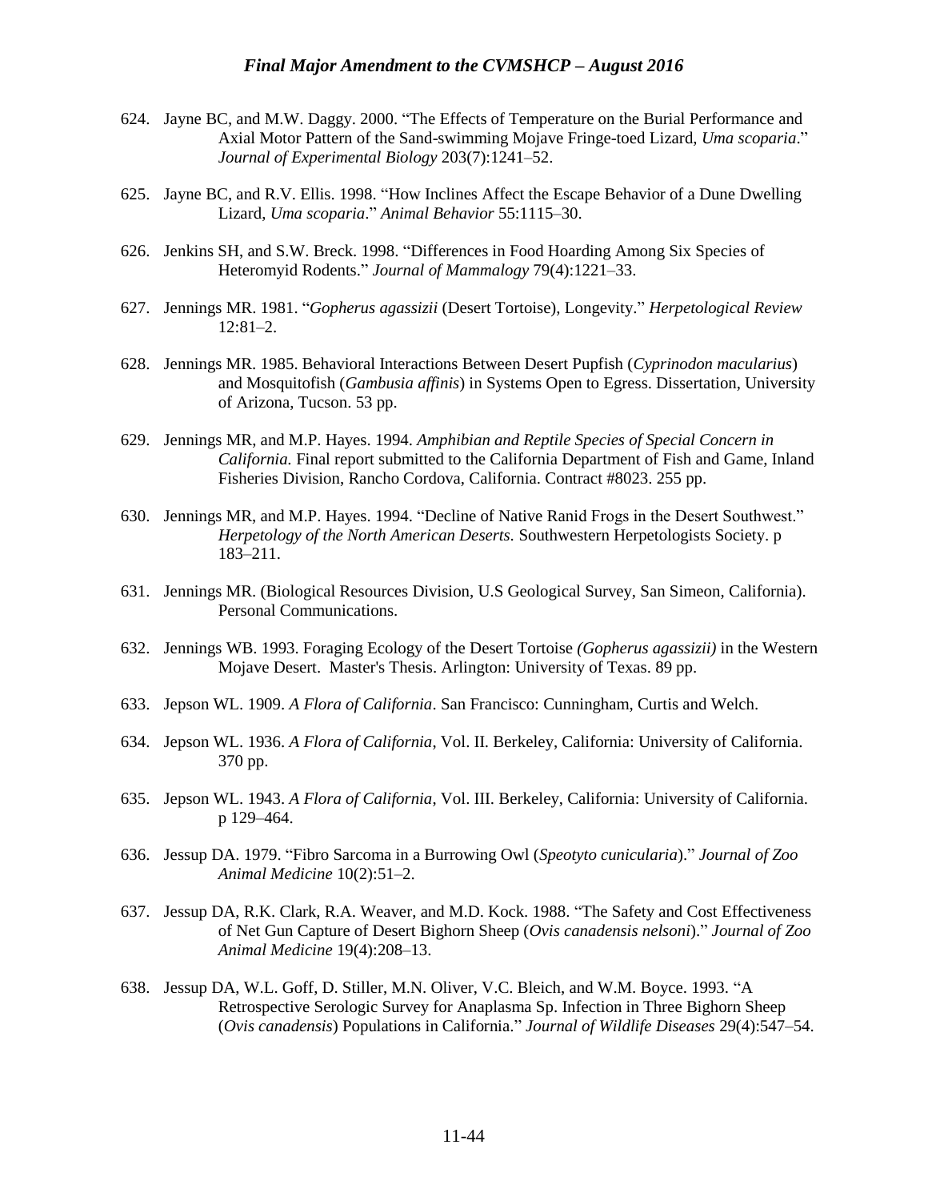624. Jayne BC, and M.W. Daggy. 2000. "The Effects of Temperature on the Burial Performance and Axial Motor Pattern of the Sand-swimming Mojave Fringe-toed Lizard, *Uma scoparia*." *Journal of Experimental Biology* 203(7):1241–52.

625. Jayne BC, and R.V. Ellis. 1998. "How Inclines Affect the Escape Behavior of a Dune Dwelling Lizard, *Uma scoparia*." *Animal Behavior* 55:1115–30.

626. Jenkins SH, and S.W. Breck. 1998. "Differences in Food Hoarding Among Six Species of Heteromyid Rodents." *Journal of Mammalogy* 79(4):1221–33.

627. Jennings MR. 1981. "*Gopherus agassizii* (Desert Tortoise), Longevity." *Herpetological Review* 12:81–2.

628. Jennings MR. 1985. Behavioral Interactions Between Desert Pupfish (*Cyprinodon macularius*) and Mosquitofish (*Gambusia affinis*) in Systems Open to Egress. Dissertation, University of Arizona, Tucson. 53 pp.

629. Jennings MR, and M.P. Hayes. 1994. *Amphibian and Reptile Species of Special Concern in California.* Final report submitted to the California Department of Fish and Game, Inland Fisheries Division, Rancho Cordova, California. Contract #8023. 255 pp.

630. Jennings MR, and M.P. Hayes. 1994. "Decline of Native Ranid Frogs in the Desert Southwest." *Herpetology of the North American Deserts.* Southwestern Herpetologists Society. p 183–211.

631. Jennings MR. (Biological Resources Division, U.S Geological Survey, San Simeon, California). Personal Communications.

632. Jennings WB. 1993. Foraging Ecology of the Desert Tortoise *(Gopherus agassizii)* in the Western Mojave Desert. Master's Thesis. Arlington: University of Texas. 89 pp.

633. Jepson WL. 1909. *A Flora of California*. San Francisco: Cunningham, Curtis and Welch.

634. Jepson WL. 1936. *A Flora of California*, Vol. II. Berkeley, California: University of California. 370 pp.

635. Jepson WL. 1943. *A Flora of California*, Vol. III. Berkeley, California: University of California. p 129–464.

636. Jessup DA. 1979. "Fibro Sarcoma in a Burrowing Owl (*Speotyto cunicularia*)." *Journal of Zoo Animal Medicine* 10(2):51–2.

637. Jessup DA, R.K. Clark, R.A. Weaver, and M.D. Kock. 1988. "The Safety and Cost Effectiveness of Net Gun Capture of Desert Bighorn Sheep (*Ovis canadensis nelsoni*)." *Journal of Zoo Animal Medicine* 19(4):208–13.

638. Jessup DA, W.L. Goff, D. Stiller, M.N. Oliver, V.C. Bleich, and W.M. Boyce. 1993. "A Retrospective Serologic Survey for Anaplasma Sp. Infection in Three Bighorn Sheep (*Ovis canadensis*) Populations in California." *Journal of Wildlife Diseases* 29(4):547–54.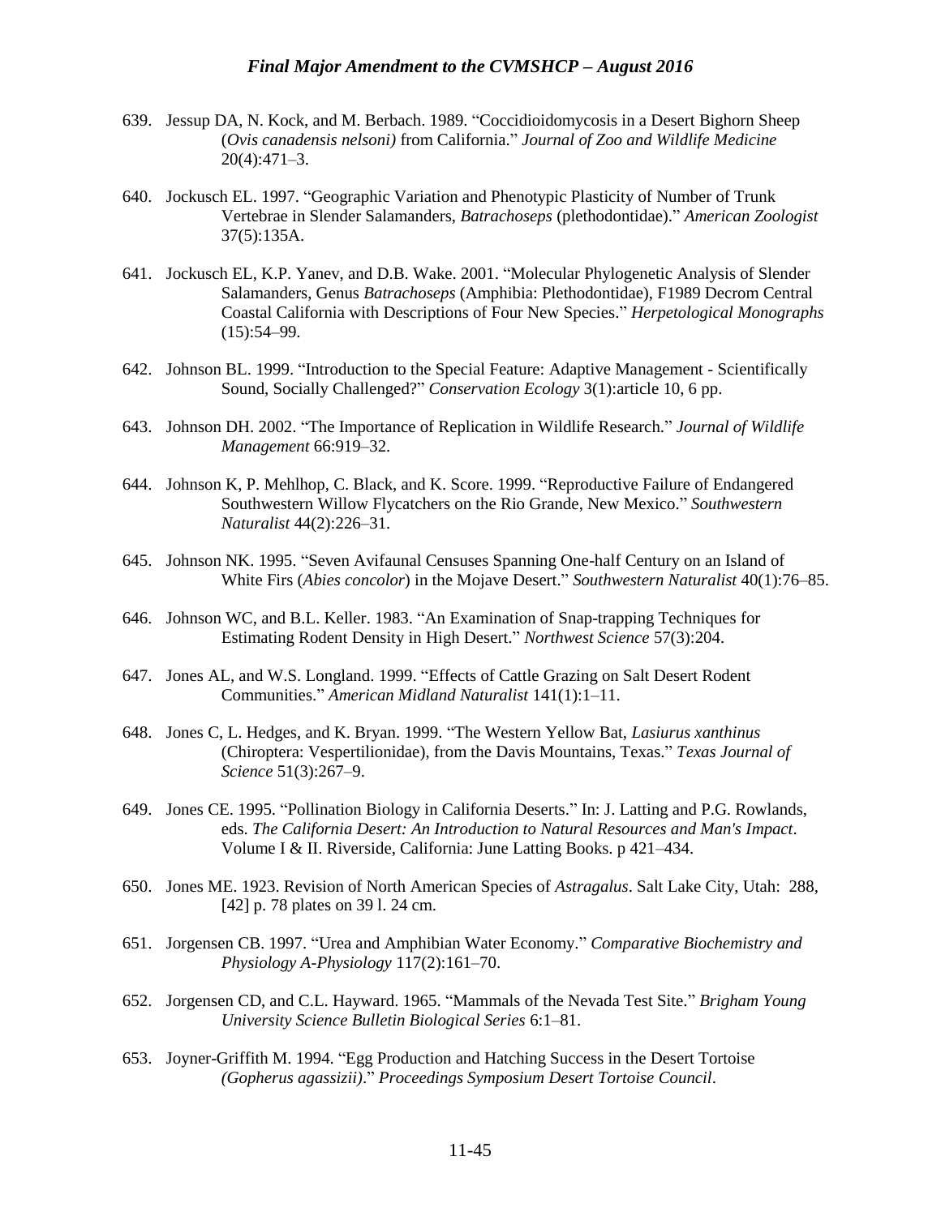639. Jessup DA, N. Kock, and M. Berbach. 1989. "Coccidioidomycosis in a Desert Bighorn Sheep (*Ovis canadensis nelsoni)* from California." *Journal of Zoo and Wildlife Medicine* 20(4):471–3.

640. Jockusch EL. 1997. "Geographic Variation and Phenotypic Plasticity of Number of Trunk Vertebrae in Slender Salamanders, *Batrachoseps* (plethodontidae)." *American Zoologist* 37(5):135A.

641. Jockusch EL, K.P. Yanev, and D.B. Wake. 2001. "Molecular Phylogenetic Analysis of Slender Salamanders, Genus *Batrachoseps* (Amphibia: Plethodontidae), F1989 Decrom Central Coastal California with Descriptions of Four New Species." *Herpetological Monographs* (15):54–99.

642. Johnson BL. 1999. "Introduction to the Special Feature: Adaptive Management - Scientifically Sound, Socially Challenged?" *Conservation Ecology* 3(1):article 10, 6 pp.

643. Johnson DH. 2002. "The Importance of Replication in Wildlife Research." *Journal of Wildlife Management* 66:919–32.

644. Johnson K, P. Mehlhop, C. Black, and K. Score. 1999. "Reproductive Failure of Endangered Southwestern Willow Flycatchers on the Rio Grande, New Mexico." *Southwestern Naturalist* 44(2):226–31.

645. Johnson NK. 1995. "Seven Avifaunal Censuses Spanning One-half Century on an Island of White Firs (*Abies concolor*) in the Mojave Desert." *Southwestern Naturalist* 40(1):76–85.

646. Johnson WC, and B.L. Keller. 1983. "An Examination of Snap-trapping Techniques for Estimating Rodent Density in High Desert." *Northwest Science* 57(3):204.

647. Jones AL, and W.S. Longland. 1999. "Effects of Cattle Grazing on Salt Desert Rodent Communities." *American Midland Naturalist* 141(1):1–11.

648. Jones C, L. Hedges, and K. Bryan. 1999. "The Western Yellow Bat, *Lasiurus xanthinus* (Chiroptera: Vespertilionidae), from the Davis Mountains, Texas." *Texas Journal of Science* 51(3):267–9.

649. Jones CE. 1995. "Pollination Biology in California Deserts." In: J. Latting and P.G. Rowlands, eds. *The California Desert: An Introduction to Natural Resources and Man's Impact*. Volume I & II. Riverside, California: June Latting Books. p 421–434.

650. Jones ME. 1923. Revision of North American Species of *Astragalus*. Salt Lake City, Utah: 288, [42] p. 78 plates on 39 l. 24 cm.

651. Jorgensen CB. 1997. "Urea and Amphibian Water Economy." *Comparative Biochemistry and Physiology A-Physiology* 117(2):161–70.

652. Jorgensen CD, and C.L. Hayward. 1965. "Mammals of the Nevada Test Site." *Brigham Young University Science Bulletin Biological Series* 6:1–81.

653. Joyner-Griffith M. 1994. "Egg Production and Hatching Success in the Desert Tortoise *(Gopherus agassizii)*." *Proceedings Symposium Desert Tortoise Council*.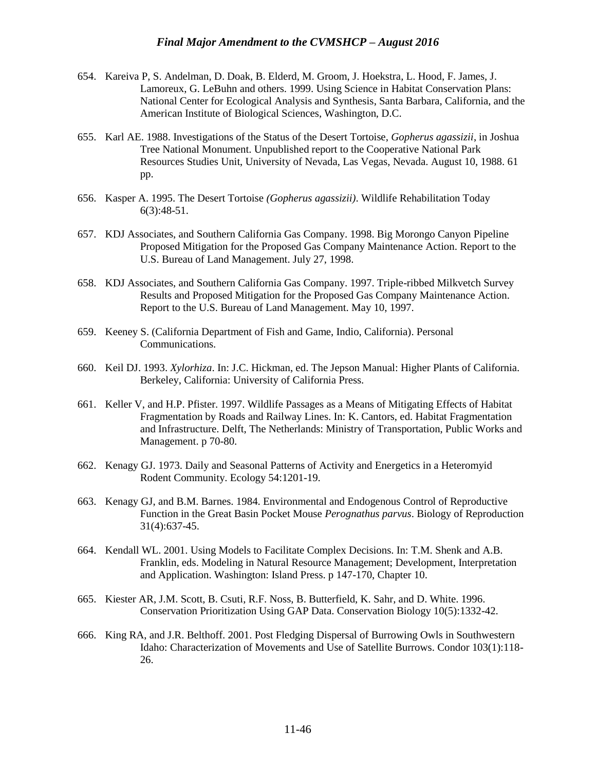654. Kareiva P, S. Andelman, D. Doak, B. Elderd, M. Groom, J. Hoekstra, L. Hood, F. James, J. Lamoreux, G. LeBuhn and others. 1999. Using Science in Habitat Conservation Plans: National Center for Ecological Analysis and Synthesis, Santa Barbara, California, and the American Institute of Biological Sciences, Washington, D.C.

655. Karl AE. 1988. Investigations of the Status of the Desert Tortoise, *Gopherus agassizii*, in Joshua Tree National Monument. Unpublished report to the Cooperative National Park Resources Studies Unit, University of Nevada, Las Vegas, Nevada. August 10, 1988. 61 pp.

656. Kasper A. 1995. The Desert Tortoise *(Gopherus agassizii)*. Wildlife Rehabilitation Today 6(3):48-51.

657. KDJ Associates, and Southern California Gas Company. 1998. Big Morongo Canyon Pipeline Proposed Mitigation for the Proposed Gas Company Maintenance Action. Report to the U.S. Bureau of Land Management. July 27, 1998.

658. KDJ Associates, and Southern California Gas Company. 1997. Triple-ribbed Milkvetch Survey Results and Proposed Mitigation for the Proposed Gas Company Maintenance Action. Report to the U.S. Bureau of Land Management. May 10, 1997.

659. Keeney S. (California Department of Fish and Game, Indio, California). Personal Communications.

660. Keil DJ. 1993. *Xylorhiza*. In: J.C. Hickman, ed. The Jepson Manual: Higher Plants of California. Berkeley, California: University of California Press.

661. Keller V, and H.P. Pfister. 1997. Wildlife Passages as a Means of Mitigating Effects of Habitat Fragmentation by Roads and Railway Lines. In: K. Cantors, ed. Habitat Fragmentation and Infrastructure. Delft, The Netherlands: Ministry of Transportation, Public Works and Management. p 70-80.

662. Kenagy GJ. 1973. Daily and Seasonal Patterns of Activity and Energetics in a Heteromyid Rodent Community. Ecology 54:1201-19.

663. Kenagy GJ, and B.M. Barnes. 1984. Environmental and Endogenous Control of Reproductive Function in the Great Basin Pocket Mouse *Perognathus parvus*. Biology of Reproduction 31(4):637-45.

664. Kendall WL. 2001. Using Models to Facilitate Complex Decisions. In: T.M. Shenk and A.B. Franklin, eds. Modeling in Natural Resource Management; Development, Interpretation and Application. Washington: Island Press. p 147-170, Chapter 10.

665. Kiester AR, J.M. Scott, B. Csuti, R.F. Noss, B. Butterfield, K. Sahr, and D. White. 1996. Conservation Prioritization Using GAP Data. Conservation Biology 10(5):1332-42.

666. King RA, and J.R. Belthoff. 2001. Post Fledging Dispersal of Burrowing Owls in Southwestern Idaho: Characterization of Movements and Use of Satellite Burrows. Condor 103(1):118-26.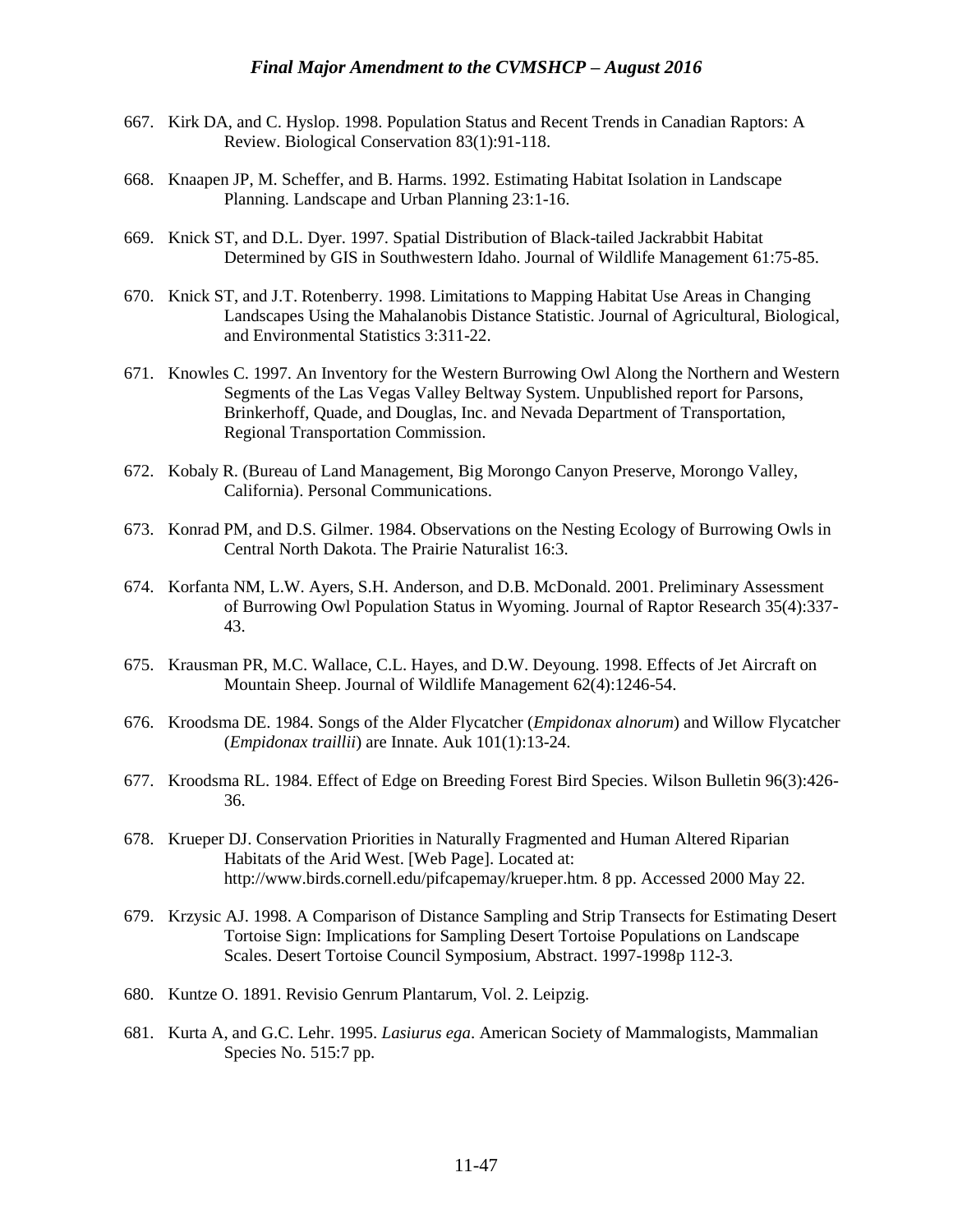667. Kirk DA, and C. Hyslop. 1998. Population Status and Recent Trends in Canadian Raptors: A Review. Biological Conservation 83(1):91-118.

668. Knaapen JP, M. Scheffer, and B. Harms. 1992. Estimating Habitat Isolation in Landscape Planning. Landscape and Urban Planning 23:1-16.

669. Knick ST, and D.L. Dyer. 1997. Spatial Distribution of Black-tailed Jackrabbit Habitat Determined by GIS in Southwestern Idaho. Journal of Wildlife Management 61:75-85.

670. Knick ST, and J.T. Rotenberry. 1998. Limitations to Mapping Habitat Use Areas in Changing Landscapes Using the Mahalanobis Distance Statistic. Journal of Agricultural, Biological, and Environmental Statistics 3:311-22.

671. Knowles C. 1997. An Inventory for the Western Burrowing Owl Along the Northern and Western Segments of the Las Vegas Valley Beltway System. Unpublished report for Parsons, Brinkerhoff, Quade, and Douglas, Inc. and Nevada Department of Transportation, Regional Transportation Commission.

672. Kobaly R. (Bureau of Land Management, Big Morongo Canyon Preserve, Morongo Valley, California). Personal Communications.

673. Konrad PM, and D.S. Gilmer. 1984. Observations on the Nesting Ecology of Burrowing Owls in Central North Dakota. The Prairie Naturalist 16:3.

674. Korfanta NM, L.W. Ayers, S.H. Anderson, and D.B. McDonald. 2001. Preliminary Assessment of Burrowing Owl Population Status in Wyoming. Journal of Raptor Research 35(4):337-43.

675. Krausman PR, M.C. Wallace, C.L. Hayes, and D.W. Deyoung. 1998. Effects of Jet Aircraft on Mountain Sheep. Journal of Wildlife Management 62(4):1246-54.

676. Kroodsma DE. 1984. Songs of the Alder Flycatcher (*Empidonax alnorum*) and Willow Flycatcher (*Empidonax traillii*) are Innate. Auk 101(1):13-24.

677. Kroodsma RL. 1984. Effect of Edge on Breeding Forest Bird Species. Wilson Bulletin 96(3):426-36.

678. Krueper DJ. Conservation Priorities in Naturally Fragmented and Human Altered Riparian Habitats of the Arid West. [Web Page]. Located at: http://www.birds.cornell.edu/pifcapemay/krueper.htm. 8 pp. Accessed 2000 May 22.

679. Krzysic AJ. 1998. A Comparison of Distance Sampling and Strip Transects for Estimating Desert Tortoise Sign: Implications for Sampling Desert Tortoise Populations on Landscape Scales. Desert Tortoise Council Symposium, Abstract. 1997-1998p 112-3.

680. Kuntze O. 1891. Revisio Genrum Plantarum, Vol. 2. Leipzig.

681. Kurta A, and G.C. Lehr. 1995. *Lasiurus ega*. American Society of Mammalogists, Mammalian Species No. 515:7 pp.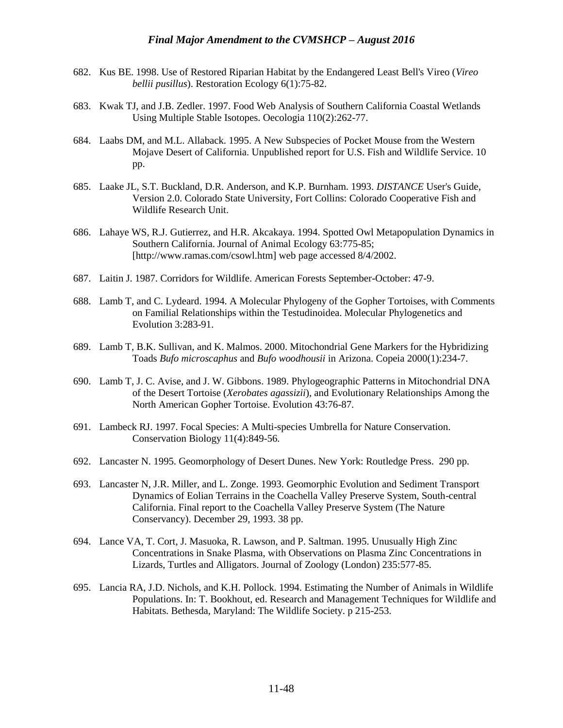682. Kus BE. 1998. Use of Restored Riparian Habitat by the Endangered Least Bell's Vireo (*Vireo bellii pusillus*). Restoration Ecology 6(1):75-82.

683. Kwak TJ, and J.B. Zedler. 1997. Food Web Analysis of Southern California Coastal Wetlands Using Multiple Stable Isotopes. Oecologia 110(2):262-77.

684. Laabs DM, and M.L. Allaback. 1995. A New Subspecies of Pocket Mouse from the Western Mojave Desert of California. Unpublished report for U.S. Fish and Wildlife Service. 10 pp.

685. Laake JL, S.T. Buckland, D.R. Anderson, and K.P. Burnham. 1993. *DISTANCE* User's Guide, Version 2.0. Colorado State University, Fort Collins: Colorado Cooperative Fish and Wildlife Research Unit.

686. Lahaye WS, R.J. Gutierrez, and H.R. Akcakaya. 1994. Spotted Owl Metapopulation Dynamics in Southern California. Journal of Animal Ecology 63:775-85; [http://www.ramas.com/csowl.htm] web page accessed 8/4/2002.

687. Laitin J. 1987. Corridors for Wildlife. American Forests September-October: 47-9.

688. Lamb T, and C. Lydeard. 1994. A Molecular Phylogeny of the Gopher Tortoises, with Comments on Familial Relationships within the Testudinoidea. Molecular Phylogenetics and Evolution 3:283-91.

689. Lamb T, B.K. Sullivan, and K. Malmos. 2000. Mitochondrial Gene Markers for the Hybridizing Toads *Bufo microscaphus* and *Bufo woodhousii* in Arizona. Copeia 2000(1):234-7.

690. Lamb T, J. C. Avise, and J. W. Gibbons. 1989. Phylogeographic Patterns in Mitochondrial DNA of the Desert Tortoise (*Xerobates agassizii*), and Evolutionary Relationships Among the North American Gopher Tortoise. Evolution 43:76-87.

691. Lambeck RJ. 1997. Focal Species: A Multi-species Umbrella for Nature Conservation. Conservation Biology 11(4):849-56.

692. Lancaster N. 1995. Geomorphology of Desert Dunes. New York: Routledge Press. 290 pp.

693. Lancaster N, J.R. Miller, and L. Zonge. 1993. Geomorphic Evolution and Sediment Transport Dynamics of Eolian Terrains in the Coachella Valley Preserve System, South-central California. Final report to the Coachella Valley Preserve System (The Nature Conservancy). December 29, 1993. 38 pp.

694. Lance VA, T. Cort, J. Masuoka, R. Lawson, and P. Saltman. 1995. Unusually High Zinc Concentrations in Snake Plasma, with Observations on Plasma Zinc Concentrations in Lizards, Turtles and Alligators. Journal of Zoology (London) 235:577-85.

695. Lancia RA, J.D. Nichols, and K.H. Pollock. 1994. Estimating the Number of Animals in Wildlife Populations. In: T. Bookhout, ed. Research and Management Techniques for Wildlife and Habitats. Bethesda, Maryland: The Wildlife Society. p 215-253.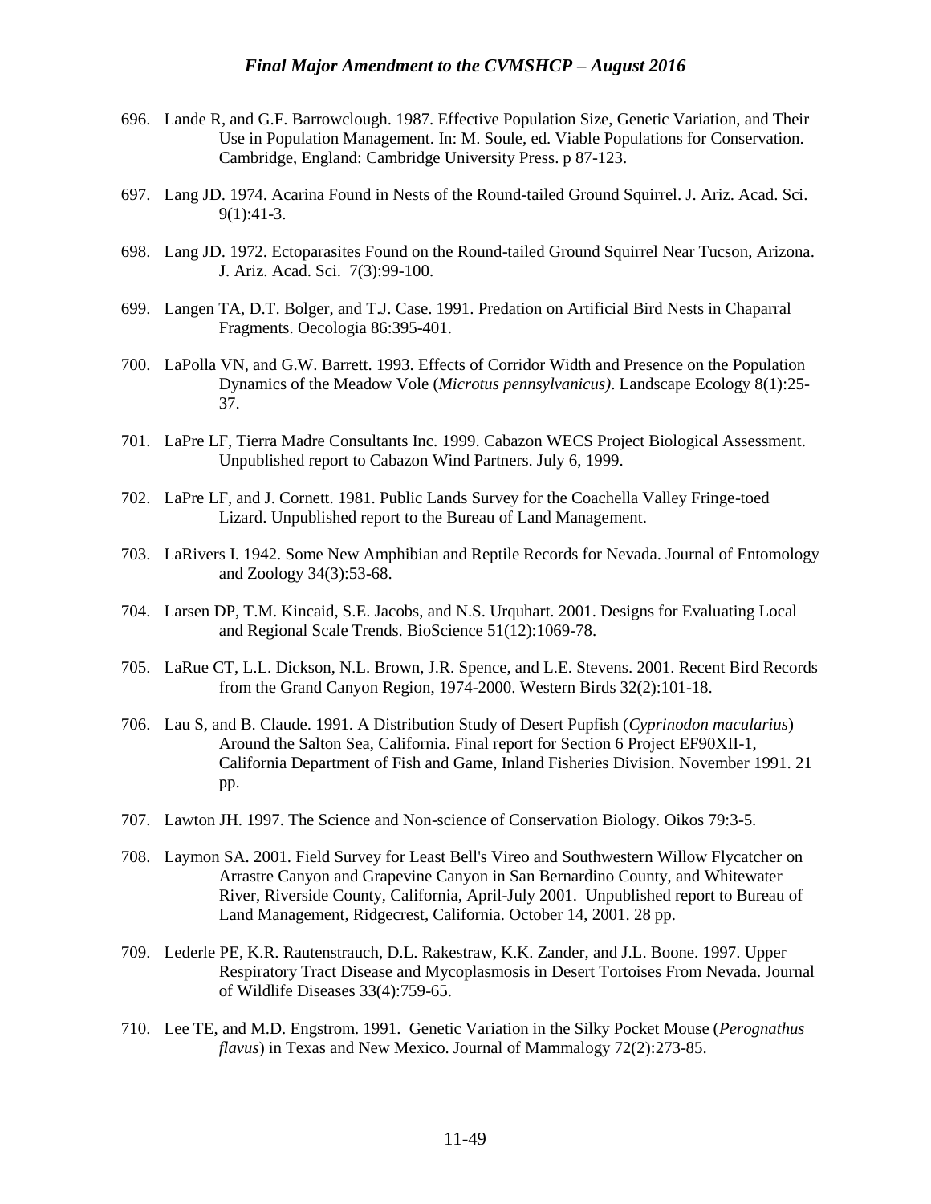696. Lande R, and G.F. Barrowclough. 1987. Effective Population Size, Genetic Variation, and Their Use in Population Management. In: M. Soule, ed. Viable Populations for Conservation. Cambridge, England: Cambridge University Press. p 87-123.

697. Lang JD. 1974. Acarina Found in Nests of the Round-tailed Ground Squirrel. J. Ariz. Acad. Sci. 9(1):41-3.

698. Lang JD. 1972. Ectoparasites Found on the Round-tailed Ground Squirrel Near Tucson, Arizona. J. Ariz. Acad. Sci. 7(3):99-100.

699. Langen TA, D.T. Bolger, and T.J. Case. 1991. Predation on Artificial Bird Nests in Chaparral Fragments. Oecologia 86:395-401.

700. LaPolla VN, and G.W. Barrett. 1993. Effects of Corridor Width and Presence on the Population Dynamics of the Meadow Vole (*Microtus pennsylvanicus)*. Landscape Ecology 8(1):25-37.

701. LaPre LF, Tierra Madre Consultants Inc. 1999. Cabazon WECS Project Biological Assessment. Unpublished report to Cabazon Wind Partners. July 6, 1999.

702. LaPre LF, and J. Cornett. 1981. Public Lands Survey for the Coachella Valley Fringe-toed Lizard. Unpublished report to the Bureau of Land Management.

703. LaRivers I. 1942. Some New Amphibian and Reptile Records for Nevada. Journal of Entomology and Zoology 34(3):53-68.

704. Larsen DP, T.M. Kincaid, S.E. Jacobs, and N.S. Urquhart. 2001. Designs for Evaluating Local and Regional Scale Trends. BioScience 51(12):1069-78.

705. LaRue CT, L.L. Dickson, N.L. Brown, J.R. Spence, and L.E. Stevens. 2001. Recent Bird Records from the Grand Canyon Region, 1974-2000. Western Birds 32(2):101-18.

706. Lau S, and B. Claude. 1991. A Distribution Study of Desert Pupfish (*Cyprinodon macularius*) Around the Salton Sea, California. Final report for Section 6 Project EF90XII-1, California Department of Fish and Game, Inland Fisheries Division. November 1991. 21 pp.

707. Lawton JH. 1997. The Science and Non-science of Conservation Biology. Oikos 79:3-5.

708. Laymon SA. 2001. Field Survey for Least Bell's Vireo and Southwestern Willow Flycatcher on Arrastre Canyon and Grapevine Canyon in San Bernardino County, and Whitewater River, Riverside County, California, April-July 2001. Unpublished report to Bureau of Land Management, Ridgecrest, California. October 14, 2001. 28 pp.

709. Lederle PE, K.R. Rautenstrauch, D.L. Rakestraw, K.K. Zander, and J.L. Boone. 1997. Upper Respiratory Tract Disease and Mycoplasmosis in Desert Tortoises From Nevada. Journal of Wildlife Diseases 33(4):759-65.

710. Lee TE, and M.D. Engstrom. 1991. Genetic Variation in the Silky Pocket Mouse (*Perognathus flavus*) in Texas and New Mexico. Journal of Mammalogy 72(2):273-85.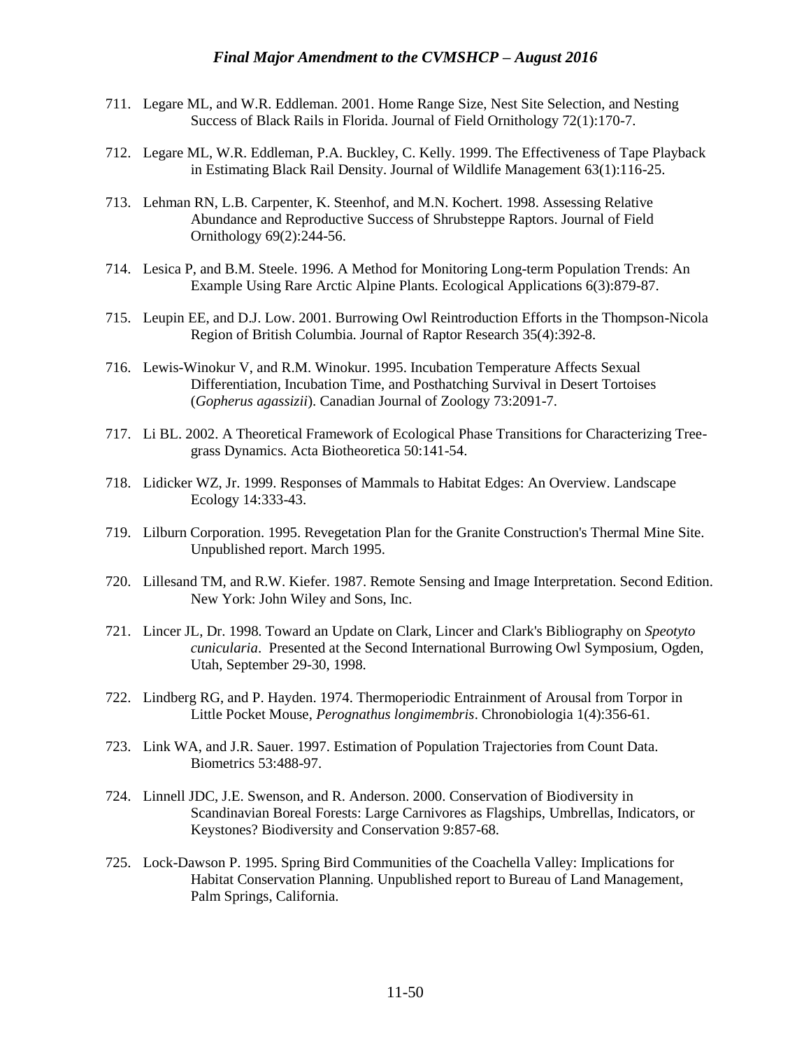711. Legare ML, and W.R. Eddleman. 2001. Home Range Size, Nest Site Selection, and Nesting Success of Black Rails in Florida. Journal of Field Ornithology 72(1):170-7.

712. Legare ML, W.R. Eddleman, P.A. Buckley, C. Kelly. 1999. The Effectiveness of Tape Playback in Estimating Black Rail Density. Journal of Wildlife Management 63(1):116-25.

713. Lehman RN, L.B. Carpenter, K. Steenhof, and M.N. Kochert. 1998. Assessing Relative Abundance and Reproductive Success of Shrubsteppe Raptors. Journal of Field Ornithology 69(2):244-56.

714. Lesica P, and B.M. Steele. 1996. A Method for Monitoring Long-term Population Trends: An Example Using Rare Arctic Alpine Plants. Ecological Applications 6(3):879-87.

715. Leupin EE, and D.J. Low. 2001. Burrowing Owl Reintroduction Efforts in the Thompson-Nicola Region of British Columbia. Journal of Raptor Research 35(4):392-8.

716. Lewis-Winokur V, and R.M. Winokur. 1995. Incubation Temperature Affects Sexual Differentiation, Incubation Time, and Posthatching Survival in Desert Tortoises (*Gopherus agassizii*). Canadian Journal of Zoology 73:2091-7.

717. Li BL. 2002. A Theoretical Framework of Ecological Phase Transitions for Characterizing Tree-grass Dynamics. Acta Biotheoretica 50:141-54.

718. Lidicker WZ, Jr. 1999. Responses of Mammals to Habitat Edges: An Overview. Landscape Ecology 14:333-43.

719. Lilburn Corporation. 1995. Revegetation Plan for the Granite Construction's Thermal Mine Site. Unpublished report. March 1995.

720. Lillesand TM, and R.W. Kiefer. 1987. Remote Sensing and Image Interpretation. Second Edition. New York: John Wiley and Sons, Inc.

721. Lincer JL, Dr. 1998. Toward an Update on Clark, Lincer and Clark's Bibliography on *Speotyto cunicularia*. Presented at the Second International Burrowing Owl Symposium, Ogden, Utah, September 29-30, 1998.

722. Lindberg RG, and P. Hayden. 1974. Thermoperiodic Entrainment of Arousal from Torpor in Little Pocket Mouse, *Perognathus longimembris*. Chronobiologia 1(4):356-61.

723. Link WA, and J.R. Sauer. 1997. Estimation of Population Trajectories from Count Data. Biometrics 53:488-97.

724. Linnell JDC, J.E. Swenson, and R. Anderson. 2000. Conservation of Biodiversity in Scandinavian Boreal Forests: Large Carnivores as Flagships, Umbrellas, Indicators, or Keystones? Biodiversity and Conservation 9:857-68.

725. Lock-Dawson P. 1995. Spring Bird Communities of the Coachella Valley: Implications for Habitat Conservation Planning. Unpublished report to Bureau of Land Management, Palm Springs, California.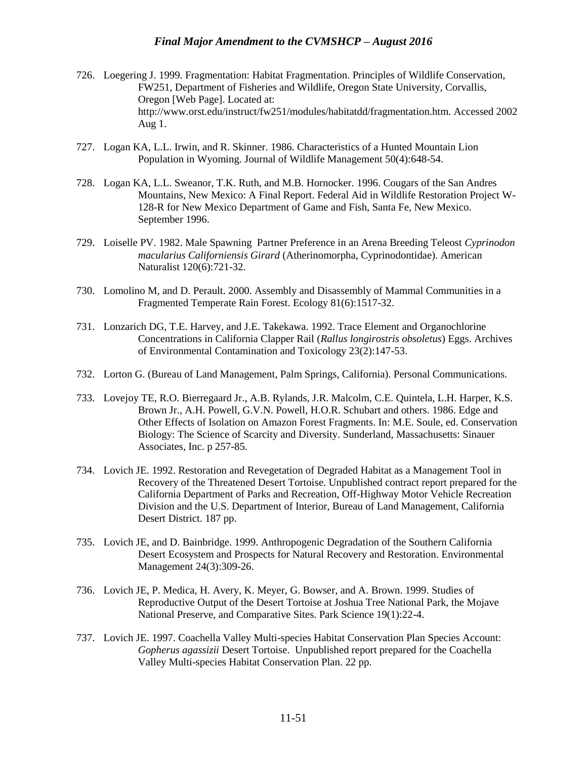726. Loegering J. 1999. Fragmentation: Habitat Fragmentation. Principles of Wildlife Conservation, FW251, Department of Fisheries and Wildlife, Oregon State University, Corvallis, Oregon [Web Page]. Located at: http://www.orst.edu/instruct/fw251/modules/habitatdd/fragmentation.htm. Accessed 2002 Aug 1.

727. Logan KA, L.L. Irwin, and R. Skinner. 1986. Characteristics of a Hunted Mountain Lion Population in Wyoming. Journal of Wildlife Management 50(4):648-54.

728. Logan KA, L.L. Sweanor, T.K. Ruth, and M.B. Hornocker. 1996. Cougars of the San Andres Mountains, New Mexico: A Final Report. Federal Aid in Wildlife Restoration Project W-128-R for New Mexico Department of Game and Fish, Santa Fe, New Mexico. September 1996.

729. Loiselle PV. 1982. Male Spawning Partner Preference in an Arena Breeding Teleost *Cyprinodon macularius Californiensis Girard* (Atherinomorpha, Cyprinodontidae). American Naturalist 120(6):721-32.

730. Lomolino M, and D. Perault. 2000. Assembly and Disassembly of Mammal Communities in a Fragmented Temperate Rain Forest. Ecology 81(6):1517-32.

731. Lonzarich DG, T.E. Harvey, and J.E. Takekawa. 1992. Trace Element and Organochlorine Concentrations in California Clapper Rail (*Rallus longirostris obsoletus*) Eggs. Archives of Environmental Contamination and Toxicology 23(2):147-53.

732. Lorton G. (Bureau of Land Management, Palm Springs, California). Personal Communications.

733. Lovejoy TE, R.O. Bierregaard Jr., A.B. Rylands, J.R. Malcolm, C.E. Quintela, L.H. Harper, K.S. Brown Jr., A.H. Powell, G.V.N. Powell, H.O.R. Schubart and others. 1986. Edge and Other Effects of Isolation on Amazon Forest Fragments. In: M.E. Soule, ed. Conservation Biology: The Science of Scarcity and Diversity. Sunderland, Massachusetts: Sinauer Associates, Inc. p 257-85.

734. Lovich JE. 1992. Restoration and Revegetation of Degraded Habitat as a Management Tool in Recovery of the Threatened Desert Tortoise. Unpublished contract report prepared for the California Department of Parks and Recreation, Off-Highway Motor Vehicle Recreation Division and the U.S. Department of Interior, Bureau of Land Management, California Desert District. 187 pp.

735. Lovich JE, and D. Bainbridge. 1999. Anthropogenic Degradation of the Southern California Desert Ecosystem and Prospects for Natural Recovery and Restoration. Environmental Management 24(3):309-26.

736. Lovich JE, P. Medica, H. Avery, K. Meyer, G. Bowser, and A. Brown. 1999. Studies of Reproductive Output of the Desert Tortoise at Joshua Tree National Park, the Mojave National Preserve, and Comparative Sites. Park Science 19(1):22-4.

737. Lovich JE. 1997. Coachella Valley Multi-species Habitat Conservation Plan Species Account: *Gopherus agassizii* Desert Tortoise. Unpublished report prepared for the Coachella Valley Multi-species Habitat Conservation Plan. 22 pp.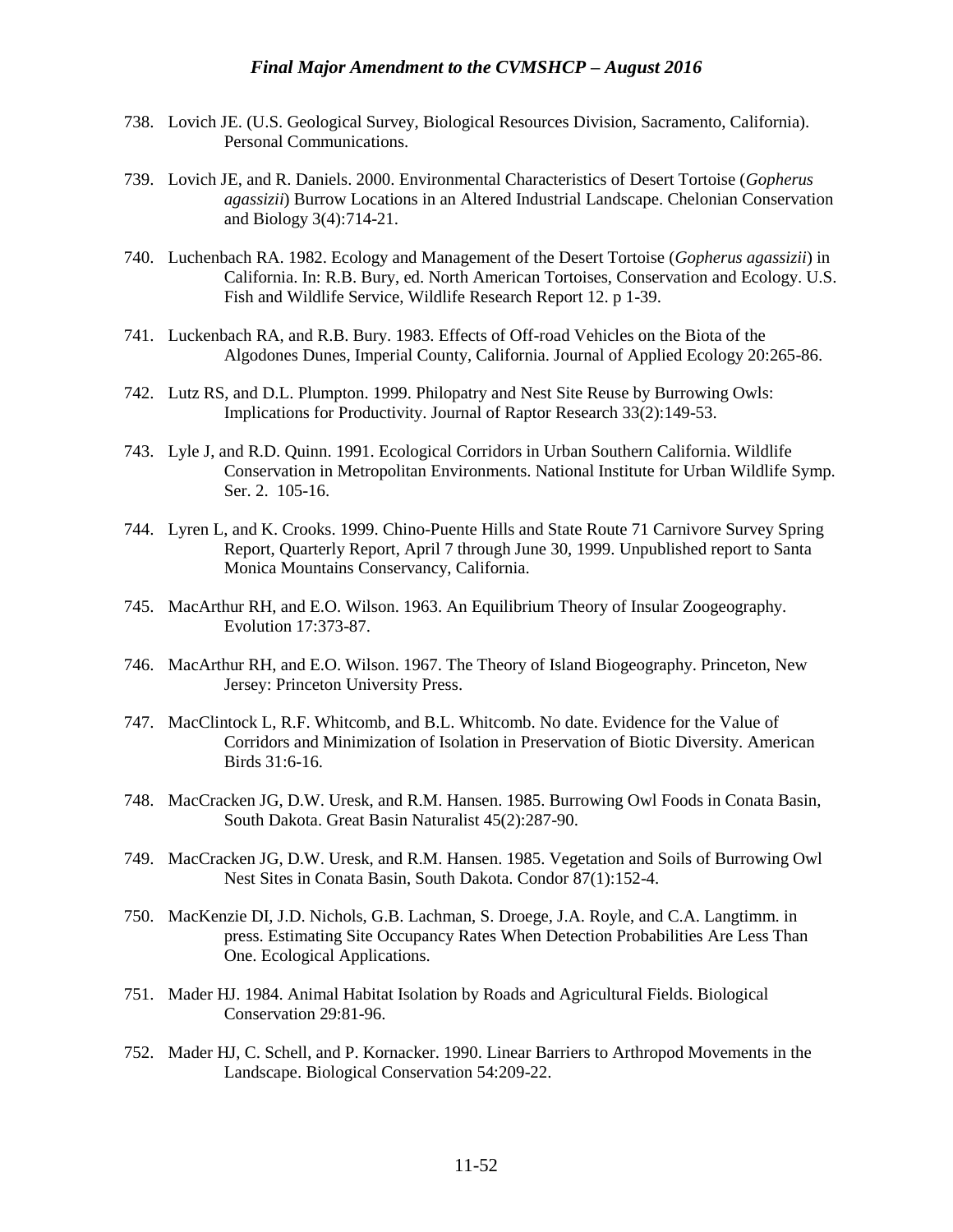738. Lovich JE. (U.S. Geological Survey, Biological Resources Division, Sacramento, California). Personal Communications.

739. Lovich JE, and R. Daniels. 2000. Environmental Characteristics of Desert Tortoise (*Gopherus agassizii*) Burrow Locations in an Altered Industrial Landscape. Chelonian Conservation and Biology 3(4):714-21.

740. Luchenbach RA. 1982. Ecology and Management of the Desert Tortoise (*Gopherus agassizii*) in California. In: R.B. Bury, ed. North American Tortoises, Conservation and Ecology. U.S. Fish and Wildlife Service, Wildlife Research Report 12. p 1-39.

741. Luckenbach RA, and R.B. Bury. 1983. Effects of Off-road Vehicles on the Biota of the Algodones Dunes, Imperial County, California. Journal of Applied Ecology 20:265-86.

742. Lutz RS, and D.L. Plumpton. 1999. Philopatry and Nest Site Reuse by Burrowing Owls: Implications for Productivity. Journal of Raptor Research 33(2):149-53.

743. Lyle J, and R.D. Quinn. 1991. Ecological Corridors in Urban Southern California. Wildlife Conservation in Metropolitan Environments. National Institute for Urban Wildlife Symp. Ser. 2. 105-16.

744. Lyren L, and K. Crooks. 1999. Chino-Puente Hills and State Route 71 Carnivore Survey Spring Report, Quarterly Report, April 7 through June 30, 1999. Unpublished report to Santa Monica Mountains Conservancy, California.

745. MacArthur RH, and E.O. Wilson. 1963. An Equilibrium Theory of Insular Zoogeography. Evolution 17:373-87.

746. MacArthur RH, and E.O. Wilson. 1967. The Theory of Island Biogeography. Princeton, New Jersey: Princeton University Press.

747. MacClintock L, R.F. Whitcomb, and B.L. Whitcomb. No date. Evidence for the Value of Corridors and Minimization of Isolation in Preservation of Biotic Diversity. American Birds 31:6-16.

748. MacCracken JG, D.W. Uresk, and R.M. Hansen. 1985. Burrowing Owl Foods in Conata Basin, South Dakota. Great Basin Naturalist 45(2):287-90.

749. MacCracken JG, D.W. Uresk, and R.M. Hansen. 1985. Vegetation and Soils of Burrowing Owl Nest Sites in Conata Basin, South Dakota. Condor 87(1):152-4.

750. MacKenzie DI, J.D. Nichols, G.B. Lachman, S. Droege, J.A. Royle, and C.A. Langtimm. in press. Estimating Site Occupancy Rates When Detection Probabilities Are Less Than One. Ecological Applications.

751. Mader HJ. 1984. Animal Habitat Isolation by Roads and Agricultural Fields. Biological Conservation 29:81-96.

752. Mader HJ, C. Schell, and P. Kornacker. 1990. Linear Barriers to Arthropod Movements in the Landscape. Biological Conservation 54:209-22.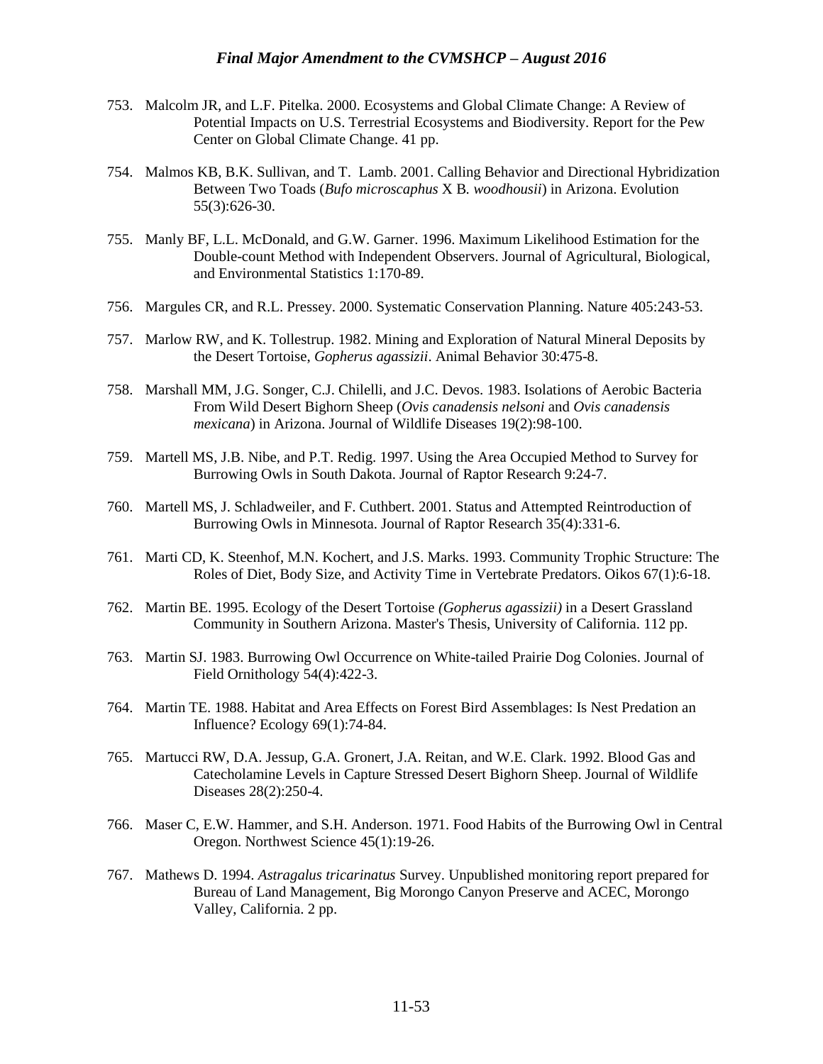753. Malcolm JR, and L.F. Pitelka. 2000. Ecosystems and Global Climate Change: A Review of Potential Impacts on U.S. Terrestrial Ecosystems and Biodiversity. Report for the Pew Center on Global Climate Change. 41 pp.

754. Malmos KB, B.K. Sullivan, and T. Lamb. 2001. Calling Behavior and Directional Hybridization Between Two Toads (*Bufo microscaphus* X B. *woodhousii*) in Arizona. Evolution 55(3):626-30.

755. Manly BF, L.L. McDonald, and G.W. Garner. 1996. Maximum Likelihood Estimation for the Double-count Method with Independent Observers. Journal of Agricultural, Biological, and Environmental Statistics 1:170-89.

756. Margules CR, and R.L. Pressey. 2000. Systematic Conservation Planning. Nature 405:243-53.

757. Marlow RW, and K. Tollestrup. 1982. Mining and Exploration of Natural Mineral Deposits by the Desert Tortoise, *Gopherus agassizii*. Animal Behavior 30:475-8.

758. Marshall MM, J.G. Songer, C.J. Chilelli, and J.C. Devos. 1983. Isolations of Aerobic Bacteria From Wild Desert Bighorn Sheep (*Ovis canadensis nelsoni* and *Ovis canadensis mexicana*) in Arizona. Journal of Wildlife Diseases 19(2):98-100.

759. Martell MS, J.B. Nibe, and P.T. Redig. 1997. Using the Area Occupied Method to Survey for Burrowing Owls in South Dakota. Journal of Raptor Research 9:24-7.

760. Martell MS, J. Schladweiler, and F. Cuthbert. 2001. Status and Attempted Reintroduction of Burrowing Owls in Minnesota. Journal of Raptor Research 35(4):331-6.

761. Marti CD, K. Steenhof, M.N. Kochert, and J.S. Marks. 1993. Community Trophic Structure: The Roles of Diet, Body Size, and Activity Time in Vertebrate Predators. Oikos 67(1):6-18.

762. Martin BE. 1995. Ecology of the Desert Tortoise *(Gopherus agassizii)* in a Desert Grassland Community in Southern Arizona. Master's Thesis, University of California. 112 pp.

763. Martin SJ. 1983. Burrowing Owl Occurrence on White-tailed Prairie Dog Colonies. Journal of Field Ornithology 54(4):422-3.

764. Martin TE. 1988. Habitat and Area Effects on Forest Bird Assemblages: Is Nest Predation an Influence? Ecology 69(1):74-84.

765. Martucci RW, D.A. Jessup, G.A. Gronert, J.A. Reitan, and W.E. Clark. 1992. Blood Gas and Catecholamine Levels in Capture Stressed Desert Bighorn Sheep. Journal of Wildlife Diseases 28(2):250-4.

766. Maser C, E.W. Hammer, and S.H. Anderson. 1971. Food Habits of the Burrowing Owl in Central Oregon. Northwest Science 45(1):19-26.

767. Mathews D. 1994. *Astragalus tricarinatus* Survey. Unpublished monitoring report prepared for Bureau of Land Management, Big Morongo Canyon Preserve and ACEC, Morongo Valley, California. 2 pp.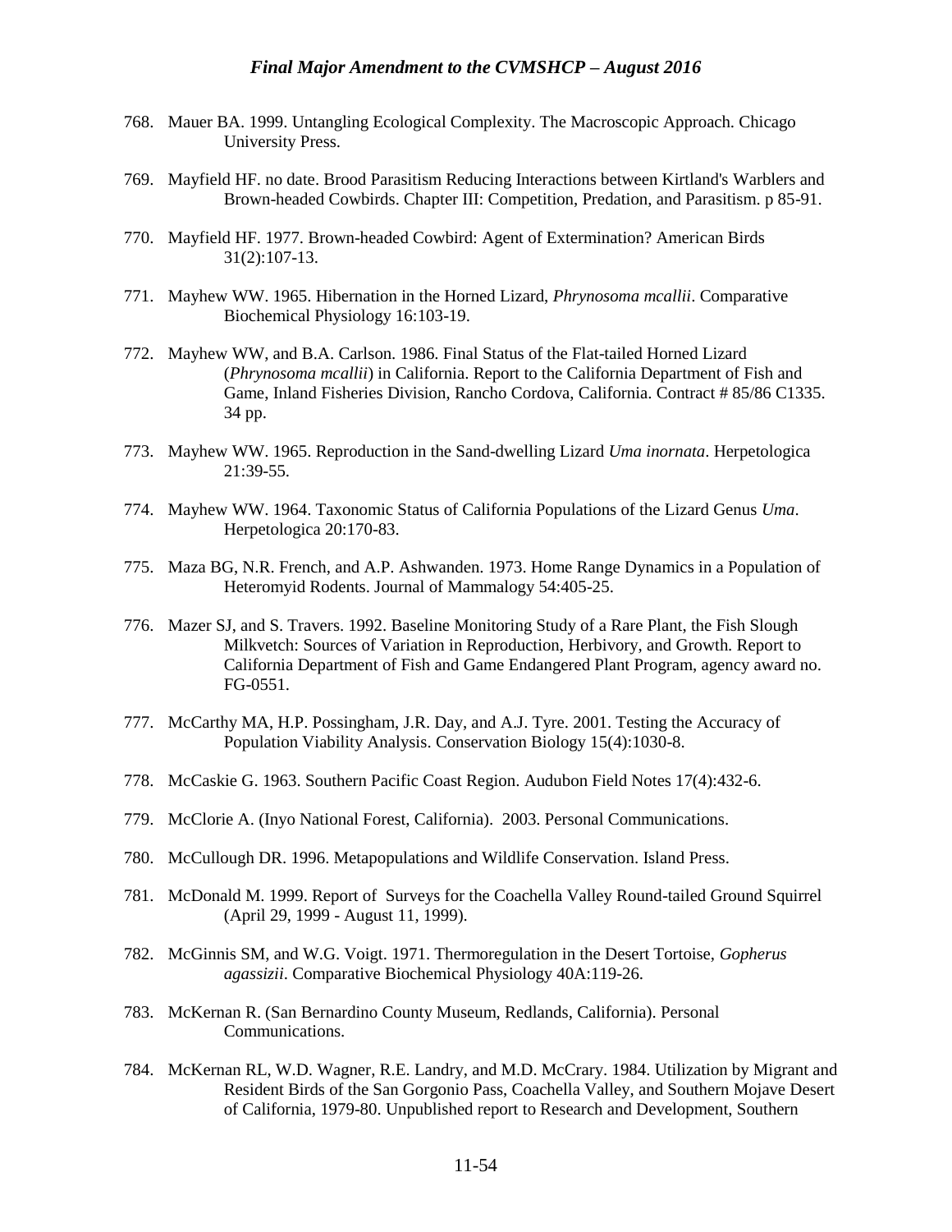768. Mauer BA. 1999. Untangling Ecological Complexity. The Macroscopic Approach. Chicago University Press.

769. Mayfield HF. no date. Brood Parasitism Reducing Interactions between Kirtland's Warblers and Brown-headed Cowbirds. Chapter III: Competition, Predation, and Parasitism. p 85-91.

770. Mayfield HF. 1977. Brown-headed Cowbird: Agent of Extermination? American Birds 31(2):107-13.

771. Mayhew WW. 1965. Hibernation in the Horned Lizard, *Phrynosoma mcallii*. Comparative Biochemical Physiology 16:103-19.

772. Mayhew WW, and B.A. Carlson. 1986. Final Status of the Flat-tailed Horned Lizard (*Phrynosoma mcallii*) in California. Report to the California Department of Fish and Game, Inland Fisheries Division, Rancho Cordova, California. Contract # 85/86 C1335. 34 pp.

773. Mayhew WW. 1965. Reproduction in the Sand-dwelling Lizard *Uma inornata*. Herpetologica 21:39-55.

774. Mayhew WW. 1964. Taxonomic Status of California Populations of the Lizard Genus *Uma*. Herpetologica 20:170-83.

775. Maza BG, N.R. French, and A.P. Ashwanden. 1973. Home Range Dynamics in a Population of Heteromyid Rodents. Journal of Mammalogy 54:405-25.

776. Mazer SJ, and S. Travers. 1992. Baseline Monitoring Study of a Rare Plant, the Fish Slough Milkvetch: Sources of Variation in Reproduction, Herbivory, and Growth. Report to California Department of Fish and Game Endangered Plant Program, agency award no. FG-0551.

777. McCarthy MA, H.P. Possingham, J.R. Day, and A.J. Tyre. 2001. Testing the Accuracy of Population Viability Analysis. Conservation Biology 15(4):1030-8.

778. McCaskie G. 1963. Southern Pacific Coast Region. Audubon Field Notes 17(4):432-6.

779. McClorie A. (Inyo National Forest, California). 2003. Personal Communications.

780. McCullough DR. 1996. Metapopulations and Wildlife Conservation. Island Press.

781. McDonald M. 1999. Report of Surveys for the Coachella Valley Round-tailed Ground Squirrel (April 29, 1999 - August 11, 1999).

782. McGinnis SM, and W.G. Voigt. 1971. Thermoregulation in the Desert Tortoise, *Gopherus agassizii*. Comparative Biochemical Physiology 40A:119-26.

783. McKernan R. (San Bernardino County Museum, Redlands, California). Personal Communications.

784. McKernan RL, W.D. Wagner, R.E. Landry, and M.D. McCrary. 1984. Utilization by Migrant and Resident Birds of the San Gorgonio Pass, Coachella Valley, and Southern Mojave Desert of California, 1979-80. Unpublished report to Research and Development, Southern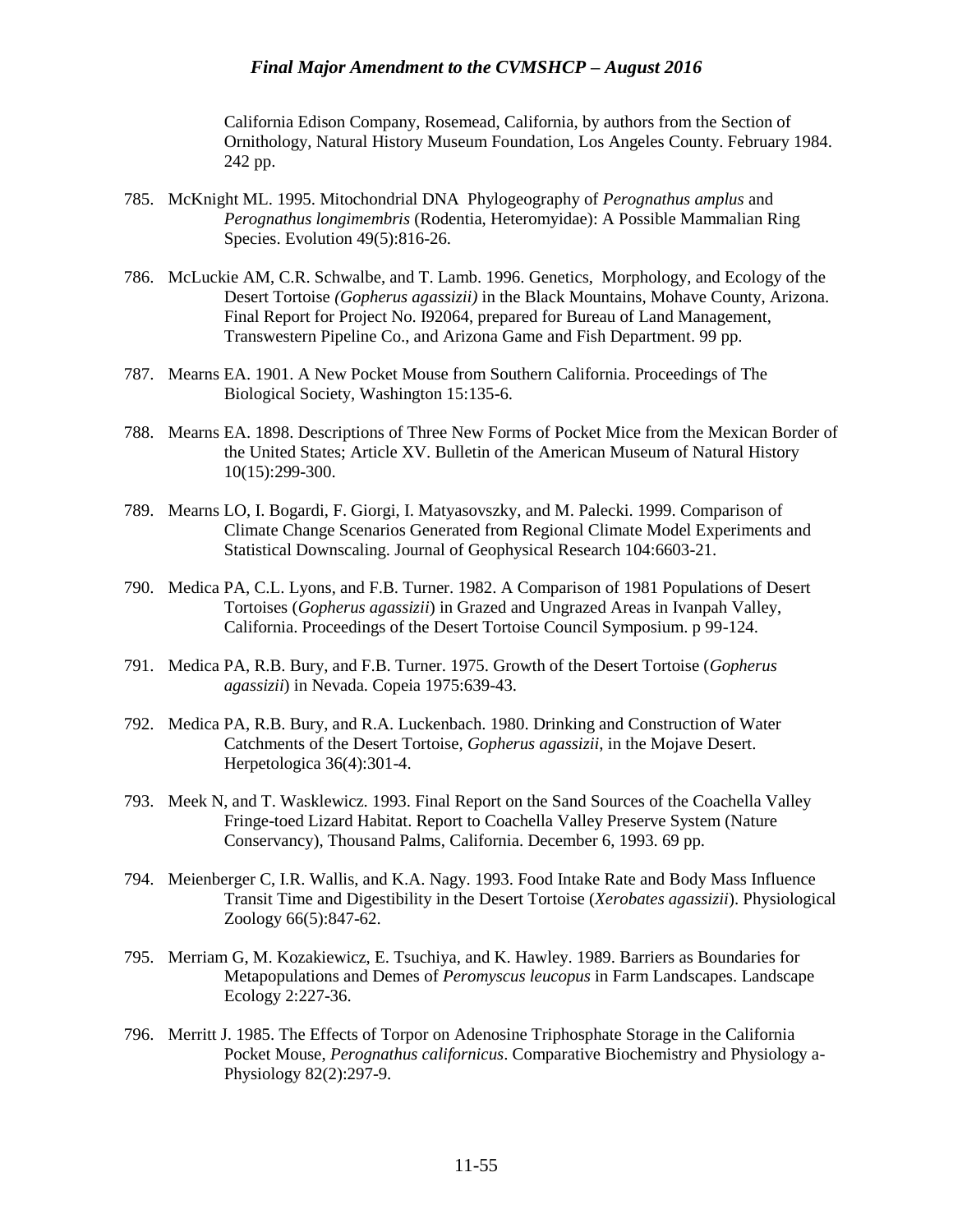California Edison Company, Rosemead, California, by authors from the Section of Ornithology, Natural History Museum Foundation, Los Angeles County. February 1984. 242 pp.

785. McKnight ML. 1995. Mitochondrial DNA Phylogeography of *Perognathus amplus* and *Perognathus longimembris* (Rodentia, Heteromyidae): A Possible Mammalian Ring Species. Evolution 49(5):816-26.

786. McLuckie AM, C.R. Schwalbe, and T. Lamb. 1996. Genetics, Morphology, and Ecology of the Desert Tortoise *(Gopherus agassizii)* in the Black Mountains, Mohave County, Arizona. Final Report for Project No. I92064, prepared for Bureau of Land Management, Transwestern Pipeline Co., and Arizona Game and Fish Department. 99 pp.

787. Mearns EA. 1901. A New Pocket Mouse from Southern California. Proceedings of The Biological Society, Washington 15:135-6.

788. Mearns EA. 1898. Descriptions of Three New Forms of Pocket Mice from the Mexican Border of the United States; Article XV. Bulletin of the American Museum of Natural History 10(15):299-300.

789. Mearns LO, I. Bogardi, F. Giorgi, I. Matyasovszky, and M. Palecki. 1999. Comparison of Climate Change Scenarios Generated from Regional Climate Model Experiments and Statistical Downscaling. Journal of Geophysical Research 104:6603-21.

790. Medica PA, C.L. Lyons, and F.B. Turner. 1982. A Comparison of 1981 Populations of Desert Tortoises (*Gopherus agassizii*) in Grazed and Ungrazed Areas in Ivanpah Valley, California. Proceedings of the Desert Tortoise Council Symposium. p 99-124.

791. Medica PA, R.B. Bury, and F.B. Turner. 1975. Growth of the Desert Tortoise (*Gopherus agassizii*) in Nevada. Copeia 1975:639-43.

792. Medica PA, R.B. Bury, and R.A. Luckenbach. 1980. Drinking and Construction of Water Catchments of the Desert Tortoise, *Gopherus agassizii*, in the Mojave Desert. Herpetologica 36(4):301-4.

793. Meek N, and T. Wasklewicz. 1993. Final Report on the Sand Sources of the Coachella Valley Fringe-toed Lizard Habitat. Report to Coachella Valley Preserve System (Nature Conservancy), Thousand Palms, California. December 6, 1993. 69 pp.

794. Meienberger C, I.R. Wallis, and K.A. Nagy. 1993. Food Intake Rate and Body Mass Influence Transit Time and Digestibility in the Desert Tortoise (*Xerobates agassizii*). Physiological Zoology 66(5):847-62.

795. Merriam G, M. Kozakiewicz, E. Tsuchiya, and K. Hawley. 1989. Barriers as Boundaries for Metapopulations and Demes of *Peromyscus leucopus* in Farm Landscapes. Landscape Ecology 2:227-36.

796. Merritt J. 1985. The Effects of Torpor on Adenosine Triphosphate Storage in the California Pocket Mouse, *Perognathus californicus*. Comparative Biochemistry and Physiology a-Physiology 82(2):297-9.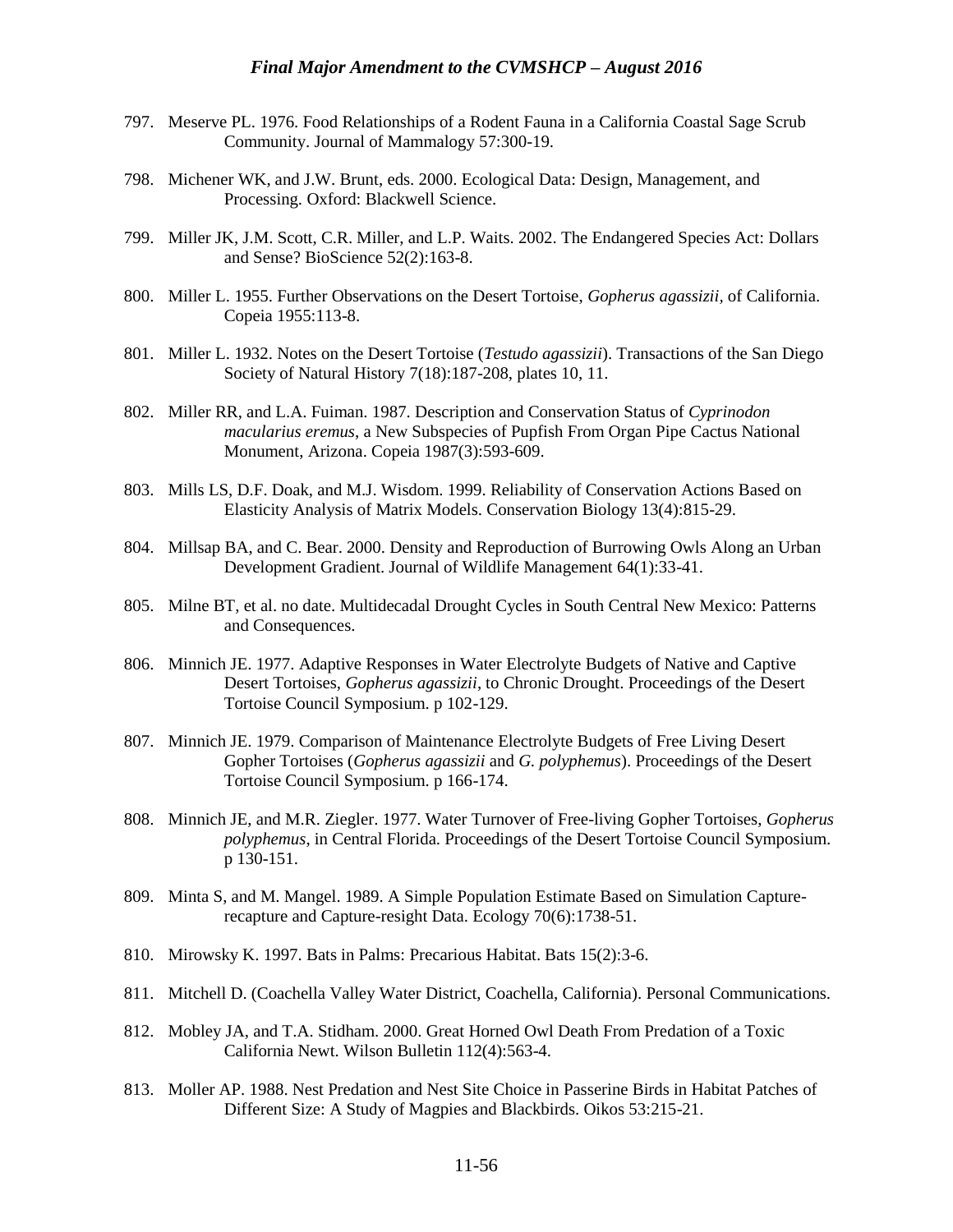797. Meserve PL. 1976. Food Relationships of a Rodent Fauna in a California Coastal Sage Scrub Community. Journal of Mammalogy 57:300-19.

798. Michener WK, and J.W. Brunt, eds. 2000. Ecological Data: Design, Management, and Processing. Oxford: Blackwell Science.

799. Miller JK, J.M. Scott, C.R. Miller, and L.P. Waits. 2002. The Endangered Species Act: Dollars and Sense? BioScience 52(2):163-8.

800. Miller L. 1955. Further Observations on the Desert Tortoise, *Gopherus agassizii*, of California. Copeia 1955:113-8.

801. Miller L. 1932. Notes on the Desert Tortoise (*Testudo agassizii*). Transactions of the San Diego Society of Natural History 7(18):187-208, plates 10, 11.

802. Miller RR, and L.A. Fuiman. 1987. Description and Conservation Status of *Cyprinodon macularius eremus*, a New Subspecies of Pupfish From Organ Pipe Cactus National Monument, Arizona. Copeia 1987(3):593-609.

803. Mills LS, D.F. Doak, and M.J. Wisdom. 1999. Reliability of Conservation Actions Based on Elasticity Analysis of Matrix Models. Conservation Biology 13(4):815-29.

804. Millsap BA, and C. Bear. 2000. Density and Reproduction of Burrowing Owls Along an Urban Development Gradient. Journal of Wildlife Management 64(1):33-41.

805. Milne BT, et al. no date. Multidecadal Drought Cycles in South Central New Mexico: Patterns and Consequences.

806. Minnich JE. 1977. Adaptive Responses in Water Electrolyte Budgets of Native and Captive Desert Tortoises, *Gopherus agassizii*, to Chronic Drought. Proceedings of the Desert Tortoise Council Symposium. p 102-129.

807. Minnich JE. 1979. Comparison of Maintenance Electrolyte Budgets of Free Living Desert Gopher Tortoises (*Gopherus agassizii* and *G. polyphemus*). Proceedings of the Desert Tortoise Council Symposium. p 166-174.

808. Minnich JE, and M.R. Ziegler. 1977. Water Turnover of Free-living Gopher Tortoises, *Gopherus polyphemus*, in Central Florida. Proceedings of the Desert Tortoise Council Symposium. p 130-151.

809. Minta S, and M. Mangel. 1989. A Simple Population Estimate Based on Simulation Capture-recapture and Capture-resight Data. Ecology 70(6):1738-51.

810. Mirowsky K. 1997. Bats in Palms: Precarious Habitat. Bats 15(2):3-6.

811. Mitchell D. (Coachella Valley Water District, Coachella, California). Personal Communications.

812. Mobley JA, and T.A. Stidham. 2000. Great Horned Owl Death From Predation of a Toxic California Newt. Wilson Bulletin 112(4):563-4.

813. Moller AP. 1988. Nest Predation and Nest Site Choice in Passerine Birds in Habitat Patches of Different Size: A Study of Magpies and Blackbirds. Oikos 53:215-21.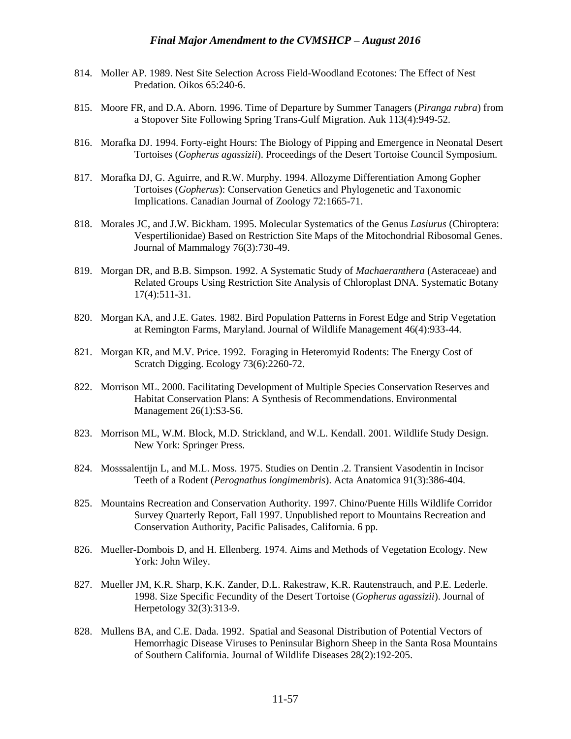814. Moller AP. 1989. Nest Site Selection Across Field-Woodland Ecotones: The Effect of Nest Predation. Oikos 65:240-6.

815. Moore FR, and D.A. Aborn. 1996. Time of Departure by Summer Tanagers (*Piranga rubra*) from a Stopover Site Following Spring Trans-Gulf Migration. Auk 113(4):949-52.

816. Morafka DJ. 1994. Forty-eight Hours: The Biology of Pipping and Emergence in Neonatal Desert Tortoises (*Gopherus agassizii*). Proceedings of the Desert Tortoise Council Symposium.

817. Morafka DJ, G. Aguirre, and R.W. Murphy. 1994. Allozyme Differentiation Among Gopher Tortoises (*Gopherus*): Conservation Genetics and Phylogenetic and Taxonomic Implications. Canadian Journal of Zoology 72:1665-71.

818. Morales JC, and J.W. Bickham. 1995. Molecular Systematics of the Genus *Lasiurus* (Chiroptera: Vespertilionidae) Based on Restriction Site Maps of the Mitochondrial Ribosomal Genes. Journal of Mammalogy 76(3):730-49.

819. Morgan DR, and B.B. Simpson. 1992. A Systematic Study of *Machaeranthera* (Asteraceae) and Related Groups Using Restriction Site Analysis of Chloroplast DNA. Systematic Botany 17(4):511-31.

820. Morgan KA, and J.E. Gates. 1982. Bird Population Patterns in Forest Edge and Strip Vegetation at Remington Farms, Maryland. Journal of Wildlife Management 46(4):933-44.

821. Morgan KR, and M.V. Price. 1992. Foraging in Heteromyid Rodents: The Energy Cost of Scratch Digging. Ecology 73(6):2260-72.

822. Morrison ML. 2000. Facilitating Development of Multiple Species Conservation Reserves and Habitat Conservation Plans: A Synthesis of Recommendations. Environmental Management 26(1):S3-S6.

823. Morrison ML, W.M. Block, M.D. Strickland, and W.L. Kendall. 2001. Wildlife Study Design. New York: Springer Press.

824. Mosssalentijn L, and M.L. Moss. 1975. Studies on Dentin .2. Transient Vasodentin in Incisor Teeth of a Rodent (*Perognathus longimembris*). Acta Anatomica 91(3):386-404.

825. Mountains Recreation and Conservation Authority. 1997. Chino/Puente Hills Wildlife Corridor Survey Quarterly Report, Fall 1997. Unpublished report to Mountains Recreation and Conservation Authority, Pacific Palisades, California. 6 pp.

826. Mueller-Dombois D, and H. Ellenberg. 1974. Aims and Methods of Vegetation Ecology. New York: John Wiley.

827. Mueller JM, K.R. Sharp, K.K. Zander, D.L. Rakestraw, K.R. Rautenstrauch, and P.E. Lederle. 1998. Size Specific Fecundity of the Desert Tortoise (*Gopherus agassizii*). Journal of Herpetology 32(3):313-9.

828. Mullens BA, and C.E. Dada. 1992. Spatial and Seasonal Distribution of Potential Vectors of Hemorrhagic Disease Viruses to Peninsular Bighorn Sheep in the Santa Rosa Mountains of Southern California. Journal of Wildlife Diseases 28(2):192-205.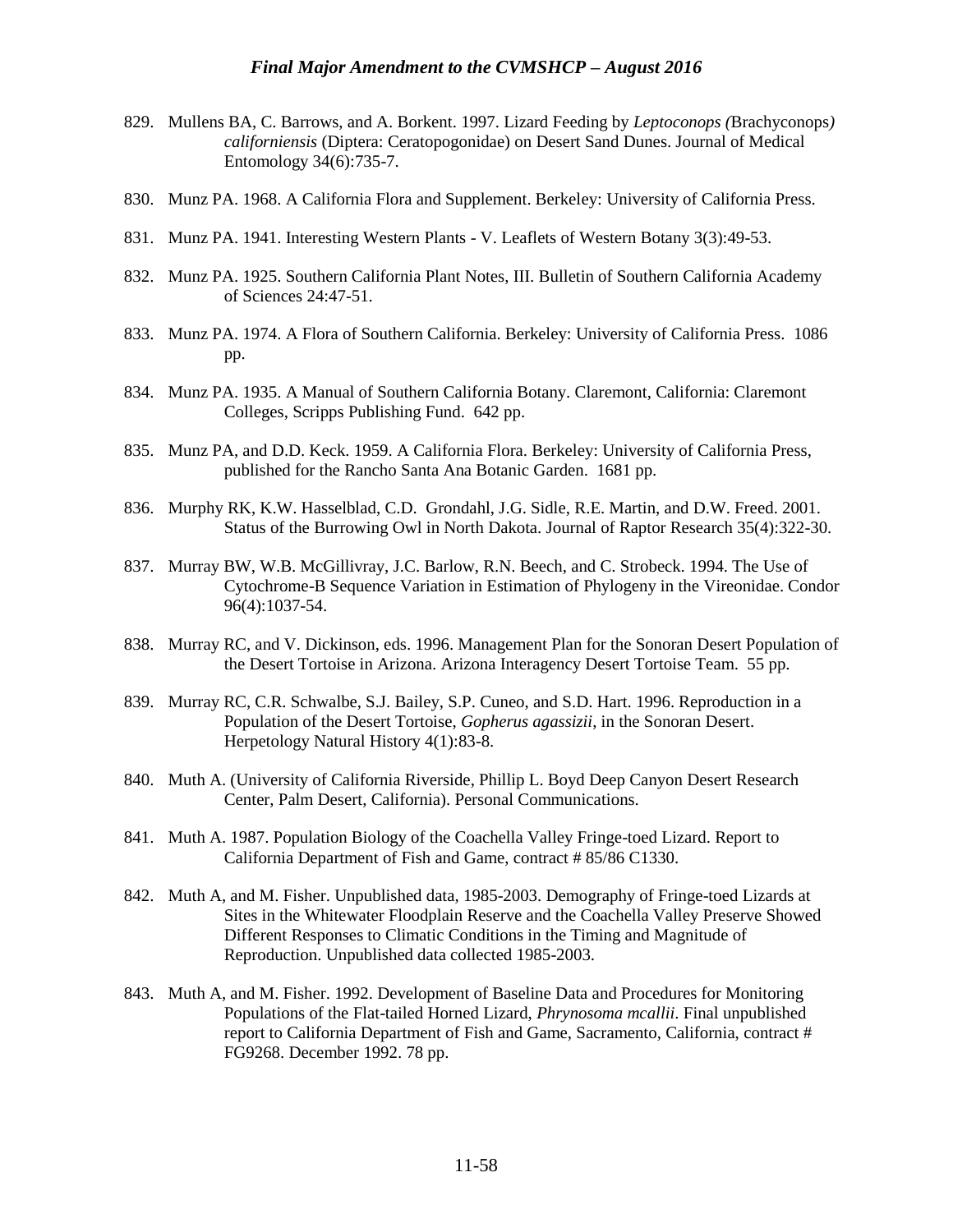829. Mullens BA, C. Barrows, and A. Borkent. 1997. Lizard Feeding by *Leptoconops (*Brachyconops*) californiensis* (Diptera: Ceratopogonidae) on Desert Sand Dunes. Journal of Medical Entomology 34(6):735-7.

830. Munz PA. 1968. A California Flora and Supplement. Berkeley: University of California Press.

831. Munz PA. 1941. Interesting Western Plants - V. Leaflets of Western Botany 3(3):49-53.

832. Munz PA. 1925. Southern California Plant Notes, III. Bulletin of Southern California Academy of Sciences 24:47-51.

833. Munz PA. 1974. A Flora of Southern California. Berkeley: University of California Press. 1086 pp.

834. Munz PA. 1935. A Manual of Southern California Botany. Claremont, California: Claremont Colleges, Scripps Publishing Fund. 642 pp.

835. Munz PA, and D.D. Keck. 1959. A California Flora. Berkeley: University of California Press, published for the Rancho Santa Ana Botanic Garden. 1681 pp.

836. Murphy RK, K.W. Hasselblad, C.D. Grondahl, J.G. Sidle, R.E. Martin, and D.W. Freed. 2001. Status of the Burrowing Owl in North Dakota. Journal of Raptor Research 35(4):322-30.

837. Murray BW, W.B. McGillivray, J.C. Barlow, R.N. Beech, and C. Strobeck. 1994. The Use of Cytochrome-B Sequence Variation in Estimation of Phylogeny in the Vireonidae. Condor 96(4):1037-54.

838. Murray RC, and V. Dickinson, eds. 1996. Management Plan for the Sonoran Desert Population of the Desert Tortoise in Arizona. Arizona Interagency Desert Tortoise Team. 55 pp.

839. Murray RC, C.R. Schwalbe, S.J. Bailey, S.P. Cuneo, and S.D. Hart. 1996. Reproduction in a Population of the Desert Tortoise, *Gopherus agassizii*, in the Sonoran Desert. Herpetology Natural History 4(1):83-8.

840. Muth A. (University of California Riverside, Phillip L. Boyd Deep Canyon Desert Research Center, Palm Desert, California). Personal Communications.

841. Muth A. 1987. Population Biology of the Coachella Valley Fringe-toed Lizard. Report to California Department of Fish and Game, contract # 85/86 C1330.

842. Muth A, and M. Fisher. Unpublished data, 1985-2003. Demography of Fringe-toed Lizards at Sites in the Whitewater Floodplain Reserve and the Coachella Valley Preserve Showed Different Responses to Climatic Conditions in the Timing and Magnitude of Reproduction. Unpublished data collected 1985-2003.

843. Muth A, and M. Fisher. 1992. Development of Baseline Data and Procedures for Monitoring Populations of the Flat-tailed Horned Lizard, *Phrynosoma mcallii*. Final unpublished report to California Department of Fish and Game, Sacramento, California, contract # FG9268. December 1992. 78 pp.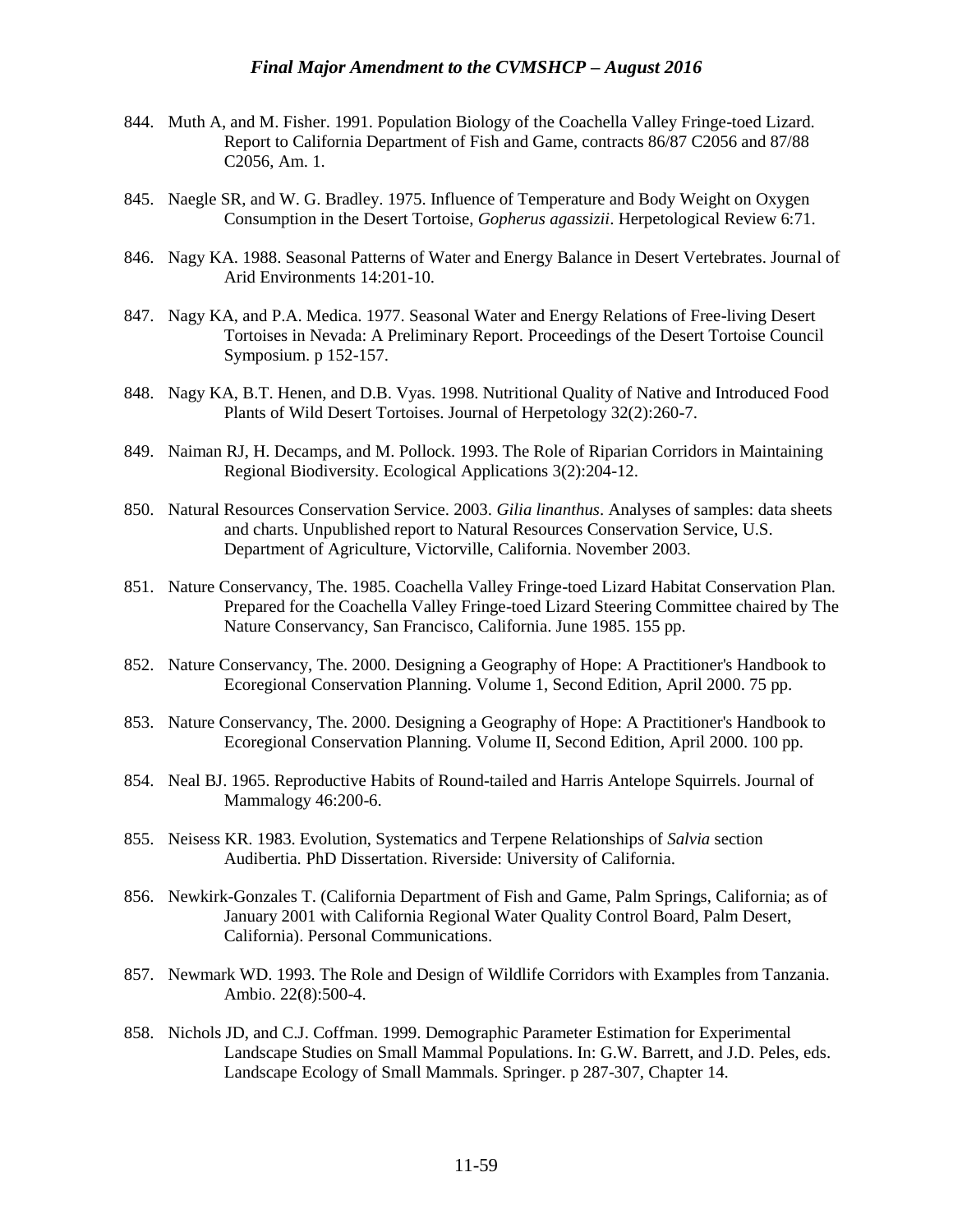844. Muth A, and M. Fisher. 1991. Population Biology of the Coachella Valley Fringe-toed Lizard. Report to California Department of Fish and Game, contracts 86/87 C2056 and 87/88 C2056, Am. 1.

845. Naegle SR, and W. G. Bradley. 1975. Influence of Temperature and Body Weight on Oxygen Consumption in the Desert Tortoise, *Gopherus agassizii*. Herpetological Review 6:71.

846. Nagy KA. 1988. Seasonal Patterns of Water and Energy Balance in Desert Vertebrates. Journal of Arid Environments 14:201-10.

847. Nagy KA, and P.A. Medica. 1977. Seasonal Water and Energy Relations of Free-living Desert Tortoises in Nevada: A Preliminary Report. Proceedings of the Desert Tortoise Council Symposium. p 152-157.

848. Nagy KA, B.T. Henen, and D.B. Vyas. 1998. Nutritional Quality of Native and Introduced Food Plants of Wild Desert Tortoises. Journal of Herpetology 32(2):260-7.

849. Naiman RJ, H. Decamps, and M. Pollock. 1993. The Role of Riparian Corridors in Maintaining Regional Biodiversity. Ecological Applications 3(2):204-12.

850. Natural Resources Conservation Service. 2003. *Gilia linanthus*. Analyses of samples: data sheets and charts. Unpublished report to Natural Resources Conservation Service, U.S. Department of Agriculture, Victorville, California. November 2003.

851. Nature Conservancy, The. 1985. Coachella Valley Fringe-toed Lizard Habitat Conservation Plan. Prepared for the Coachella Valley Fringe-toed Lizard Steering Committee chaired by The Nature Conservancy, San Francisco, California. June 1985. 155 pp.

852. Nature Conservancy, The. 2000. Designing a Geography of Hope: A Practitioner's Handbook to Ecoregional Conservation Planning. Volume 1, Second Edition, April 2000. 75 pp.

853. Nature Conservancy, The. 2000. Designing a Geography of Hope: A Practitioner's Handbook to Ecoregional Conservation Planning. Volume II, Second Edition, April 2000. 100 pp.

854. Neal BJ. 1965. Reproductive Habits of Round-tailed and Harris Antelope Squirrels. Journal of Mammalogy 46:200-6.

855. Neisess KR. 1983. Evolution, Systematics and Terpene Relationships of *Salvia* section Audibertia. PhD Dissertation. Riverside: University of California.

856. Newkirk-Gonzales T. (California Department of Fish and Game, Palm Springs, California; as of January 2001 with California Regional Water Quality Control Board, Palm Desert, California). Personal Communications.

857. Newmark WD. 1993. The Role and Design of Wildlife Corridors with Examples from Tanzania. Ambio. 22(8):500-4.

858. Nichols JD, and C.J. Coffman. 1999. Demographic Parameter Estimation for Experimental Landscape Studies on Small Mammal Populations. In: G.W. Barrett, and J.D. Peles, eds. Landscape Ecology of Small Mammals. Springer. p 287-307, Chapter 14.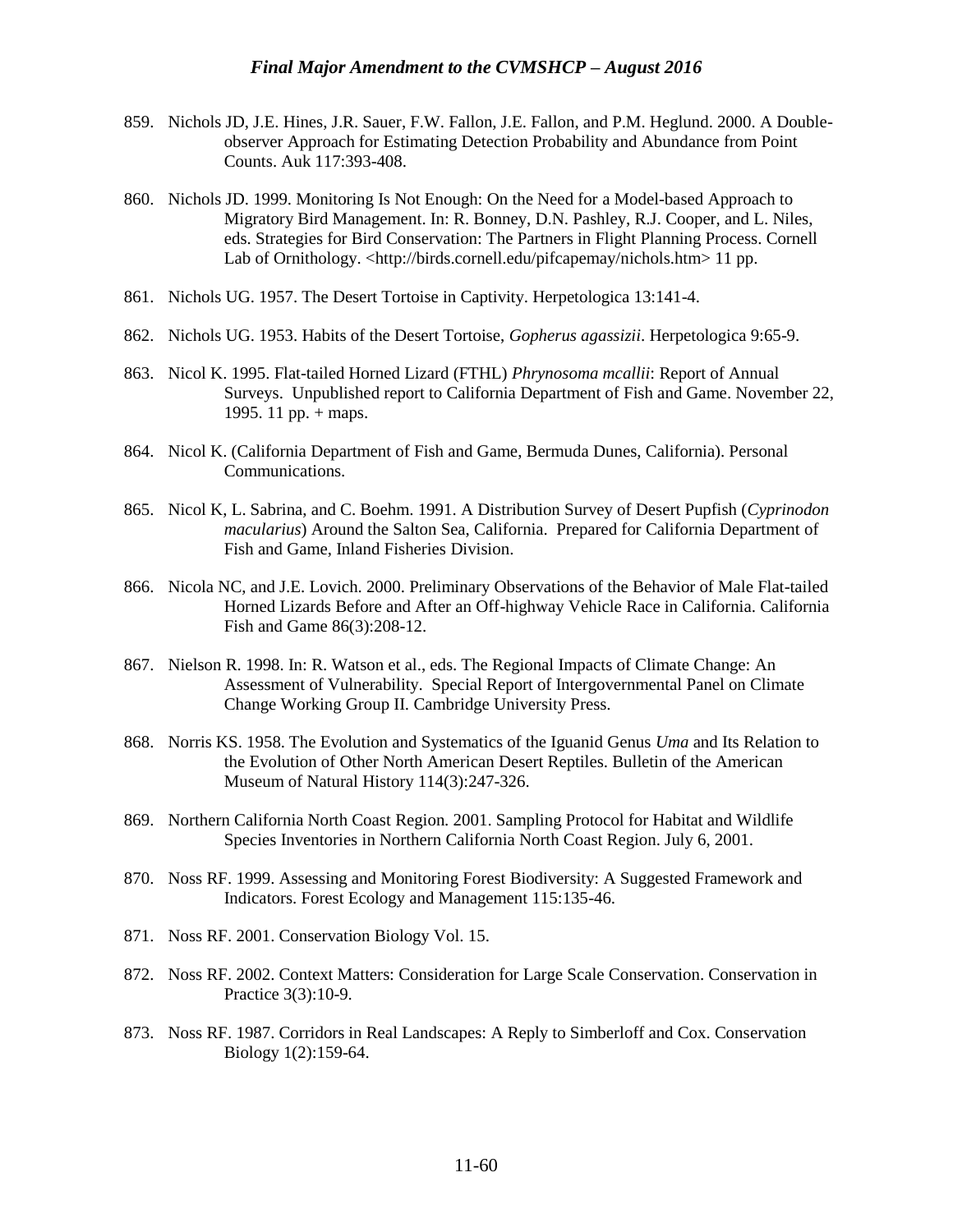859. Nichols JD, J.E. Hines, J.R. Sauer, F.W. Fallon, J.E. Fallon, and P.M. Heglund. 2000. A Double-observer Approach for Estimating Detection Probability and Abundance from Point Counts. Auk 117:393-408.

860. Nichols JD. 1999. Monitoring Is Not Enough: On the Need for a Model-based Approach to Migratory Bird Management. In: R. Bonney, D.N. Pashley, R.J. Cooper, and L. Niles, eds. Strategies for Bird Conservation: The Partners in Flight Planning Process. Cornell Lab of Ornithology. <http://birds.cornell.edu/pifcapemay/nichols.htm> 11 pp.

861. Nichols UG. 1957. The Desert Tortoise in Captivity. Herpetologica 13:141-4.

862. Nichols UG. 1953. Habits of the Desert Tortoise, *Gopherus agassizii*. Herpetologica 9:65-9.

863. Nicol K. 1995. Flat-tailed Horned Lizard (FTHL) *Phrynosoma mcallii*: Report of Annual Surveys. Unpublished report to California Department of Fish and Game. November 22, 1995. 11 pp. + maps.

864. Nicol K. (California Department of Fish and Game, Bermuda Dunes, California). Personal Communications.

865. Nicol K, L. Sabrina, and C. Boehm. 1991. A Distribution Survey of Desert Pupfish (*Cyprinodon macularius*) Around the Salton Sea, California. Prepared for California Department of Fish and Game, Inland Fisheries Division.

866. Nicola NC, and J.E. Lovich. 2000. Preliminary Observations of the Behavior of Male Flat-tailed Horned Lizards Before and After an Off-highway Vehicle Race in California. California Fish and Game 86(3):208-12.

867. Nielson R. 1998. In: R. Watson et al., eds. The Regional Impacts of Climate Change: An Assessment of Vulnerability. Special Report of Intergovernmental Panel on Climate Change Working Group II. Cambridge University Press.

868. Norris KS. 1958. The Evolution and Systematics of the Iguanid Genus *Uma* and Its Relation to the Evolution of Other North American Desert Reptiles. Bulletin of the American Museum of Natural History 114(3):247-326.

869. Northern California North Coast Region. 2001. Sampling Protocol for Habitat and Wildlife Species Inventories in Northern California North Coast Region. July 6, 2001.

870. Noss RF. 1999. Assessing and Monitoring Forest Biodiversity: A Suggested Framework and Indicators. Forest Ecology and Management 115:135-46.

871. Noss RF. 2001. Conservation Biology Vol. 15.

872. Noss RF. 2002. Context Matters: Consideration for Large Scale Conservation. Conservation in Practice 3(3):10-9.

873. Noss RF. 1987. Corridors in Real Landscapes: A Reply to Simberloff and Cox. Conservation Biology 1(2):159-64.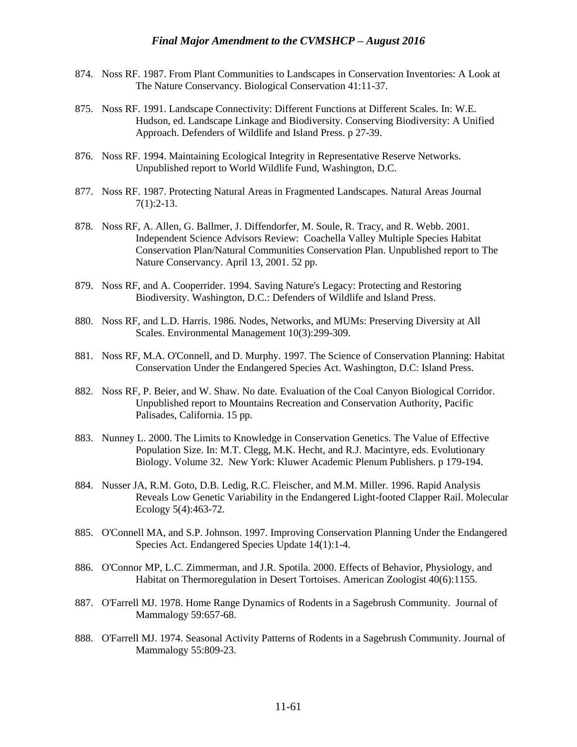874. Noss RF. 1987. From Plant Communities to Landscapes in Conservation Inventories: A Look at The Nature Conservancy. Biological Conservation 41:11-37.

875. Noss RF. 1991. Landscape Connectivity: Different Functions at Different Scales. In: W.E. Hudson, ed. Landscape Linkage and Biodiversity. Conserving Biodiversity: A Unified Approach. Defenders of Wildlife and Island Press. p 27-39.

876. Noss RF. 1994. Maintaining Ecological Integrity in Representative Reserve Networks. Unpublished report to World Wildlife Fund, Washington, D.C.

877. Noss RF. 1987. Protecting Natural Areas in Fragmented Landscapes. Natural Areas Journal 7(1):2-13.

878. Noss RF, A. Allen, G. Ballmer, J. Diffendorfer, M. Soule, R. Tracy, and R. Webb. 2001. Independent Science Advisors Review: Coachella Valley Multiple Species Habitat Conservation Plan/Natural Communities Conservation Plan. Unpublished report to The Nature Conservancy. April 13, 2001. 52 pp.

879. Noss RF, and A. Cooperrider. 1994. Saving Nature's Legacy: Protecting and Restoring Biodiversity. Washington, D.C.: Defenders of Wildlife and Island Press.

880. Noss RF, and L.D. Harris. 1986. Nodes, Networks, and MUMs: Preserving Diversity at All Scales. Environmental Management 10(3):299-309.

881. Noss RF, M.A. O'Connell, and D. Murphy. 1997. The Science of Conservation Planning: Habitat Conservation Under the Endangered Species Act. Washington, D.C: Island Press.

882. Noss RF, P. Beier, and W. Shaw. No date. Evaluation of the Coal Canyon Biological Corridor. Unpublished report to Mountains Recreation and Conservation Authority, Pacific Palisades, California. 15 pp.

883. Nunney L. 2000. The Limits to Knowledge in Conservation Genetics. The Value of Effective Population Size. In: M.T. Clegg, M.K. Hecht, and R.J. Macintyre, eds. Evolutionary Biology. Volume 32. New York: Kluwer Academic Plenum Publishers. p 179-194.

884. Nusser JA, R.M. Goto, D.B. Ledig, R.C. Fleischer, and M.M. Miller. 1996. Rapid Analysis Reveals Low Genetic Variability in the Endangered Light-footed Clapper Rail. Molecular Ecology 5(4):463-72.

885. O'Connell MA, and S.P. Johnson. 1997. Improving Conservation Planning Under the Endangered Species Act. Endangered Species Update 14(1):1-4.

886. O'Connor MP, L.C. Zimmerman, and J.R. Spotila. 2000. Effects of Behavior, Physiology, and Habitat on Thermoregulation in Desert Tortoises. American Zoologist 40(6):1155.

887. O'Farrell MJ. 1978. Home Range Dynamics of Rodents in a Sagebrush Community. Journal of Mammalogy 59:657-68.

888. O'Farrell MJ. 1974. Seasonal Activity Patterns of Rodents in a Sagebrush Community. Journal of Mammalogy 55:809-23.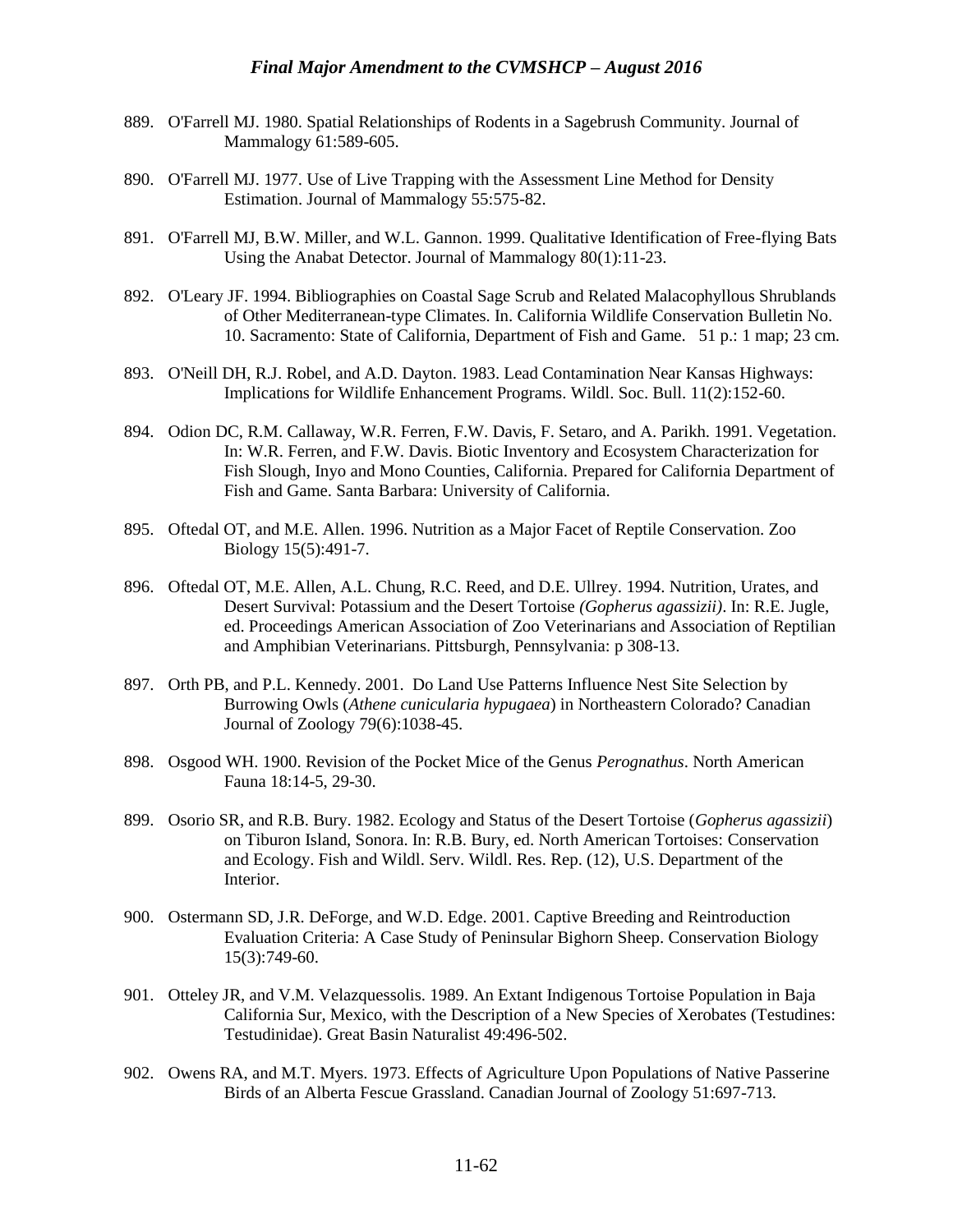889. O'Farrell MJ. 1980. Spatial Relationships of Rodents in a Sagebrush Community. Journal of Mammalogy 61:589-605.

890. O'Farrell MJ. 1977. Use of Live Trapping with the Assessment Line Method for Density Estimation. Journal of Mammalogy 55:575-82.

891. O'Farrell MJ, B.W. Miller, and W.L. Gannon. 1999. Qualitative Identification of Free-flying Bats Using the Anabat Detector. Journal of Mammalogy 80(1):11-23.

892. O'Leary JF. 1994. Bibliographies on Coastal Sage Scrub and Related Malacophyllous Shrublands of Other Mediterranean-type Climates. In. California Wildlife Conservation Bulletin No. 10. Sacramento: State of California, Department of Fish and Game. 51 p.: 1 map; 23 cm.

893. O'Neill DH, R.J. Robel, and A.D. Dayton. 1983. Lead Contamination Near Kansas Highways: Implications for Wildlife Enhancement Programs. Wildl. Soc. Bull. 11(2):152-60.

894. Odion DC, R.M. Callaway, W.R. Ferren, F.W. Davis, F. Setaro, and A. Parikh. 1991. Vegetation. In: W.R. Ferren, and F.W. Davis. Biotic Inventory and Ecosystem Characterization for Fish Slough, Inyo and Mono Counties, California. Prepared for California Department of Fish and Game. Santa Barbara: University of California.

895. Oftedal OT, and M.E. Allen. 1996. Nutrition as a Major Facet of Reptile Conservation. Zoo Biology 15(5):491-7.

896. Oftedal OT, M.E. Allen, A.L. Chung, R.C. Reed, and D.E. Ullrey. 1994. Nutrition, Urates, and Desert Survival: Potassium and the Desert Tortoise *(Gopherus agassizii)*. In: R.E. Jugle, ed. Proceedings American Association of Zoo Veterinarians and Association of Reptilian and Amphibian Veterinarians. Pittsburgh, Pennsylvania: p 308-13.

897. Orth PB, and P.L. Kennedy. 2001. Do Land Use Patterns Influence Nest Site Selection by Burrowing Owls (*Athene cunicularia hypugaea*) in Northeastern Colorado? Canadian Journal of Zoology 79(6):1038-45.

898. Osgood WH. 1900. Revision of the Pocket Mice of the Genus *Perognathus*. North American Fauna 18:14-5, 29-30.

899. Osorio SR, and R.B. Bury. 1982. Ecology and Status of the Desert Tortoise (*Gopherus agassizii*) on Tiburon Island, Sonora. In: R.B. Bury, ed. North American Tortoises: Conservation and Ecology. Fish and Wildl. Serv. Wildl. Res. Rep. (12), U.S. Department of the Interior.

900. Ostermann SD, J.R. DeForge, and W.D. Edge. 2001. Captive Breeding and Reintroduction Evaluation Criteria: A Case Study of Peninsular Bighorn Sheep. Conservation Biology 15(3):749-60.

901. Otteley JR, and V.M. Velazquessolis. 1989. An Extant Indigenous Tortoise Population in Baja California Sur, Mexico, with the Description of a New Species of Xerobates (Testudines: Testudinidae). Great Basin Naturalist 49:496-502.

902. Owens RA, and M.T. Myers. 1973. Effects of Agriculture Upon Populations of Native Passerine Birds of an Alberta Fescue Grassland. Canadian Journal of Zoology 51:697-713.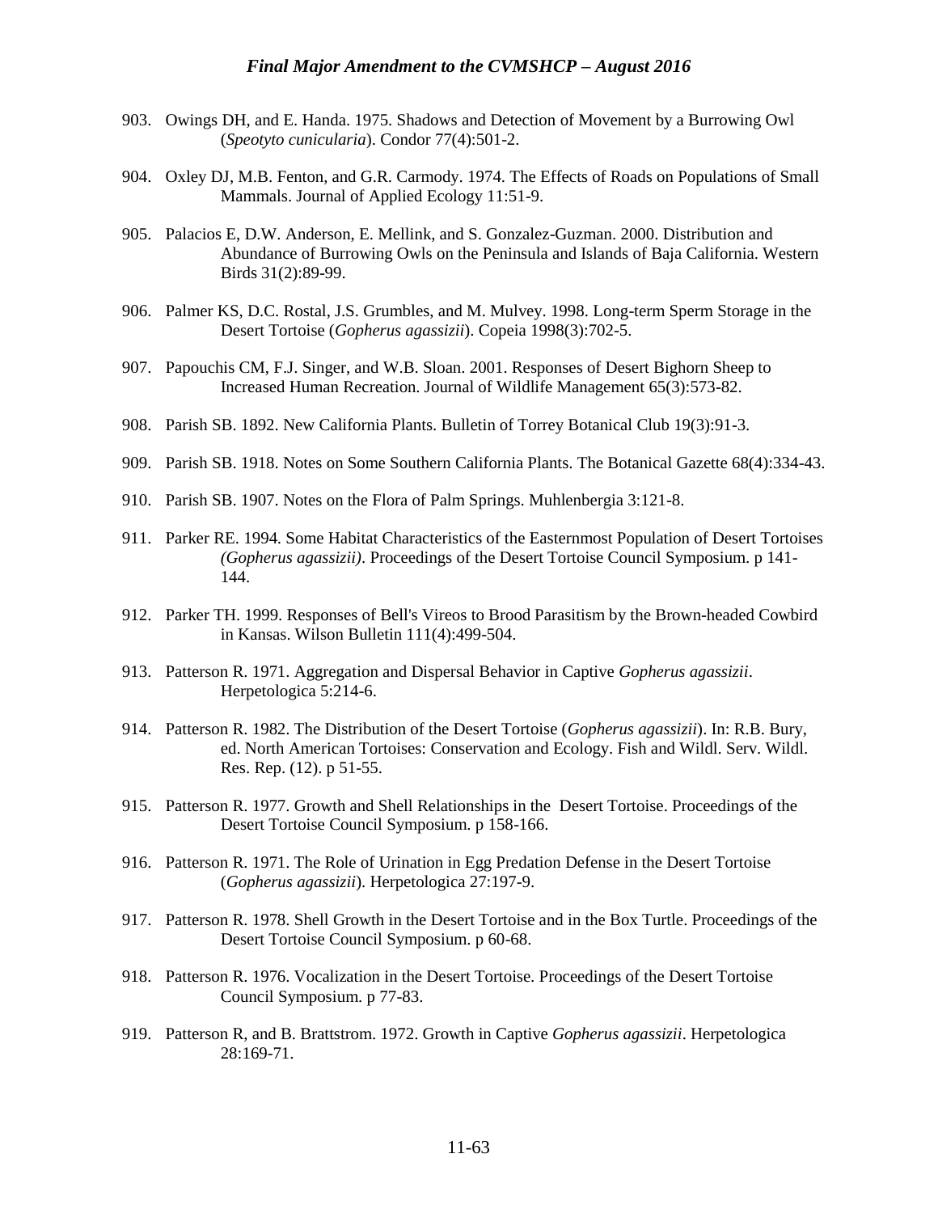903. Owings DH, and E. Handa. 1975. Shadows and Detection of Movement by a Burrowing Owl (*Speotyto cunicularia*). Condor 77(4):501-2.

904. Oxley DJ, M.B. Fenton, and G.R. Carmody. 1974. The Effects of Roads on Populations of Small Mammals. Journal of Applied Ecology 11:51-9.

905. Palacios E, D.W. Anderson, E. Mellink, and S. Gonzalez-Guzman. 2000. Distribution and Abundance of Burrowing Owls on the Peninsula and Islands of Baja California. Western Birds 31(2):89-99.

906. Palmer KS, D.C. Rostal, J.S. Grumbles, and M. Mulvey. 1998. Long-term Sperm Storage in the Desert Tortoise (*Gopherus agassizii*). Copeia 1998(3):702-5.

907. Papouchis CM, F.J. Singer, and W.B. Sloan. 2001. Responses of Desert Bighorn Sheep to Increased Human Recreation. Journal of Wildlife Management 65(3):573-82.

908. Parish SB. 1892. New California Plants. Bulletin of Torrey Botanical Club 19(3):91-3.

909. Parish SB. 1918. Notes on Some Southern California Plants. The Botanical Gazette 68(4):334-43.

910. Parish SB. 1907. Notes on the Flora of Palm Springs. Muhlenbergia 3:121-8.

911. Parker RE. 1994. Some Habitat Characteristics of the Easternmost Population of Desert Tortoises *(Gopherus agassizii)*. Proceedings of the Desert Tortoise Council Symposium. p 141-144.

912. Parker TH. 1999. Responses of Bell's Vireos to Brood Parasitism by the Brown-headed Cowbird in Kansas. Wilson Bulletin 111(4):499-504.

913. Patterson R. 1971. Aggregation and Dispersal Behavior in Captive *Gopherus agassizii*. Herpetologica 5:214-6.

914. Patterson R. 1982. The Distribution of the Desert Tortoise (*Gopherus agassizii*). In: R.B. Bury, ed. North American Tortoises: Conservation and Ecology. Fish and Wildl. Serv. Wildl. Res. Rep. (12). p 51-55.

915. Patterson R. 1977. Growth and Shell Relationships in the Desert Tortoise. Proceedings of the Desert Tortoise Council Symposium. p 158-166.

916. Patterson R. 1971. The Role of Urination in Egg Predation Defense in the Desert Tortoise (*Gopherus agassizii*). Herpetologica 27:197-9.

917. Patterson R. 1978. Shell Growth in the Desert Tortoise and in the Box Turtle. Proceedings of the Desert Tortoise Council Symposium. p 60-68.

918. Patterson R. 1976. Vocalization in the Desert Tortoise. Proceedings of the Desert Tortoise Council Symposium. p 77-83.

919. Patterson R, and B. Brattstrom. 1972. Growth in Captive *Gopherus agassizii*. Herpetologica 28:169-71.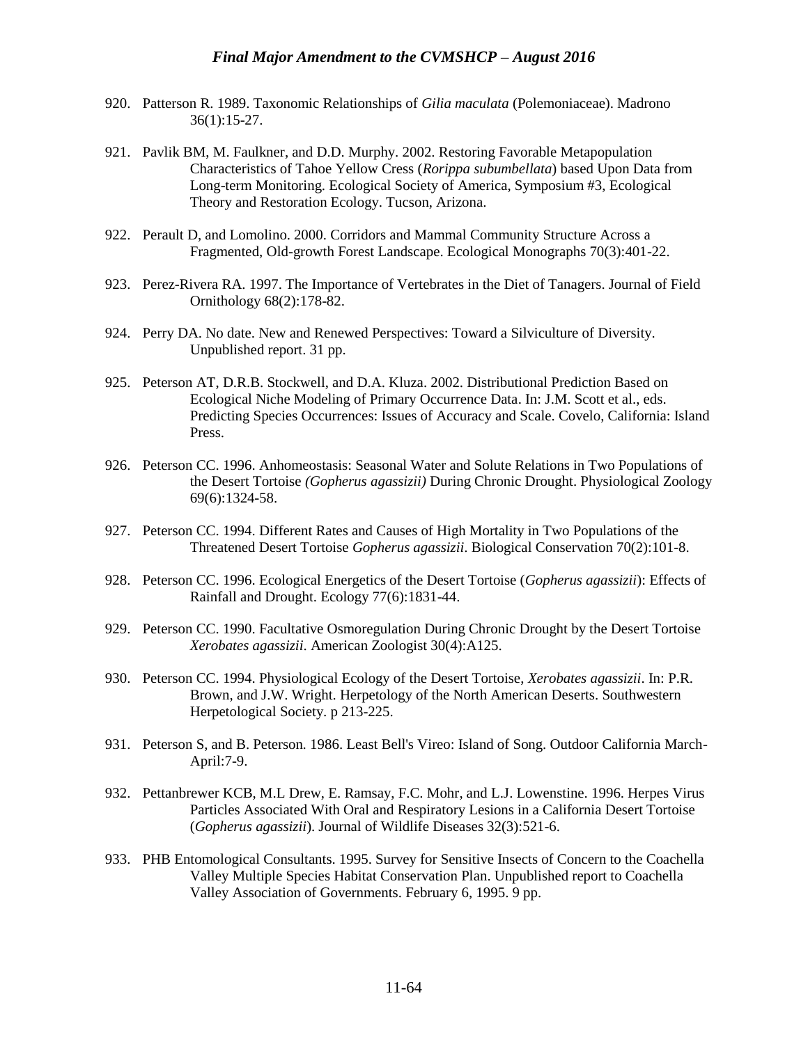920. Patterson R. 1989. Taxonomic Relationships of *Gilia maculata* (Polemoniaceae). Madrono 36(1):15-27.

921. Pavlik BM, M. Faulkner, and D.D. Murphy. 2002. Restoring Favorable Metapopulation Characteristics of Tahoe Yellow Cress (*Rorippa subumbellata*) based Upon Data from Long-term Monitoring. Ecological Society of America, Symposium #3, Ecological Theory and Restoration Ecology. Tucson, Arizona.

922. Perault D, and Lomolino. 2000. Corridors and Mammal Community Structure Across a Fragmented, Old-growth Forest Landscape. Ecological Monographs 70(3):401-22.

923. Perez-Rivera RA. 1997. The Importance of Vertebrates in the Diet of Tanagers. Journal of Field Ornithology 68(2):178-82.

924. Perry DA. No date. New and Renewed Perspectives: Toward a Silviculture of Diversity. Unpublished report. 31 pp.

925. Peterson AT, D.R.B. Stockwell, and D.A. Kluza. 2002. Distributional Prediction Based on Ecological Niche Modeling of Primary Occurrence Data. In: J.M. Scott et al., eds. Predicting Species Occurrences: Issues of Accuracy and Scale. Covelo, California: Island Press.

926. Peterson CC. 1996. Anhomeostasis: Seasonal Water and Solute Relations in Two Populations of the Desert Tortoise *(Gopherus agassizii)* During Chronic Drought. Physiological Zoology 69(6):1324-58.

927. Peterson CC. 1994. Different Rates and Causes of High Mortality in Two Populations of the Threatened Desert Tortoise *Gopherus agassizii*. Biological Conservation 70(2):101-8.

928. Peterson CC. 1996. Ecological Energetics of the Desert Tortoise (*Gopherus agassizii*): Effects of Rainfall and Drought. Ecology 77(6):1831-44.

929. Peterson CC. 1990. Facultative Osmoregulation During Chronic Drought by the Desert Tortoise *Xerobates agassizii*. American Zoologist 30(4):A125.

930. Peterson CC. 1994. Physiological Ecology of the Desert Tortoise, *Xerobates agassizii*. In: P.R. Brown, and J.W. Wright. Herpetology of the North American Deserts. Southwestern Herpetological Society. p 213-225.

931. Peterson S, and B. Peterson. 1986. Least Bell's Vireo: Island of Song. Outdoor California March-April:7-9.

932. Pettanbrewer KCB, M.L Drew, E. Ramsay, F.C. Mohr, and L.J. Lowenstine. 1996. Herpes Virus Particles Associated With Oral and Respiratory Lesions in a California Desert Tortoise (*Gopherus agassizii*). Journal of Wildlife Diseases 32(3):521-6.

933. PHB Entomological Consultants. 1995. Survey for Sensitive Insects of Concern to the Coachella Valley Multiple Species Habitat Conservation Plan. Unpublished report to Coachella Valley Association of Governments. February 6, 1995. 9 pp.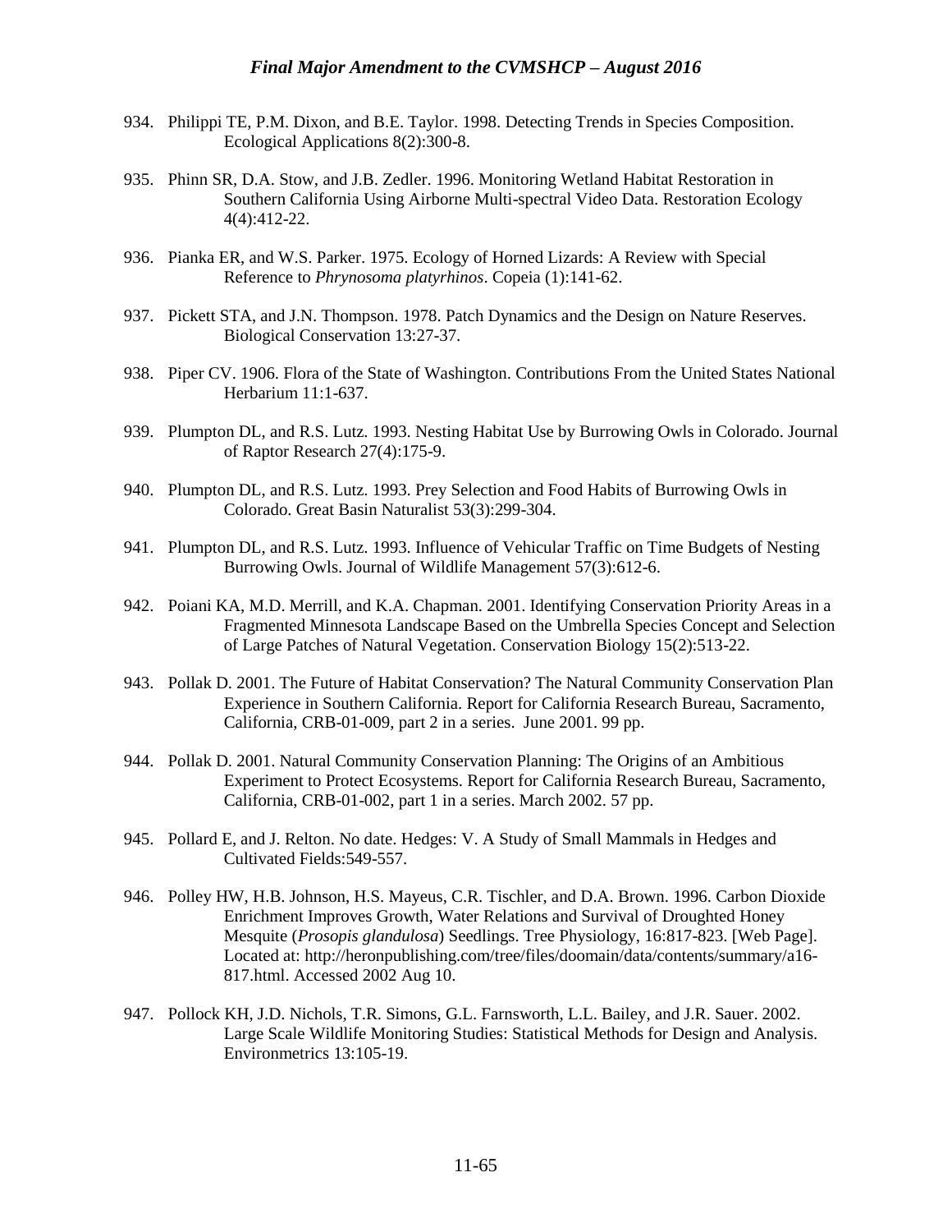934. Philippi TE, P.M. Dixon, and B.E. Taylor. 1998. Detecting Trends in Species Composition. Ecological Applications 8(2):300-8.

935. Phinn SR, D.A. Stow, and J.B. Zedler. 1996. Monitoring Wetland Habitat Restoration in Southern California Using Airborne Multi-spectral Video Data. Restoration Ecology 4(4):412-22.

936. Pianka ER, and W.S. Parker. 1975. Ecology of Horned Lizards: A Review with Special Reference to *Phrynosoma platyrhinos*. Copeia (1):141-62.

937. Pickett STA, and J.N. Thompson. 1978. Patch Dynamics and the Design on Nature Reserves. Biological Conservation 13:27-37.

938. Piper CV. 1906. Flora of the State of Washington. Contributions From the United States National Herbarium 11:1-637.

939. Plumpton DL, and R.S. Lutz. 1993. Nesting Habitat Use by Burrowing Owls in Colorado. Journal of Raptor Research 27(4):175-9.

940. Plumpton DL, and R.S. Lutz. 1993. Prey Selection and Food Habits of Burrowing Owls in Colorado. Great Basin Naturalist 53(3):299-304.

941. Plumpton DL, and R.S. Lutz. 1993. Influence of Vehicular Traffic on Time Budgets of Nesting Burrowing Owls. Journal of Wildlife Management 57(3):612-6.

942. Poiani KA, M.D. Merrill, and K.A. Chapman. 2001. Identifying Conservation Priority Areas in a Fragmented Minnesota Landscape Based on the Umbrella Species Concept and Selection of Large Patches of Natural Vegetation. Conservation Biology 15(2):513-22.

943. Pollak D. 2001. The Future of Habitat Conservation? The Natural Community Conservation Plan Experience in Southern California. Report for California Research Bureau, Sacramento, California, CRB-01-009, part 2 in a series. June 2001. 99 pp.

944. Pollak D. 2001. Natural Community Conservation Planning: The Origins of an Ambitious Experiment to Protect Ecosystems. Report for California Research Bureau, Sacramento, California, CRB-01-002, part 1 in a series. March 2002. 57 pp.

945. Pollard E, and J. Relton. No date. Hedges: V. A Study of Small Mammals in Hedges and Cultivated Fields:549-557.

946. Polley HW, H.B. Johnson, H.S. Mayeus, C.R. Tischler, and D.A. Brown. 1996. Carbon Dioxide Enrichment Improves Growth, Water Relations and Survival of Droughted Honey Mesquite (*Prosopis glandulosa*) Seedlings. Tree Physiology, 16:817-823. [Web Page]. Located at: http://heronpublishing.com/tree/files/doomain/data/contents/summary/a16-817.html. Accessed 2002 Aug 10.

947. Pollock KH, J.D. Nichols, T.R. Simons, G.L. Farnsworth, L.L. Bailey, and J.R. Sauer. 2002. Large Scale Wildlife Monitoring Studies: Statistical Methods for Design and Analysis. Environmetrics 13:105-19.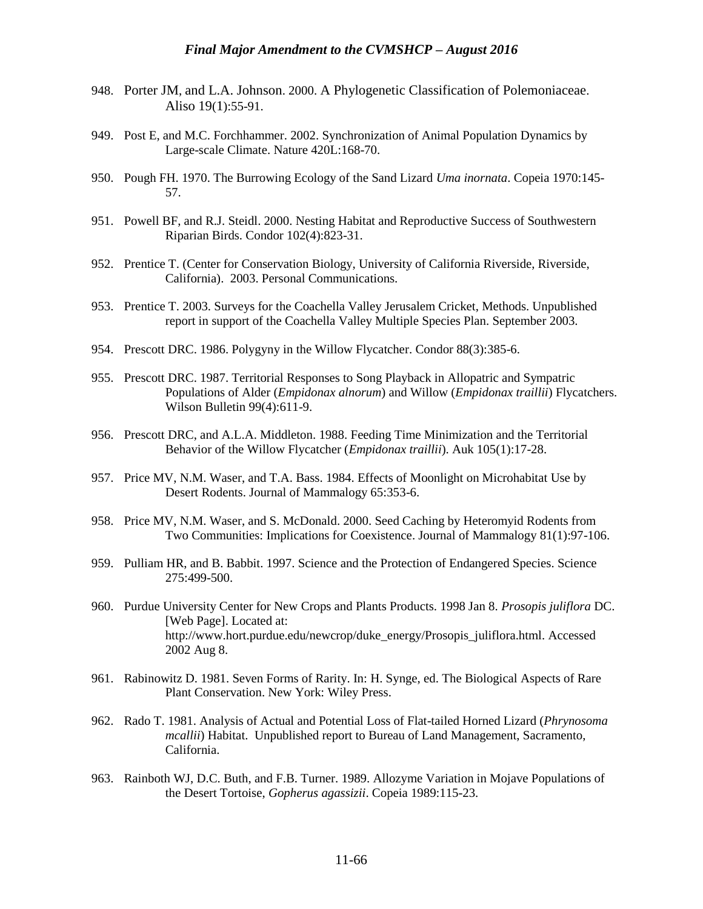948. Porter JM, and L.A. Johnson. 2000. A Phylogenetic Classification of Polemoniaceae. Aliso 19(1):55-91.

949. Post E, and M.C. Forchhammer. 2002. Synchronization of Animal Population Dynamics by Large-scale Climate. Nature 420L:168-70.

950. Pough FH. 1970. The Burrowing Ecology of the Sand Lizard *Uma inornata*. Copeia 1970:145-57.

951. Powell BF, and R.J. Steidl. 2000. Nesting Habitat and Reproductive Success of Southwestern Riparian Birds. Condor 102(4):823-31.

952. Prentice T. (Center for Conservation Biology, University of California Riverside, Riverside, California). 2003. Personal Communications.

953. Prentice T. 2003. Surveys for the Coachella Valley Jerusalem Cricket, Methods. Unpublished report in support of the Coachella Valley Multiple Species Plan. September 2003.

954. Prescott DRC. 1986. Polygyny in the Willow Flycatcher. Condor 88(3):385-6.

955. Prescott DRC. 1987. Territorial Responses to Song Playback in Allopatric and Sympatric Populations of Alder (*Empidonax alnorum*) and Willow (*Empidonax traillii*) Flycatchers. Wilson Bulletin 99(4):611-9.

956. Prescott DRC, and A.L.A. Middleton. 1988. Feeding Time Minimization and the Territorial Behavior of the Willow Flycatcher (*Empidonax traillii*). Auk 105(1):17-28.

957. Price MV, N.M. Waser, and T.A. Bass. 1984. Effects of Moonlight on Microhabitat Use by Desert Rodents. Journal of Mammalogy 65:353-6.

958. Price MV, N.M. Waser, and S. McDonald. 2000. Seed Caching by Heteromyid Rodents from Two Communities: Implications for Coexistence. Journal of Mammalogy 81(1):97-106.

959. Pulliam HR, and B. Babbit. 1997. Science and the Protection of Endangered Species. Science 275:499-500.

960. Purdue University Center for New Crops and Plants Products. 1998 Jan 8. *Prosopis juliflora* DC. [Web Page]. Located at: http://www.hort.purdue.edu/newcrop/duke_energy/Prosopis_juliflora.html. Accessed 2002 Aug 8.

961. Rabinowitz D. 1981. Seven Forms of Rarity. In: H. Synge, ed. The Biological Aspects of Rare Plant Conservation. New York: Wiley Press.

962. Rado T. 1981. Analysis of Actual and Potential Loss of Flat-tailed Horned Lizard (*Phrynosoma mcallii*) Habitat. Unpublished report to Bureau of Land Management, Sacramento, California.

963. Rainboth WJ, D.C. Buth, and F.B. Turner. 1989. Allozyme Variation in Mojave Populations of the Desert Tortoise, *Gopherus agassizii*. Copeia 1989:115-23.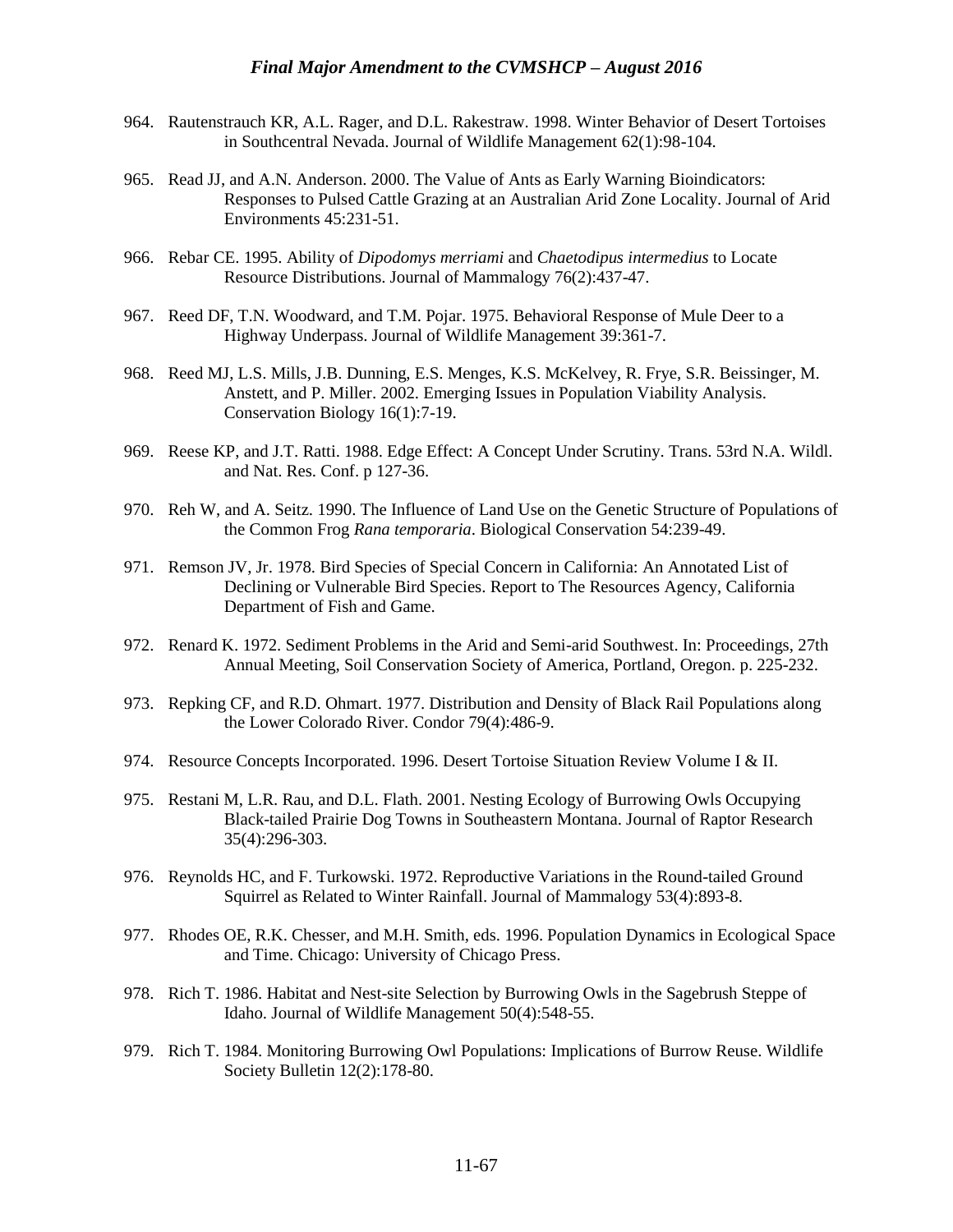964. Rautenstrauch KR, A.L. Rager, and D.L. Rakestraw. 1998. Winter Behavior of Desert Tortoises in Southcentral Nevada. Journal of Wildlife Management 62(1):98-104.

965. Read JJ, and A.N. Anderson. 2000. The Value of Ants as Early Warning Bioindicators: Responses to Pulsed Cattle Grazing at an Australian Arid Zone Locality. Journal of Arid Environments 45:231-51.

966. Rebar CE. 1995. Ability of *Dipodomys merriami* and *Chaetodipus intermedius* to Locate Resource Distributions. Journal of Mammalogy 76(2):437-47.

967. Reed DF, T.N. Woodward, and T.M. Pojar. 1975. Behavioral Response of Mule Deer to a Highway Underpass. Journal of Wildlife Management 39:361-7.

968. Reed MJ, L.S. Mills, J.B. Dunning, E.S. Menges, K.S. McKelvey, R. Frye, S.R. Beissinger, M. Anstett, and P. Miller. 2002. Emerging Issues in Population Viability Analysis. Conservation Biology 16(1):7-19.

969. Reese KP, and J.T. Ratti. 1988. Edge Effect: A Concept Under Scrutiny. Trans. 53rd N.A. Wildl. and Nat. Res. Conf. p 127-36.

970. Reh W, and A. Seitz. 1990. The Influence of Land Use on the Genetic Structure of Populations of the Common Frog *Rana temporaria*. Biological Conservation 54:239-49.

971. Remson JV, Jr. 1978. Bird Species of Special Concern in California: An Annotated List of Declining or Vulnerable Bird Species. Report to The Resources Agency, California Department of Fish and Game.

972. Renard K. 1972. Sediment Problems in the Arid and Semi-arid Southwest. In: Proceedings, 27th Annual Meeting, Soil Conservation Society of America, Portland, Oregon. p. 225-232.

973. Repking CF, and R.D. Ohmart. 1977. Distribution and Density of Black Rail Populations along the Lower Colorado River. Condor 79(4):486-9.

974. Resource Concepts Incorporated. 1996. Desert Tortoise Situation Review Volume I & II.

975. Restani M, L.R. Rau, and D.L. Flath. 2001. Nesting Ecology of Burrowing Owls Occupying Black-tailed Prairie Dog Towns in Southeastern Montana. Journal of Raptor Research 35(4):296-303.

976. Reynolds HC, and F. Turkowski. 1972. Reproductive Variations in the Round-tailed Ground Squirrel as Related to Winter Rainfall. Journal of Mammalogy 53(4):893-8.

977. Rhodes OE, R.K. Chesser, and M.H. Smith, eds. 1996. Population Dynamics in Ecological Space and Time. Chicago: University of Chicago Press.

978. Rich T. 1986. Habitat and Nest-site Selection by Burrowing Owls in the Sagebrush Steppe of Idaho. Journal of Wildlife Management 50(4):548-55.

979. Rich T. 1984. Monitoring Burrowing Owl Populations: Implications of Burrow Reuse. Wildlife Society Bulletin 12(2):178-80.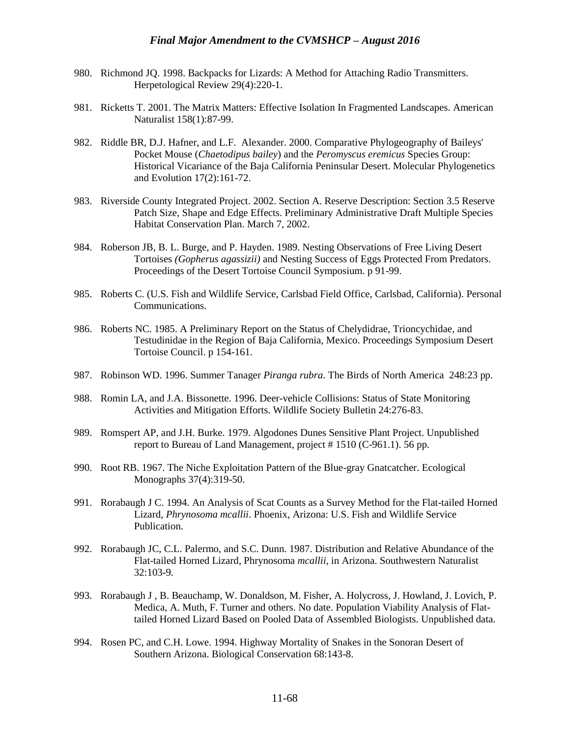980. Richmond JQ. 1998. Backpacks for Lizards: A Method for Attaching Radio Transmitters. Herpetological Review 29(4):220-1.

981. Ricketts T. 2001. The Matrix Matters: Effective Isolation In Fragmented Landscapes. American Naturalist 158(1):87-99.

982. Riddle BR, D.J. Hafner, and L.F. Alexander. 2000. Comparative Phylogeography of Baileys' Pocket Mouse (*Chaetodipus bailey*) and the *Peromyscus eremicus* Species Group: Historical Vicariance of the Baja California Peninsular Desert. Molecular Phylogenetics and Evolution 17(2):161-72.

983. Riverside County Integrated Project. 2002. Section A. Reserve Description: Section 3.5 Reserve Patch Size, Shape and Edge Effects. Preliminary Administrative Draft Multiple Species Habitat Conservation Plan. March 7, 2002.

984. Roberson JB, B. L. Burge, and P. Hayden. 1989. Nesting Observations of Free Living Desert Tortoises *(Gopherus agassizii)* and Nesting Success of Eggs Protected From Predators. Proceedings of the Desert Tortoise Council Symposium. p 91-99.

985. Roberts C. (U.S. Fish and Wildlife Service, Carlsbad Field Office, Carlsbad, California). Personal Communications.

986. Roberts NC. 1985. A Preliminary Report on the Status of Chelydidrae, Trioncychidae, and Testudinidae in the Region of Baja California, Mexico. Proceedings Symposium Desert Tortoise Council. p 154-161.

987. Robinson WD. 1996. Summer Tanager *Piranga rubra*. The Birds of North America 248:23 pp.

988. Romin LA, and J.A. Bissonette. 1996. Deer-vehicle Collisions: Status of State Monitoring Activities and Mitigation Efforts. Wildlife Society Bulletin 24:276-83.

989. Romspert AP, and J.H. Burke. 1979. Algodones Dunes Sensitive Plant Project. Unpublished report to Bureau of Land Management, project # 1510 (C-961.1). 56 pp.

990. Root RB. 1967. The Niche Exploitation Pattern of the Blue-gray Gnatcatcher. Ecological Monographs 37(4):319-50.

991. Rorabaugh J C. 1994. An Analysis of Scat Counts as a Survey Method for the Flat-tailed Horned Lizard, *Phrynosoma mcallii*. Phoenix, Arizona: U.S. Fish and Wildlife Service Publication.

992. Rorabaugh JC, C.L. Palermo, and S.C. Dunn. 1987. Distribution and Relative Abundance of the Flat-tailed Horned Lizard, Phrynosoma *mcallii*, in Arizona. Southwestern Naturalist 32:103-9.

993. Rorabaugh J , B. Beauchamp, W. Donaldson, M. Fisher, A. Holycross, J. Howland, J. Lovich, P. Medica, A. Muth, F. Turner and others. No date. Population Viability Analysis of Flat-tailed Horned Lizard Based on Pooled Data of Assembled Biologists. Unpublished data.

994. Rosen PC, and C.H. Lowe. 1994. Highway Mortality of Snakes in the Sonoran Desert of Southern Arizona. Biological Conservation 68:143-8.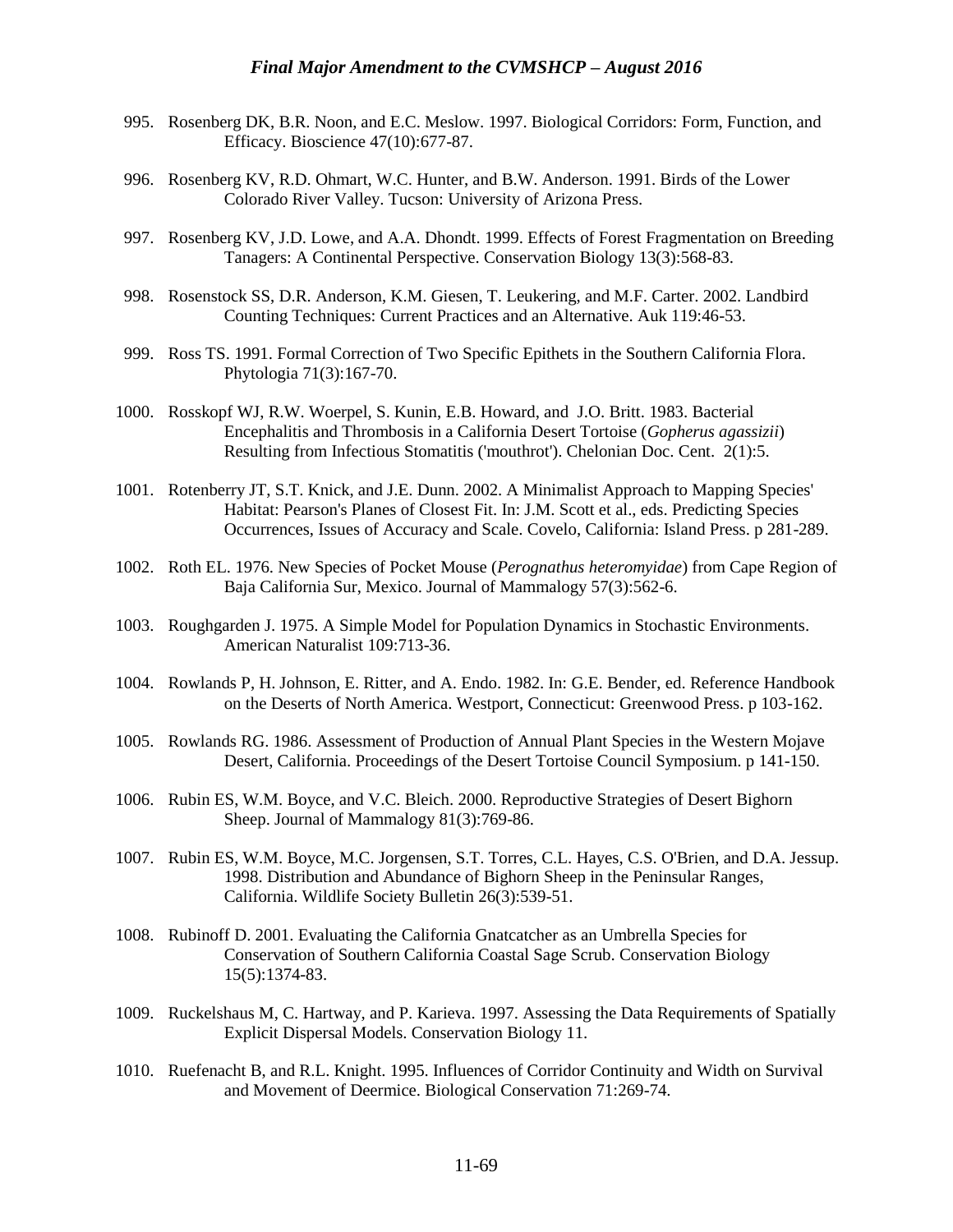995. Rosenberg DK, B.R. Noon, and E.C. Meslow. 1997. Biological Corridors: Form, Function, and Efficacy. Bioscience 47(10):677-87.

996. Rosenberg KV, R.D. Ohmart, W.C. Hunter, and B.W. Anderson. 1991. Birds of the Lower Colorado River Valley. Tucson: University of Arizona Press.

997. Rosenberg KV, J.D. Lowe, and A.A. Dhondt. 1999. Effects of Forest Fragmentation on Breeding Tanagers: A Continental Perspective. Conservation Biology 13(3):568-83.

998. Rosenstock SS, D.R. Anderson, K.M. Giesen, T. Leukering, and M.F. Carter. 2002. Landbird Counting Techniques: Current Practices and an Alternative. Auk 119:46-53.

999. Ross TS. 1991. Formal Correction of Two Specific Epithets in the Southern California Flora. Phytologia 71(3):167-70.

1000. Rosskopf WJ, R.W. Woerpel, S. Kunin, E.B. Howard, and J.O. Britt. 1983. Bacterial Encephalitis and Thrombosis in a California Desert Tortoise (*Gopherus agassizii*) Resulting from Infectious Stomatitis ('mouthrot'). Chelonian Doc. Cent. 2(1):5.

1001. Rotenberry JT, S.T. Knick, and J.E. Dunn. 2002. A Minimalist Approach to Mapping Species' Habitat: Pearson's Planes of Closest Fit. In: J.M. Scott et al., eds. Predicting Species Occurrences, Issues of Accuracy and Scale. Covelo, California: Island Press. p 281-289.

1002. Roth EL. 1976. New Species of Pocket Mouse (*Perognathus heteromyidae*) from Cape Region of Baja California Sur, Mexico. Journal of Mammalogy 57(3):562-6.

1003. Roughgarden J. 1975. A Simple Model for Population Dynamics in Stochastic Environments. American Naturalist 109:713-36.

1004. Rowlands P, H. Johnson, E. Ritter, and A. Endo. 1982. In: G.E. Bender, ed. Reference Handbook on the Deserts of North America. Westport, Connecticut: Greenwood Press. p 103-162.

1005. Rowlands RG. 1986. Assessment of Production of Annual Plant Species in the Western Mojave Desert, California. Proceedings of the Desert Tortoise Council Symposium. p 141-150.

1006. Rubin ES, W.M. Boyce, and V.C. Bleich. 2000. Reproductive Strategies of Desert Bighorn Sheep. Journal of Mammalogy 81(3):769-86.

1007. Rubin ES, W.M. Boyce, M.C. Jorgensen, S.T. Torres, C.L. Hayes, C.S. O'Brien, and D.A. Jessup. 1998. Distribution and Abundance of Bighorn Sheep in the Peninsular Ranges, California. Wildlife Society Bulletin 26(3):539-51.

1008. Rubinoff D. 2001. Evaluating the California Gnatcatcher as an Umbrella Species for Conservation of Southern California Coastal Sage Scrub. Conservation Biology 15(5):1374-83.

1009. Ruckelshaus M, C. Hartway, and P. Karieva. 1997. Assessing the Data Requirements of Spatially Explicit Dispersal Models. Conservation Biology 11.

1010. Ruefenacht B, and R.L. Knight. 1995. Influences of Corridor Continuity and Width on Survival and Movement of Deermice. Biological Conservation 71:269-74.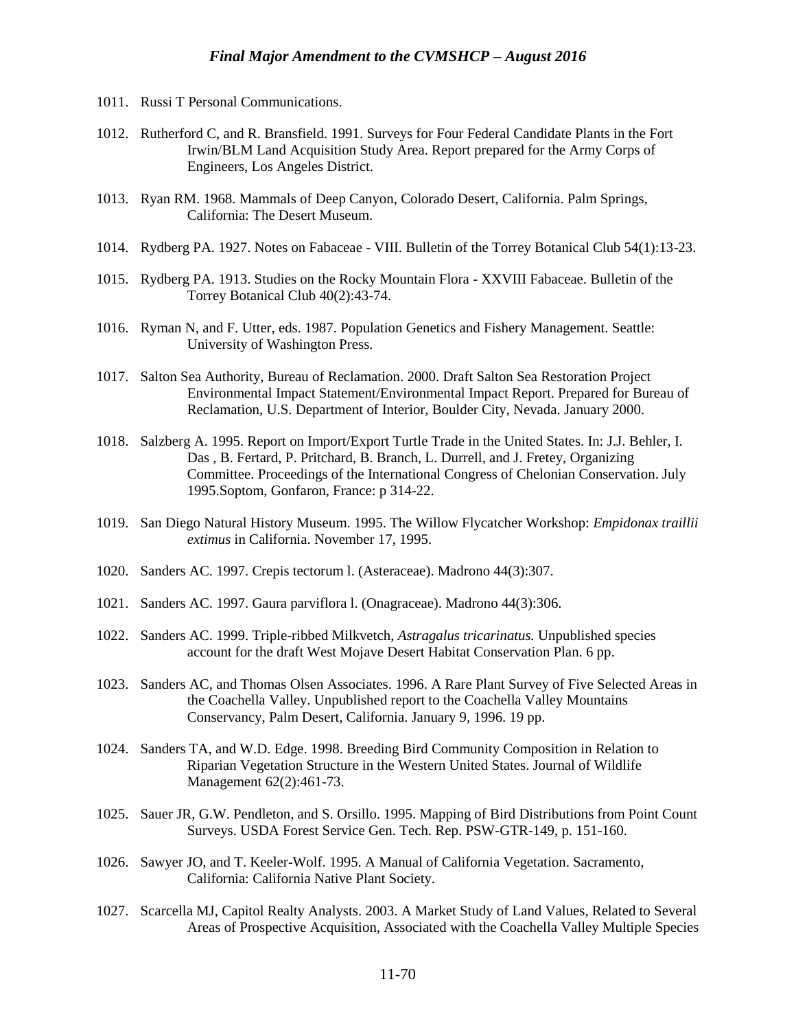1011. Russi T Personal Communications.

1012. Rutherford C, and R. Bransfield. 1991. Surveys for Four Federal Candidate Plants in the Fort Irwin/BLM Land Acquisition Study Area. Report prepared for the Army Corps of Engineers, Los Angeles District.

1013. Ryan RM. 1968. Mammals of Deep Canyon, Colorado Desert, California. Palm Springs, California: The Desert Museum.

1014. Rydberg PA. 1927. Notes on Fabaceae - VIII. Bulletin of the Torrey Botanical Club 54(1):13-23.

1015. Rydberg PA. 1913. Studies on the Rocky Mountain Flora - XXVIII Fabaceae. Bulletin of the Torrey Botanical Club 40(2):43-74.

1016. Ryman N, and F. Utter, eds. 1987. Population Genetics and Fishery Management. Seattle: University of Washington Press.

1017. Salton Sea Authority, Bureau of Reclamation. 2000. Draft Salton Sea Restoration Project Environmental Impact Statement/Environmental Impact Report. Prepared for Bureau of Reclamation, U.S. Department of Interior, Boulder City, Nevada. January 2000.

1018. Salzberg A. 1995. Report on Import/Export Turtle Trade in the United States. In: J.J. Behler, I. Das , B. Fertard, P. Pritchard, B. Branch, L. Durrell, and J. Fretey, Organizing Committee. Proceedings of the International Congress of Chelonian Conservation. July 1995.Soptom, Gonfaron, France: p 314-22.

1019. San Diego Natural History Museum. 1995. The Willow Flycatcher Workshop: *Empidonax traillii extimus* in California. November 17, 1995.

1020. Sanders AC. 1997. Crepis tectorum l. (Asteraceae). Madrono 44(3):307.

1021. Sanders AC. 1997. Gaura parviflora l. (Onagraceae). Madrono 44(3):306.

1022. Sanders AC. 1999. Triple-ribbed Milkvetch, *Astragalus tricarinatus.* Unpublished species account for the draft West Mojave Desert Habitat Conservation Plan. 6 pp.

1023. Sanders AC, and Thomas Olsen Associates. 1996. A Rare Plant Survey of Five Selected Areas in the Coachella Valley. Unpublished report to the Coachella Valley Mountains Conservancy, Palm Desert, California. January 9, 1996. 19 pp.

1024. Sanders TA, and W.D. Edge. 1998. Breeding Bird Community Composition in Relation to Riparian Vegetation Structure in the Western United States. Journal of Wildlife Management 62(2):461-73.

1025. Sauer JR, G.W. Pendleton, and S. Orsillo. 1995. Mapping of Bird Distributions from Point Count Surveys. USDA Forest Service Gen. Tech. Rep. PSW-GTR-149, p. 151-160.

1026. Sawyer JO, and T. Keeler-Wolf. 1995. A Manual of California Vegetation. Sacramento, California: California Native Plant Society.

1027. Scarcella MJ, Capitol Realty Analysts. 2003. A Market Study of Land Values, Related to Several Areas of Prospective Acquisition, Associated with the Coachella Valley Multiple Species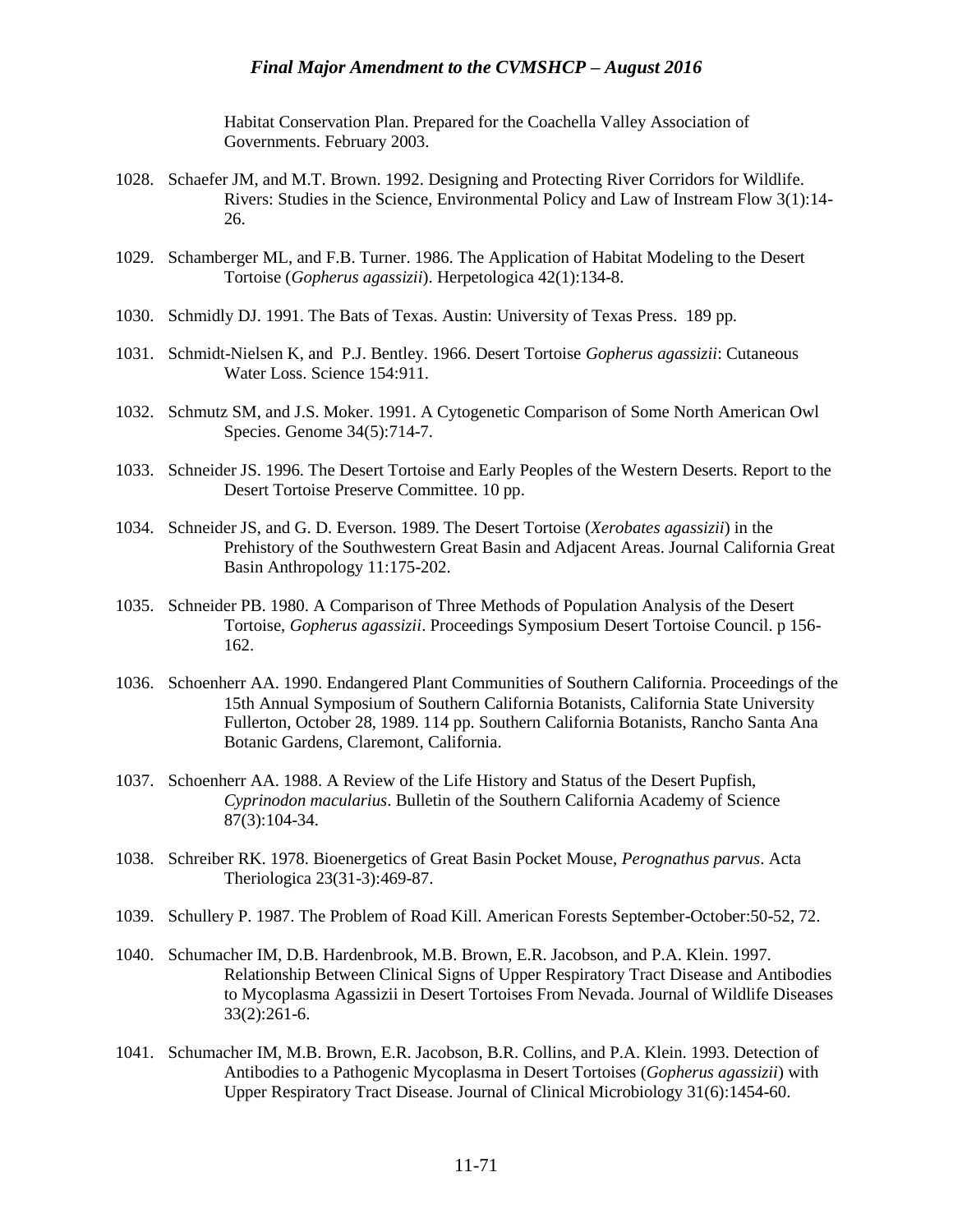Habitat Conservation Plan. Prepared for the Coachella Valley Association of Governments. February 2003.

1028. Schaefer JM, and M.T. Brown. 1992. Designing and Protecting River Corridors for Wildlife. Rivers: Studies in the Science, Environmental Policy and Law of Instream Flow 3(1):14-26.

1029. Schamberger ML, and F.B. Turner. 1986. The Application of Habitat Modeling to the Desert Tortoise (*Gopherus agassizii*). Herpetologica 42(1):134-8.

1030. Schmidly DJ. 1991. The Bats of Texas. Austin: University of Texas Press. 189 pp.

1031. Schmidt-Nielsen K, and P.J. Bentley. 1966. Desert Tortoise *Gopherus agassizii*: Cutaneous Water Loss. Science 154:911.

1032. Schmutz SM, and J.S. Moker. 1991. A Cytogenetic Comparison of Some North American Owl Species. Genome 34(5):714-7.

1033. Schneider JS. 1996. The Desert Tortoise and Early Peoples of the Western Deserts. Report to the Desert Tortoise Preserve Committee. 10 pp.

1034. Schneider JS, and G. D. Everson. 1989. The Desert Tortoise (*Xerobates agassizii*) in the Prehistory of the Southwestern Great Basin and Adjacent Areas. Journal California Great Basin Anthropology 11:175-202.

1035. Schneider PB. 1980. A Comparison of Three Methods of Population Analysis of the Desert Tortoise, *Gopherus agassizii*. Proceedings Symposium Desert Tortoise Council. p 156-162.

1036. Schoenherr AA. 1990. Endangered Plant Communities of Southern California. Proceedings of the 15th Annual Symposium of Southern California Botanists, California State University Fullerton, October 28, 1989. 114 pp. Southern California Botanists, Rancho Santa Ana Botanic Gardens, Claremont, California.

1037. Schoenherr AA. 1988. A Review of the Life History and Status of the Desert Pupfish, *Cyprinodon macularius*. Bulletin of the Southern California Academy of Science 87(3):104-34.

1038. Schreiber RK. 1978. Bioenergetics of Great Basin Pocket Mouse, *Perognathus parvus*. Acta Theriologica 23(31-3):469-87.

1039. Schullery P. 1987. The Problem of Road Kill. American Forests September-October:50-52, 72.

1040. Schumacher IM, D.B. Hardenbrook, M.B. Brown, E.R. Jacobson, and P.A. Klein. 1997. Relationship Between Clinical Signs of Upper Respiratory Tract Disease and Antibodies to Mycoplasma Agassizii in Desert Tortoises From Nevada. Journal of Wildlife Diseases 33(2):261-6.

1041. Schumacher IM, M.B. Brown, E.R. Jacobson, B.R. Collins, and P.A. Klein. 1993. Detection of Antibodies to a Pathogenic Mycoplasma in Desert Tortoises (*Gopherus agassizii*) with Upper Respiratory Tract Disease. Journal of Clinical Microbiology 31(6):1454-60.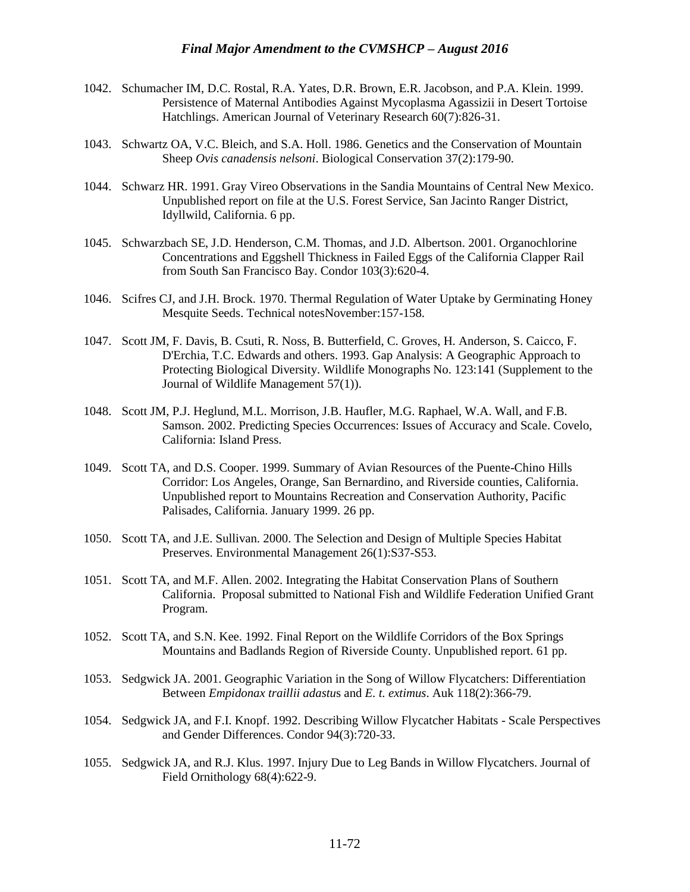1042. Schumacher IM, D.C. Rostal, R.A. Yates, D.R. Brown, E.R. Jacobson, and P.A. Klein. 1999. Persistence of Maternal Antibodies Against Mycoplasma Agassizii in Desert Tortoise Hatchlings. American Journal of Veterinary Research 60(7):826-31.

1043. Schwartz OA, V.C. Bleich, and S.A. Holl. 1986. Genetics and the Conservation of Mountain Sheep *Ovis canadensis nelsoni*. Biological Conservation 37(2):179-90.

1044. Schwarz HR. 1991. Gray Vireo Observations in the Sandia Mountains of Central New Mexico. Unpublished report on file at the U.S. Forest Service, San Jacinto Ranger District, Idyllwild, California. 6 pp.

1045. Schwarzbach SE, J.D. Henderson, C.M. Thomas, and J.D. Albertson. 2001. Organochlorine Concentrations and Eggshell Thickness in Failed Eggs of the California Clapper Rail from South San Francisco Bay. Condor 103(3):620-4.

1046. Scifres CJ, and J.H. Brock. 1970. Thermal Regulation of Water Uptake by Germinating Honey Mesquite Seeds. Technical notesNovember:157-158.

1047. Scott JM, F. Davis, B. Csuti, R. Noss, B. Butterfield, C. Groves, H. Anderson, S. Caicco, F. D'Erchia, T.C. Edwards and others. 1993. Gap Analysis: A Geographic Approach to Protecting Biological Diversity. Wildlife Monographs No. 123:141 (Supplement to the Journal of Wildlife Management 57(1)).

1048. Scott JM, P.J. Heglund, M.L. Morrison, J.B. Haufler, M.G. Raphael, W.A. Wall, and F.B. Samson. 2002. Predicting Species Occurrences: Issues of Accuracy and Scale. Covelo, California: Island Press.

1049. Scott TA, and D.S. Cooper. 1999. Summary of Avian Resources of the Puente-Chino Hills Corridor: Los Angeles, Orange, San Bernardino, and Riverside counties, California. Unpublished report to Mountains Recreation and Conservation Authority, Pacific Palisades, California. January 1999. 26 pp.

1050. Scott TA, and J.E. Sullivan. 2000. The Selection and Design of Multiple Species Habitat Preserves. Environmental Management 26(1):S37-S53.

1051. Scott TA, and M.F. Allen. 2002. Integrating the Habitat Conservation Plans of Southern California. Proposal submitted to National Fish and Wildlife Federation Unified Grant Program.

1052. Scott TA, and S.N. Kee. 1992. Final Report on the Wildlife Corridors of the Box Springs Mountains and Badlands Region of Riverside County. Unpublished report. 61 pp.

1053. Sedgwick JA. 2001. Geographic Variation in the Song of Willow Flycatchers: Differentiation Between *Empidonax traillii adastu*s and *E. t. extimus*. Auk 118(2):366-79.

1054. Sedgwick JA, and F.I. Knopf. 1992. Describing Willow Flycatcher Habitats - Scale Perspectives and Gender Differences. Condor 94(3):720-33.

1055. Sedgwick JA, and R.J. Klus. 1997. Injury Due to Leg Bands in Willow Flycatchers. Journal of Field Ornithology 68(4):622-9.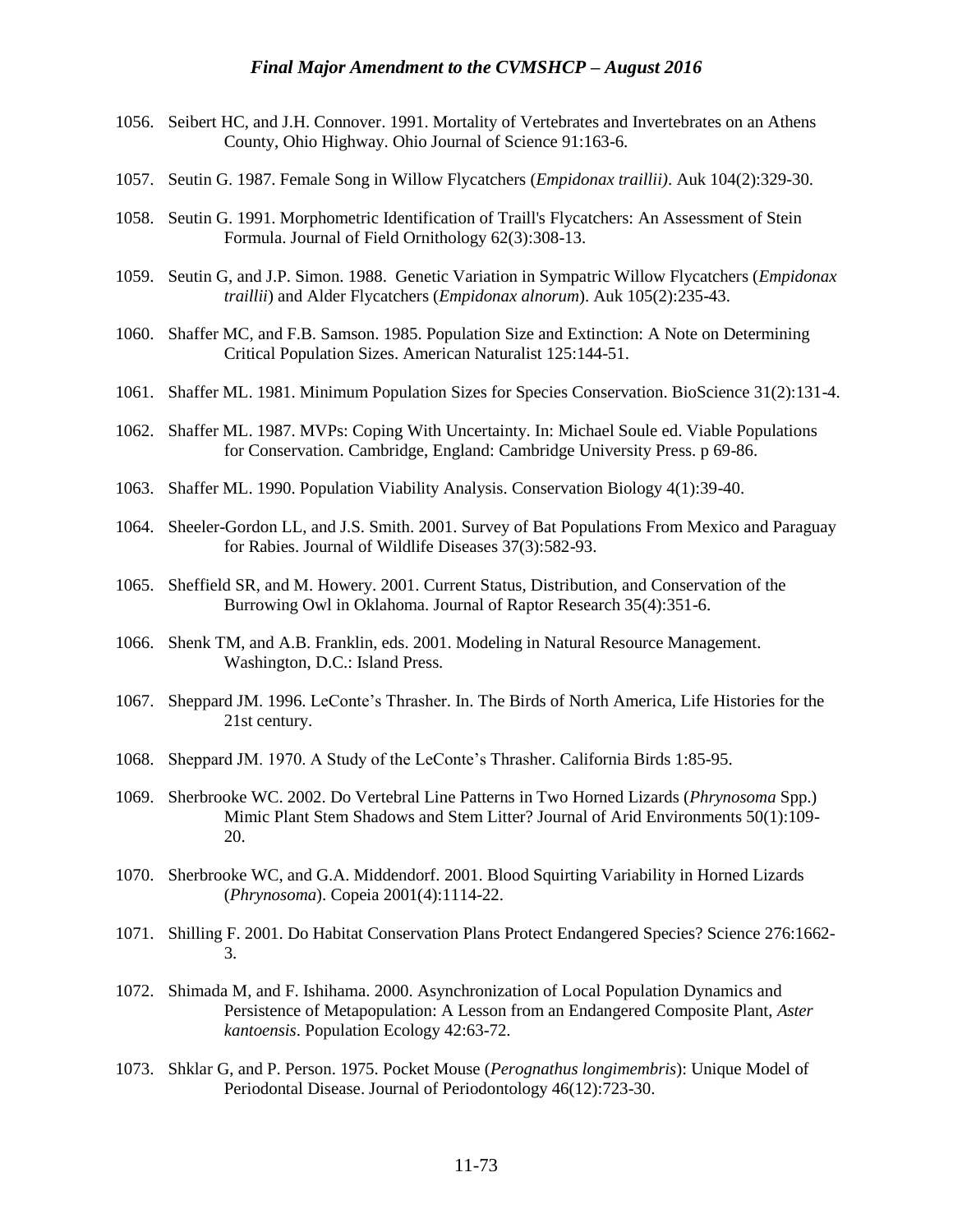1056. Seibert HC, and J.H. Connover. 1991. Mortality of Vertebrates and Invertebrates on an Athens County, Ohio Highway. Ohio Journal of Science 91:163-6.

1057. Seutin G. 1987. Female Song in Willow Flycatchers (*Empidonax traillii)*. Auk 104(2):329-30.

1058. Seutin G. 1991. Morphometric Identification of Traill's Flycatchers: An Assessment of Stein Formula. Journal of Field Ornithology 62(3):308-13.

1059. Seutin G, and J.P. Simon. 1988. Genetic Variation in Sympatric Willow Flycatchers (*Empidonax traillii*) and Alder Flycatchers (*Empidonax alnorum*). Auk 105(2):235-43.

1060. Shaffer MC, and F.B. Samson. 1985. Population Size and Extinction: A Note on Determining Critical Population Sizes. American Naturalist 125:144-51.

1061. Shaffer ML. 1981. Minimum Population Sizes for Species Conservation. BioScience 31(2):131-4.

1062. Shaffer ML. 1987. MVPs: Coping With Uncertainty. In: Michael Soule ed. Viable Populations for Conservation. Cambridge, England: Cambridge University Press. p 69-86.

1063. Shaffer ML. 1990. Population Viability Analysis. Conservation Biology 4(1):39-40.

1064. Sheeler-Gordon LL, and J.S. Smith. 2001. Survey of Bat Populations From Mexico and Paraguay for Rabies. Journal of Wildlife Diseases 37(3):582-93.

1065. Sheffield SR, and M. Howery. 2001. Current Status, Distribution, and Conservation of the Burrowing Owl in Oklahoma. Journal of Raptor Research 35(4):351-6.

1066. Shenk TM, and A.B. Franklin, eds. 2001. Modeling in Natural Resource Management. Washington, D.C.: Island Press.

1067. Sheppard JM. 1996. LeConte's Thrasher. In. The Birds of North America, Life Histories for the 21st century.

1068. Sheppard JM. 1970. A Study of the LeConte's Thrasher. California Birds 1:85-95.

1069. Sherbrooke WC. 2002. Do Vertebral Line Patterns in Two Horned Lizards (*Phrynosoma* Spp.) Mimic Plant Stem Shadows and Stem Litter? Journal of Arid Environments 50(1):109-20.

1070. Sherbrooke WC, and G.A. Middendorf. 2001. Blood Squirting Variability in Horned Lizards (*Phrynosoma*). Copeia 2001(4):1114-22.

1071. Shilling F. 2001. Do Habitat Conservation Plans Protect Endangered Species? Science 276:1662-3.

1072. Shimada M, and F. Ishihama. 2000. Asynchronization of Local Population Dynamics and Persistence of Metapopulation: A Lesson from an Endangered Composite Plant, *Aster kantoensis*. Population Ecology 42:63-72.

1073. Shklar G, and P. Person. 1975. Pocket Mouse (*Perognathus longimembris*): Unique Model of Periodontal Disease. Journal of Periodontology 46(12):723-30.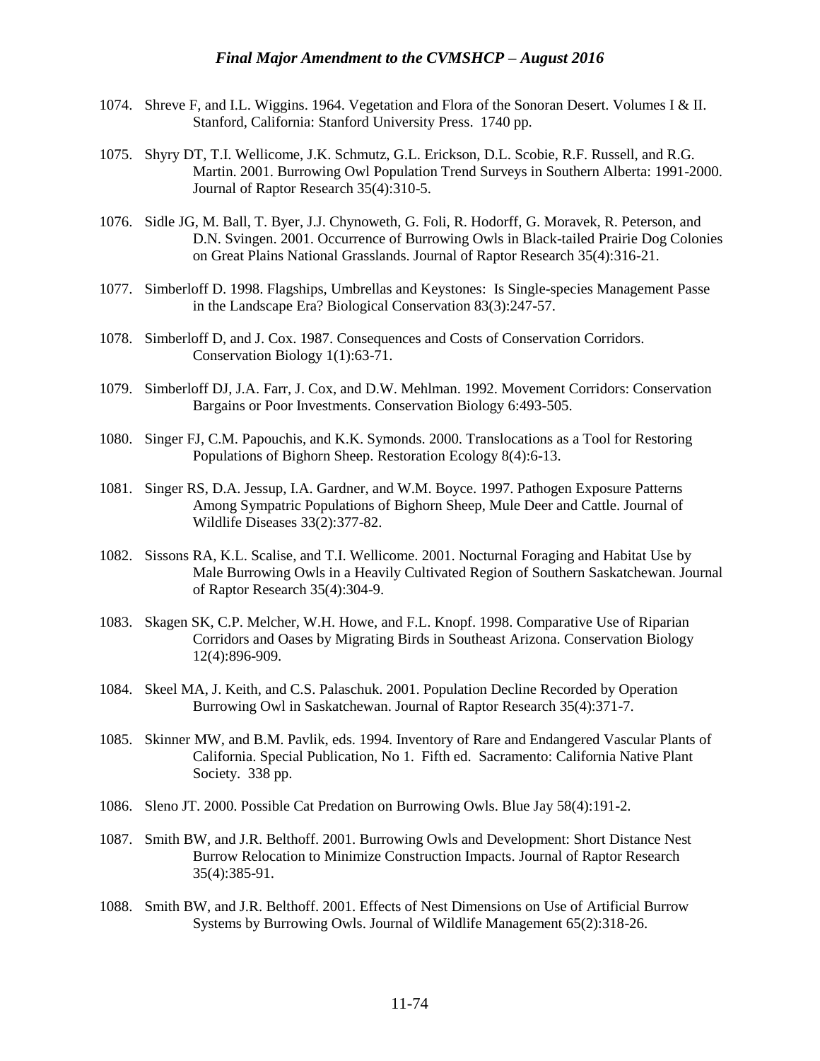1074. Shreve F, and I.L. Wiggins. 1964. Vegetation and Flora of the Sonoran Desert. Volumes I & II. Stanford, California: Stanford University Press. 1740 pp.

1075. Shyry DT, T.I. Wellicome, J.K. Schmutz, G.L. Erickson, D.L. Scobie, R.F. Russell, and R.G. Martin. 2001. Burrowing Owl Population Trend Surveys in Southern Alberta: 1991-2000. Journal of Raptor Research 35(4):310-5.

1076. Sidle JG, M. Ball, T. Byer, J.J. Chynoweth, G. Foli, R. Hodorff, G. Moravek, R. Peterson, and D.N. Svingen. 2001. Occurrence of Burrowing Owls in Black-tailed Prairie Dog Colonies on Great Plains National Grasslands. Journal of Raptor Research 35(4):316-21.

1077. Simberloff D. 1998. Flagships, Umbrellas and Keystones: Is Single-species Management Passe in the Landscape Era? Biological Conservation 83(3):247-57.

1078. Simberloff D, and J. Cox. 1987. Consequences and Costs of Conservation Corridors. Conservation Biology 1(1):63-71.

1079. Simberloff DJ, J.A. Farr, J. Cox, and D.W. Mehlman. 1992. Movement Corridors: Conservation Bargains or Poor Investments. Conservation Biology 6:493-505.

1080. Singer FJ, C.M. Papouchis, and K.K. Symonds. 2000. Translocations as a Tool for Restoring Populations of Bighorn Sheep. Restoration Ecology 8(4):6-13.

1081. Singer RS, D.A. Jessup, I.A. Gardner, and W.M. Boyce. 1997. Pathogen Exposure Patterns Among Sympatric Populations of Bighorn Sheep, Mule Deer and Cattle. Journal of Wildlife Diseases 33(2):377-82.

1082. Sissons RA, K.L. Scalise, and T.I. Wellicome. 2001. Nocturnal Foraging and Habitat Use by Male Burrowing Owls in a Heavily Cultivated Region of Southern Saskatchewan. Journal of Raptor Research 35(4):304-9.

1083. Skagen SK, C.P. Melcher, W.H. Howe, and F.L. Knopf. 1998. Comparative Use of Riparian Corridors and Oases by Migrating Birds in Southeast Arizona. Conservation Biology 12(4):896-909.

1084. Skeel MA, J. Keith, and C.S. Palaschuk. 2001. Population Decline Recorded by Operation Burrowing Owl in Saskatchewan. Journal of Raptor Research 35(4):371-7.

1085. Skinner MW, and B.M. Pavlik, eds. 1994. Inventory of Rare and Endangered Vascular Plants of California. Special Publication, No 1. Fifth ed. Sacramento: California Native Plant Society. 338 pp.

1086. Sleno JT. 2000. Possible Cat Predation on Burrowing Owls. Blue Jay 58(4):191-2.

1087. Smith BW, and J.R. Belthoff. 2001. Burrowing Owls and Development: Short Distance Nest Burrow Relocation to Minimize Construction Impacts. Journal of Raptor Research 35(4):385-91.

1088. Smith BW, and J.R. Belthoff. 2001. Effects of Nest Dimensions on Use of Artificial Burrow Systems by Burrowing Owls. Journal of Wildlife Management 65(2):318-26.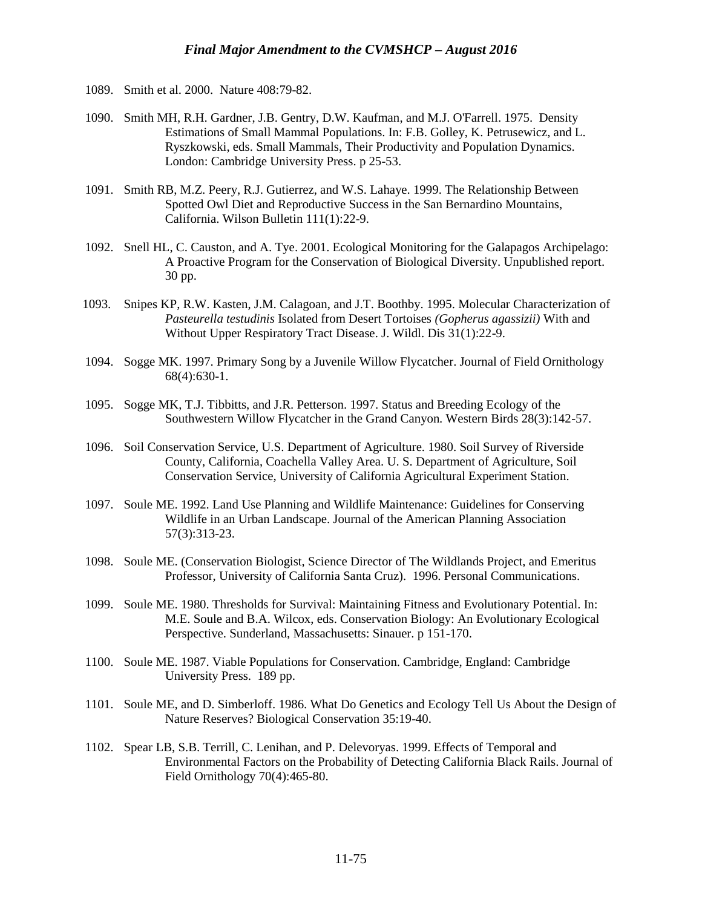1089. Smith et al. 2000. Nature 408:79-82.

1090. Smith MH, R.H. Gardner, J.B. Gentry, D.W. Kaufman, and M.J. O'Farrell. 1975. Density Estimations of Small Mammal Populations. In: F.B. Golley, K. Petrusewicz, and L. Ryszkowski, eds. Small Mammals, Their Productivity and Population Dynamics. London: Cambridge University Press. p 25-53.

1091. Smith RB, M.Z. Peery, R.J. Gutierrez, and W.S. Lahaye. 1999. The Relationship Between Spotted Owl Diet and Reproductive Success in the San Bernardino Mountains, California. Wilson Bulletin 111(1):22-9.

1092. Snell HL, C. Causton, and A. Tye. 2001. Ecological Monitoring for the Galapagos Archipelago: A Proactive Program for the Conservation of Biological Diversity. Unpublished report. 30 pp.

1093. Snipes KP, R.W. Kasten, J.M. Calagoan, and J.T. Boothby. 1995. Molecular Characterization of *Pasteurella testudinis* Isolated from Desert Tortoises *(Gopherus agassizii)* With and Without Upper Respiratory Tract Disease. J. Wildl. Dis 31(1):22-9.

1094. Sogge MK. 1997. Primary Song by a Juvenile Willow Flycatcher. Journal of Field Ornithology 68(4):630-1.

1095. Sogge MK, T.J. Tibbitts, and J.R. Petterson. 1997. Status and Breeding Ecology of the Southwestern Willow Flycatcher in the Grand Canyon. Western Birds 28(3):142-57.

1096. Soil Conservation Service, U.S. Department of Agriculture. 1980. Soil Survey of Riverside County, California, Coachella Valley Area. U. S. Department of Agriculture, Soil Conservation Service, University of California Agricultural Experiment Station.

1097. Soule ME. 1992. Land Use Planning and Wildlife Maintenance: Guidelines for Conserving Wildlife in an Urban Landscape. Journal of the American Planning Association 57(3):313-23.

1098. Soule ME. (Conservation Biologist, Science Director of The Wildlands Project, and Emeritus Professor, University of California Santa Cruz). 1996. Personal Communications.

1099. Soule ME. 1980. Thresholds for Survival: Maintaining Fitness and Evolutionary Potential. In: M.E. Soule and B.A. Wilcox, eds. Conservation Biology: An Evolutionary Ecological Perspective. Sunderland, Massachusetts: Sinauer. p 151-170.

1100. Soule ME. 1987. Viable Populations for Conservation. Cambridge, England: Cambridge University Press. 189 pp.

1101. Soule ME, and D. Simberloff. 1986. What Do Genetics and Ecology Tell Us About the Design of Nature Reserves? Biological Conservation 35:19-40.

1102. Spear LB, S.B. Terrill, C. Lenihan, and P. Delevoryas. 1999. Effects of Temporal and Environmental Factors on the Probability of Detecting California Black Rails. Journal of Field Ornithology 70(4):465-80.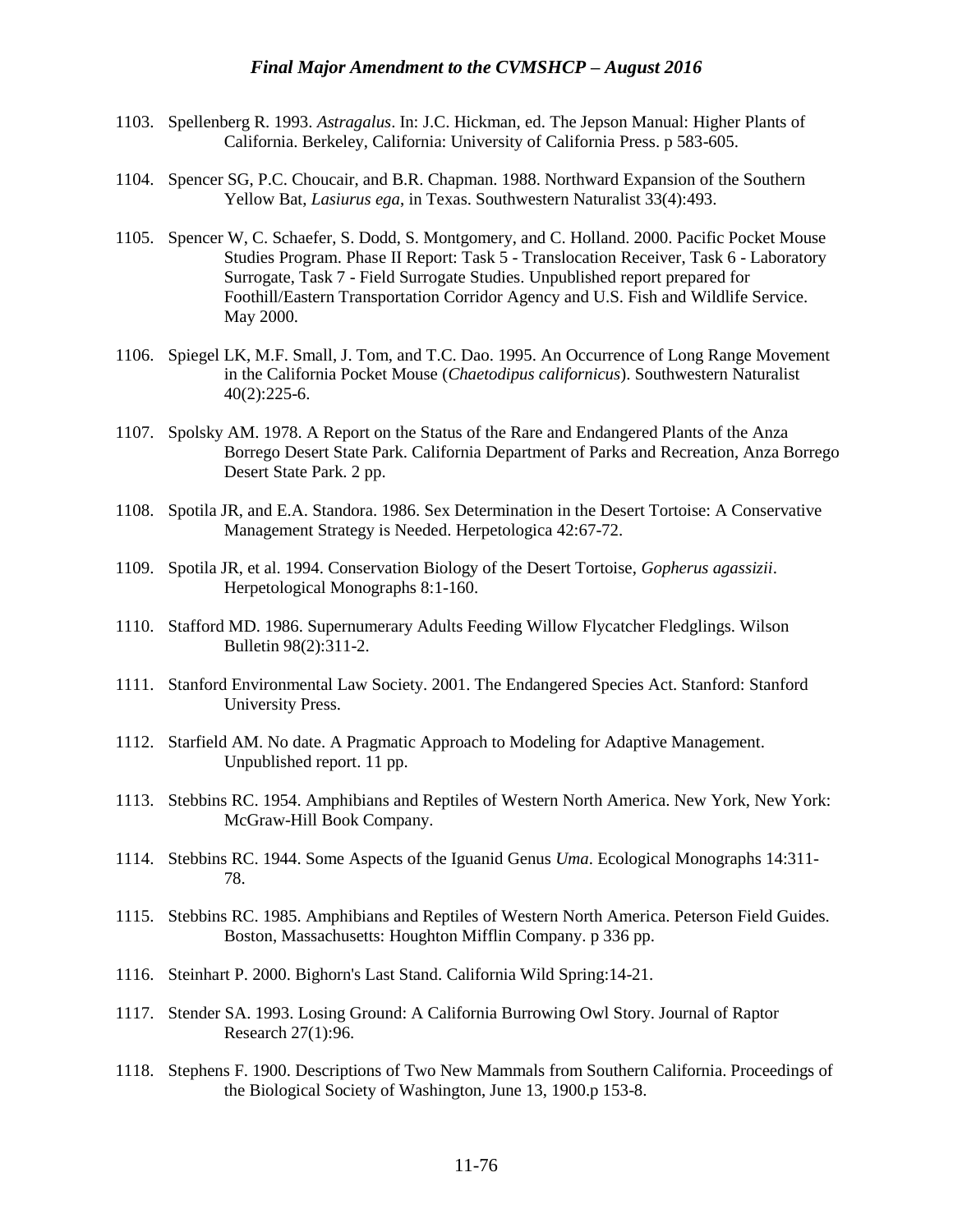1103. Spellenberg R. 1993. *Astragalus*. In: J.C. Hickman, ed. The Jepson Manual: Higher Plants of California. Berkeley, California: University of California Press. p 583-605.

1104. Spencer SG, P.C. Choucair, and B.R. Chapman. 1988. Northward Expansion of the Southern Yellow Bat, *Lasiurus ega*, in Texas. Southwestern Naturalist 33(4):493.

1105. Spencer W, C. Schaefer, S. Dodd, S. Montgomery, and C. Holland. 2000. Pacific Pocket Mouse Studies Program. Phase II Report: Task 5 - Translocation Receiver, Task 6 - Laboratory Surrogate, Task 7 - Field Surrogate Studies. Unpublished report prepared for Foothill/Eastern Transportation Corridor Agency and U.S. Fish and Wildlife Service. May 2000.

1106. Spiegel LK, M.F. Small, J. Tom, and T.C. Dao. 1995. An Occurrence of Long Range Movement in the California Pocket Mouse (*Chaetodipus californicus*). Southwestern Naturalist 40(2):225-6.

1107. Spolsky AM. 1978. A Report on the Status of the Rare and Endangered Plants of the Anza Borrego Desert State Park. California Department of Parks and Recreation, Anza Borrego Desert State Park. 2 pp.

1108. Spotila JR, and E.A. Standora. 1986. Sex Determination in the Desert Tortoise: A Conservative Management Strategy is Needed. Herpetologica 42:67-72.

1109. Spotila JR, et al. 1994. Conservation Biology of the Desert Tortoise, *Gopherus agassizii*. Herpetological Monographs 8:1-160.

1110. Stafford MD. 1986. Supernumerary Adults Feeding Willow Flycatcher Fledglings. Wilson Bulletin 98(2):311-2.

1111. Stanford Environmental Law Society. 2001. The Endangered Species Act. Stanford: Stanford University Press.

1112. Starfield AM. No date. A Pragmatic Approach to Modeling for Adaptive Management. Unpublished report. 11 pp.

1113. Stebbins RC. 1954. Amphibians and Reptiles of Western North America. New York, New York: McGraw-Hill Book Company.

1114. Stebbins RC. 1944. Some Aspects of the Iguanid Genus *Uma*. Ecological Monographs 14:311-78.

1115. Stebbins RC. 1985. Amphibians and Reptiles of Western North America. Peterson Field Guides. Boston, Massachusetts: Houghton Mifflin Company. p 336 pp.

1116. Steinhart P. 2000. Bighorn's Last Stand. California Wild Spring:14-21.

1117. Stender SA. 1993. Losing Ground: A California Burrowing Owl Story. Journal of Raptor Research 27(1):96.

1118. Stephens F. 1900. Descriptions of Two New Mammals from Southern California. Proceedings of the Biological Society of Washington, June 13, 1900.p 153-8.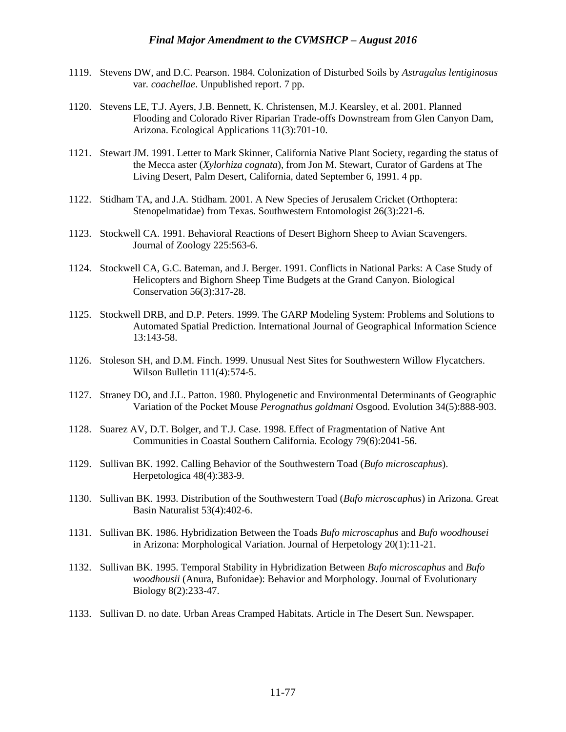1119. Stevens DW, and D.C. Pearson. 1984. Colonization of Disturbed Soils by *Astragalus lentiginosus* var. *coachellae*. Unpublished report. 7 pp.

1120. Stevens LE, T.J. Ayers, J.B. Bennett, K. Christensen, M.J. Kearsley, et al. 2001. Planned Flooding and Colorado River Riparian Trade-offs Downstream from Glen Canyon Dam, Arizona. Ecological Applications 11(3):701-10.

1121. Stewart JM. 1991. Letter to Mark Skinner, California Native Plant Society, regarding the status of the Mecca aster (*Xylorhiza cognata*), from Jon M. Stewart, Curator of Gardens at The Living Desert, Palm Desert, California, dated September 6, 1991. 4 pp.

1122. Stidham TA, and J.A. Stidham. 2001. A New Species of Jerusalem Cricket (Orthoptera: Stenopelmatidae) from Texas. Southwestern Entomologist 26(3):221-6.

1123. Stockwell CA. 1991. Behavioral Reactions of Desert Bighorn Sheep to Avian Scavengers. Journal of Zoology 225:563-6.

1124. Stockwell CA, G.C. Bateman, and J. Berger. 1991. Conflicts in National Parks: A Case Study of Helicopters and Bighorn Sheep Time Budgets at the Grand Canyon. Biological Conservation 56(3):317-28.

1125. Stockwell DRB, and D.P. Peters. 1999. The GARP Modeling System: Problems and Solutions to Automated Spatial Prediction. International Journal of Geographical Information Science 13:143-58.

1126. Stoleson SH, and D.M. Finch. 1999. Unusual Nest Sites for Southwestern Willow Flycatchers. Wilson Bulletin 111(4):574-5.

1127. Straney DO, and J.L. Patton. 1980. Phylogenetic and Environmental Determinants of Geographic Variation of the Pocket Mouse *Perognathus goldmani* Osgood. Evolution 34(5):888-903.

1128. Suarez AV, D.T. Bolger, and T.J. Case. 1998. Effect of Fragmentation of Native Ant Communities in Coastal Southern California. Ecology 79(6):2041-56.

1129. Sullivan BK. 1992. Calling Behavior of the Southwestern Toad (*Bufo microscaphus*). Herpetologica 48(4):383-9.

1130. Sullivan BK. 1993. Distribution of the Southwestern Toad (*Bufo microscaphus*) in Arizona. Great Basin Naturalist 53(4):402-6.

1131. Sullivan BK. 1986. Hybridization Between the Toads *Bufo microscaphus* and *Bufo woodhousei* in Arizona: Morphological Variation. Journal of Herpetology 20(1):11-21.

1132. Sullivan BK. 1995. Temporal Stability in Hybridization Between *Bufo microscaphus* and *Bufo woodhousii* (Anura, Bufonidae): Behavior and Morphology. Journal of Evolutionary Biology 8(2):233-47.

1133. Sullivan D. no date. Urban Areas Cramped Habitats. Article in The Desert Sun. Newspaper.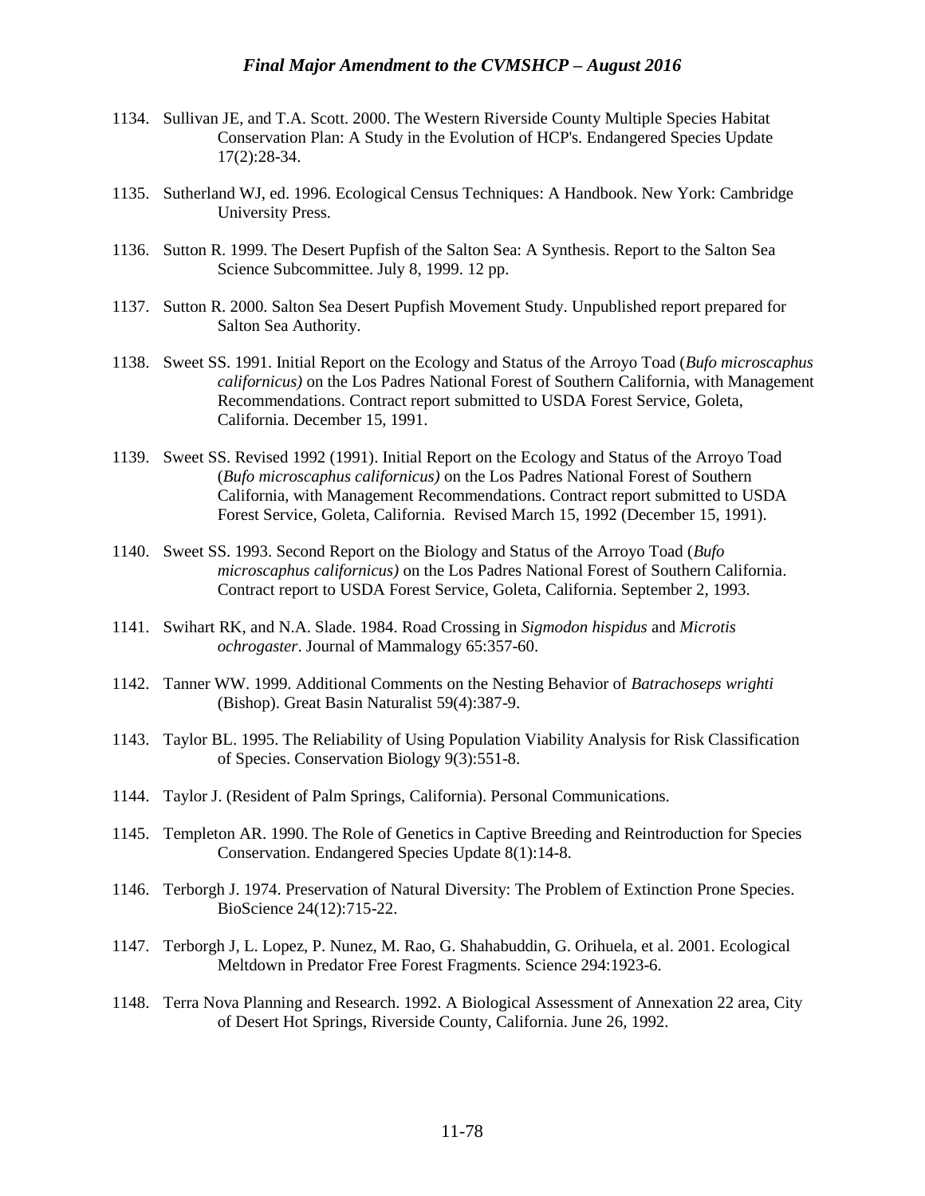1134. Sullivan JE, and T.A. Scott. 2000. The Western Riverside County Multiple Species Habitat Conservation Plan: A Study in the Evolution of HCP's. Endangered Species Update 17(2):28-34.

1135. Sutherland WJ, ed. 1996. Ecological Census Techniques: A Handbook. New York: Cambridge University Press.

1136. Sutton R. 1999. The Desert Pupfish of the Salton Sea: A Synthesis. Report to the Salton Sea Science Subcommittee. July 8, 1999. 12 pp.

1137. Sutton R. 2000. Salton Sea Desert Pupfish Movement Study. Unpublished report prepared for Salton Sea Authority.

1138. Sweet SS. 1991. Initial Report on the Ecology and Status of the Arroyo Toad (*Bufo microscaphus californicus)* on the Los Padres National Forest of Southern California, with Management Recommendations. Contract report submitted to USDA Forest Service, Goleta, California. December 15, 1991.

1139. Sweet SS. Revised 1992 (1991). Initial Report on the Ecology and Status of the Arroyo Toad (*Bufo microscaphus californicus)* on the Los Padres National Forest of Southern California, with Management Recommendations. Contract report submitted to USDA Forest Service, Goleta, California. Revised March 15, 1992 (December 15, 1991).

1140. Sweet SS. 1993. Second Report on the Biology and Status of the Arroyo Toad (*Bufo microscaphus californicus)* on the Los Padres National Forest of Southern California. Contract report to USDA Forest Service, Goleta, California. September 2, 1993.

1141. Swihart RK, and N.A. Slade. 1984. Road Crossing in *Sigmodon hispidus* and *Microtis ochrogaster*. Journal of Mammalogy 65:357-60.

1142. Tanner WW. 1999. Additional Comments on the Nesting Behavior of *Batrachoseps wrighti* (Bishop). Great Basin Naturalist 59(4):387-9.

1143. Taylor BL. 1995. The Reliability of Using Population Viability Analysis for Risk Classification of Species. Conservation Biology 9(3):551-8.

1144. Taylor J. (Resident of Palm Springs, California). Personal Communications.

1145. Templeton AR. 1990. The Role of Genetics in Captive Breeding and Reintroduction for Species Conservation. Endangered Species Update 8(1):14-8.

1146. Terborgh J. 1974. Preservation of Natural Diversity: The Problem of Extinction Prone Species. BioScience 24(12):715-22.

1147. Terborgh J, L. Lopez, P. Nunez, M. Rao, G. Shahabuddin, G. Orihuela, et al. 2001. Ecological Meltdown in Predator Free Forest Fragments. Science 294:1923-6.

1148. Terra Nova Planning and Research. 1992. A Biological Assessment of Annexation 22 area, City of Desert Hot Springs, Riverside County, California. June 26, 1992.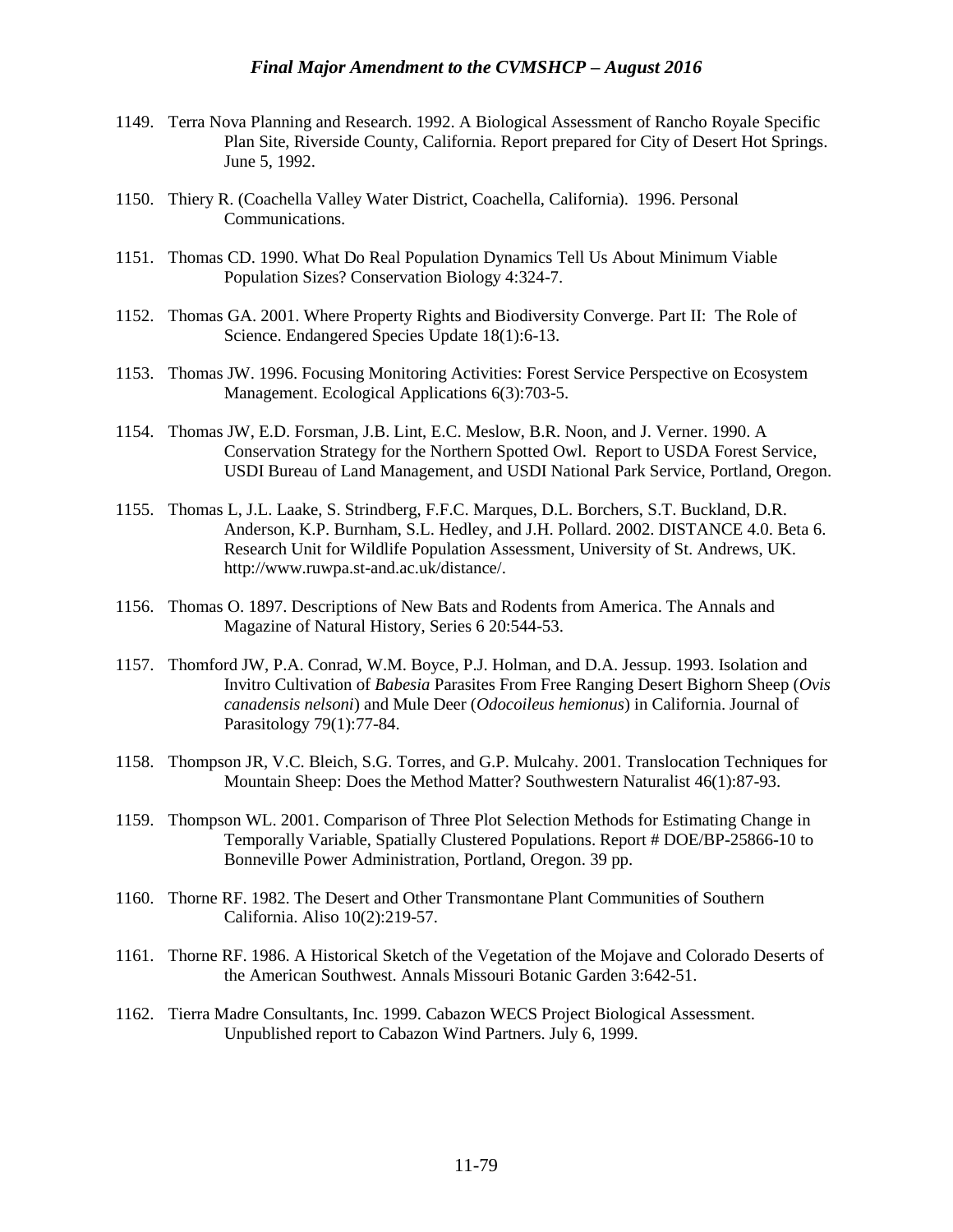1149. Terra Nova Planning and Research. 1992. A Biological Assessment of Rancho Royale Specific Plan Site, Riverside County, California. Report prepared for City of Desert Hot Springs. June 5, 1992.

1150. Thiery R. (Coachella Valley Water District, Coachella, California). 1996. Personal Communications.

1151. Thomas CD. 1990. What Do Real Population Dynamics Tell Us About Minimum Viable Population Sizes? Conservation Biology 4:324-7.

1152. Thomas GA. 2001. Where Property Rights and Biodiversity Converge. Part II: The Role of Science. Endangered Species Update 18(1):6-13.

1153. Thomas JW. 1996. Focusing Monitoring Activities: Forest Service Perspective on Ecosystem Management. Ecological Applications 6(3):703-5.

1154. Thomas JW, E.D. Forsman, J.B. Lint, E.C. Meslow, B.R. Noon, and J. Verner. 1990. A Conservation Strategy for the Northern Spotted Owl. Report to USDA Forest Service, USDI Bureau of Land Management, and USDI National Park Service, Portland, Oregon.

1155. Thomas L, J.L. Laake, S. Strindberg, F.F.C. Marques, D.L. Borchers, S.T. Buckland, D.R. Anderson, K.P. Burnham, S.L. Hedley, and J.H. Pollard. 2002. DISTANCE 4.0. Beta 6. Research Unit for Wildlife Population Assessment, University of St. Andrews, UK. http://www.ruwpa.st-and.ac.uk/distance/.

1156. Thomas O. 1897. Descriptions of New Bats and Rodents from America. The Annals and Magazine of Natural History, Series 6 20:544-53.

1157. Thomford JW, P.A. Conrad, W.M. Boyce, P.J. Holman, and D.A. Jessup. 1993. Isolation and Invitro Cultivation of *Babesia* Parasites From Free Ranging Desert Bighorn Sheep (*Ovis canadensis nelsoni*) and Mule Deer (*Odocoileus hemionus*) in California. Journal of Parasitology 79(1):77-84.

1158. Thompson JR, V.C. Bleich, S.G. Torres, and G.P. Mulcahy. 2001. Translocation Techniques for Mountain Sheep: Does the Method Matter? Southwestern Naturalist 46(1):87-93.

1159. Thompson WL. 2001. Comparison of Three Plot Selection Methods for Estimating Change in Temporally Variable, Spatially Clustered Populations. Report # DOE/BP-25866-10 to Bonneville Power Administration, Portland, Oregon. 39 pp.

1160. Thorne RF. 1982. The Desert and Other Transmontane Plant Communities of Southern California. Aliso 10(2):219-57.

1161. Thorne RF. 1986. A Historical Sketch of the Vegetation of the Mojave and Colorado Deserts of the American Southwest. Annals Missouri Botanic Garden 3:642-51.

1162. Tierra Madre Consultants, Inc. 1999. Cabazon WECS Project Biological Assessment. Unpublished report to Cabazon Wind Partners. July 6, 1999.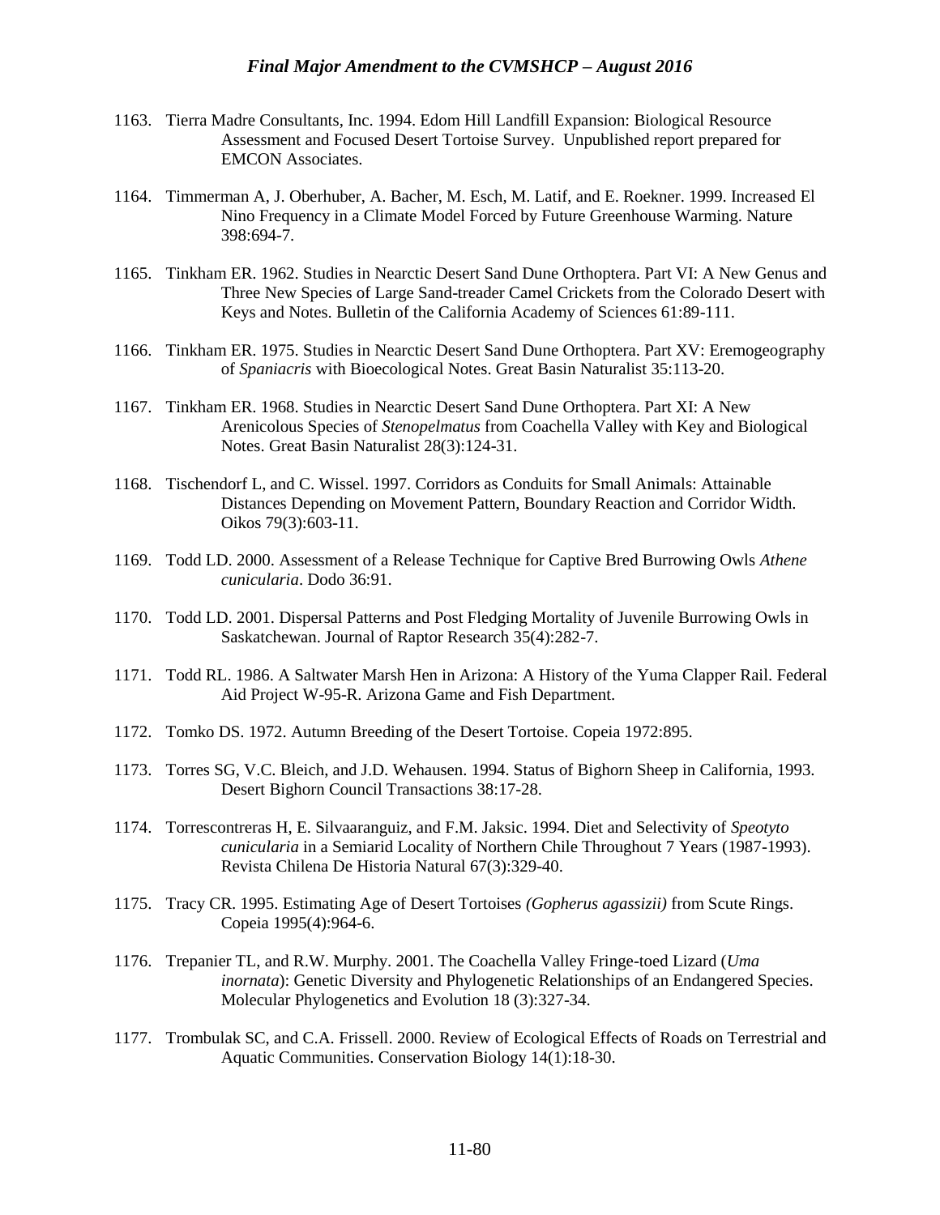1163. Tierra Madre Consultants, Inc. 1994. Edom Hill Landfill Expansion: Biological Resource Assessment and Focused Desert Tortoise Survey. Unpublished report prepared for EMCON Associates.

1164. Timmerman A, J. Oberhuber, A. Bacher, M. Esch, M. Latif, and E. Roekner. 1999. Increased El Nino Frequency in a Climate Model Forced by Future Greenhouse Warming. Nature 398:694-7.

1165. Tinkham ER. 1962. Studies in Nearctic Desert Sand Dune Orthoptera. Part VI: A New Genus and Three New Species of Large Sand-treader Camel Crickets from the Colorado Desert with Keys and Notes. Bulletin of the California Academy of Sciences 61:89-111.

1166. Tinkham ER. 1975. Studies in Nearctic Desert Sand Dune Orthoptera. Part XV: Eremogeography of *Spaniacris* with Bioecological Notes. Great Basin Naturalist 35:113-20.

1167. Tinkham ER. 1968. Studies in Nearctic Desert Sand Dune Orthoptera. Part XI: A New Arenicolous Species of *Stenopelmatus* from Coachella Valley with Key and Biological Notes. Great Basin Naturalist 28(3):124-31.

1168. Tischendorf L, and C. Wissel. 1997. Corridors as Conduits for Small Animals: Attainable Distances Depending on Movement Pattern, Boundary Reaction and Corridor Width. Oikos 79(3):603-11.

1169. Todd LD. 2000. Assessment of a Release Technique for Captive Bred Burrowing Owls *Athene cunicularia*. Dodo 36:91.

1170. Todd LD. 2001. Dispersal Patterns and Post Fledging Mortality of Juvenile Burrowing Owls in Saskatchewan. Journal of Raptor Research 35(4):282-7.

1171. Todd RL. 1986. A Saltwater Marsh Hen in Arizona: A History of the Yuma Clapper Rail. Federal Aid Project W-95-R. Arizona Game and Fish Department.

1172. Tomko DS. 1972. Autumn Breeding of the Desert Tortoise. Copeia 1972:895.

1173. Torres SG, V.C. Bleich, and J.D. Wehausen. 1994. Status of Bighorn Sheep in California, 1993. Desert Bighorn Council Transactions 38:17-28.

1174. Torrescontreras H, E. Silvaaranguiz, and F.M. Jaksic. 1994. Diet and Selectivity of *Speotyto cunicularia* in a Semiarid Locality of Northern Chile Throughout 7 Years (1987-1993). Revista Chilena De Historia Natural 67(3):329-40.

1175. Tracy CR. 1995. Estimating Age of Desert Tortoises *(Gopherus agassizii)* from Scute Rings. Copeia 1995(4):964-6.

1176. Trepanier TL, and R.W. Murphy. 2001. The Coachella Valley Fringe-toed Lizard (*Uma inornata*): Genetic Diversity and Phylogenetic Relationships of an Endangered Species. Molecular Phylogenetics and Evolution 18 (3):327-34.

1177. Trombulak SC, and C.A. Frissell. 2000. Review of Ecological Effects of Roads on Terrestrial and Aquatic Communities. Conservation Biology 14(1):18-30.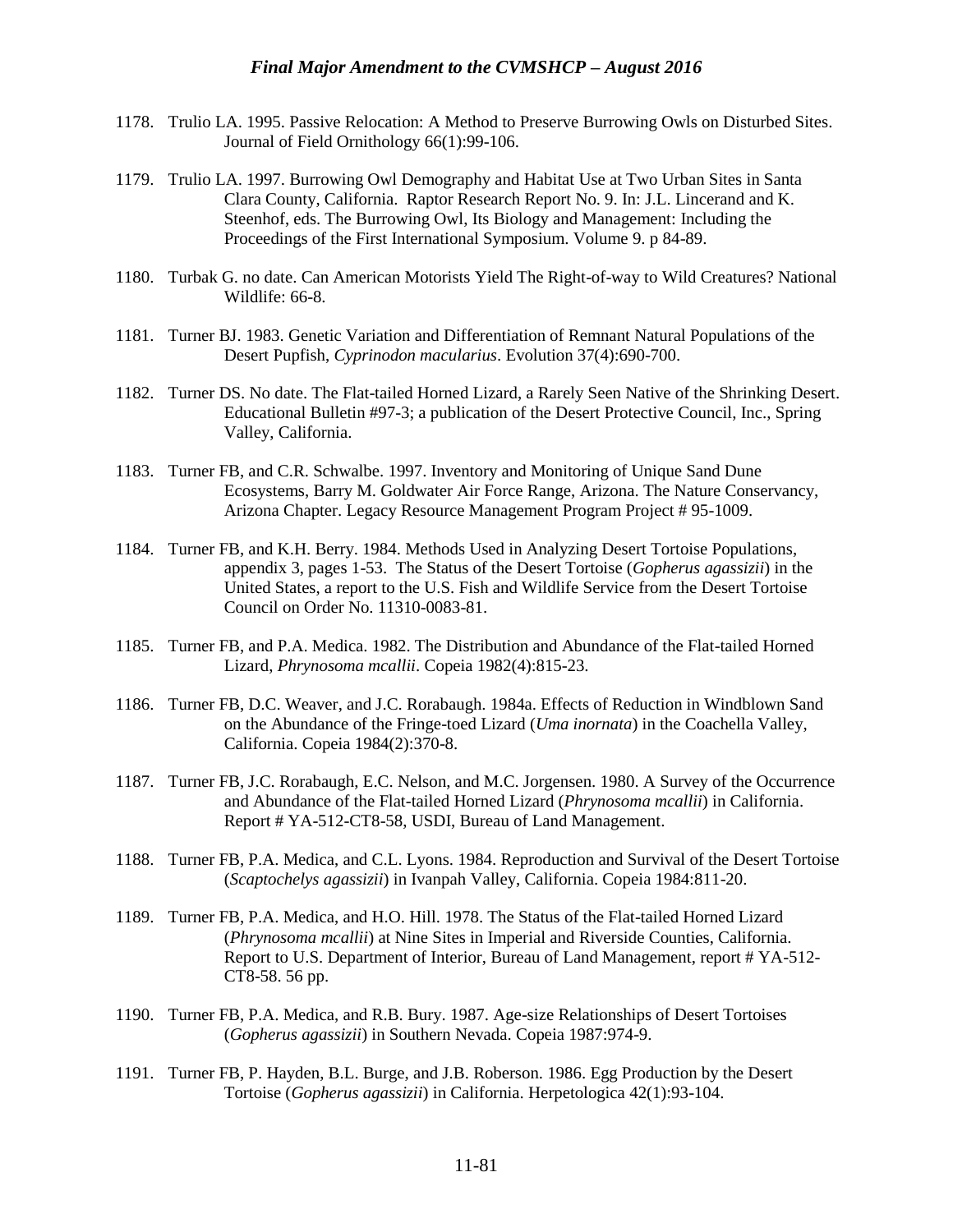1178. Trulio LA. 1995. Passive Relocation: A Method to Preserve Burrowing Owls on Disturbed Sites. Journal of Field Ornithology 66(1):99-106.

1179. Trulio LA. 1997. Burrowing Owl Demography and Habitat Use at Two Urban Sites in Santa Clara County, California. Raptor Research Report No. 9. In: J.L. Lincerand and K. Steenhof, eds. The Burrowing Owl, Its Biology and Management: Including the Proceedings of the First International Symposium. Volume 9. p 84-89.

1180. Turbak G. no date. Can American Motorists Yield The Right-of-way to Wild Creatures? National Wildlife: 66-8.

1181. Turner BJ. 1983. Genetic Variation and Differentiation of Remnant Natural Populations of the Desert Pupfish, *Cyprinodon macularius*. Evolution 37(4):690-700.

1182. Turner DS. No date. The Flat-tailed Horned Lizard, a Rarely Seen Native of the Shrinking Desert. Educational Bulletin #97-3; a publication of the Desert Protective Council, Inc., Spring Valley, California.

1183. Turner FB, and C.R. Schwalbe. 1997. Inventory and Monitoring of Unique Sand Dune Ecosystems, Barry M. Goldwater Air Force Range, Arizona. The Nature Conservancy, Arizona Chapter. Legacy Resource Management Program Project # 95-1009.

1184. Turner FB, and K.H. Berry. 1984. Methods Used in Analyzing Desert Tortoise Populations, appendix 3, pages 1-53. The Status of the Desert Tortoise (*Gopherus agassizii*) in the United States, a report to the U.S. Fish and Wildlife Service from the Desert Tortoise Council on Order No. 11310-0083-81.

1185. Turner FB, and P.A. Medica. 1982. The Distribution and Abundance of the Flat-tailed Horned Lizard, *Phrynosoma mcallii*. Copeia 1982(4):815-23.

1186. Turner FB, D.C. Weaver, and J.C. Rorabaugh. 1984a. Effects of Reduction in Windblown Sand on the Abundance of the Fringe-toed Lizard (*Uma inornata*) in the Coachella Valley, California. Copeia 1984(2):370-8.

1187. Turner FB, J.C. Rorabaugh, E.C. Nelson, and M.C. Jorgensen. 1980. A Survey of the Occurrence and Abundance of the Flat-tailed Horned Lizard (*Phrynosoma mcallii*) in California. Report # YA-512-CT8-58, USDI, Bureau of Land Management.

1188. Turner FB, P.A. Medica, and C.L. Lyons. 1984. Reproduction and Survival of the Desert Tortoise (*Scaptochelys agassizii*) in Ivanpah Valley, California. Copeia 1984:811-20.

1189. Turner FB, P.A. Medica, and H.O. Hill. 1978. The Status of the Flat-tailed Horned Lizard (*Phrynosoma mcallii*) at Nine Sites in Imperial and Riverside Counties, California. Report to U.S. Department of Interior, Bureau of Land Management, report # YA-512-CT8-58. 56 pp.

1190. Turner FB, P.A. Medica, and R.B. Bury. 1987. Age-size Relationships of Desert Tortoises (*Gopherus agassizii*) in Southern Nevada. Copeia 1987:974-9.

1191. Turner FB, P. Hayden, B.L. Burge, and J.B. Roberson. 1986. Egg Production by the Desert Tortoise (*Gopherus agassizii*) in California. Herpetologica 42(1):93-104.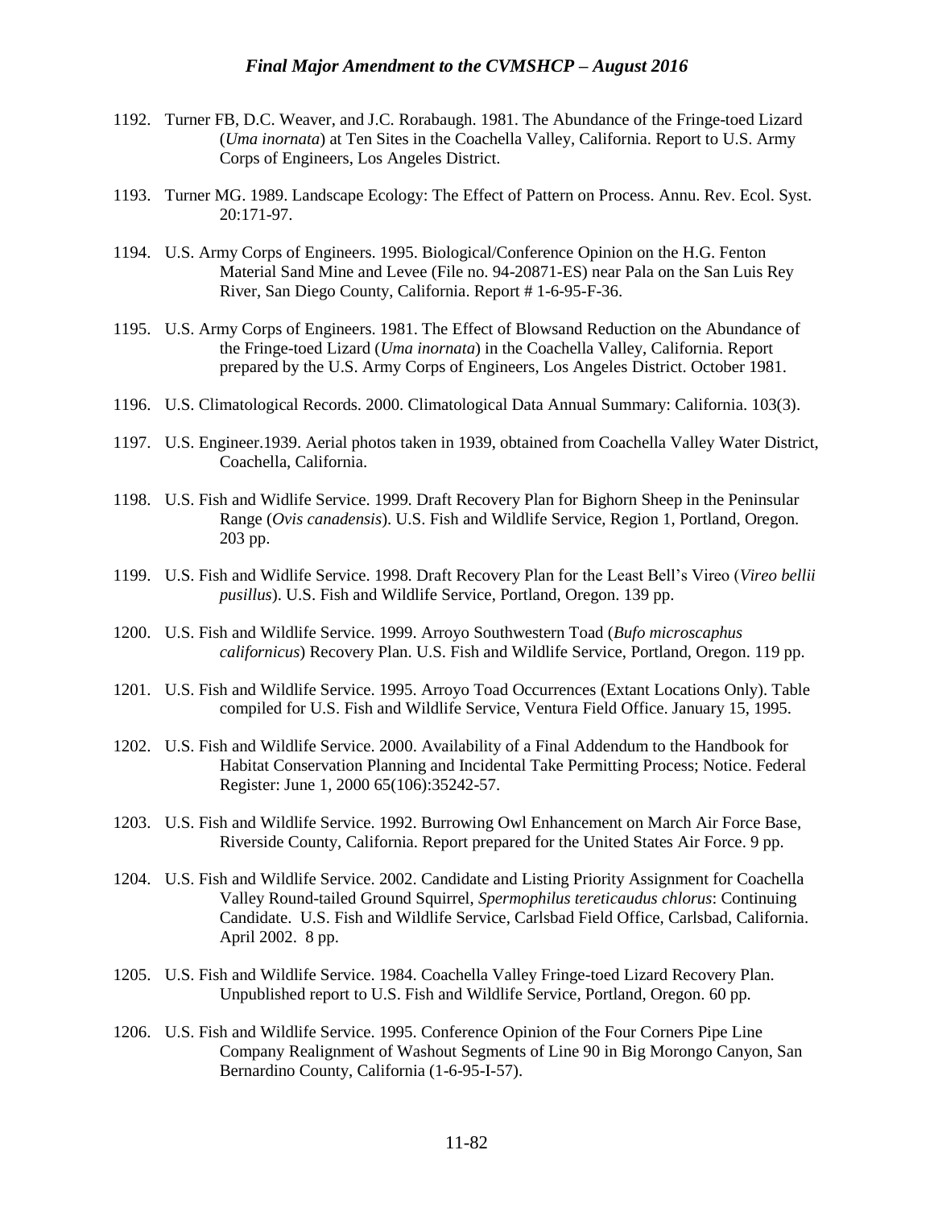1192. Turner FB, D.C. Weaver, and J.C. Rorabaugh. 1981. The Abundance of the Fringe-toed Lizard (*Uma inornata*) at Ten Sites in the Coachella Valley, California. Report to U.S. Army Corps of Engineers, Los Angeles District.

1193. Turner MG. 1989. Landscape Ecology: The Effect of Pattern on Process. Annu. Rev. Ecol. Syst. 20:171-97.

1194. U.S. Army Corps of Engineers. 1995. Biological/Conference Opinion on the H.G. Fenton Material Sand Mine and Levee (File no. 94-20871-ES) near Pala on the San Luis Rey River, San Diego County, California. Report # 1-6-95-F-36.

1195. U.S. Army Corps of Engineers. 1981. The Effect of Blowsand Reduction on the Abundance of the Fringe-toed Lizard (*Uma inornata*) in the Coachella Valley, California. Report prepared by the U.S. Army Corps of Engineers, Los Angeles District. October 1981.

1196. U.S. Climatological Records. 2000. Climatological Data Annual Summary: California. 103(3).

1197. U.S. Engineer.1939. Aerial photos taken in 1939, obtained from Coachella Valley Water District, Coachella, California.

1198. U.S. Fish and Widlife Service. 1999. Draft Recovery Plan for Bighorn Sheep in the Peninsular Range (*Ovis canadensis*). U.S. Fish and Wildlife Service, Region 1, Portland, Oregon. 203 pp.

1199. U.S. Fish and Widlife Service. 1998. Draft Recovery Plan for the Least Bell's Vireo (*Vireo bellii pusillus*). U.S. Fish and Wildlife Service, Portland, Oregon. 139 pp.

1200. U.S. Fish and Wildlife Service. 1999. Arroyo Southwestern Toad (*Bufo microscaphus californicus*) Recovery Plan. U.S. Fish and Wildlife Service, Portland, Oregon. 119 pp.

1201. U.S. Fish and Wildlife Service. 1995. Arroyo Toad Occurrences (Extant Locations Only). Table compiled for U.S. Fish and Wildlife Service, Ventura Field Office. January 15, 1995.

1202. U.S. Fish and Wildlife Service. 2000. Availability of a Final Addendum to the Handbook for Habitat Conservation Planning and Incidental Take Permitting Process; Notice. Federal Register: June 1, 2000 65(106):35242-57.

1203. U.S. Fish and Wildlife Service. 1992. Burrowing Owl Enhancement on March Air Force Base, Riverside County, California. Report prepared for the United States Air Force. 9 pp.

1204. U.S. Fish and Wildlife Service. 2002. Candidate and Listing Priority Assignment for Coachella Valley Round-tailed Ground Squirrel, *Spermophilus tereticaudus chlorus*: Continuing Candidate. U.S. Fish and Wildlife Service, Carlsbad Field Office, Carlsbad, California. April 2002. 8 pp.

1205. U.S. Fish and Wildlife Service. 1984. Coachella Valley Fringe-toed Lizard Recovery Plan. Unpublished report to U.S. Fish and Wildlife Service, Portland, Oregon. 60 pp.

1206. U.S. Fish and Wildlife Service. 1995. Conference Opinion of the Four Corners Pipe Line Company Realignment of Washout Segments of Line 90 in Big Morongo Canyon, San Bernardino County, California (1-6-95-I-57).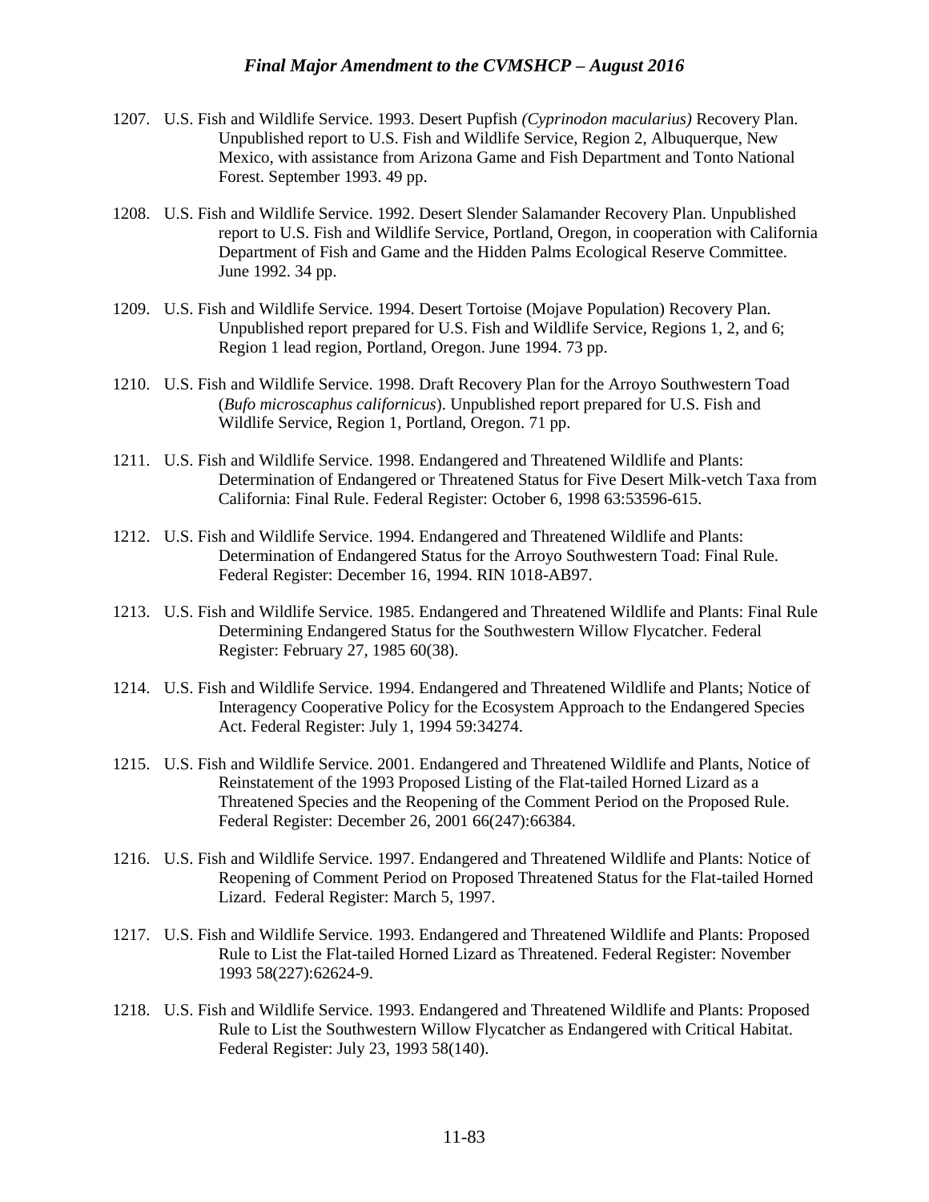1207. U.S. Fish and Wildlife Service. 1993. Desert Pupfish *(Cyprinodon macularius)* Recovery Plan. Unpublished report to U.S. Fish and Wildlife Service, Region 2, Albuquerque, New Mexico, with assistance from Arizona Game and Fish Department and Tonto National Forest. September 1993. 49 pp.

1208. U.S. Fish and Wildlife Service. 1992. Desert Slender Salamander Recovery Plan. Unpublished report to U.S. Fish and Wildlife Service, Portland, Oregon, in cooperation with California Department of Fish and Game and the Hidden Palms Ecological Reserve Committee. June 1992. 34 pp.

1209. U.S. Fish and Wildlife Service. 1994. Desert Tortoise (Mojave Population) Recovery Plan. Unpublished report prepared for U.S. Fish and Wildlife Service, Regions 1, 2, and 6; Region 1 lead region, Portland, Oregon. June 1994. 73 pp.

1210. U.S. Fish and Wildlife Service. 1998. Draft Recovery Plan for the Arroyo Southwestern Toad (*Bufo microscaphus californicus*). Unpublished report prepared for U.S. Fish and Wildlife Service, Region 1, Portland, Oregon. 71 pp.

1211. U.S. Fish and Wildlife Service. 1998. Endangered and Threatened Wildlife and Plants: Determination of Endangered or Threatened Status for Five Desert Milk-vetch Taxa from California: Final Rule. Federal Register: October 6, 1998 63:53596-615.

1212. U.S. Fish and Wildlife Service. 1994. Endangered and Threatened Wildlife and Plants: Determination of Endangered Status for the Arroyo Southwestern Toad: Final Rule. Federal Register: December 16, 1994. RIN 1018-AB97.

1213. U.S. Fish and Wildlife Service. 1985. Endangered and Threatened Wildlife and Plants: Final Rule Determining Endangered Status for the Southwestern Willow Flycatcher. Federal Register: February 27, 1985 60(38).

1214. U.S. Fish and Wildlife Service. 1994. Endangered and Threatened Wildlife and Plants; Notice of Interagency Cooperative Policy for the Ecosystem Approach to the Endangered Species Act. Federal Register: July 1, 1994 59:34274.

1215. U.S. Fish and Wildlife Service. 2001. Endangered and Threatened Wildlife and Plants, Notice of Reinstatement of the 1993 Proposed Listing of the Flat-tailed Horned Lizard as a Threatened Species and the Reopening of the Comment Period on the Proposed Rule. Federal Register: December 26, 2001 66(247):66384.

1216. U.S. Fish and Wildlife Service. 1997. Endangered and Threatened Wildlife and Plants: Notice of Reopening of Comment Period on Proposed Threatened Status for the Flat-tailed Horned Lizard. Federal Register: March 5, 1997.

1217. U.S. Fish and Wildlife Service. 1993. Endangered and Threatened Wildlife and Plants: Proposed Rule to List the Flat-tailed Horned Lizard as Threatened. Federal Register: November 1993 58(227):62624-9.

1218. U.S. Fish and Wildlife Service. 1993. Endangered and Threatened Wildlife and Plants: Proposed Rule to List the Southwestern Willow Flycatcher as Endangered with Critical Habitat. Federal Register: July 23, 1993 58(140).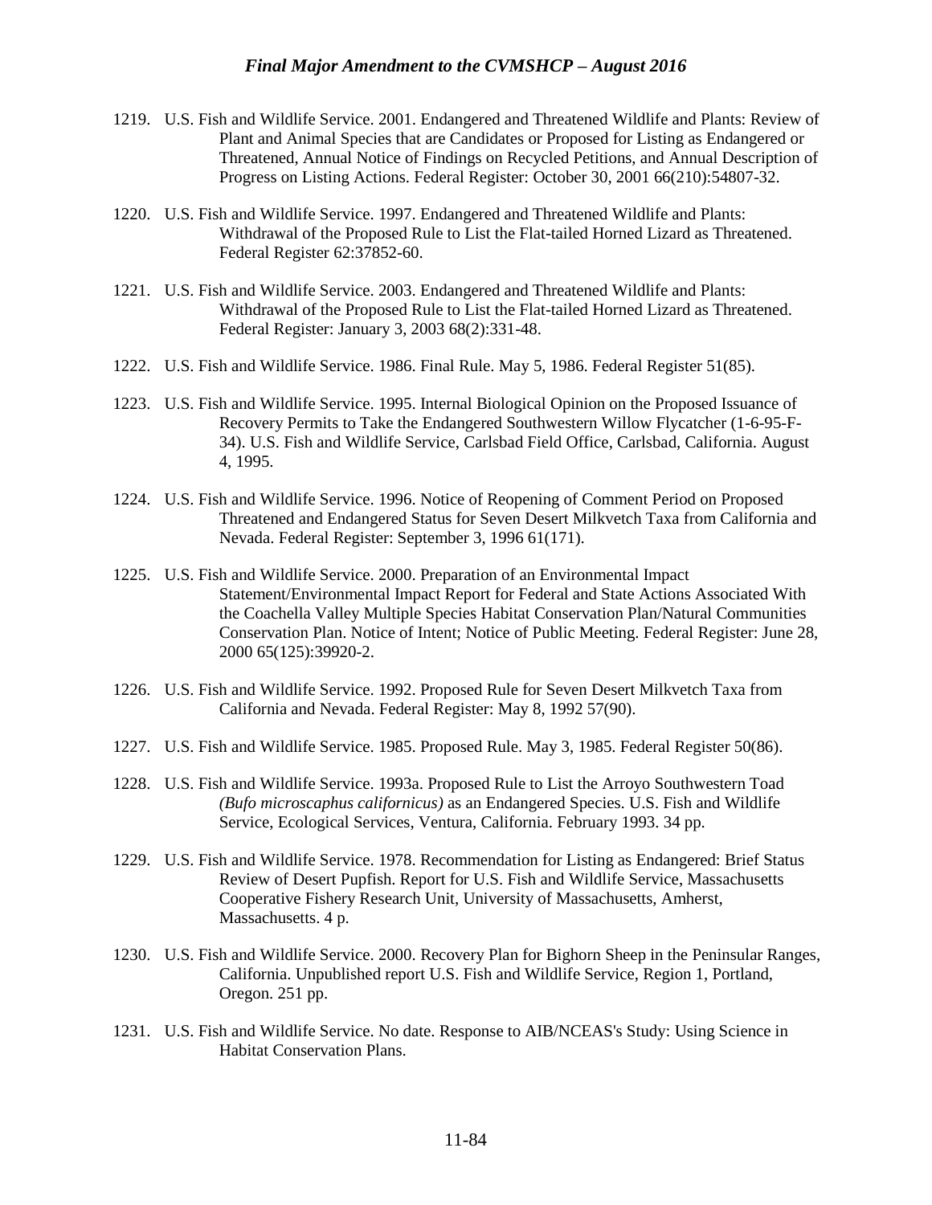1219. U.S. Fish and Wildlife Service. 2001. Endangered and Threatened Wildlife and Plants: Review of Plant and Animal Species that are Candidates or Proposed for Listing as Endangered or Threatened, Annual Notice of Findings on Recycled Petitions, and Annual Description of Progress on Listing Actions. Federal Register: October 30, 2001 66(210):54807-32.

1220. U.S. Fish and Wildlife Service. 1997. Endangered and Threatened Wildlife and Plants: Withdrawal of the Proposed Rule to List the Flat-tailed Horned Lizard as Threatened. Federal Register 62:37852-60.

1221. U.S. Fish and Wildlife Service. 2003. Endangered and Threatened Wildlife and Plants: Withdrawal of the Proposed Rule to List the Flat-tailed Horned Lizard as Threatened. Federal Register: January 3, 2003 68(2):331-48.

1222. U.S. Fish and Wildlife Service. 1986. Final Rule. May 5, 1986. Federal Register 51(85).

1223. U.S. Fish and Wildlife Service. 1995. Internal Biological Opinion on the Proposed Issuance of Recovery Permits to Take the Endangered Southwestern Willow Flycatcher (1-6-95-F-34). U.S. Fish and Wildlife Service, Carlsbad Field Office, Carlsbad, California. August 4, 1995.

1224. U.S. Fish and Wildlife Service. 1996. Notice of Reopening of Comment Period on Proposed Threatened and Endangered Status for Seven Desert Milkvetch Taxa from California and Nevada. Federal Register: September 3, 1996 61(171).

1225. U.S. Fish and Wildlife Service. 2000. Preparation of an Environmental Impact Statement/Environmental Impact Report for Federal and State Actions Associated With the Coachella Valley Multiple Species Habitat Conservation Plan/Natural Communities Conservation Plan. Notice of Intent; Notice of Public Meeting. Federal Register: June 28, 2000 65(125):39920-2.

1226. U.S. Fish and Wildlife Service. 1992. Proposed Rule for Seven Desert Milkvetch Taxa from California and Nevada. Federal Register: May 8, 1992 57(90).

1227. U.S. Fish and Wildlife Service. 1985. Proposed Rule. May 3, 1985. Federal Register 50(86).

1228. U.S. Fish and Wildlife Service. 1993a. Proposed Rule to List the Arroyo Southwestern Toad *(Bufo microscaphus californicus)* as an Endangered Species. U.S. Fish and Wildlife Service, Ecological Services, Ventura, California. February 1993. 34 pp.

1229. U.S. Fish and Wildlife Service. 1978. Recommendation for Listing as Endangered: Brief Status Review of Desert Pupfish. Report for U.S. Fish and Wildlife Service, Massachusetts Cooperative Fishery Research Unit, University of Massachusetts, Amherst, Massachusetts. 4 p.

1230. U.S. Fish and Wildlife Service. 2000. Recovery Plan for Bighorn Sheep in the Peninsular Ranges, California. Unpublished report U.S. Fish and Wildlife Service, Region 1, Portland, Oregon. 251 pp.

1231. U.S. Fish and Wildlife Service. No date. Response to AIB/NCEAS's Study: Using Science in Habitat Conservation Plans.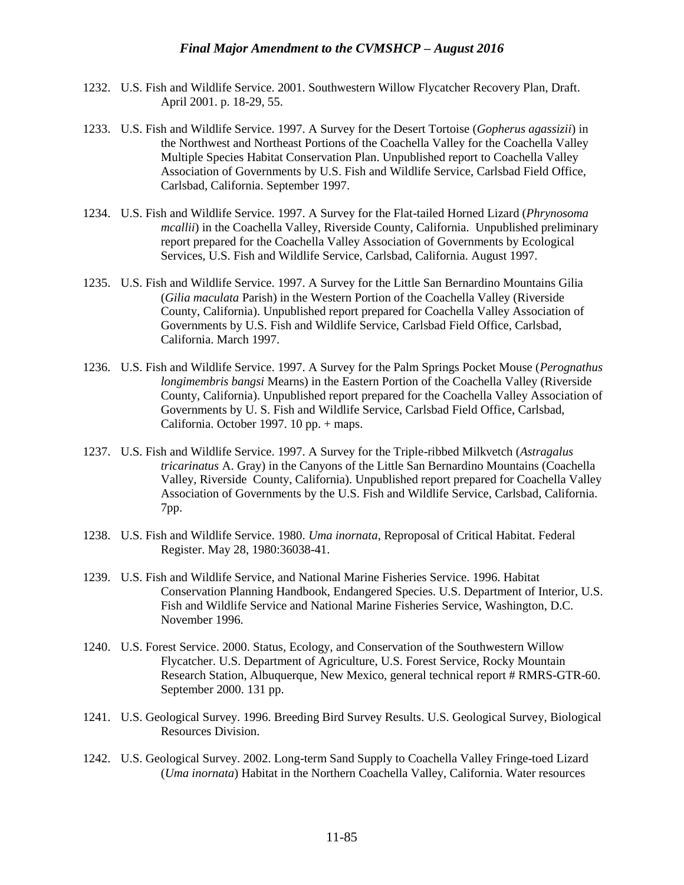1232. U.S. Fish and Wildlife Service. 2001. Southwestern Willow Flycatcher Recovery Plan, Draft. April 2001. p. 18-29, 55.

1233. U.S. Fish and Wildlife Service. 1997. A Survey for the Desert Tortoise (*Gopherus agassizii*) in the Northwest and Northeast Portions of the Coachella Valley for the Coachella Valley Multiple Species Habitat Conservation Plan. Unpublished report to Coachella Valley Association of Governments by U.S. Fish and Wildlife Service, Carlsbad Field Office, Carlsbad, California. September 1997.

1234. U.S. Fish and Wildlife Service. 1997. A Survey for the Flat-tailed Horned Lizard (*Phrynosoma mcallii*) in the Coachella Valley, Riverside County, California. Unpublished preliminary report prepared for the Coachella Valley Association of Governments by Ecological Services, U.S. Fish and Wildlife Service, Carlsbad, California. August 1997.

1235. U.S. Fish and Wildlife Service. 1997. A Survey for the Little San Bernardino Mountains Gilia (*Gilia maculata* Parish) in the Western Portion of the Coachella Valley (Riverside County, California). Unpublished report prepared for Coachella Valley Association of Governments by U.S. Fish and Wildlife Service, Carlsbad Field Office, Carlsbad, California. March 1997.

1236. U.S. Fish and Wildlife Service. 1997. A Survey for the Palm Springs Pocket Mouse (*Perognathus longimembris bangsi* Mearns) in the Eastern Portion of the Coachella Valley (Riverside County, California). Unpublished report prepared for the Coachella Valley Association of Governments by U. S. Fish and Wildlife Service, Carlsbad Field Office, Carlsbad, California. October 1997. 10 pp. + maps.

1237. U.S. Fish and Wildlife Service. 1997. A Survey for the Triple-ribbed Milkvetch (*Astragalus tricarinatus* A. Gray) in the Canyons of the Little San Bernardino Mountains (Coachella Valley, Riverside County, California). Unpublished report prepared for Coachella Valley Association of Governments by the U.S. Fish and Wildlife Service, Carlsbad, California. 7pp.

1238. U.S. Fish and Wildlife Service. 1980. *Uma inornata*, Reproposal of Critical Habitat. Federal Register. May 28, 1980:36038-41.

1239. U.S. Fish and Wildlife Service, and National Marine Fisheries Service. 1996. Habitat Conservation Planning Handbook, Endangered Species. U.S. Department of Interior, U.S. Fish and Wildlife Service and National Marine Fisheries Service, Washington, D.C. November 1996.

1240. U.S. Forest Service. 2000. Status, Ecology, and Conservation of the Southwestern Willow Flycatcher. U.S. Department of Agriculture, U.S. Forest Service, Rocky Mountain Research Station, Albuquerque, New Mexico, general technical report # RMRS-GTR-60. September 2000. 131 pp.

1241. U.S. Geological Survey. 1996. Breeding Bird Survey Results. U.S. Geological Survey, Biological Resources Division.

1242. U.S. Geological Survey. 2002. Long-term Sand Supply to Coachella Valley Fringe-toed Lizard (*Uma inornata*) Habitat in the Northern Coachella Valley, California. Water resources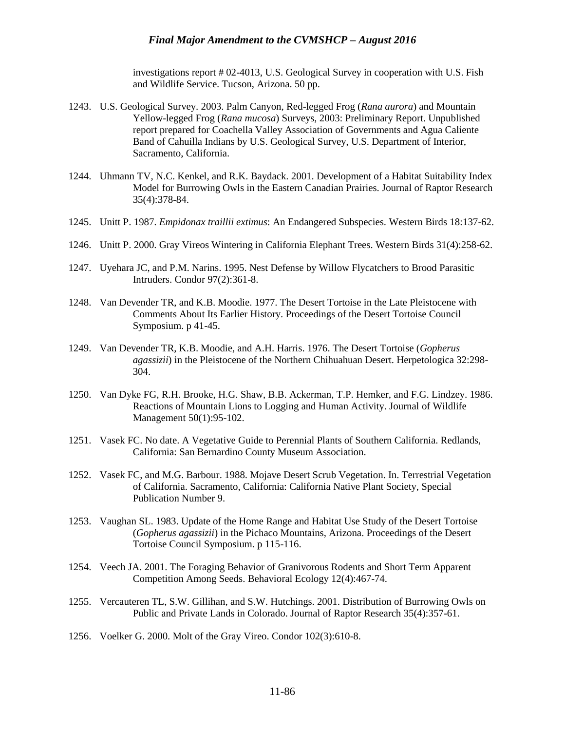investigations report # 02-4013, U.S. Geological Survey in cooperation with U.S. Fish and Wildlife Service. Tucson, Arizona. 50 pp.

1243. U.S. Geological Survey. 2003. Palm Canyon, Red-legged Frog (*Rana aurora*) and Mountain Yellow-legged Frog (*Rana mucosa*) Surveys, 2003: Preliminary Report. Unpublished report prepared for Coachella Valley Association of Governments and Agua Caliente Band of Cahuilla Indians by U.S. Geological Survey, U.S. Department of Interior, Sacramento, California.

1244. Uhmann TV, N.C. Kenkel, and R.K. Baydack. 2001. Development of a Habitat Suitability Index Model for Burrowing Owls in the Eastern Canadian Prairies. Journal of Raptor Research 35(4):378-84.

1245. Unitt P. 1987. *Empidonax traillii extimus*: An Endangered Subspecies. Western Birds 18:137-62.

1246. Unitt P. 2000. Gray Vireos Wintering in California Elephant Trees. Western Birds 31(4):258-62.

1247. Uyehara JC, and P.M. Narins. 1995. Nest Defense by Willow Flycatchers to Brood Parasitic Intruders. Condor 97(2):361-8.

1248. Van Devender TR, and K.B. Moodie. 1977. The Desert Tortoise in the Late Pleistocene with Comments About Its Earlier History. Proceedings of the Desert Tortoise Council Symposium. p 41-45.

1249. Van Devender TR, K.B. Moodie, and A.H. Harris. 1976. The Desert Tortoise (*Gopherus agassizii*) in the Pleistocene of the Northern Chihuahuan Desert. Herpetologica 32:298-304.

1250. Van Dyke FG, R.H. Brooke, H.G. Shaw, B.B. Ackerman, T.P. Hemker, and F.G. Lindzey. 1986. Reactions of Mountain Lions to Logging and Human Activity. Journal of Wildlife Management 50(1):95-102.

1251. Vasek FC. No date. A Vegetative Guide to Perennial Plants of Southern California. Redlands, California: San Bernardino County Museum Association.

1252. Vasek FC, and M.G. Barbour. 1988. Mojave Desert Scrub Vegetation. In. Terrestrial Vegetation of California. Sacramento, California: California Native Plant Society, Special Publication Number 9.

1253. Vaughan SL. 1983. Update of the Home Range and Habitat Use Study of the Desert Tortoise (*Gopherus agassizii*) in the Pichaco Mountains, Arizona. Proceedings of the Desert Tortoise Council Symposium. p 115-116.

1254. Veech JA. 2001. The Foraging Behavior of Granivorous Rodents and Short Term Apparent Competition Among Seeds. Behavioral Ecology 12(4):467-74.

1255. Vercauteren TL, S.W. Gillihan, and S.W. Hutchings. 2001. Distribution of Burrowing Owls on Public and Private Lands in Colorado. Journal of Raptor Research 35(4):357-61.

1256. Voelker G. 2000. Molt of the Gray Vireo. Condor 102(3):610-8.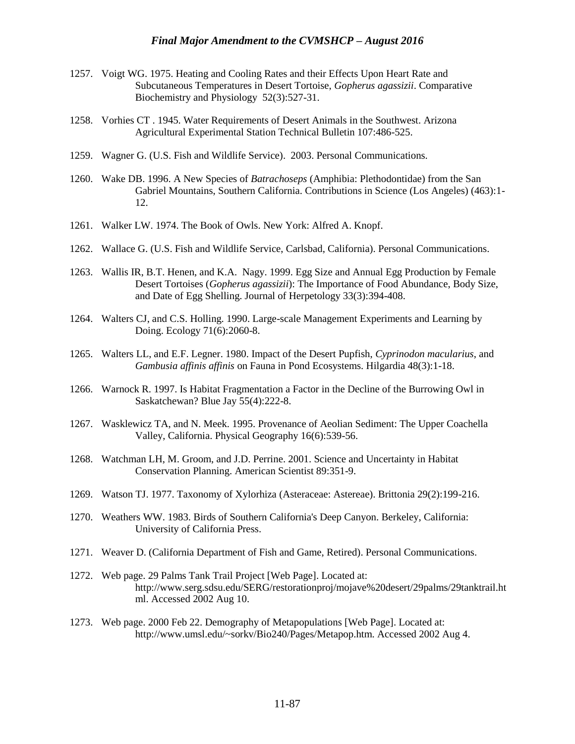1257. Voigt WG. 1975. Heating and Cooling Rates and their Effects Upon Heart Rate and Subcutaneous Temperatures in Desert Tortoise, *Gopherus agassizii*. Comparative Biochemistry and Physiology 52(3):527-31.

1258. Vorhies CT . 1945. Water Requirements of Desert Animals in the Southwest. Arizona Agricultural Experimental Station Technical Bulletin 107:486-525.

1259. Wagner G. (U.S. Fish and Wildlife Service). 2003. Personal Communications.

1260. Wake DB. 1996. A New Species of *Batrachoseps* (Amphibia: Plethodontidae) from the San Gabriel Mountains, Southern California. Contributions in Science (Los Angeles) (463):1-12.

1261. Walker LW. 1974. The Book of Owls. New York: Alfred A. Knopf.

1262. Wallace G. (U.S. Fish and Wildlife Service, Carlsbad, California). Personal Communications.

1263. Wallis IR, B.T. Henen, and K.A. Nagy. 1999. Egg Size and Annual Egg Production by Female Desert Tortoises (*Gopherus agassizii*): The Importance of Food Abundance, Body Size, and Date of Egg Shelling. Journal of Herpetology 33(3):394-408.

1264. Walters CJ, and C.S. Holling. 1990. Large-scale Management Experiments and Learning by Doing. Ecology 71(6):2060-8.

1265. Walters LL, and E.F. Legner. 1980. Impact of the Desert Pupfish, *Cyprinodon macularius*, and *Gambusia affinis affinis* on Fauna in Pond Ecosystems. Hilgardia 48(3):1-18.

1266. Warnock R. 1997. Is Habitat Fragmentation a Factor in the Decline of the Burrowing Owl in Saskatchewan? Blue Jay 55(4):222-8.

1267. Wasklewicz TA, and N. Meek. 1995. Provenance of Aeolian Sediment: The Upper Coachella Valley, California. Physical Geography 16(6):539-56.

1268. Watchman LH, M. Groom, and J.D. Perrine. 2001. Science and Uncertainty in Habitat Conservation Planning. American Scientist 89:351-9.

1269. Watson TJ. 1977. Taxonomy of Xylorhiza (Asteraceae: Astereae). Brittonia 29(2):199-216.

1270. Weathers WW. 1983. Birds of Southern California's Deep Canyon. Berkeley, California: University of California Press.

1271. Weaver D. (California Department of Fish and Game, Retired). Personal Communications.

1272. Web page. 29 Palms Tank Trail Project [Web Page]. Located at: http://www.serg.sdsu.edu/SERG/restorationproj/mojave%20desert/29palms/29tanktrail.html. Accessed 2002 Aug 10.

1273. Web page. 2000 Feb 22. Demography of Metapopulations [Web Page]. Located at: http://www.umsl.edu/~sorkv/Bio240/Pages/Metapop.htm. Accessed 2002 Aug 4.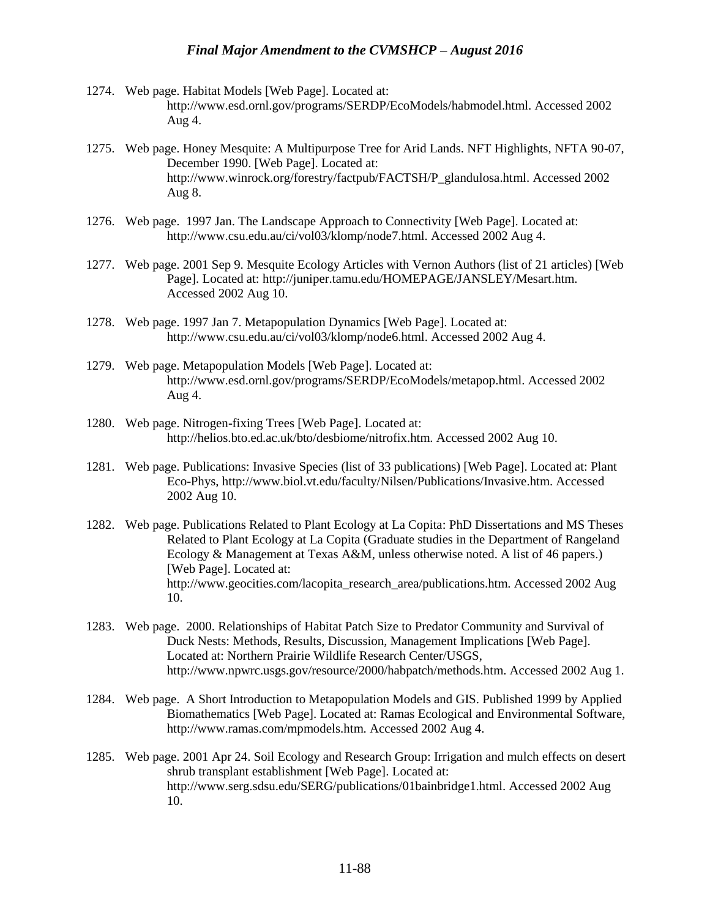1274. Web page. Habitat Models [Web Page]. Located at: http://www.esd.ornl.gov/programs/SERDP/EcoModels/habmodel.html. Accessed 2002 Aug 4.

1275. Web page. Honey Mesquite: A Multipurpose Tree for Arid Lands. NFT Highlights, NFTA 90-07, December 1990. [Web Page]. Located at: http://www.winrock.org/forestry/factpub/FACTSH/P_glandulosa.html. Accessed 2002 Aug 8.

1276. Web page. 1997 Jan. The Landscape Approach to Connectivity [Web Page]. Located at: http://www.csu.edu.au/ci/vol03/klomp/node7.html. Accessed 2002 Aug 4.

1277. Web page. 2001 Sep 9. Mesquite Ecology Articles with Vernon Authors (list of 21 articles) [Web Page]. Located at: http://juniper.tamu.edu/HOMEPAGE/JANSLEY/Mesart.htm. Accessed 2002 Aug 10.

1278. Web page. 1997 Jan 7. Metapopulation Dynamics [Web Page]. Located at: http://www.csu.edu.au/ci/vol03/klomp/node6.html. Accessed 2002 Aug 4.

1279. Web page. Metapopulation Models [Web Page]. Located at: http://www.esd.ornl.gov/programs/SERDP/EcoModels/metapop.html. Accessed 2002 Aug 4.

1280. Web page. Nitrogen-fixing Trees [Web Page]. Located at: http://helios.bto.ed.ac.uk/bto/desbiome/nitrofix.htm. Accessed 2002 Aug 10.

1281. Web page. Publications: Invasive Species (list of 33 publications) [Web Page]. Located at: Plant Eco-Phys, http://www.biol.vt.edu/faculty/Nilsen/Publications/Invasive.htm. Accessed 2002 Aug 10.

1282. Web page. Publications Related to Plant Ecology at La Copita: PhD Dissertations and MS Theses Related to Plant Ecology at La Copita (Graduate studies in the Department of Rangeland Ecology & Management at Texas A&M, unless otherwise noted. A list of 46 papers.) [Web Page]. Located at: http://www.geocities.com/lacopita_research_area/publications.htm. Accessed 2002 Aug 10.

1283. Web page. 2000. Relationships of Habitat Patch Size to Predator Community and Survival of Duck Nests: Methods, Results, Discussion, Management Implications [Web Page]. Located at: Northern Prairie Wildlife Research Center/USGS, http://www.npwrc.usgs.gov/resource/2000/habpatch/methods.htm. Accessed 2002 Aug 1.

1284. Web page. A Short Introduction to Metapopulation Models and GIS. Published 1999 by Applied Biomathematics [Web Page]. Located at: Ramas Ecological and Environmental Software, http://www.ramas.com/mpmodels.htm. Accessed 2002 Aug 4.

1285. Web page. 2001 Apr 24. Soil Ecology and Research Group: Irrigation and mulch effects on desert shrub transplant establishment [Web Page]. Located at: http://www.serg.sdsu.edu/SERG/publications/01bainbridge1.html. Accessed 2002 Aug 10.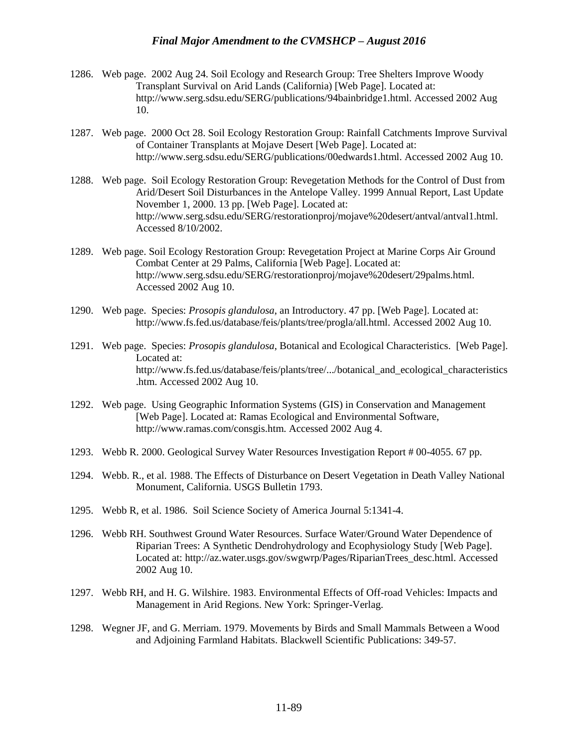1286. Web page. 2002 Aug 24. Soil Ecology and Research Group: Tree Shelters Improve Woody Transplant Survival on Arid Lands (California) [Web Page]. Located at: http://www.serg.sdsu.edu/SERG/publications/94bainbridge1.html. Accessed 2002 Aug 10.

1287. Web page. 2000 Oct 28. Soil Ecology Restoration Group: Rainfall Catchments Improve Survival of Container Transplants at Mojave Desert [Web Page]. Located at: http://www.serg.sdsu.edu/SERG/publications/00edwards1.html. Accessed 2002 Aug 10.

1288. Web page. Soil Ecology Restoration Group: Revegetation Methods for the Control of Dust from Arid/Desert Soil Disturbances in the Antelope Valley. 1999 Annual Report, Last Update November 1, 2000. 13 pp. [Web Page]. Located at: http://www.serg.sdsu.edu/SERG/restorationproj/mojave%20desert/antval/antval1.html. Accessed 8/10/2002.

1289. Web page. Soil Ecology Restoration Group: Revegetation Project at Marine Corps Air Ground Combat Center at 29 Palms, California [Web Page]. Located at: http://www.serg.sdsu.edu/SERG/restorationproj/mojave%20desert/29palms.html. Accessed 2002 Aug 10.

1290. Web page. Species: *Prosopis glandulosa*, an Introductory. 47 pp. [Web Page]. Located at: http://www.fs.fed.us/database/feis/plants/tree/progla/all.html. Accessed 2002 Aug 10.

1291. Web page. Species: *Prosopis glandulosa*, Botanical and Ecological Characteristics. [Web Page]. Located at: http://www.fs.fed.us/database/feis/plants/tree/.../botanical_and_ecological_characteristics.htm. Accessed 2002 Aug 10.

1292. Web page. Using Geographic Information Systems (GIS) in Conservation and Management [Web Page]. Located at: Ramas Ecological and Environmental Software, http://www.ramas.com/consgis.htm. Accessed 2002 Aug 4.

1293. Webb R. 2000. Geological Survey Water Resources Investigation Report # 00-4055. 67 pp.

1294. Webb. R., et al. 1988. The Effects of Disturbance on Desert Vegetation in Death Valley National Monument, California. USGS Bulletin 1793.

1295. Webb R, et al. 1986. Soil Science Society of America Journal 5:1341-4.

1296. Webb RH. Southwest Ground Water Resources. Surface Water/Ground Water Dependence of Riparian Trees: A Synthetic Dendrohydrology and Ecophysiology Study [Web Page]. Located at: http://az.water.usgs.gov/swgwrp/Pages/RiparianTrees_desc.html. Accessed 2002 Aug 10.

1297. Webb RH, and H. G. Wilshire. 1983. Environmental Effects of Off-road Vehicles: Impacts and Management in Arid Regions. New York: Springer-Verlag.

1298. Wegner JF, and G. Merriam. 1979. Movements by Birds and Small Mammals Between a Wood and Adjoining Farmland Habitats. Blackwell Scientific Publications: 349-57.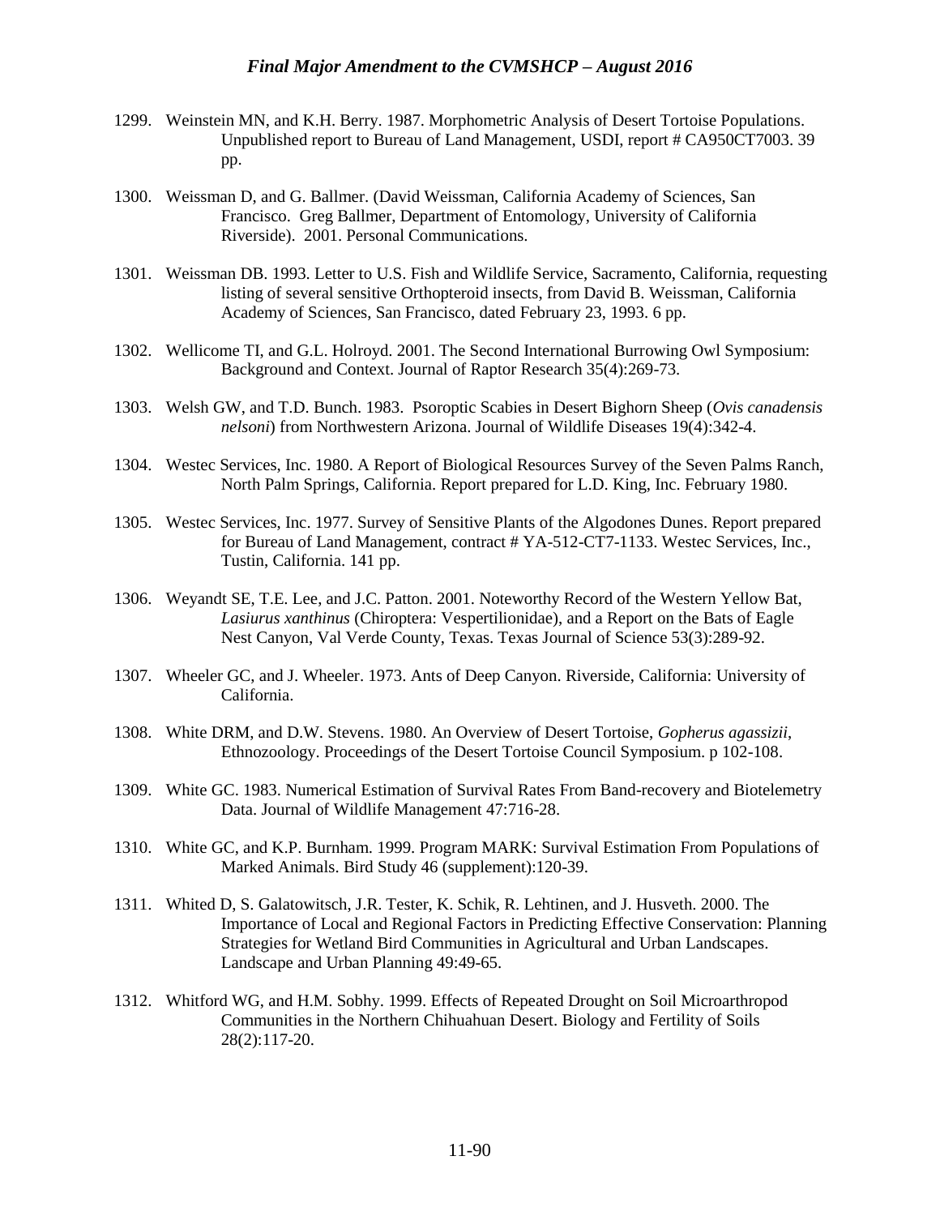1299. Weinstein MN, and K.H. Berry. 1987. Morphometric Analysis of Desert Tortoise Populations. Unpublished report to Bureau of Land Management, USDI, report # CA950CT7003. 39 pp.

1300. Weissman D, and G. Ballmer. (David Weissman, California Academy of Sciences, San Francisco. Greg Ballmer, Department of Entomology, University of California Riverside). 2001. Personal Communications.

1301. Weissman DB. 1993. Letter to U.S. Fish and Wildlife Service, Sacramento, California, requesting listing of several sensitive Orthopteroid insects, from David B. Weissman, California Academy of Sciences, San Francisco, dated February 23, 1993. 6 pp.

1302. Wellicome TI, and G.L. Holroyd. 2001. The Second International Burrowing Owl Symposium: Background and Context. Journal of Raptor Research 35(4):269-73.

1303. Welsh GW, and T.D. Bunch. 1983. Psoroptic Scabies in Desert Bighorn Sheep (*Ovis canadensis nelsoni*) from Northwestern Arizona. Journal of Wildlife Diseases 19(4):342-4.

1304. Westec Services, Inc. 1980. A Report of Biological Resources Survey of the Seven Palms Ranch, North Palm Springs, California. Report prepared for L.D. King, Inc. February 1980.

1305. Westec Services, Inc. 1977. Survey of Sensitive Plants of the Algodones Dunes. Report prepared for Bureau of Land Management, contract # YA-512-CT7-1133. Westec Services, Inc., Tustin, California. 141 pp.

1306. Weyandt SE, T.E. Lee, and J.C. Patton. 2001. Noteworthy Record of the Western Yellow Bat, *Lasiurus xanthinus* (Chiroptera: Vespertilionidae), and a Report on the Bats of Eagle Nest Canyon, Val Verde County, Texas. Texas Journal of Science 53(3):289-92.

1307. Wheeler GC, and J. Wheeler. 1973. Ants of Deep Canyon. Riverside, California: University of California.

1308. White DRM, and D.W. Stevens. 1980. An Overview of Desert Tortoise, *Gopherus agassizii*, Ethnozoology. Proceedings of the Desert Tortoise Council Symposium. p 102-108.

1309. White GC. 1983. Numerical Estimation of Survival Rates From Band-recovery and Biotelemetry Data. Journal of Wildlife Management 47:716-28.

1310. White GC, and K.P. Burnham. 1999. Program MARK: Survival Estimation From Populations of Marked Animals. Bird Study 46 (supplement):120-39.

1311. Whited D, S. Galatowitsch, J.R. Tester, K. Schik, R. Lehtinen, and J. Husveth. 2000. The Importance of Local and Regional Factors in Predicting Effective Conservation: Planning Strategies for Wetland Bird Communities in Agricultural and Urban Landscapes. Landscape and Urban Planning 49:49-65.

1312. Whitford WG, and H.M. Sobhy. 1999. Effects of Repeated Drought on Soil Microarthropod Communities in the Northern Chihuahuan Desert. Biology and Fertility of Soils 28(2):117-20.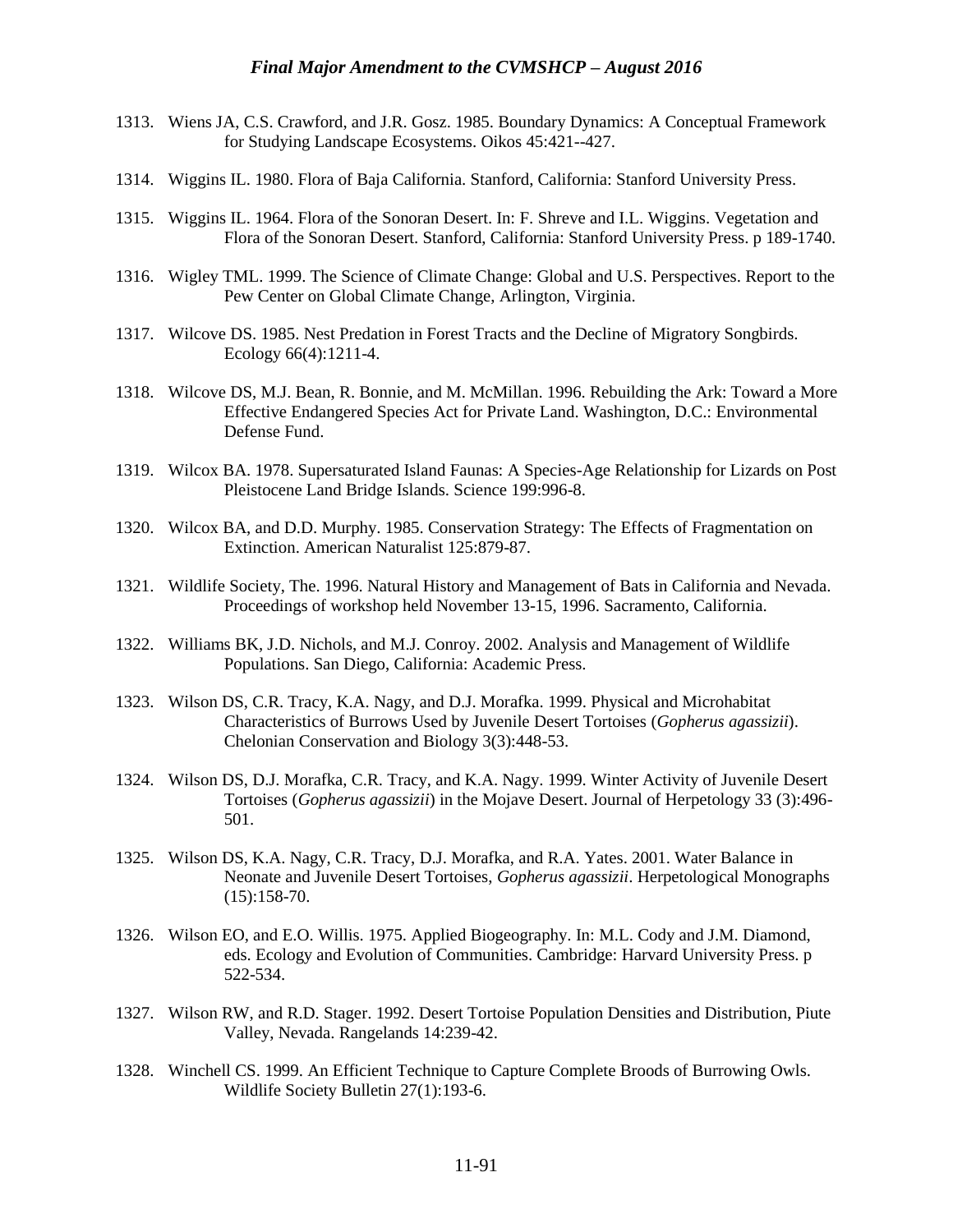1313. Wiens JA, C.S. Crawford, and J.R. Gosz. 1985. Boundary Dynamics: A Conceptual Framework for Studying Landscape Ecosystems. Oikos 45:421--427.

1314. Wiggins IL. 1980. Flora of Baja California. Stanford, California: Stanford University Press.

1315. Wiggins IL. 1964. Flora of the Sonoran Desert. In: F. Shreve and I.L. Wiggins. Vegetation and Flora of the Sonoran Desert. Stanford, California: Stanford University Press. p 189-1740.

1316. Wigley TML. 1999. The Science of Climate Change: Global and U.S. Perspectives. Report to the Pew Center on Global Climate Change, Arlington, Virginia.

1317. Wilcove DS. 1985. Nest Predation in Forest Tracts and the Decline of Migratory Songbirds. Ecology 66(4):1211-4.

1318. Wilcove DS, M.J. Bean, R. Bonnie, and M. McMillan. 1996. Rebuilding the Ark: Toward a More Effective Endangered Species Act for Private Land. Washington, D.C.: Environmental Defense Fund.

1319. Wilcox BA. 1978. Supersaturated Island Faunas: A Species-Age Relationship for Lizards on Post Pleistocene Land Bridge Islands. Science 199:996-8.

1320. Wilcox BA, and D.D. Murphy. 1985. Conservation Strategy: The Effects of Fragmentation on Extinction. American Naturalist 125:879-87.

1321. Wildlife Society, The. 1996. Natural History and Management of Bats in California and Nevada. Proceedings of workshop held November 13-15, 1996. Sacramento, California.

1322. Williams BK, J.D. Nichols, and M.J. Conroy. 2002. Analysis and Management of Wildlife Populations. San Diego, California: Academic Press.

1323. Wilson DS, C.R. Tracy, K.A. Nagy, and D.J. Morafka. 1999. Physical and Microhabitat Characteristics of Burrows Used by Juvenile Desert Tortoises (*Gopherus agassizii*). Chelonian Conservation and Biology 3(3):448-53.

1324. Wilson DS, D.J. Morafka, C.R. Tracy, and K.A. Nagy. 1999. Winter Activity of Juvenile Desert Tortoises (*Gopherus agassizii*) in the Mojave Desert. Journal of Herpetology 33 (3):496-501.

1325. Wilson DS, K.A. Nagy, C.R. Tracy, D.J. Morafka, and R.A. Yates. 2001. Water Balance in Neonate and Juvenile Desert Tortoises, *Gopherus agassizii*. Herpetological Monographs (15):158-70.

1326. Wilson EO, and E.O. Willis. 1975. Applied Biogeography. In: M.L. Cody and J.M. Diamond, eds. Ecology and Evolution of Communities. Cambridge: Harvard University Press. p 522-534.

1327. Wilson RW, and R.D. Stager. 1992. Desert Tortoise Population Densities and Distribution, Piute Valley, Nevada. Rangelands 14:239-42.

1328. Winchell CS. 1999. An Efficient Technique to Capture Complete Broods of Burrowing Owls. Wildlife Society Bulletin 27(1):193-6.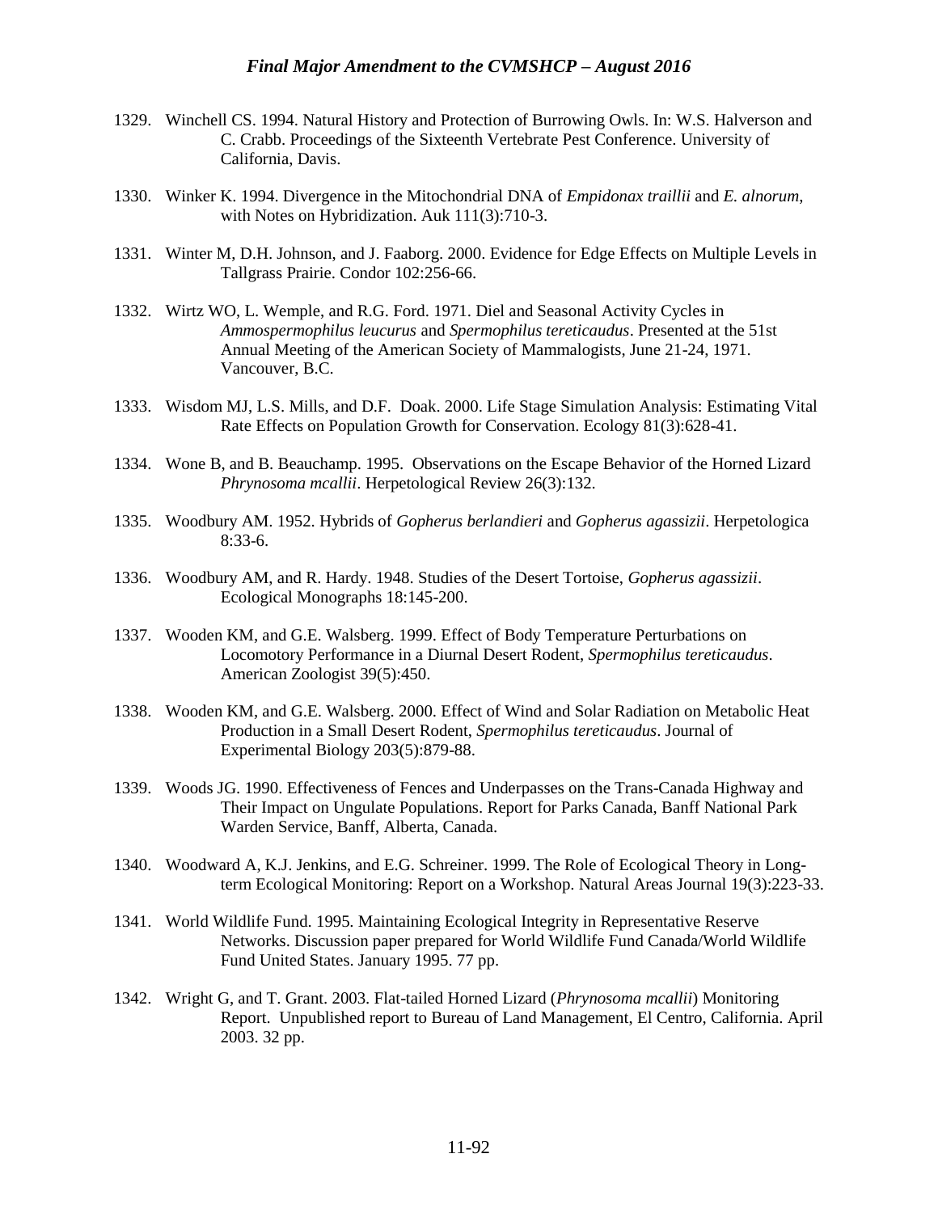1329. Winchell CS. 1994. Natural History and Protection of Burrowing Owls. In: W.S. Halverson and C. Crabb. Proceedings of the Sixteenth Vertebrate Pest Conference. University of California, Davis.

1330. Winker K. 1994. Divergence in the Mitochondrial DNA of *Empidonax traillii* and *E. alnorum*, with Notes on Hybridization. Auk 111(3):710-3.

1331. Winter M, D.H. Johnson, and J. Faaborg. 2000. Evidence for Edge Effects on Multiple Levels in Tallgrass Prairie. Condor 102:256-66.

1332. Wirtz WO, L. Wemple, and R.G. Ford. 1971. Diel and Seasonal Activity Cycles in *Ammospermophilus leucurus* and *Spermophilus tereticaudus*. Presented at the 51st Annual Meeting of the American Society of Mammalogists, June 21-24, 1971. Vancouver, B.C.

1333. Wisdom MJ, L.S. Mills, and D.F. Doak. 2000. Life Stage Simulation Analysis: Estimating Vital Rate Effects on Population Growth for Conservation. Ecology 81(3):628-41.

1334. Wone B, and B. Beauchamp. 1995. Observations on the Escape Behavior of the Horned Lizard *Phrynosoma mcallii*. Herpetological Review 26(3):132.

1335. Woodbury AM. 1952. Hybrids of *Gopherus berlandieri* and *Gopherus agassizii*. Herpetologica 8:33-6.

1336. Woodbury AM, and R. Hardy. 1948. Studies of the Desert Tortoise, *Gopherus agassizii*. Ecological Monographs 18:145-200.

1337. Wooden KM, and G.E. Walsberg. 1999. Effect of Body Temperature Perturbations on Locomotory Performance in a Diurnal Desert Rodent, *Spermophilus tereticaudus*. American Zoologist 39(5):450.

1338. Wooden KM, and G.E. Walsberg. 2000. Effect of Wind and Solar Radiation on Metabolic Heat Production in a Small Desert Rodent, *Spermophilus tereticaudus*. Journal of Experimental Biology 203(5):879-88.

1339. Woods JG. 1990. Effectiveness of Fences and Underpasses on the Trans-Canada Highway and Their Impact on Ungulate Populations. Report for Parks Canada, Banff National Park Warden Service, Banff, Alberta, Canada.

1340. Woodward A, K.J. Jenkins, and E.G. Schreiner. 1999. The Role of Ecological Theory in Long-term Ecological Monitoring: Report on a Workshop. Natural Areas Journal 19(3):223-33.

1341. World Wildlife Fund. 1995. Maintaining Ecological Integrity in Representative Reserve Networks. Discussion paper prepared for World Wildlife Fund Canada/World Wildlife Fund United States. January 1995. 77 pp.

1342. Wright G, and T. Grant. 2003. Flat-tailed Horned Lizard (*Phrynosoma mcallii*) Monitoring Report. Unpublished report to Bureau of Land Management, El Centro, California. April 2003. 32 pp.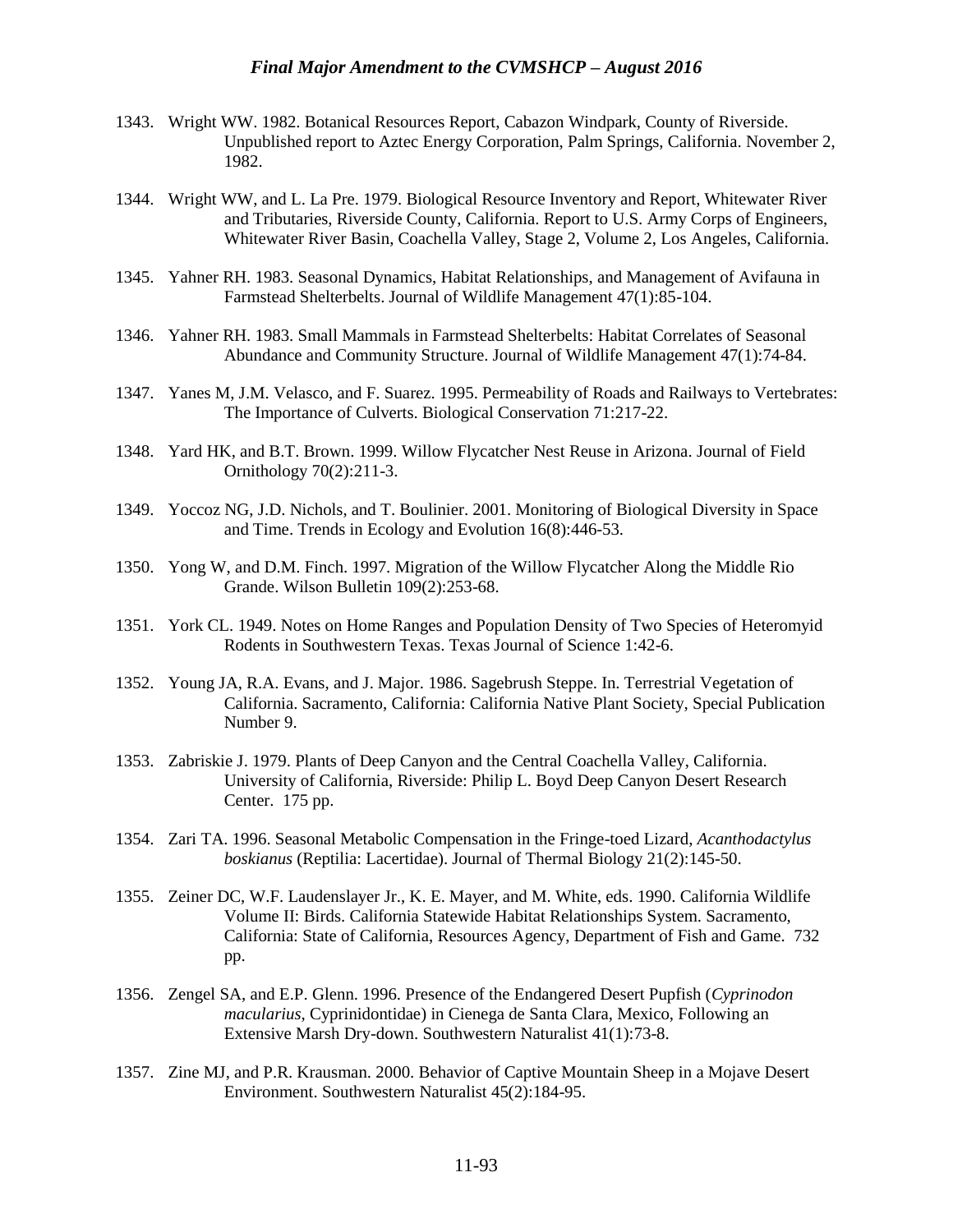1343. Wright WW. 1982. Botanical Resources Report, Cabazon Windpark, County of Riverside. Unpublished report to Aztec Energy Corporation, Palm Springs, California. November 2, 1982.

1344. Wright WW, and L. La Pre. 1979. Biological Resource Inventory and Report, Whitewater River and Tributaries, Riverside County, California. Report to U.S. Army Corps of Engineers, Whitewater River Basin, Coachella Valley, Stage 2, Volume 2, Los Angeles, California.

1345. Yahner RH. 1983. Seasonal Dynamics, Habitat Relationships, and Management of Avifauna in Farmstead Shelterbelts. Journal of Wildlife Management 47(1):85-104.

1346. Yahner RH. 1983. Small Mammals in Farmstead Shelterbelts: Habitat Correlates of Seasonal Abundance and Community Structure. Journal of Wildlife Management 47(1):74-84.

1347. Yanes M, J.M. Velasco, and F. Suarez. 1995. Permeability of Roads and Railways to Vertebrates: The Importance of Culverts. Biological Conservation 71:217-22.

1348. Yard HK, and B.T. Brown. 1999. Willow Flycatcher Nest Reuse in Arizona. Journal of Field Ornithology 70(2):211-3.

1349. Yoccoz NG, J.D. Nichols, and T. Boulinier. 2001. Monitoring of Biological Diversity in Space and Time. Trends in Ecology and Evolution 16(8):446-53.

1350. Yong W, and D.M. Finch. 1997. Migration of the Willow Flycatcher Along the Middle Rio Grande. Wilson Bulletin 109(2):253-68.

1351. York CL. 1949. Notes on Home Ranges and Population Density of Two Species of Heteromyid Rodents in Southwestern Texas. Texas Journal of Science 1:42-6.

1352. Young JA, R.A. Evans, and J. Major. 1986. Sagebrush Steppe. In. Terrestrial Vegetation of California. Sacramento, California: California Native Plant Society, Special Publication Number 9.

1353. Zabriskie J. 1979. Plants of Deep Canyon and the Central Coachella Valley, California. University of California, Riverside: Philip L. Boyd Deep Canyon Desert Research Center. 175 pp.

1354. Zari TA. 1996. Seasonal Metabolic Compensation in the Fringe-toed Lizard, *Acanthodactylus boskianus* (Reptilia: Lacertidae). Journal of Thermal Biology 21(2):145-50.

1355. Zeiner DC, W.F. Laudenslayer Jr., K. E. Mayer, and M. White, eds. 1990. California Wildlife Volume II: Birds. California Statewide Habitat Relationships System. Sacramento, California: State of California, Resources Agency, Department of Fish and Game. 732 pp.

1356. Zengel SA, and E.P. Glenn. 1996. Presence of the Endangered Desert Pupfish (*Cyprinodon macularius*, Cyprinidontidae) in Cienega de Santa Clara, Mexico, Following an Extensive Marsh Dry-down. Southwestern Naturalist 41(1):73-8.

1357. Zine MJ, and P.R. Krausman. 2000. Behavior of Captive Mountain Sheep in a Mojave Desert Environment. Southwestern Naturalist 45(2):184-95.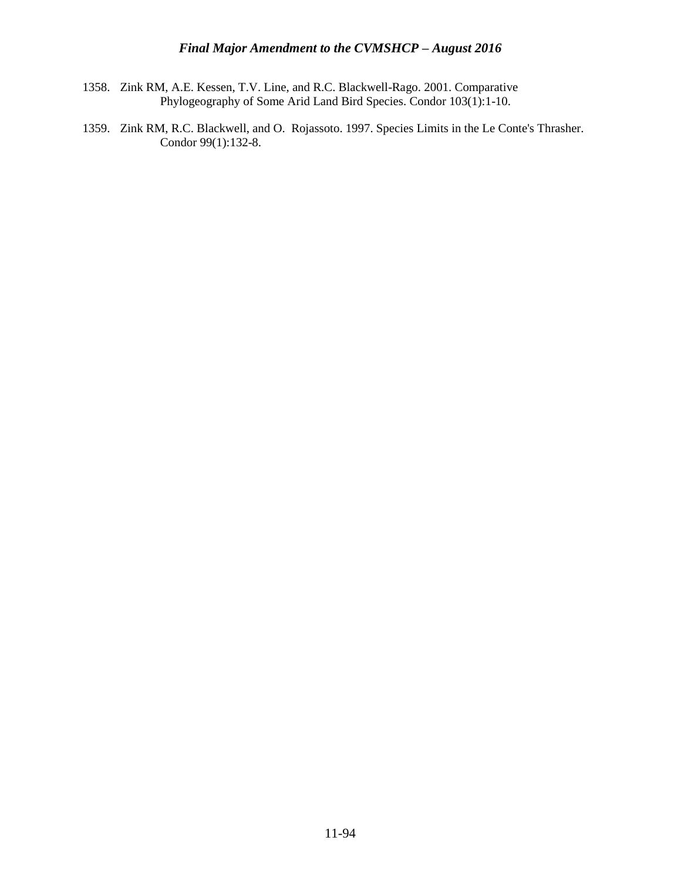1358. Zink RM, A.E. Kessen, T.V. Line, and R.C. Blackwell-Rago. 2001. Comparative Phylogeography of Some Arid Land Bird Species. Condor 103(1):1-10.

1359. Zink RM, R.C. Blackwell, and O. Rojassoto. 1997. Species Limits in the Le Conte's Thrasher. Condor 99(1):132-8.